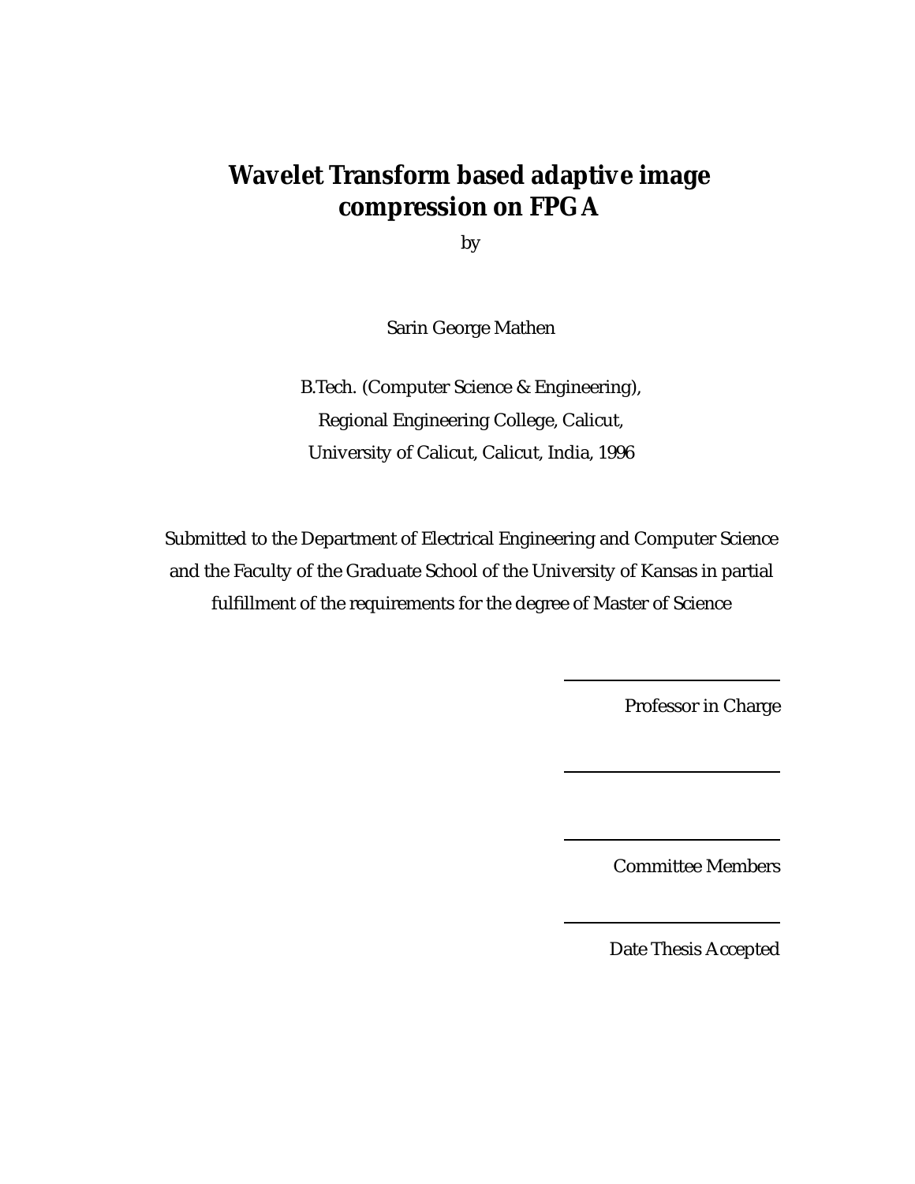# Wavelet Transform based adaptive image compression on FPGA

by

Sarin George Mathen

B.Tech. (Computer Science & Engineering),
Regional Engineering College, Calicut,
University of Calicut, Calicut, India, 1996

Submitted to the Department of Electrical Engineering and Computer Science and the Faculty of the Graduate School of the University of Kansas in partial fulfillment of the requirements for the degree of Master of Science

\_\_\_\_\_\_\_\_\_\_\_\_\_\_\_\_\_\_\_\_\_\_\_\_\_\_\_\_

Professor in Charge

\_\_\_\_\_\_\_\_\_\_\_\_\_\_\_\_\_\_\_\_\_\_\_\_\_\_\_\_

\_\_\_\_\_\_\_\_\_\_\_\_\_\_\_\_\_\_\_\_\_\_\_\_\_\_\_\_

Committee Members

\_\_\_\_\_\_\_\_\_\_\_\_\_\_\_\_\_\_\_\_\_\_\_\_\_\_\_\_

Date Thesis Accepted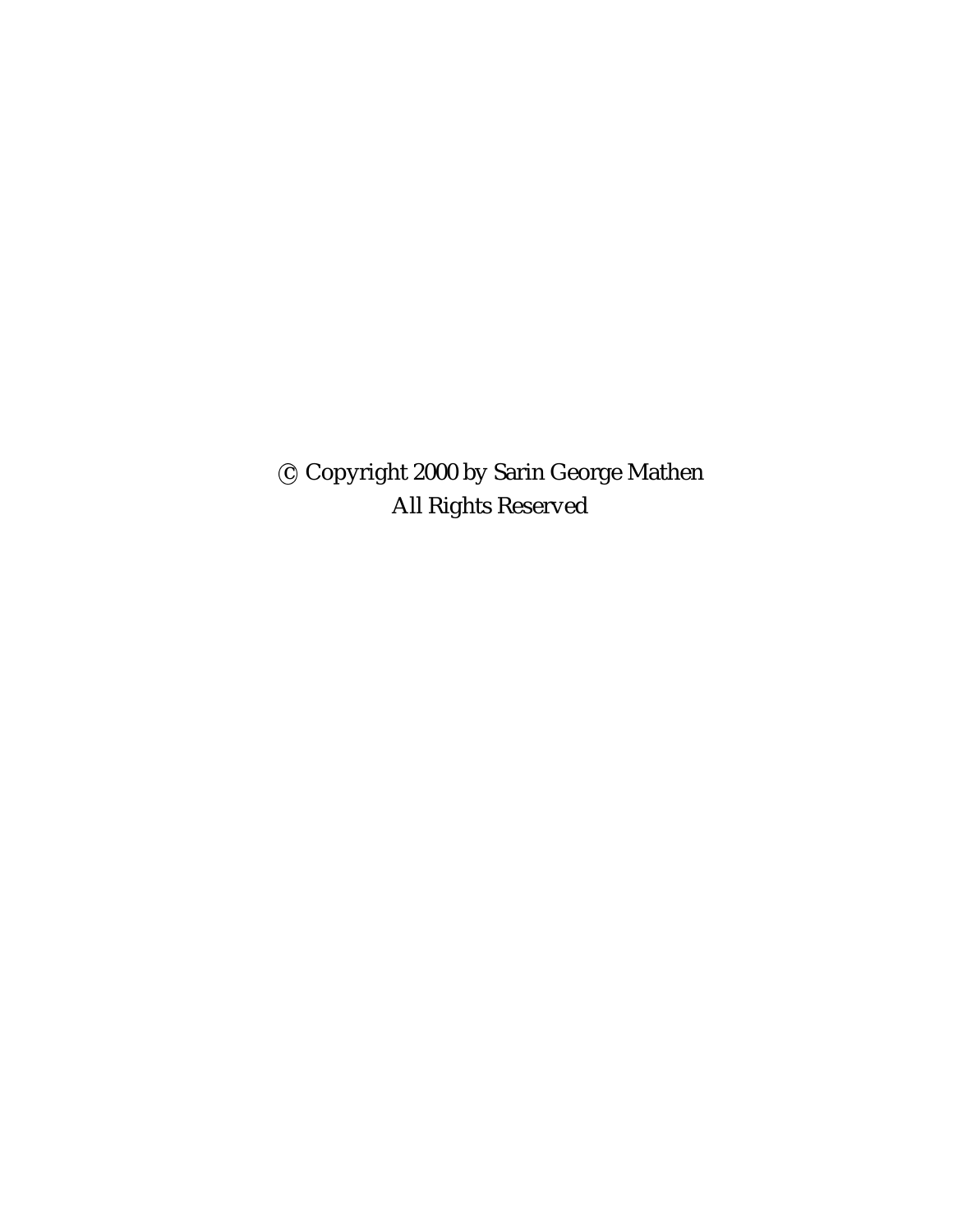© Copyright 2000 by Sarin George Mathen
All Rights Reserved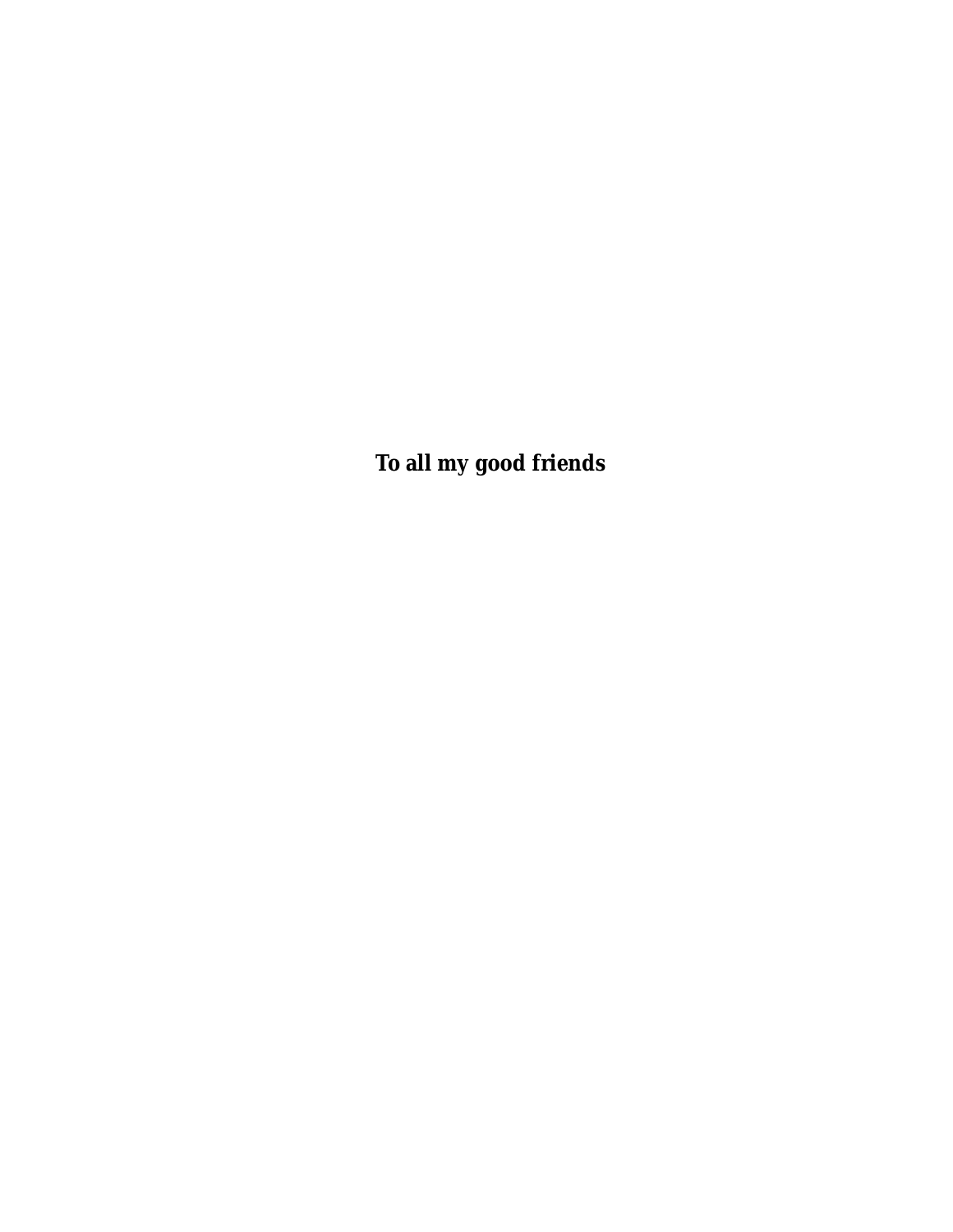**To all my good friends**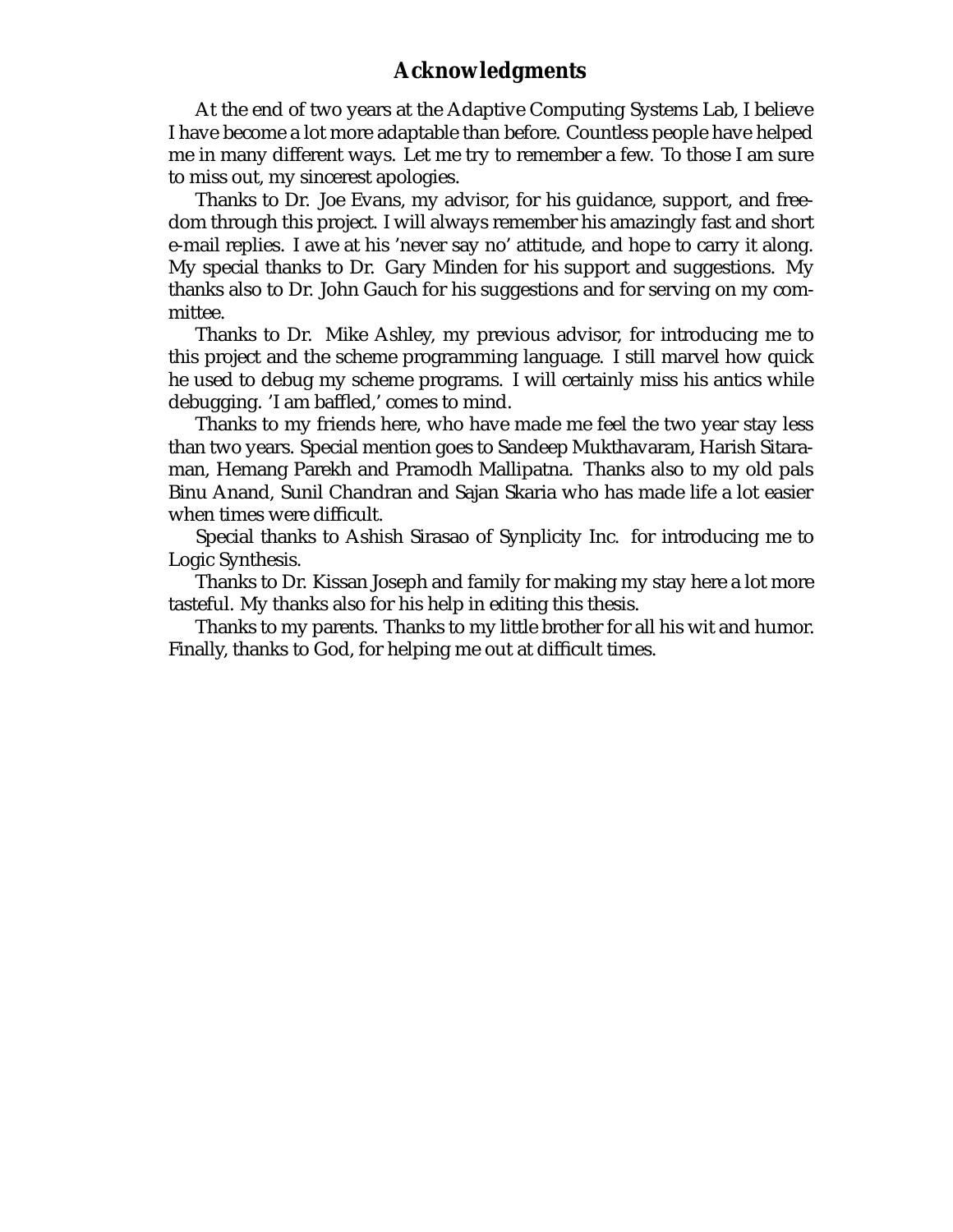# Acknowledgments

At the end of two years at the Adaptive Computing Systems Lab, I believe I have become a lot more adaptable than before. Countless people have helped me in many different ways. Let me try to remember a few. To those I am sure to miss out, my sincerest apologies.

Thanks to Dr. Joe Evans, my advisor, for his guidance, support, and freedom through this project. I will always remember his amazingly fast and short e-mail replies. I awe at his 'never say no' attitude, and hope to carry it along. My special thanks to Dr. Gary Minden for his support and suggestions. My thanks also to Dr. John Gauch for his suggestions and for serving on my committee.

Thanks to Dr. Mike Ashley, my previous advisor, for introducing me to this project and the scheme programming language. I still marvel how quick he used to debug my scheme programs. I will certainly miss his antics while debugging. 'I am baffled,' comes to mind.

Thanks to my friends here, who have made me feel the two year stay less than two years. Special mention goes to Sandeep Mukthavaram, Harish Sitaraman, Hemang Parekh and Pramodh Mallipatna. Thanks also to my old pals Binu Anand, Sunil Chandran and Sajan Skaria who has made life a lot easier when times were difficult.

Special thanks to Ashish Sirasao of Synplicity Inc. for introducing me to Logic Synthesis.

Thanks to Dr. Kissan Joseph and family for making my stay here a lot more tasteful. My thanks also for his help in editing this thesis.

Thanks to my parents. Thanks to my little brother for all his wit and humor. Finally, thanks to God, for helping me out at difficult times.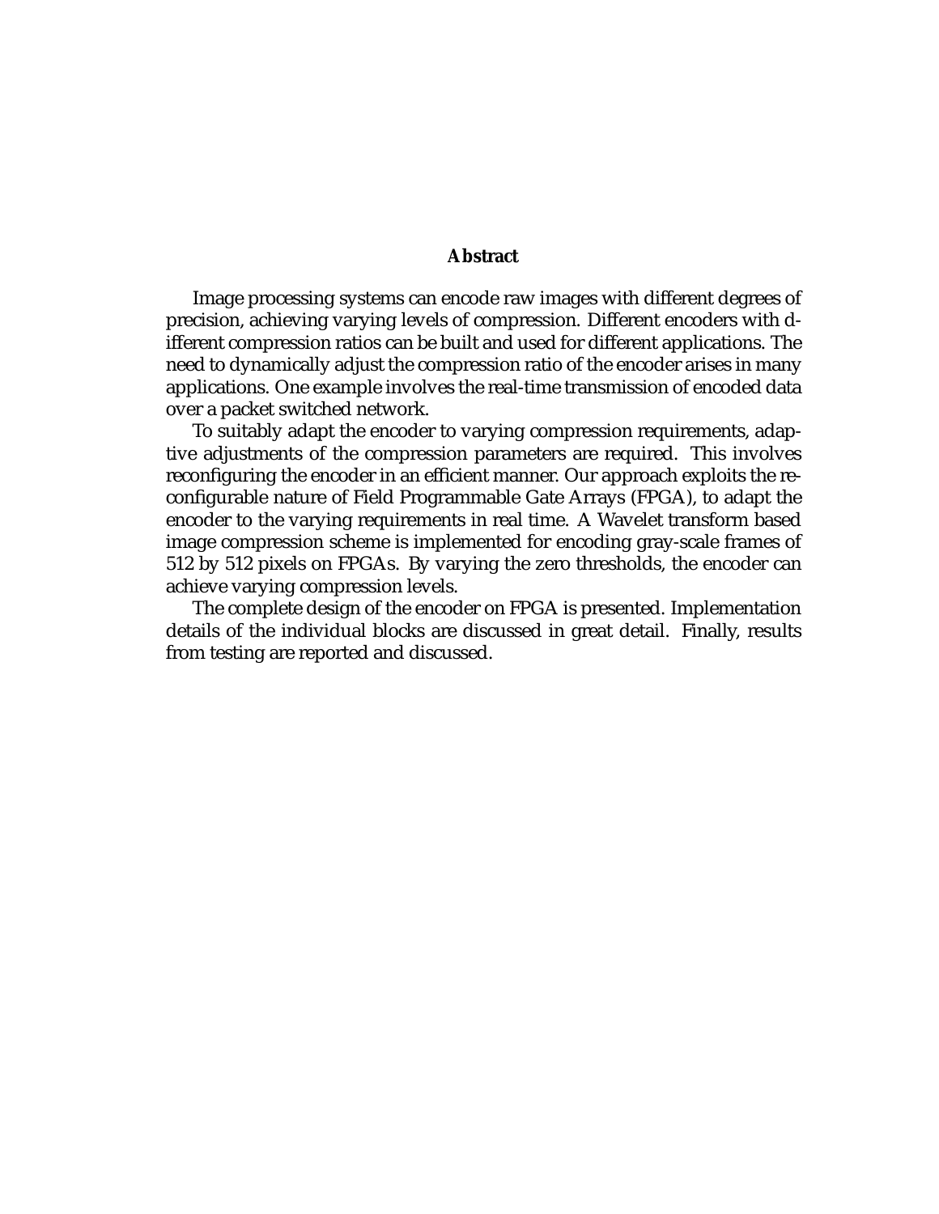## Abstract

Image processing systems can encode raw images with different degrees of precision, achieving varying levels of compression. Different encoders with different compression ratios can be built and used for different applications. The need to dynamically adjust the compression ratio of the encoder arises in many applications. One example involves the real-time transmission of encoded data over a packet switched network.

To suitably adapt the encoder to varying compression requirements, adaptive adjustments of the compression parameters are required. This involves reconfiguring the encoder in an efficient manner. Our approach exploits the reconfigurable nature of Field Programmable Gate Arrays (FPGA), to adapt the encoder to the varying requirements in real time. A Wavelet transform based image compression scheme is implemented for encoding gray-scale frames of 512 by 512 pixels on FPGAs. By varying the zero thresholds, the encoder can achieve varying compression levels.

The complete design of the encoder on FPGA is presented. Implementation details of the individual blocks are discussed in great detail. Finally, results from testing are reported and discussed.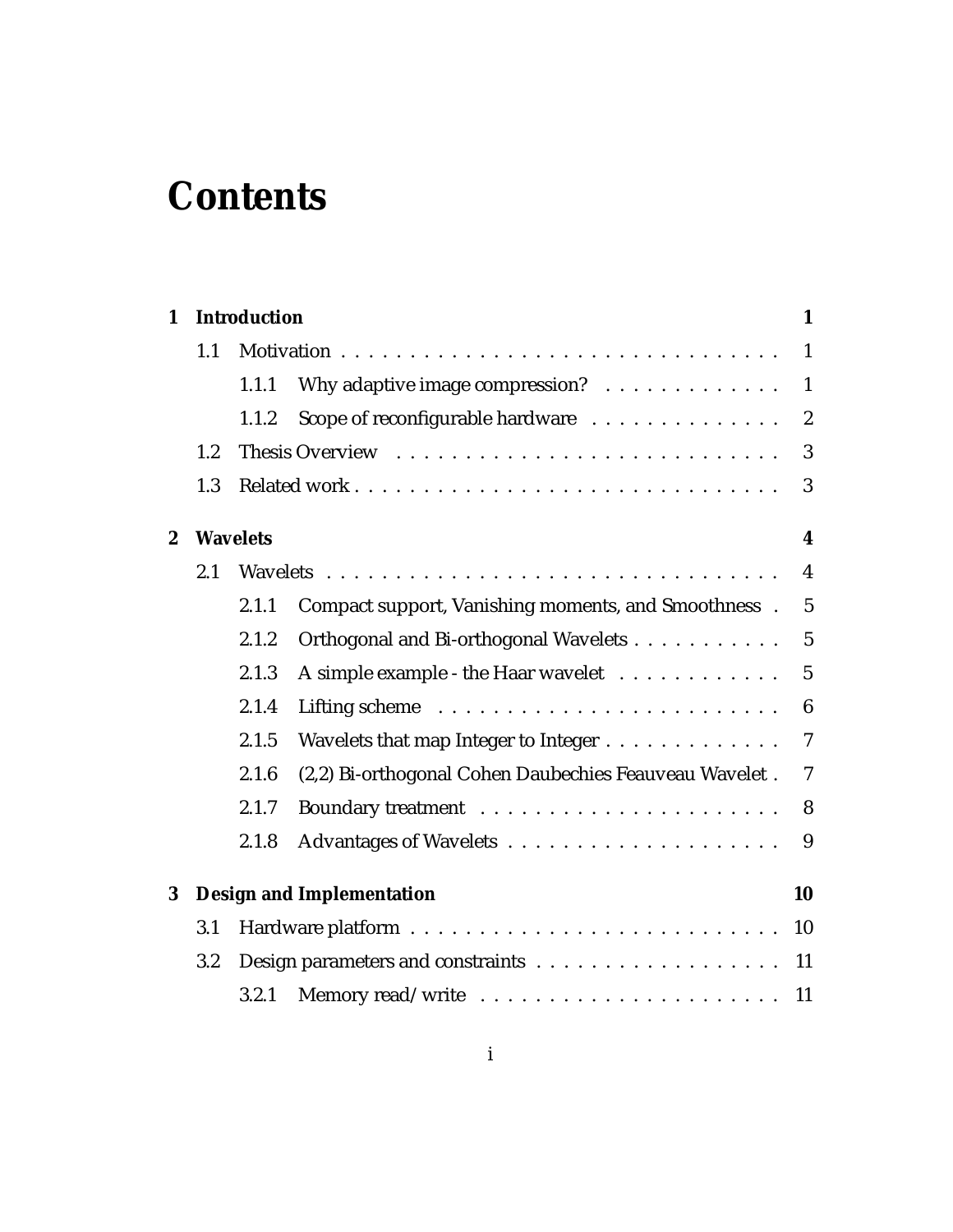# Contents

**1 Introduction** **1**

- 1.1 Motivation . . . . . . . . . . . . . . . . . . . . . . . . . . . . . . . . 1
  - 1.1.1 Why adaptive image compression? . . . . . . . . . . . . . 1
  - 1.1.2 Scope of reconfigurable hardware . . . . . . . . . . . . . . 2
- 1.2 Thesis Overview . . . . . . . . . . . . . . . . . . . . . . . . . . . . . 3
- 1.3 Related work . . . . . . . . . . . . . . . . . . . . . . . . . . . . . . . 3

**2 Wavelets** **4**

- 2.1 Wavelets . . . . . . . . . . . . . . . . . . . . . . . . . . . . . . . . . 4
  - 2.1.1 Compact support, Vanishing moments, and Smoothness . 5
  - 2.1.2 Orthogonal and Bi-orthogonal Wavelets . . . . . . . . . . . 5
  - 2.1.3 A simple example - the Haar wavelet . . . . . . . . . . . . 5
  - 2.1.4 Lifting scheme . . . . . . . . . . . . . . . . . . . . . . . . . 6
  - 2.1.5 Wavelets that map Integer to Integer . . . . . . . . . . . . . 7
  - 2.1.6 (2,2) Bi-orthogonal Cohen Daubechies Feauveau Wavelet . 7
  - 2.1.7 Boundary treatment . . . . . . . . . . . . . . . . . . . . . . 8
  - 2.1.8 Advantages of Wavelets . . . . . . . . . . . . . . . . . . . . 9

**3 Design and Implementation** **10**

- 3.1 Hardware platform . . . . . . . . . . . . . . . . . . . . . . . . . . . 10
- 3.2 Design parameters and constraints . . . . . . . . . . . . . . . . . . 11
  - 3.2.1 Memory read/write . . . . . . . . . . . . . . . . . . . . . . 11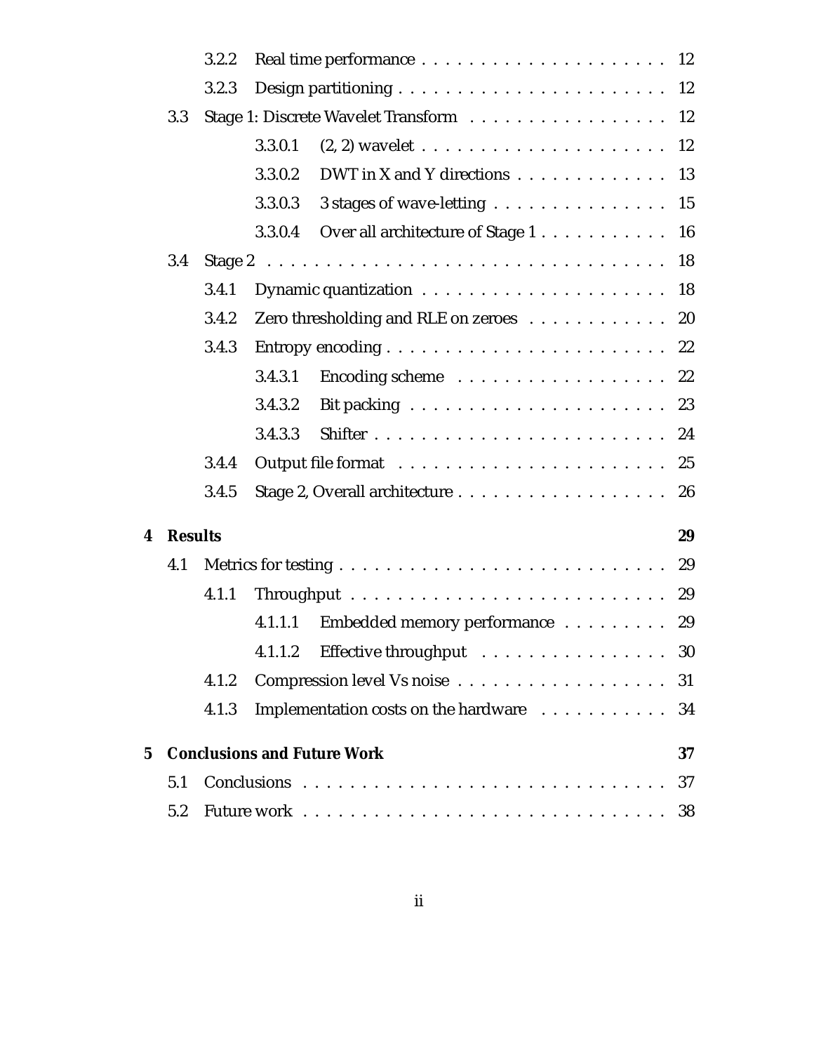3.2.2 Real time performance . . . . . . . . . . . . . . . . . . . . . 12

3.2.3 Design partitioning . . . . . . . . . . . . . . . . . . . . . . . 12

3.3 Stage 1: Discrete Wavelet Transform . . . . . . . . . . . . . . . . . 12

3.3.0.1 (2, 2) wavelet . . . . . . . . . . . . . . . . . . . . . 12

3.3.0.2 DWT in X and Y directions . . . . . . . . . . . . . 13

3.3.0.3 3 stages of wave-letting . . . . . . . . . . . . . . . . 15

3.3.0.4 Over all architecture of Stage 1 . . . . . . . . . . . 16

3.4 Stage 2 . . . . . . . . . . . . . . . . . . . . . . . . . . . . . . . . . . . 18

3.4.1 Dynamic quantization . . . . . . . . . . . . . . . . . . . . . 18

3.4.2 Zero thresholding and RLE on zeroes . . . . . . . . . . . . 20

3.4.3 Entropy encoding . . . . . . . . . . . . . . . . . . . . . . . . 22

3.4.3.1 Encoding scheme . . . . . . . . . . . . . . . . . . . 22

3.4.3.2 Bit packing . . . . . . . . . . . . . . . . . . . . . . . 23

3.4.3.3 Shifter . . . . . . . . . . . . . . . . . . . . . . . . . . 24

3.4.4 Output file format . . . . . . . . . . . . . . . . . . . . . . . 25

3.4.5 Stage 2, Overall architecture . . . . . . . . . . . . . . . . . . 26

**4 Results 29**

4.1 Metrics for testing . . . . . . . . . . . . . . . . . . . . . . . . . . . . 29

4.1.1 Throughput . . . . . . . . . . . . . . . . . . . . . . . . . . . 29

4.1.1.1 Embedded memory performance . . . . . . . . . 29

4.1.1.2 Effective throughput . . . . . . . . . . . . . . . . . 30

4.1.2 Compression level Vs noise . . . . . . . . . . . . . . . . . . 31

4.1.3 Implementation costs on the hardware . . . . . . . . . . . 34

**5 Conclusions and Future Work 37**

5.1 Conclusions . . . . . . . . . . . . . . . . . . . . . . . . . . . . . . . 37

5.2 Future work . . . . . . . . . . . . . . . . . . . . . . . . . . . . . . . 38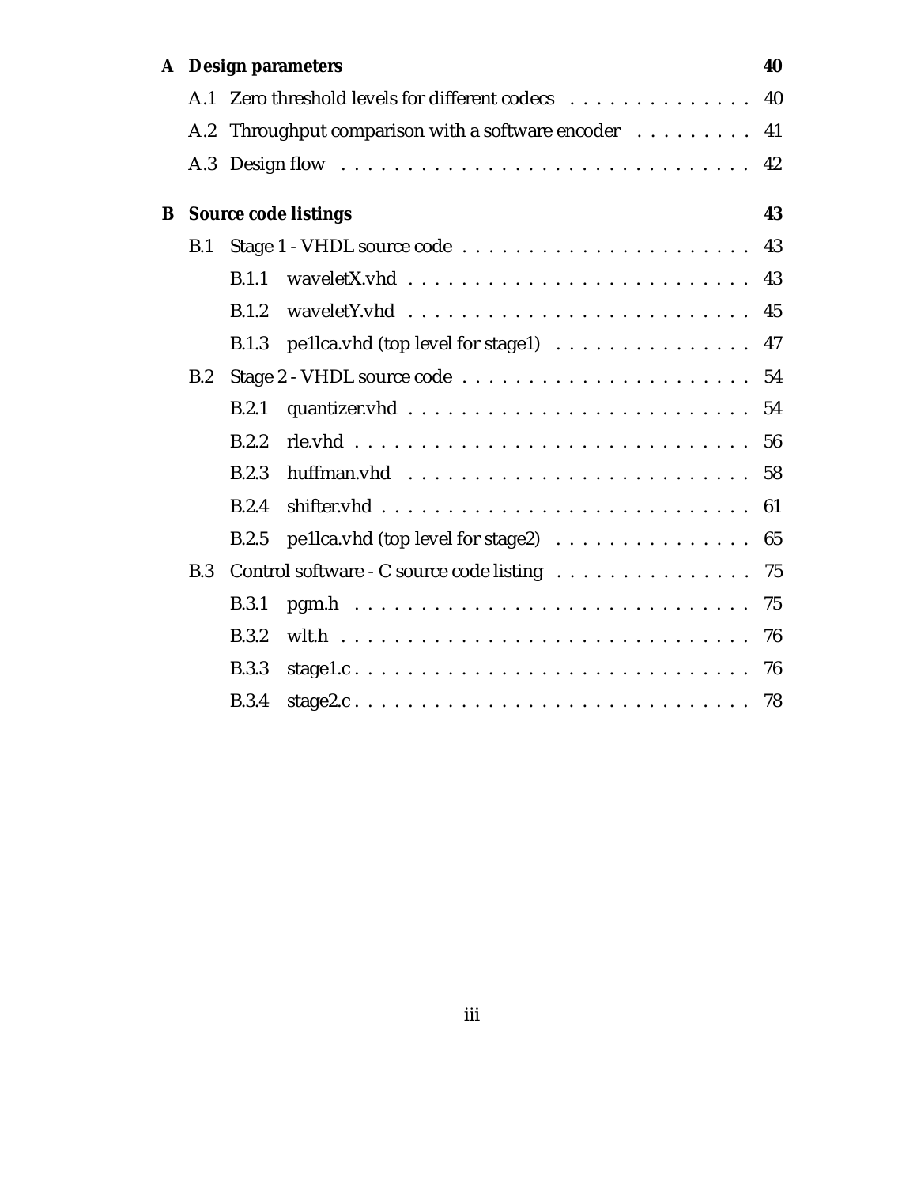**A Design parameters** 40

- A.1 Zero threshold levels for different codecs . . . . . . . . . . . . . . 40
- A.2 Throughput comparison with a software encoder . . . . . . . . . 41
- A.3 Design flow . . . . . . . . . . . . . . . . . . . . . . . . . . . . . . . . 42

**B Source code listings** 43

- B.1 Stage 1 - VHDL source code . . . . . . . . . . . . . . . . . . . . . . 43
  - B.1.1 waveletX.vhd . . . . . . . . . . . . . . . . . . . . . . . . . . . 43
  - B.1.2 waveletY.vhd . . . . . . . . . . . . . . . . . . . . . . . . . . . 45
  - B.1.3 pe1lca.vhd (top level for stage1) . . . . . . . . . . . . . . . 47
- B.2 Stage 2 - VHDL source code . . . . . . . . . . . . . . . . . . . . . . 54
  - B.2.1 quantizer.vhd . . . . . . . . . . . . . . . . . . . . . . . . . . . 54
  - B.2.2 rle.vhd . . . . . . . . . . . . . . . . . . . . . . . . . . . . . . . 56
  - B.2.3 huffman.vhd . . . . . . . . . . . . . . . . . . . . . . . . . . . 58
  - B.2.4 shifter.vhd . . . . . . . . . . . . . . . . . . . . . . . . . . . . 61
  - B.2.5 pe1lca.vhd (top level for stage2) . . . . . . . . . . . . . . . 65
- B.3 Control software - C source code listing . . . . . . . . . . . . . . . 75
  - B.3.1 pgm.h . . . . . . . . . . . . . . . . . . . . . . . . . . . . . . . 75
  - B.3.2 wlt.h . . . . . . . . . . . . . . . . . . . . . . . . . . . . . . . . 76
  - B.3.3 stage1.c . . . . . . . . . . . . . . . . . . . . . . . . . . . . . . 76
  - B.3.4 stage2.c . . . . . . . . . . . . . . . . . . . . . . . . . . . . . . 78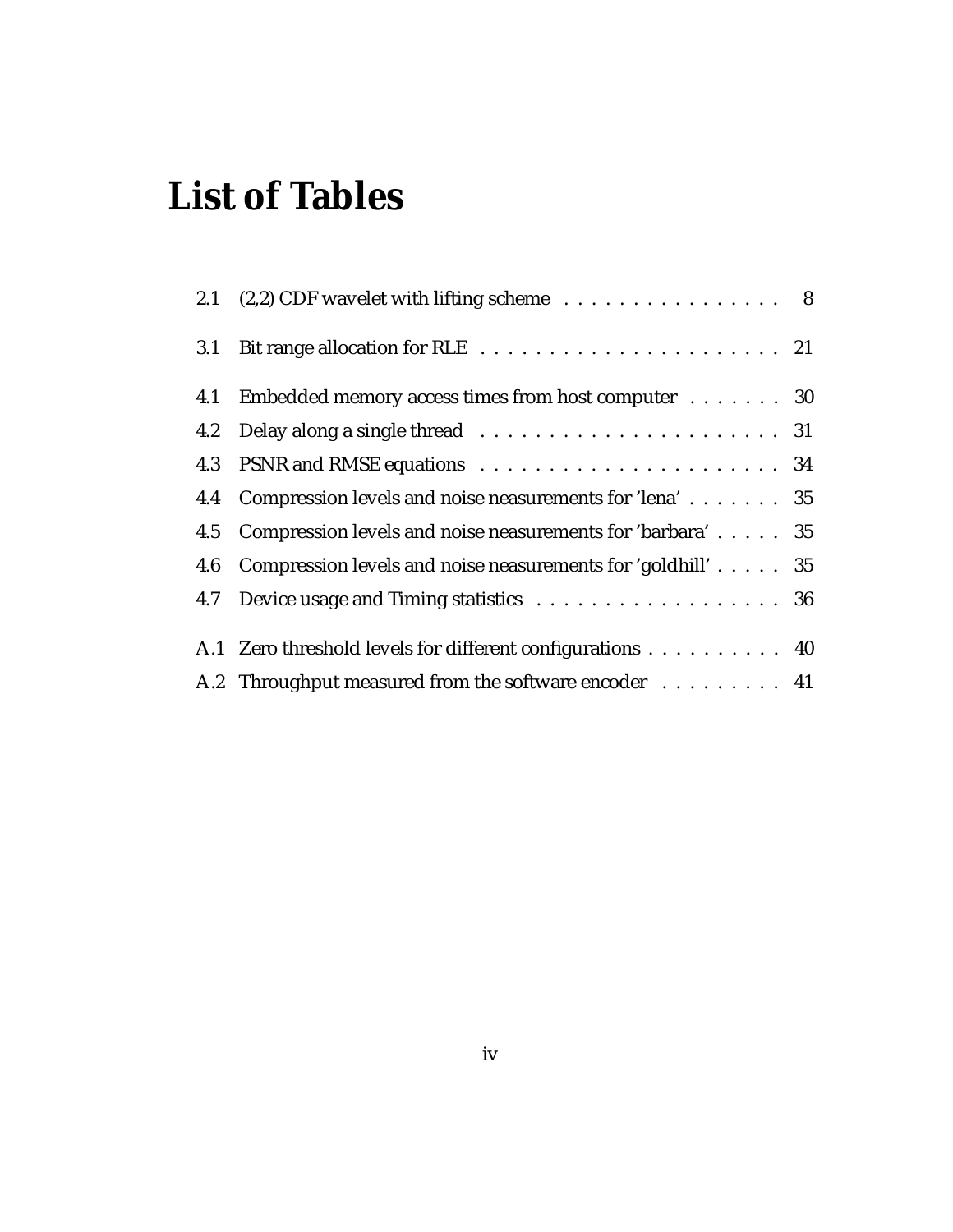# List of Tables

| | | |
|---|---|---|
| 2.1 | (2,2) CDF wavelet with lifting scheme | 8 |
| 3.1 | Bit range allocation for RLE | 21 |
| 4.1 | Embedded memory access times from host computer | 30 |
| 4.2 | Delay along a single thread | 31 |
| 4.3 | PSNR and RMSE equations | 34 |
| 4.4 | Compression levels and noise neasurements for 'lena' | 35 |
| 4.5 | Compression levels and noise neasurements for 'barbara' | 35 |
| 4.6 | Compression levels and noise neasurements for 'goldhill' | 35 |
| 4.7 | Device usage and Timing statistics | 36 |
| A.1 | Zero threshold levels for different configurations | 40 |
| A.2 | Throughput measured from the software encoder | 41 |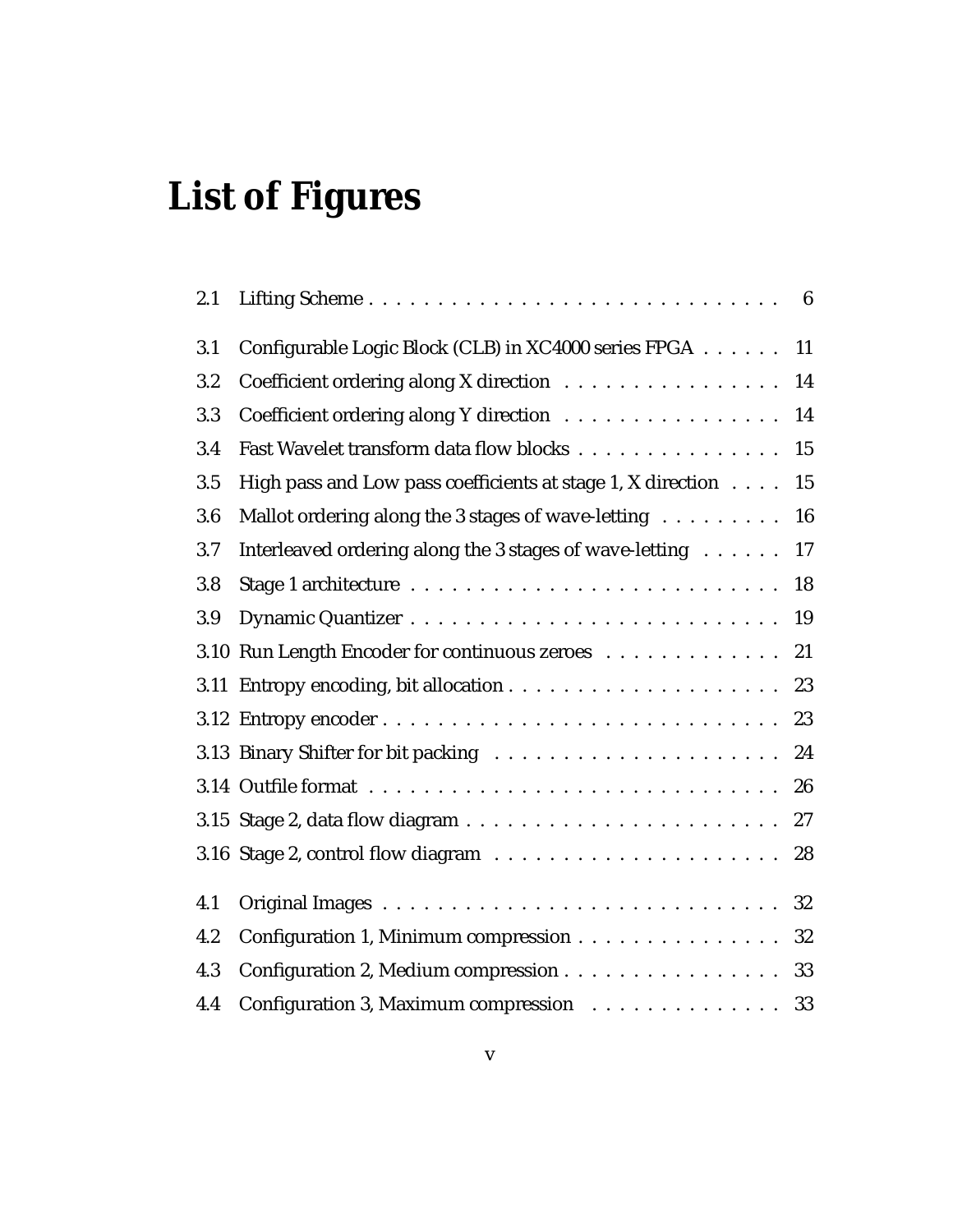# List of Figures

| | | |
|---|---|---|
| 2.1 | Lifting Scheme | 6 |
| 3.1 | Configurable Logic Block (CLB) in XC4000 series FPGA | 11 |
| 3.2 | Coefficient ordering along X direction | 14 |
| 3.3 | Coefficient ordering along Y direction | 14 |
| 3.4 | Fast Wavelet transform data flow blocks | 15 |
| 3.5 | High pass and Low pass coefficients at stage 1, X direction | 15 |
| 3.6 | Mallot ordering along the 3 stages of wave-letting | 16 |
| 3.7 | Interleaved ordering along the 3 stages of wave-letting | 17 |
| 3.8 | Stage 1 architecture | 18 |
| 3.9 | Dynamic Quantizer | 19 |
| 3.10 | Run Length Encoder for continuous zeroes | 21 |
| 3.11 | Entropy encoding, bit allocation | 23 |
| 3.12 | Entropy encoder | 23 |
| 3.13 | Binary Shifter for bit packing | 24 |
| 3.14 | Outfile format | 26 |
| 3.15 | Stage 2, data flow diagram | 27 |
| 3.16 | Stage 2, control flow diagram | 28 |
| 4.1 | Original Images | 32 |
| 4.2 | Configuration 1, Minimum compression | 32 |
| 4.3 | Configuration 2, Medium compression | 33 |
| 4.4 | Configuration 3, Maximum compression | 33 |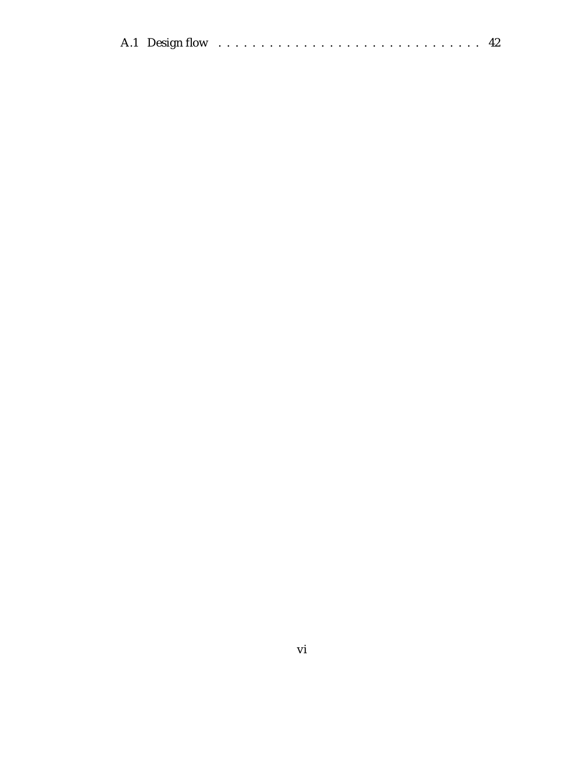A.1 Design flow . . . . . . . . . . . . . . . . . . . . . . . . . . . . . . . . 42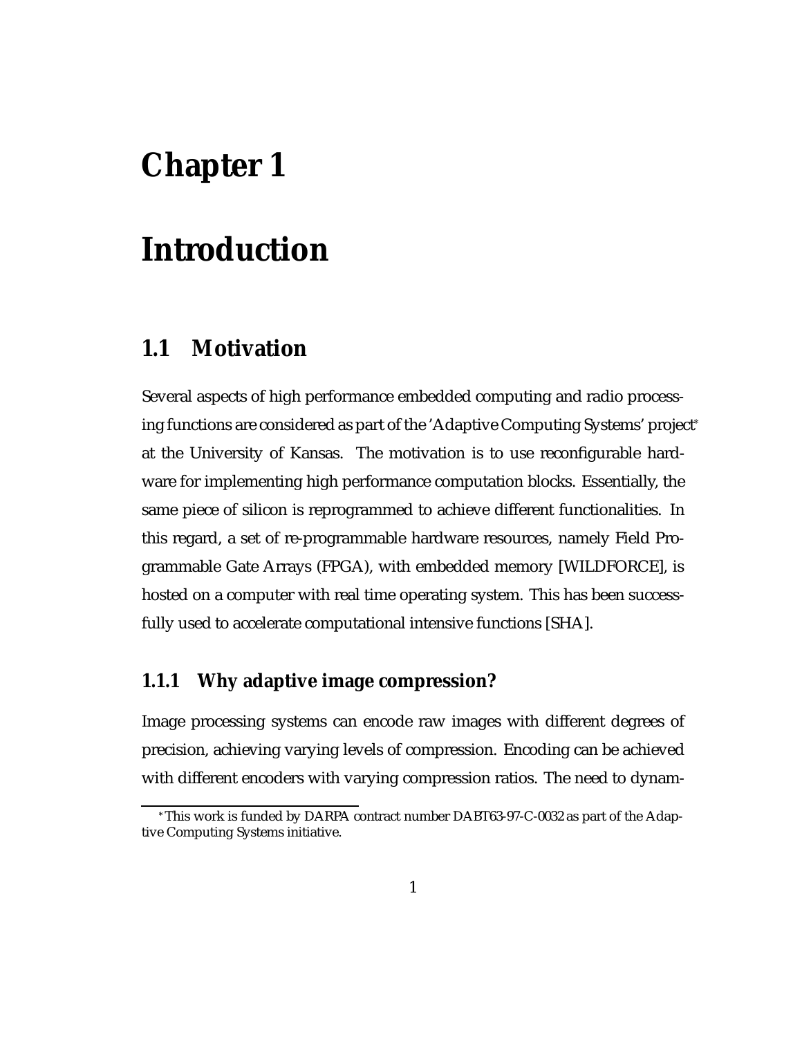# Chapter 1

# Introduction

## 1.1 Motivation

Several aspects of high performance embedded computing and radio processing functions are considered as part of the 'Adaptive Computing Systems' project* at the University of Kansas. The motivation is to use reconfigurable hardware for implementing high performance computation blocks. Essentially, the same piece of silicon is reprogrammed to achieve different functionalities. In this regard, a set of re-programmable hardware resources, namely Field Programmable Gate Arrays (FPGA), with embedded memory [WILDFORCE], is hosted on a computer with real time operating system. This has been successfully used to accelerate computational intensive functions [SHA].

### 1.1.1 Why adaptive image compression?

Image processing systems can encode raw images with different degrees of precision, achieving varying levels of compression. Encoding can be achieved with different encoders with varying compression ratios. The need to dynam-

*This work is funded by DARPA contract number DABT63-97-C-0032 as part of the Adaptive Computing Systems initiative.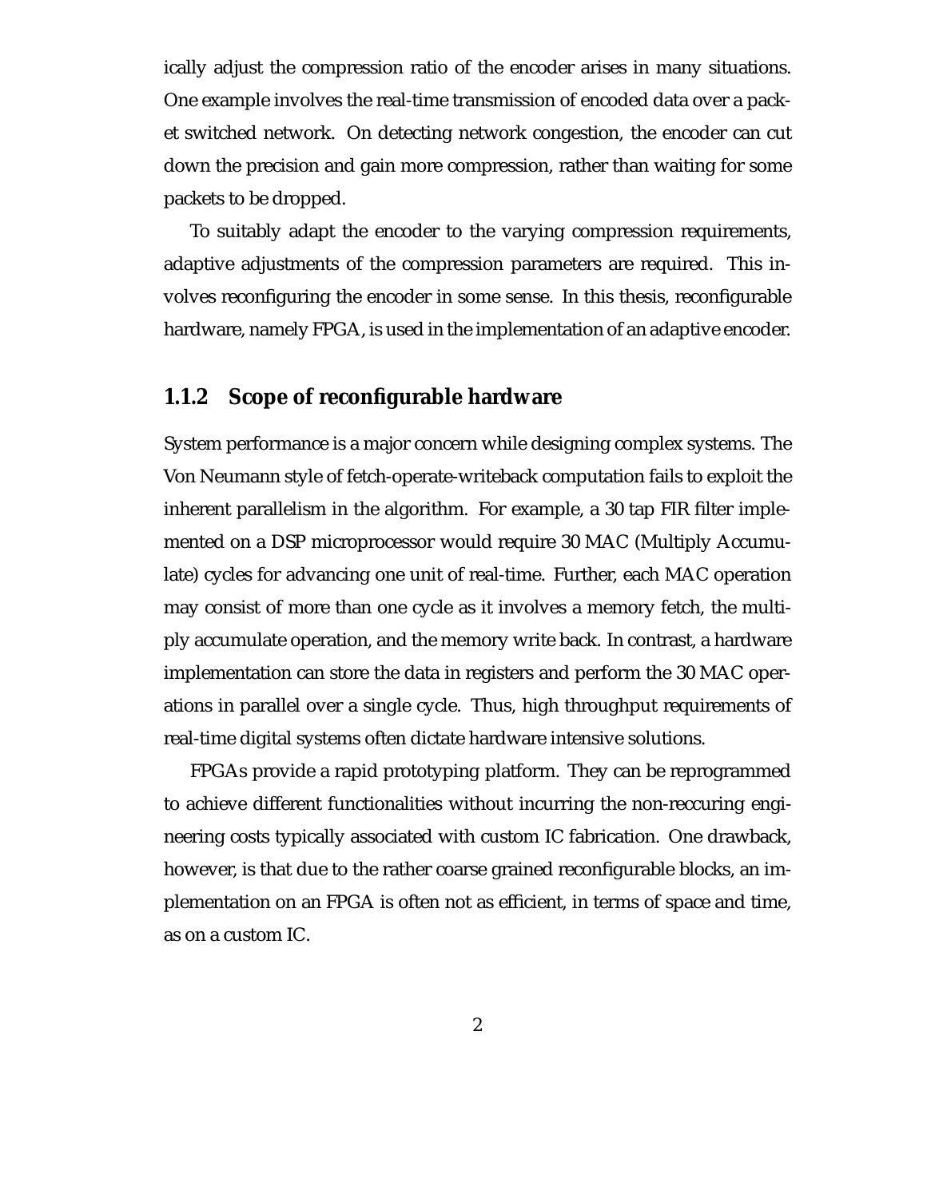ically adjust the compression ratio of the encoder arises in many situations. One example involves the real-time transmission of encoded data over a packet switched network. On detecting network congestion, the encoder can cut down the precision and gain more compression, rather than waiting for some packets to be dropped.

To suitably adapt the encoder to the varying compression requirements, adaptive adjustments of the compression parameters are required. This involves reconfiguring the encoder in some sense. In this thesis, reconfigurable hardware, namely FPGA, is used in the implementation of an adaptive encoder.

### 1.1.2 Scope of reconfigurable hardware

System performance is a major concern while designing complex systems. The Von Neumann style of fetch-operate-writeback computation fails to exploit the inherent parallelism in the algorithm. For example, a 30 tap FIR filter implemented on a DSP microprocessor would require 30 MAC (Multiply Accumulate) cycles for advancing one unit of real-time. Further, each MAC operation may consist of more than one cycle as it involves a memory fetch, the multiply accumulate operation, and the memory write back. In contrast, a hardware implementation can store the data in registers and perform the 30 MAC operations in parallel over a single cycle. Thus, high throughput requirements of real-time digital systems often dictate hardware intensive solutions.

FPGAs provide a rapid prototyping platform. They can be reprogrammed to achieve different functionalities without incurring the non-reccuring engineering costs typically associated with custom IC fabrication. One drawback, however, is that due to the rather coarse grained reconfigurable blocks, an implementation on an FPGA is often not as efficient, in terms of space and time, as on a custom IC.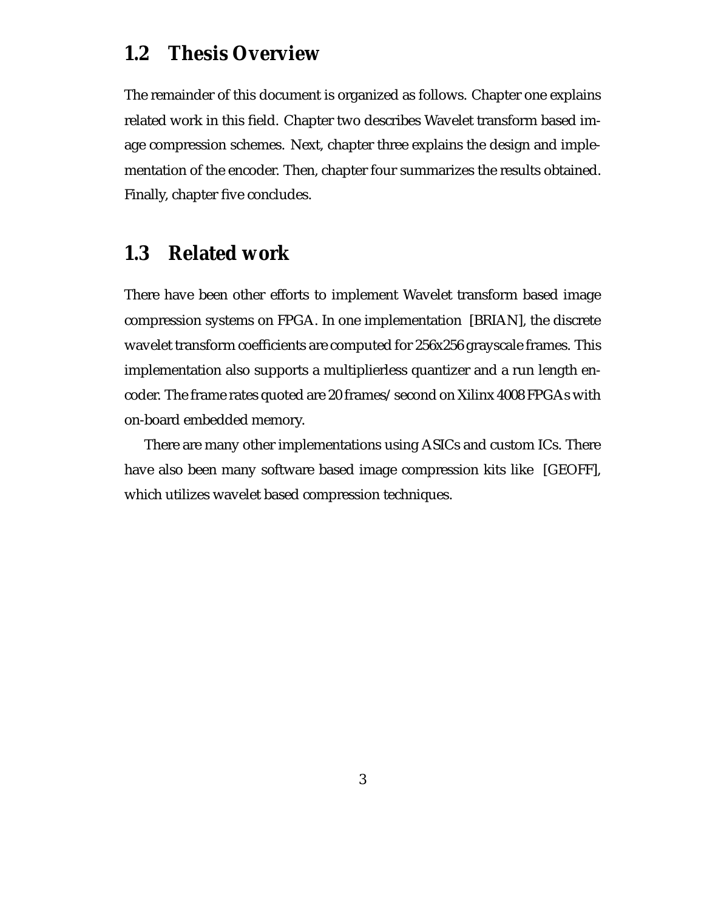## 1.2 Thesis Overview

The remainder of this document is organized as follows. Chapter one explains related work in this field. Chapter two describes Wavelet transform based image compression schemes. Next, chapter three explains the design and implementation of the encoder. Then, chapter four summarizes the results obtained. Finally, chapter five concludes.

## 1.3 Related work

There have been other efforts to implement Wavelet transform based image compression systems on FPGA. In one implementation [BRIAN], the discrete wavelet transform coefficients are computed for 256x256 grayscale frames. This implementation also supports a multiplierless quantizer and a run length encoder. The frame rates quoted are 20 frames/second on Xilinx 4008 FPGAs with on-board embedded memory.

There are many other implementations using ASICs and custom ICs. There have also been many software based image compression kits like [GEOFF], which utilizes wavelet based compression techniques.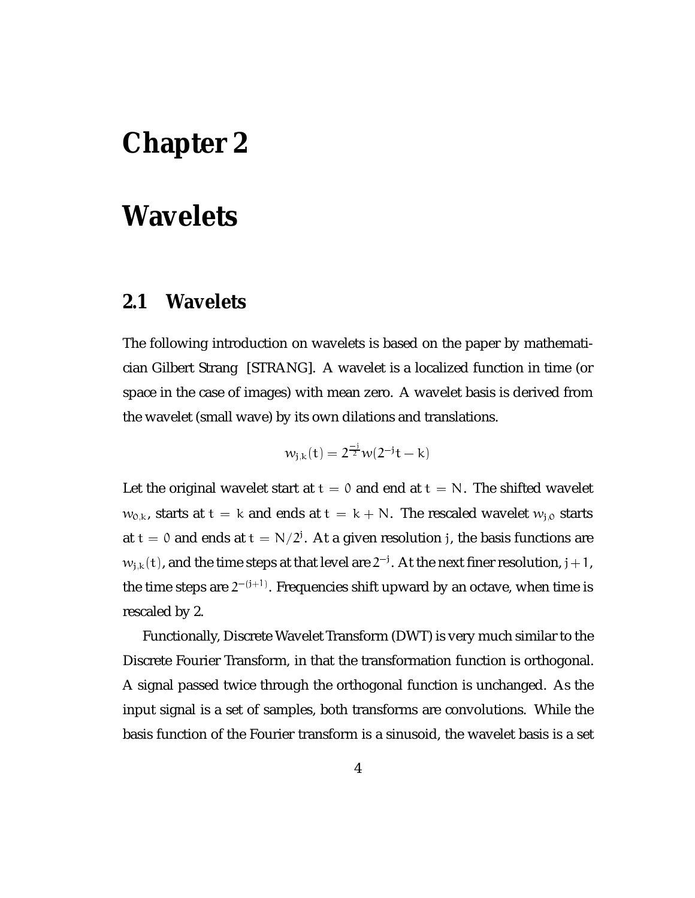# Chapter 2

# Wavelets

## 2.1 Wavelets

The following introduction on wavelets is based on the paper by mathematician Gilbert Strang [STRANG]. A wavelet is a localized function in time (or space in the case of images) with mean zero. A wavelet basis is derived from the wavelet (small wave) by its own dilations and translations.

$$w_{j,k}(t) = 2^{\frac{-j}{2}} w(2^{-j}t - k)$$

Let the original wavelet start at $t = 0$ and end at $t = N$. The shifted wavelet $w_{0,k}$, starts at $t = k$ and ends at $t = k + N$. The rescaled wavelet $w_{j,0}$ starts at $t = 0$ and ends at $t = N/2^j$. At a given resolution $j$, the basis functions are $w_{j,k}(t)$, and the time steps at that level are $2^{-j}$. At the next finer resolution, $j+1$, the time steps are $2^{-(j+1)}$. Frequencies shift upward by an octave, when time is rescaled by 2.

Functionally, Discrete Wavelet Transform (DWT) is very much similar to the Discrete Fourier Transform, in that the transformation function is orthogonal. A signal passed twice through the orthogonal function is unchanged. As the input signal is a set of samples, both transforms are convolutions. While the basis function of the Fourier transform is a sinusoid, the wavelet basis is a set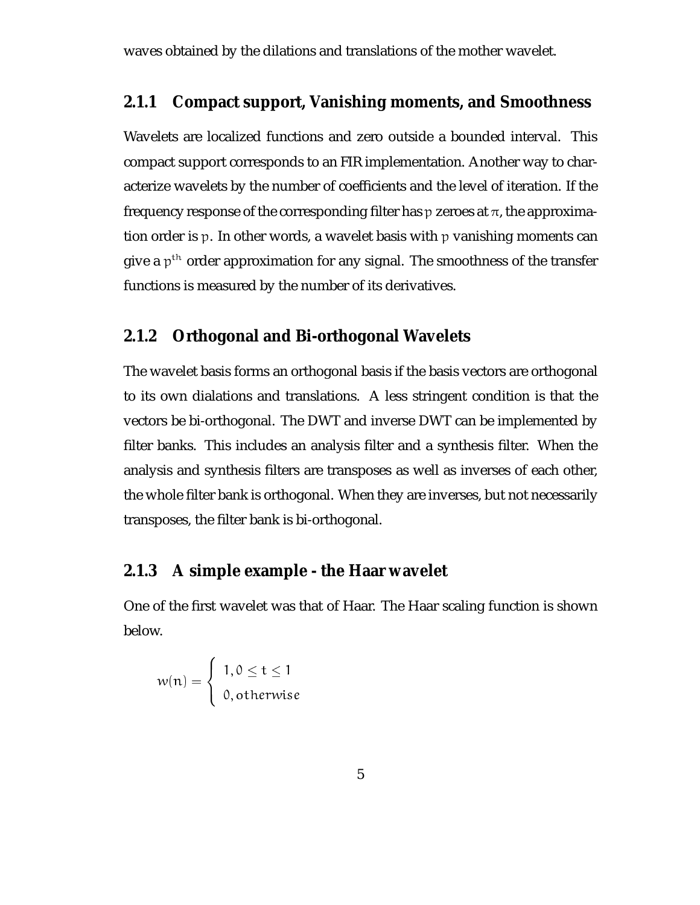waves obtained by the dilations and translations of the mother wavelet.

### 2.1.1 Compact support, Vanishing moments, and Smoothness

Wavelets are localized functions and zero outside a bounded interval. This compact support corresponds to an FIR implementation. Another way to characterize wavelets by the number of coefficients and the level of iteration. If the frequency response of the corresponding filter has $p$ zeroes at $\pi$, the approximation order is $p$. In other words, a wavelet basis with $p$ vanishing moments can give a $p^{th}$ order approximation for any signal. The smoothness of the transfer functions is measured by the number of its derivatives.

### 2.1.2 Orthogonal and Bi-orthogonal Wavelets

The wavelet basis forms an orthogonal basis if the basis vectors are orthogonal to its own dialations and translations. A less stringent condition is that the vectors be bi-orthogonal. The DWT and inverse DWT can be implemented by filter banks. This includes an analysis filter and a synthesis filter. When the analysis and synthesis filters are transposes as well as inverses of each other, the whole filter bank is orthogonal. When they are inverses, but not necessarily transposes, the filter bank is bi-orthogonal.

### 2.1.3 A simple example - the Haar wavelet

One of the first wavelet was that of Haar. The Haar scaling function is shown below.

$$w(n) = \begin{cases} 1, 0 \leq t \leq 1 \\ 0, otherwise \end{cases}$$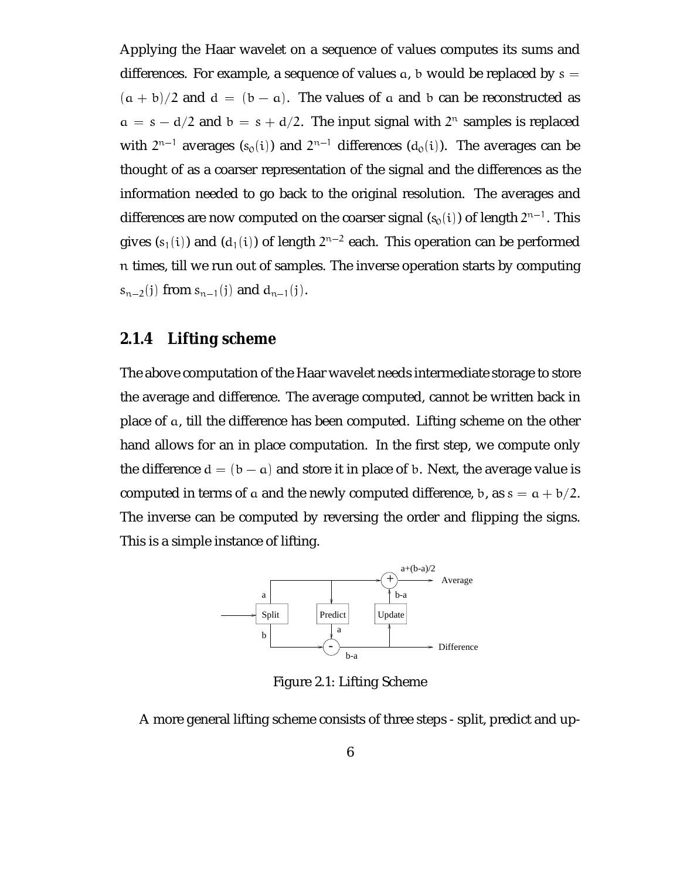Applying the Haar wavelet on a sequence of values computes its sums and differences. For example, a sequence of values $a$, $b$ would be replaced by $s = (a+b)/2$ and $d = (b-a)$. The values of $a$ and $b$ can be reconstructed as $a = s - d/2$ and $b = s + d/2$. The input signal with $2^n$ samples is replaced with $2^{n-1}$ averages ($s_0(i)$) and $2^{n-1}$ differences ($d_0(i)$). The averages can be thought of as a coarser representation of the signal and the differences as the information needed to go back to the original resolution. The averages and differences are now computed on the coarser signal ($s_0(i)$) of length $2^{n-1}$. This gives ($s_1(i)$) and ($d_1(i)$) of length $2^{n-2}$ each. This operation can be performed $n$ times, till we run out of samples. The inverse operation starts by computing $s_{n-2}(j)$ from $s_{n-1}(j)$ and $d_{n-1}(j)$.

### 2.1.4 Lifting scheme

The above computation of the Haar wavelet needs intermediate storage to store the average and difference. The average computed, cannot be written back in place of $a$, till the difference has been computed. Lifting scheme on the other hand allows for an in place computation. In the first step, we compute only the difference $d = (b - a)$ and store it in place of $b$. Next, the average value is computed in terms of $a$ and the newly computed difference, $b$, as $s = a + b/2$. The inverse can be computed by reversing the order and flipping the signs. This is a simple instance of lifting.

Figure 2.1: Lifting Scheme

A more general lifting scheme consists of three steps - split, predict and up-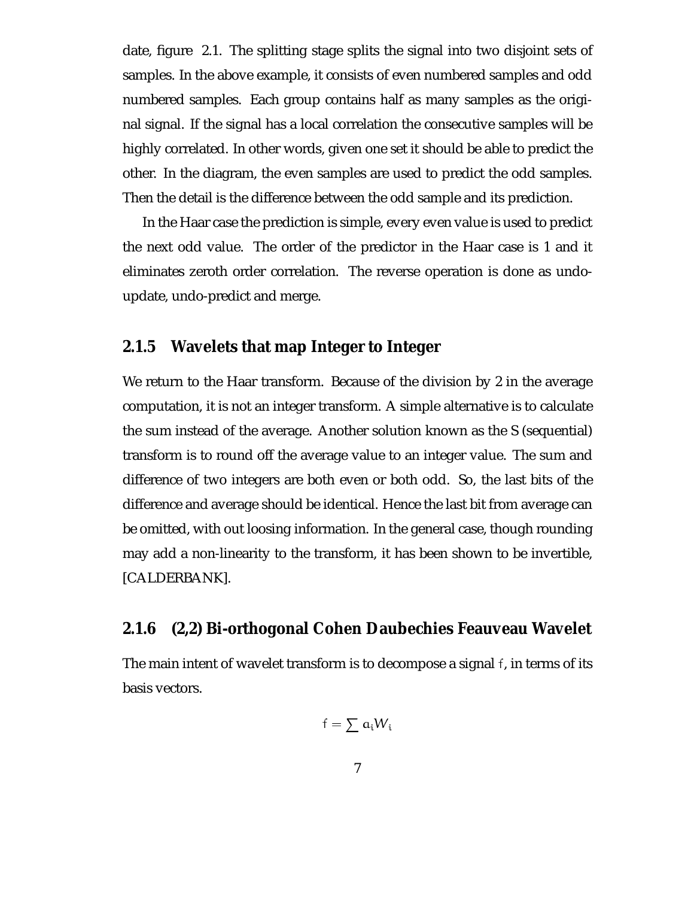date, figure 2.1. The splitting stage splits the signal into two disjoint sets of samples. In the above example, it consists of even numbered samples and odd numbered samples. Each group contains half as many samples as the original signal. If the signal has a local correlation the consecutive samples will be highly correlated. In other words, given one set it should be able to predict the other. In the diagram, the even samples are used to predict the odd samples. Then the detail is the difference between the odd sample and its prediction.

In the Haar case the prediction is simple, every even value is used to predict the next odd value. The order of the predictor in the Haar case is 1 and it eliminates zeroth order correlation. The reverse operation is done as undo-update, undo-predict and merge.

### 2.1.5 Wavelets that map Integer to Integer

We return to the Haar transform. Because of the division by 2 in the average computation, it is not an integer transform. A simple alternative is to calculate the sum instead of the average. Another solution known as the S (sequential) transform is to round off the average value to an integer value. The sum and difference of two integers are both even or both odd. So, the last bits of the difference and average should be identical. Hence the last bit from average can be omitted, with out loosing information. In the general case, though rounding may add a non-linearity to the transform, it has been shown to be invertible, [CALDERBANK].

### 2.1.6 (2,2) Bi-orthogonal Cohen Daubechies Feauveau Wavelet

The main intent of wavelet transform is to decompose a signal $f$, in terms of its basis vectors.

$$f = \sum a_i W_i$$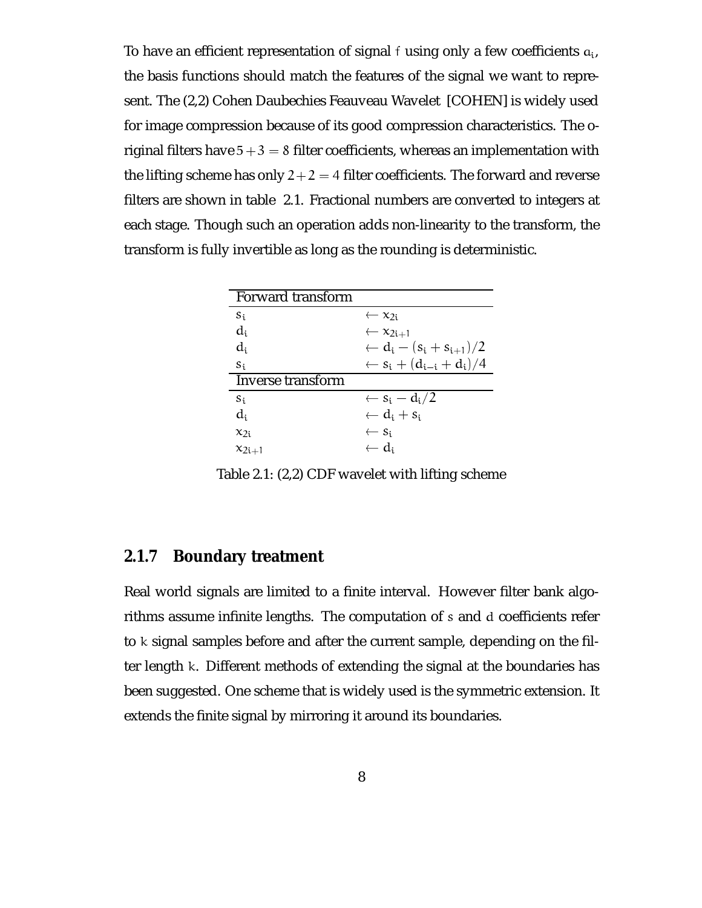To have an efficient representation of signal $f$ using only a few coefficients $a_i$, the basis functions should match the features of the signal we want to represent. The (2,2) Cohen Daubechies Feauveau Wavelet [COHEN] is widely used for image compression because of its good compression characteristics. The original filters have $5+3=8$ filter coefficients, whereas an implementation with the lifting scheme has only $2+2=4$ filter coefficients. The forward and reverse filters are shown in table 2.1. Fractional numbers are converted to integers at each stage. Though such an operation adds non-linearity to the transform, the transform is fully invertible as long as the rounding is deterministic.

| Forward transform | |
|---|---|
| $s_i$ | $\leftarrow x_{2i}$ |
| $d_i$ | $\leftarrow x_{2i+1}$ |
| $d_i$ | $\leftarrow d_i - (s_i + s_{i+1})/2$ |
| $s_i$ | $\leftarrow s_i + (d_{i-i} + d_i)/4$ |
| **Inverse transform** | |
| $s_i$ | $\leftarrow s_i - d_i/2$ |
| $d_i$ | $\leftarrow d_i + s_i$ |
| $x_{2i}$ | $\leftarrow s_i$ |
| $x_{2i+1}$ | $\leftarrow d_i$ |

Table 2.1: (2,2) CDF wavelet with lifting scheme

### 2.1.7 Boundary treatment

Real world signals are limited to a finite interval. However filter bank algorithms assume infinite lengths. The computation of $s$ and $d$ coefficients refer to $k$ signal samples before and after the current sample, depending on the filter length $k$. Different methods of extending the signal at the boundaries has been suggested. One scheme that is widely used is the symmetric extension. It extends the finite signal by mirroring it around its boundaries.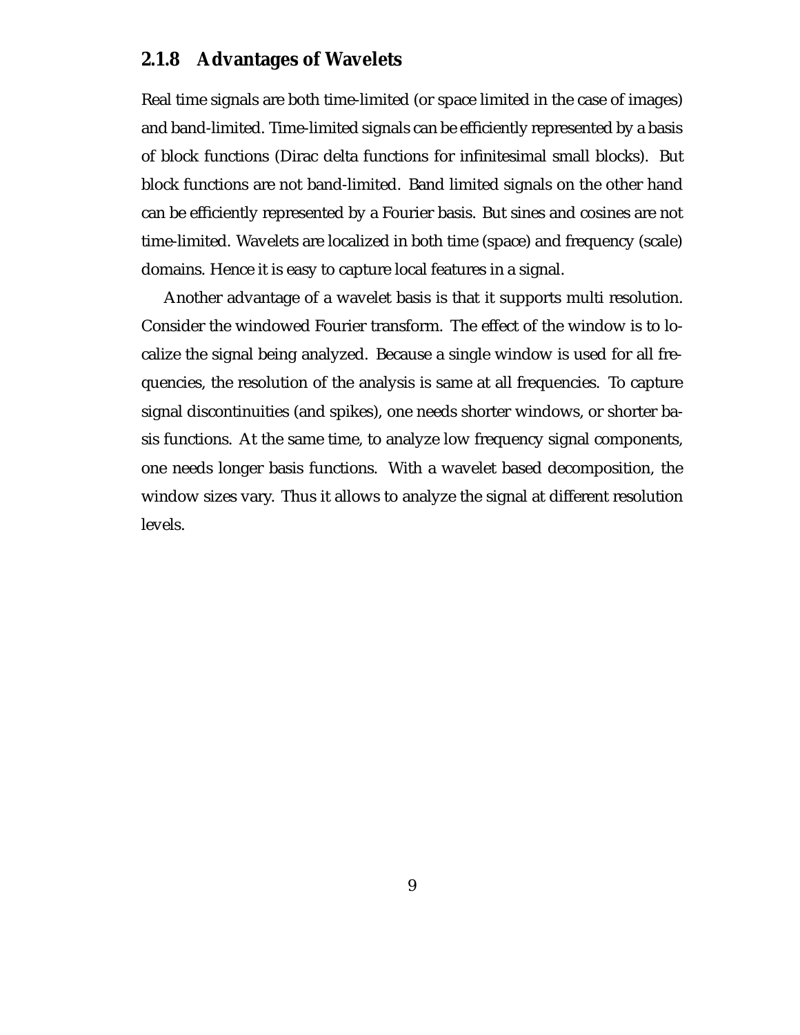### 2.1.8 Advantages of Wavelets

Real time signals are both time-limited (or space limited in the case of images) and band-limited. Time-limited signals can be efficiently represented by a basis of block functions (Dirac delta functions for infinitesimal small blocks). But block functions are not band-limited. Band limited signals on the other hand can be efficiently represented by a Fourier basis. But sines and cosines are not time-limited. Wavelets are localized in both time (space) and frequency (scale) domains. Hence it is easy to capture local features in a signal.

Another advantage of a wavelet basis is that it supports multi resolution. Consider the windowed Fourier transform. The effect of the window is to localize the signal being analyzed. Because a single window is used for all frequencies, the resolution of the analysis is same at all frequencies. To capture signal discontinuities (and spikes), one needs shorter windows, or shorter basis functions. At the same time, to analyze low frequency signal components, one needs longer basis functions. With a wavelet based decomposition, the window sizes vary. Thus it allows to analyze the signal at different resolution levels.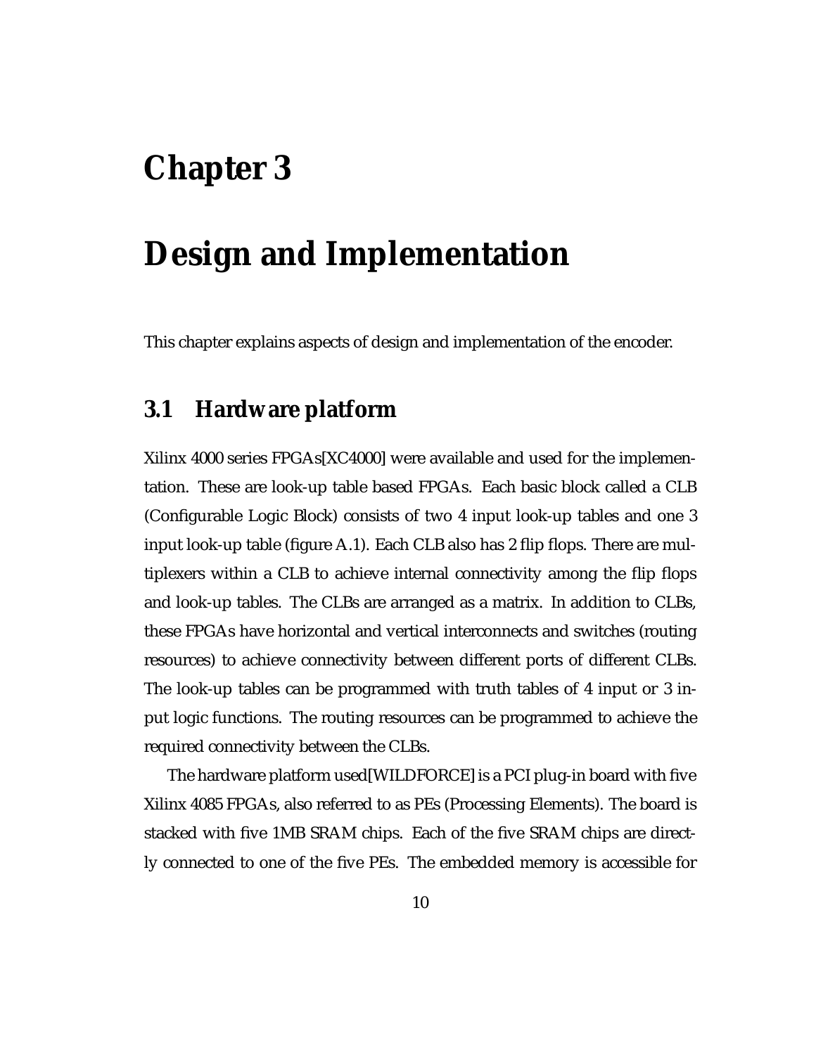# Chapter 3

# Design and Implementation

This chapter explains aspects of design and implementation of the encoder.

## 3.1 Hardware platform

Xilinx 4000 series FPGAs[XC4000] were available and used for the implementation. These are look-up table based FPGAs. Each basic block called a CLB (Configurable Logic Block) consists of two 4 input look-up tables and one 3 input look-up table (figure A.1). Each CLB also has 2 flip flops. There are multiplexers within a CLB to achieve internal connectivity among the flip flops and look-up tables. The CLBs are arranged as a matrix. In addition to CLBs, these FPGAs have horizontal and vertical interconnects and switches (routing resources) to achieve connectivity between different ports of different CLBs. The look-up tables can be programmed with truth tables of 4 input or 3 input logic functions. The routing resources can be programmed to achieve the required connectivity between the CLBs.

The hardware platform used[WILDFORCE] is a PCI plug-in board with five Xilinx 4085 FPGAs, also referred to as PEs (Processing Elements). The board is stacked with five 1MB SRAM chips. Each of the five SRAM chips are directly connected to one of the five PEs. The embedded memory is accessible for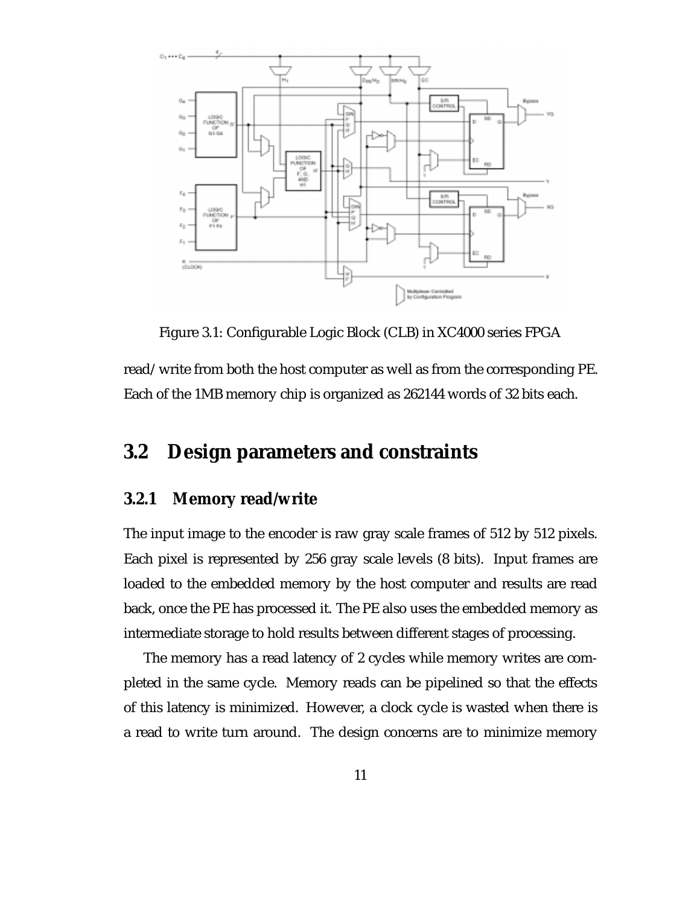Figure 3.1: Configurable Logic Block (CLB) in XC4000 series FPGA

read/write from both the host computer as well as from the corresponding PE. Each of the 1MB memory chip is organized as 262144 words of 32 bits each.

## 3.2 Design parameters and constraints

### 3.2.1 Memory read/write

The input image to the encoder is raw gray scale frames of 512 by 512 pixels. Each pixel is represented by 256 gray scale levels (8 bits). Input frames are loaded to the embedded memory by the host computer and results are read back, once the PE has processed it. The PE also uses the embedded memory as intermediate storage to hold results between different stages of processing.

The memory has a read latency of 2 cycles while memory writes are completed in the same cycle. Memory reads can be pipelined so that the effects of this latency is minimized. However, a clock cycle is wasted when there is a read to write turn around. The design concerns are to minimize memory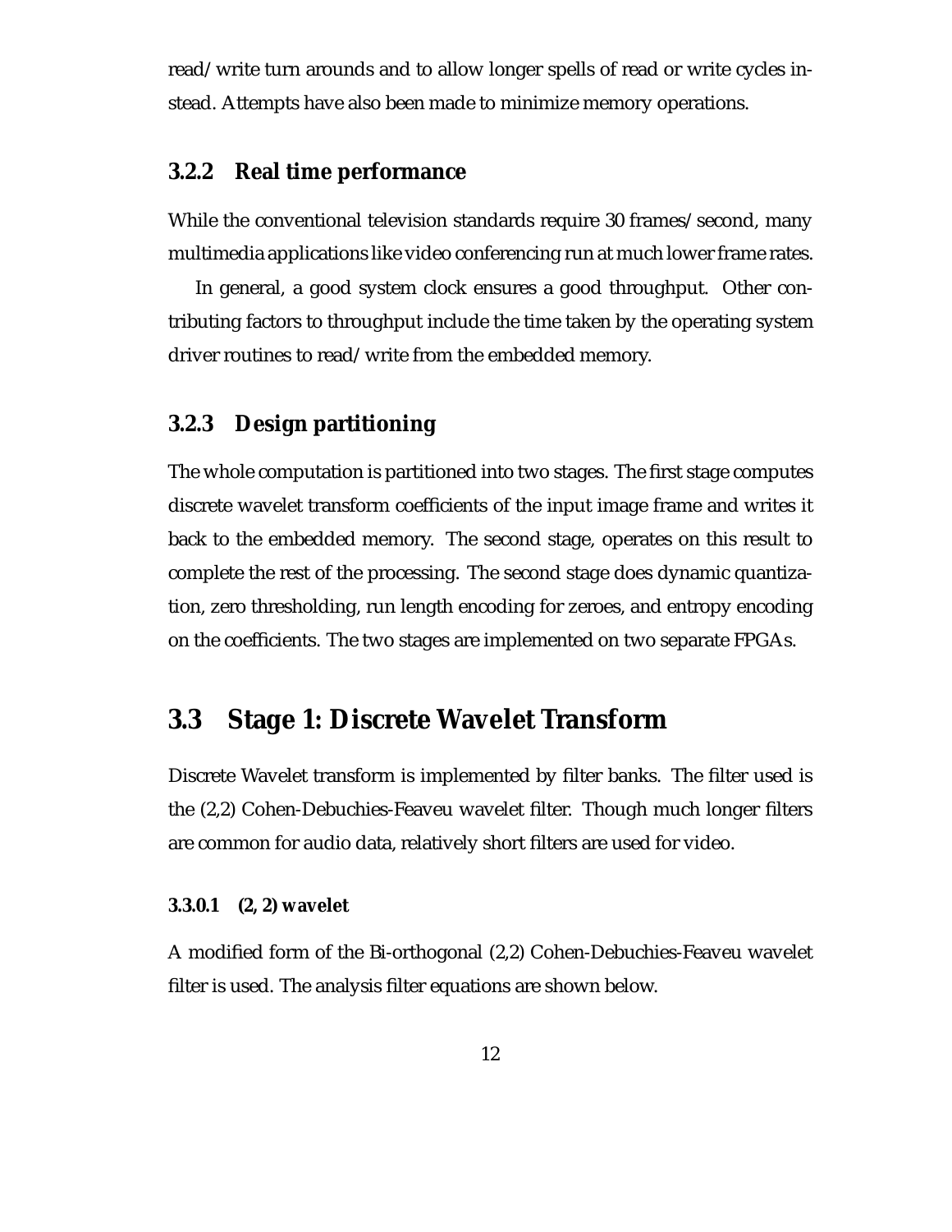read/write turn arounds and to allow longer spells of read or write cycles instead. Attempts have also been made to minimize memory operations.

### 3.2.2 Real time performance

While the conventional television standards require 30 frames/second, many multimedia applications like video conferencing run at much lower frame rates.

In general, a good system clock ensures a good throughput. Other contributing factors to throughput include the time taken by the operating system driver routines to read/write from the embedded memory.

### 3.2.3 Design partitioning

The whole computation is partitioned into two stages. The first stage computes discrete wavelet transform coefficients of the input image frame and writes it back to the embedded memory. The second stage, operates on this result to complete the rest of the processing. The second stage does dynamic quantization, zero thresholding, run length encoding for zeroes, and entropy encoding on the coefficients. The two stages are implemented on two separate FPGAs.

## 3.3 Stage 1: Discrete Wavelet Transform

Discrete Wavelet transform is implemented by filter banks. The filter used is the (2,2) Cohen-Debuchies-Feaveu wavelet filter. Though much longer filters are common for audio data, relatively short filters are used for video.

#### 3.3.0.1 (2, 2) wavelet

A modified form of the Bi-orthogonal (2,2) Cohen-Debuchies-Feaveu wavelet filter is used. The analysis filter equations are shown below.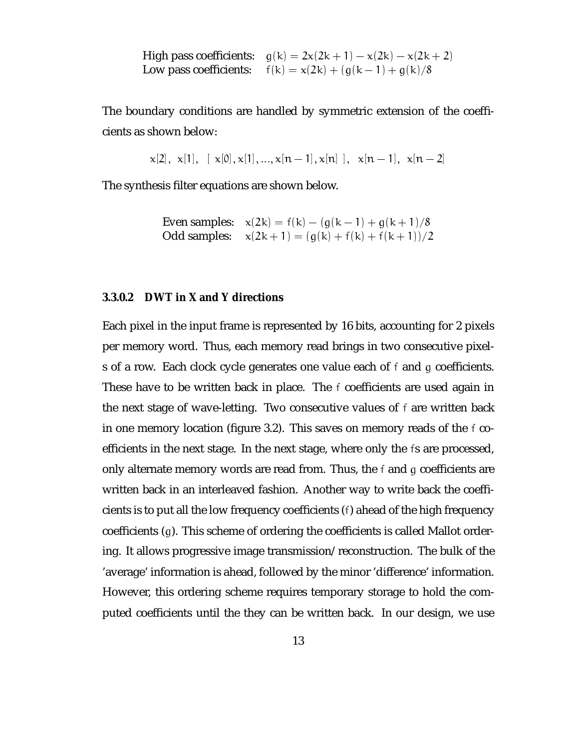High pass coefficients: $g(k) = 2x(2k+1) - x(2k) - x(2k+2)$
Low pass coefficients: $f(k) = x(2k) + (g(k-1) + g(k)/8$

The boundary conditions are handled by symmetric extension of the coefficients as shown below:

$$x[2],\ x[1],\ \ [\ x[0], x[1], ..., x[n-1], x[n]\ ],\ \ x[n-1],\ x[n-2]$$

The synthesis filter equations are shown below.

Even samples: $x(2k) = f(k) - (g(k-1) + g(k+1)/8$
Odd samples: $x(2k+1) = (g(k) + f(k) + f(k+1))/2$

#### 3.3.0.2 DWT in X and Y directions

Each pixel in the input frame is represented by 16 bits, accounting for 2 pixels per memory word. Thus, each memory read brings in two consecutive pixels of a row. Each clock cycle generates one value each of $f$ and $g$ coefficients. These have to be written back in place. The $f$ coefficients are used again in the next stage of wave-letting. Two consecutive values of $f$ are written back in one memory location (figure 3.2). This saves on memory reads of the $f$ coefficients in the next stage. In the next stage, where only the $f$s are processed, only alternate memory words are read from. Thus, the $f$ and $g$ coefficients are written back in an interleaved fashion. Another way to write back the coefficients is to put all the low frequency coefficients ($f$) ahead of the high frequency coefficients ($g$). This scheme of ordering the coefficients is called Mallot ordering. It allows progressive image transmission/reconstruction. The bulk of the 'average' information is ahead, followed by the minor 'difference' information. However, this ordering scheme requires temporary storage to hold the computed coefficients until the they can be written back. In our design, we use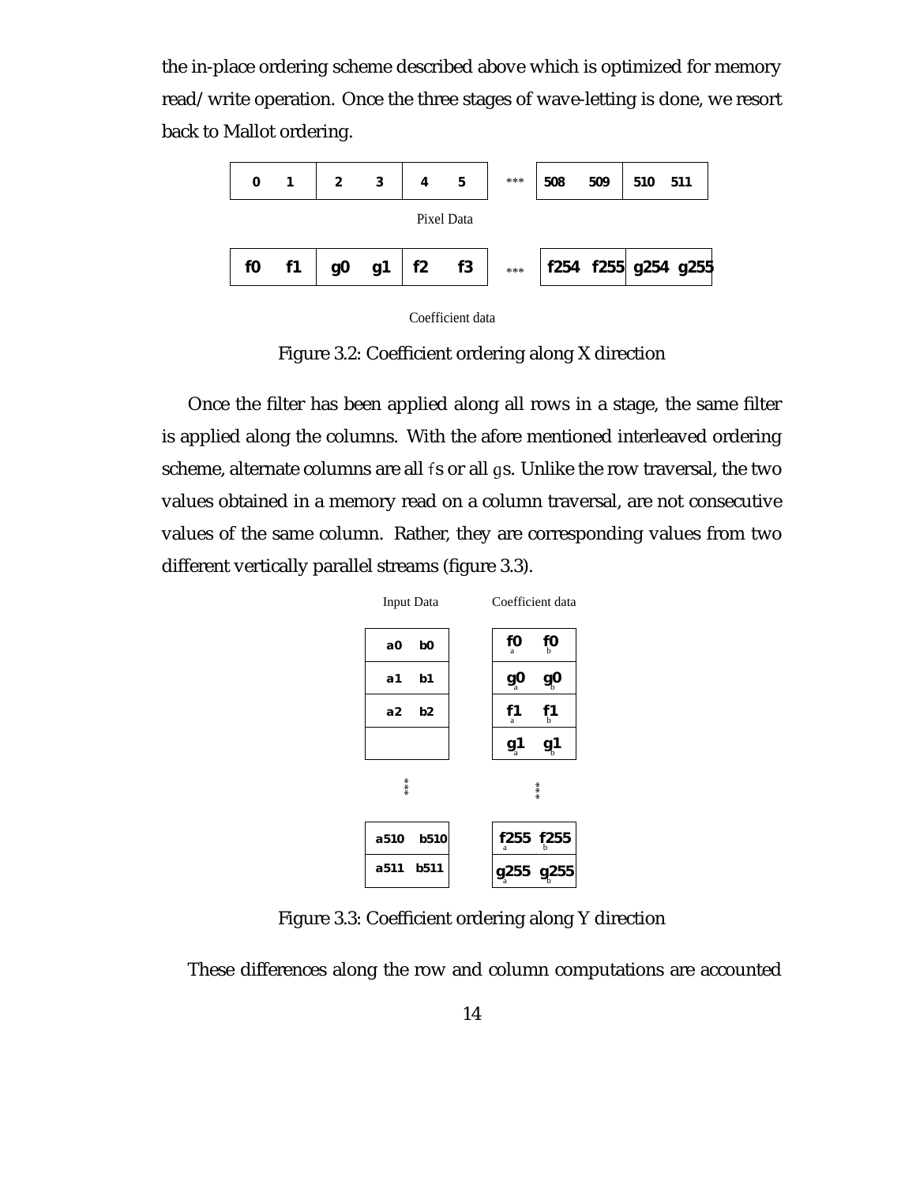the in-place ordering scheme described above which is optimized for memory read/write operation. Once the three stages of wave-letting is done, we resort back to Mallot ordering.

| 0 1 | 2 3 | 4 5 | *** | 508 509 | 510 511 |
|---|---|---|---|---|---|

Pixel Data

| f0 f1 | g0 g1 | f2 f3 | *** | f254 f255 | g254 g255 |
|---|---|---|---|---|---|

Coefficient data

Figure 3.2: Coefficient ordering along X direction

Once the filter has been applied along all rows in a stage, the same filter is applied along the columns. With the afore mentioned interleaved ordering scheme, alternate columns are all $f$s or all $g$s. Unlike the row traversal, the two values obtained in a memory read on a column traversal, are not consecutive values of the same column. Rather, they are corresponding values from two different vertically parallel streams (figure 3.3).

| Input Data | Coefficient data |
|---|---|
| a0 b0 | $f0_a$ $f0_b$ |
| a1 b1 | $g0_a$ $g0_b$ |
| a2 b2 | $f1_a$ $f1_b$ |
| | $g1_a$ $g1_b$ |
| *** | *** |
| a510 b510 | $f255_a$ $f255_b$ |
| a511 b511 | $g255_a$ $g255_b$ |

Figure 3.3: Coefficient ordering along Y direction

These differences along the row and column computations are accounted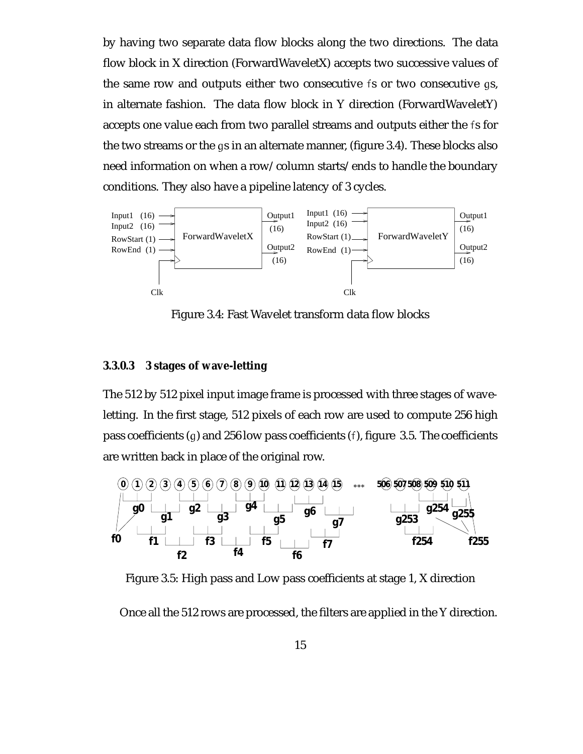by having two separate data flow blocks along the two directions. The data flow block in X direction (ForwardWaveletX) accepts two successive values of the same row and outputs either two consecutive fs or two consecutive gs, in alternate fashion. The data flow block in Y direction (ForwardWaveletY) accepts one value each from two parallel streams and outputs either the fs for the two streams or the gs in an alternate manner, (figure 3.4). These blocks also need information on when a row/column starts/ends to handle the boundary conditions. They also have a pipeline latency of 3 cycles.

Figure 3.4: Fast Wavelet transform data flow blocks

#### 3.3.0.3 3 stages of wave-letting

The 512 by 512 pixel input image frame is processed with three stages of wave-letting. In the first stage, 512 pixels of each row are used to compute 256 high pass coefficients (g) and 256 low pass coefficients (f), figure 3.5. The coefficients are written back in place of the original row.

Figure 3.5: High pass and Low pass coefficients at stage 1, X direction

Once all the 512 rows are processed, the filters are applied in the Y direction.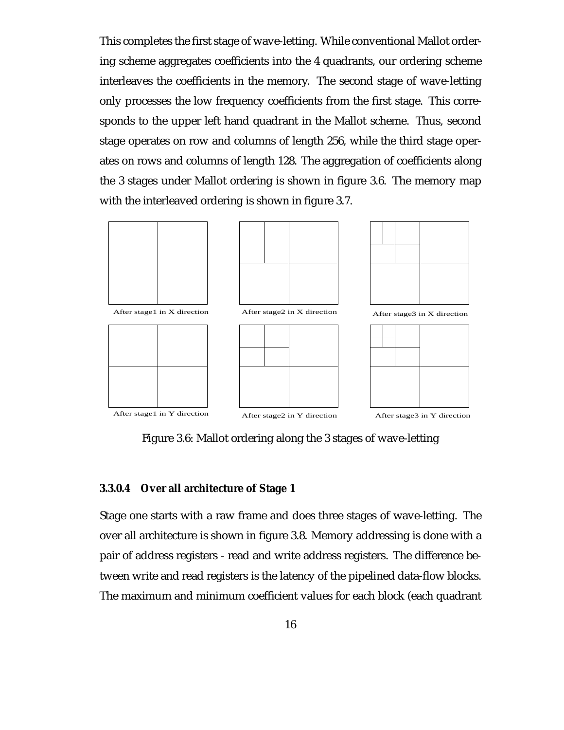This completes the first stage of wave-letting. While conventional Mallot ordering scheme aggregates coefficients into the 4 quadrants, our ordering scheme interleaves the coefficients in the memory. The second stage of wave-letting only processes the low frequency coefficients from the first stage. This corresponds to the upper left hand quadrant in the Mallot scheme. Thus, second stage operates on row and columns of length 256, while the third stage operates on rows and columns of length 128. The aggregation of coefficients along the 3 stages under Mallot ordering is shown in figure 3.6. The memory map with the interleaved ordering is shown in figure 3.7.

After stage1 in X direction

After stage2 in X direction

After stage3 in X direction

After stage1 in Y direction

After stage2 in Y direction

After stage3 in Y direction

Figure 3.6: Mallot ordering along the 3 stages of wave-letting

#### 3.3.0.4 Over all architecture of Stage 1

Stage one starts with a raw frame and does three stages of wave-letting. The over all architecture is shown in figure 3.8. Memory addressing is done with a pair of address registers - read and write address registers. The difference between write and read registers is the latency of the pipelined data-flow blocks. The maximum and minimum coefficient values for each block (each quadrant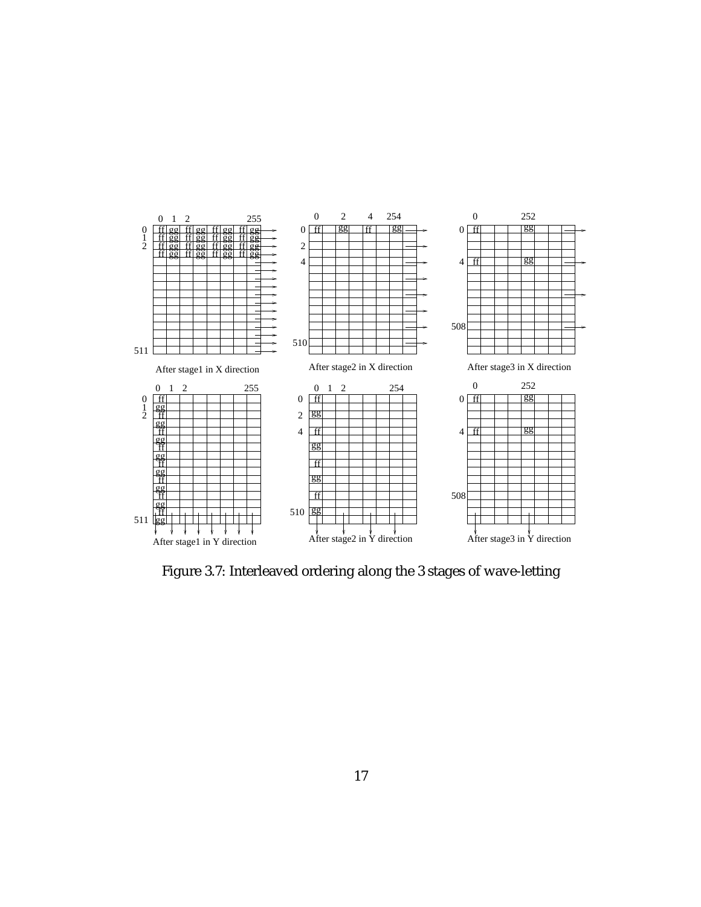Figure 3.7: Interleaved ordering along the 3 stages of wave-letting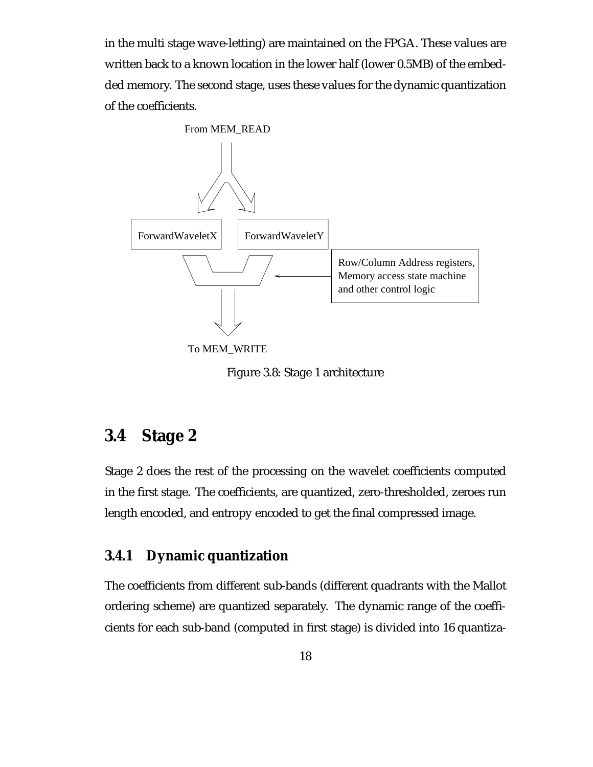in the multi stage wave-letting) are maintained on the FPGA. These values are written back to a known location in the lower half (lower 0.5MB) of the embedded memory. The second stage, uses these values for the dynamic quantization of the coefficients.

From MEM_READ

ForwardWaveletX

ForwardWaveletY

Row/Column Address registers, Memory access state machine and other control logic

To MEM_WRITE

Figure 3.8: Stage 1 architecture

## 3.4 Stage 2

Stage 2 does the rest of the processing on the wavelet coefficients computed in the first stage. The coefficients, are quantized, zero-thresholded, zeroes run length encoded, and entropy encoded to get the final compressed image.

### 3.4.1 Dynamic quantization

The coefficients from different sub-bands (different quadrants with the Mallot ordering scheme) are quantized separately. The dynamic range of the coefficients for each sub-band (computed in first stage) is divided into 16 quantiza-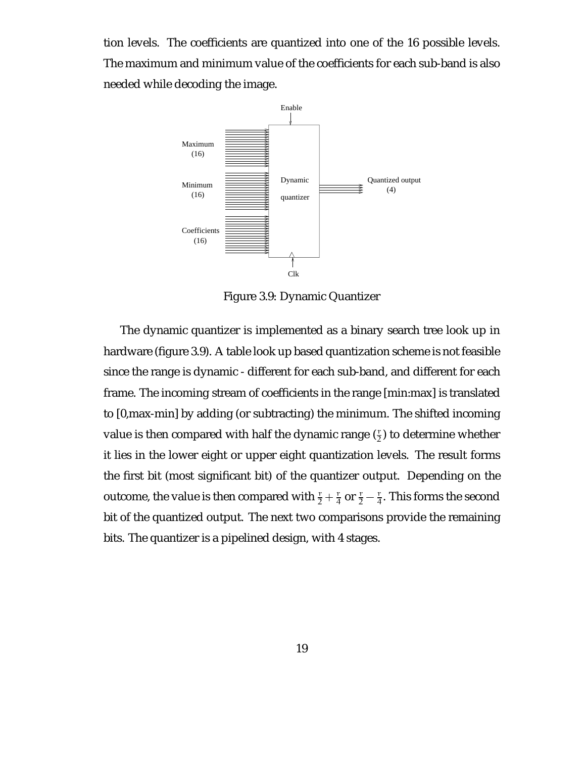tion levels. The coefficients are quantized into one of the 16 possible levels. The maximum and minimum value of the coefficients for each sub-band is also needed while decoding the image.

Figure 3.9: Dynamic Quantizer

The dynamic quantizer is implemented as a binary search tree look up in hardware (figure 3.9). A table look up based quantization scheme is not feasible since the range is dynamic - different for each sub-band, and different for each frame. The incoming stream of coefficients in the range [min:max] is translated to [0,max-min] by adding (or subtracting) the minimum. The shifted incoming value is then compared with half the dynamic range ($\frac{r}{2}$) to determine whether it lies in the lower eight or upper eight quantization levels. The result forms the first bit (most significant bit) of the quantizer output. Depending on the outcome, the value is then compared with $\frac{r}{2} + \frac{r}{4}$ or $\frac{r}{2} - \frac{r}{4}$. This forms the second bit of the quantized output. The next two comparisons provide the remaining bits. The quantizer is a pipelined design, with 4 stages.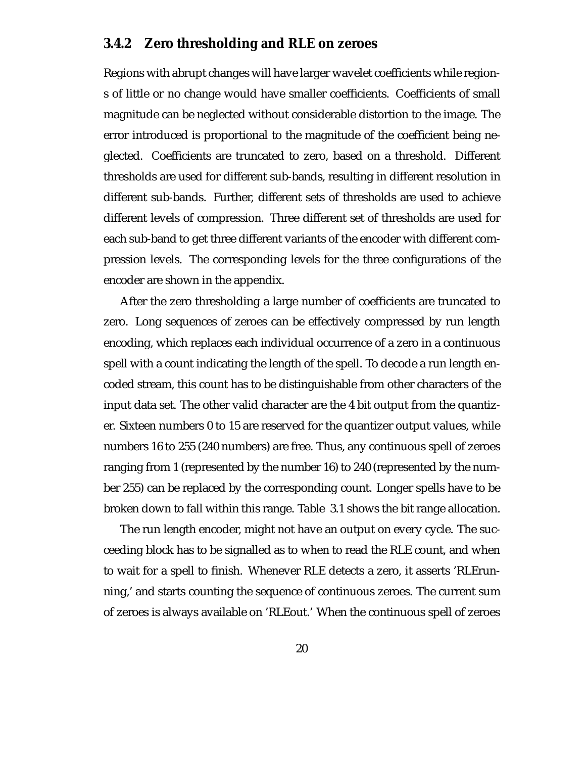### 3.4.2 Zero thresholding and RLE on zeroes

Regions with abrupt changes will have larger wavelet coefficients while regions of little or no change would have smaller coefficients. Coefficients of small magnitude can be neglected without considerable distortion to the image. The error introduced is proportional to the magnitude of the coefficient being neglected. Coefficients are truncated to zero, based on a threshold. Different thresholds are used for different sub-bands, resulting in different resolution in different sub-bands. Further, different sets of thresholds are used to achieve different levels of compression. Three different set of thresholds are used for each sub-band to get three different variants of the encoder with different compression levels. The corresponding levels for the three configurations of the encoder are shown in the appendix.

After the zero thresholding a large number of coefficients are truncated to zero. Long sequences of zeroes can be effectively compressed by run length encoding, which replaces each individual occurrence of a zero in a continuous spell with a count indicating the length of the spell. To decode a run length encoded stream, this count has to be distinguishable from other characters of the input data set. The other valid character are the 4 bit output from the quantizer. Sixteen numbers 0 to 15 are reserved for the quantizer output values, while numbers 16 to 255 (240 numbers) are free. Thus, any continuous spell of zeroes ranging from 1 (represented by the number 16) to 240 (represented by the number 255) can be replaced by the corresponding count. Longer spells have to be broken down to fall within this range. Table 3.1 shows the bit range allocation.

The run length encoder, might not have an output on every cycle. The succeeding block has to be signalled as to when to read the RLE count, and when to wait for a spell to finish. Whenever RLE detects a zero, it asserts 'RLErunning,' and starts counting the sequence of continuous zeroes. The current sum of zeroes is always available on 'RLEout.' When the continuous spell of zeroes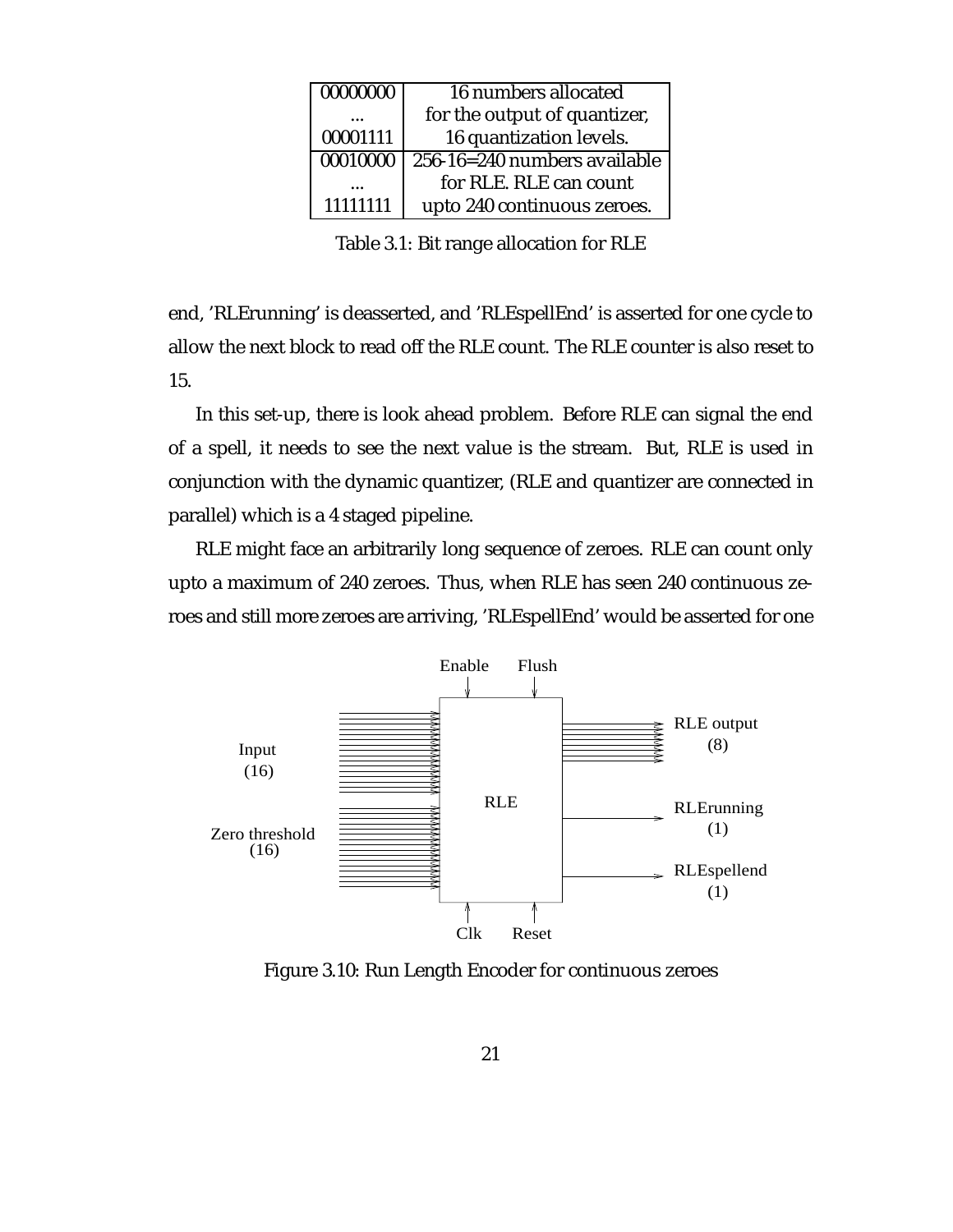| | |
|---|---|
| 00000000 | 16 numbers allocated |
| ... | for the output of quantizer, |
| 00001111 | 16 quantization levels. |
| 00010000 | 256-16=240 numbers available |
| ... | for RLE. RLE can count |
| 11111111 | upto 240 continuous zeroes. |

Table 3.1: Bit range allocation for RLE

end, 'RLErunning' is deasserted, and 'RLEspellEnd' is asserted for one cycle to allow the next block to read off the RLE count. The RLE counter is also reset to 15.

In this set-up, there is look ahead problem. Before RLE can signal the end of a spell, it needs to see the next value is the stream. But, RLE is used in conjunction with the dynamic quantizer, (RLE and quantizer are connected in parallel) which is a 4 staged pipeline.

RLE might face an arbitrarily long sequence of zeroes. RLE can count only upto a maximum of 240 zeroes. Thus, when RLE has seen 240 continuous zeroes and still more zeroes are arriving, 'RLEspellEnd' would be asserted for one

Figure 3.10: Run Length Encoder for continuous zeroes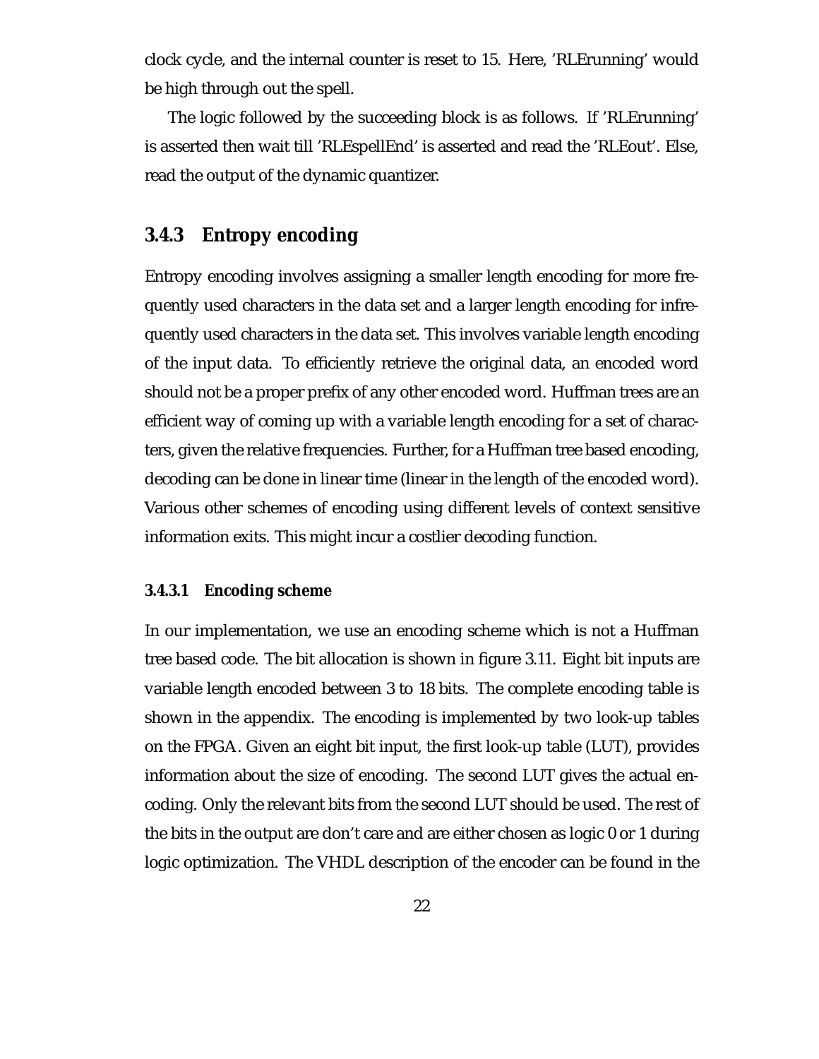clock cycle, and the internal counter is reset to 15. Here, 'RLErunning' would be high through out the spell.

The logic followed by the succeeding block is as follows. If 'RLErunning' is asserted then wait till 'RLEspellEnd' is asserted and read the 'RLEout'. Else, read the output of the dynamic quantizer.

### 3.4.3 Entropy encoding

Entropy encoding involves assigning a smaller length encoding for more frequently used characters in the data set and a larger length encoding for infrequently used characters in the data set. This involves variable length encoding of the input data. To efficiently retrieve the original data, an encoded word should not be a proper prefix of any other encoded word. Huffman trees are an efficient way of coming up with a variable length encoding for a set of characters, given the relative frequencies. Further, for a Huffman tree based encoding, decoding can be done in linear time (linear in the length of the encoded word). Various other schemes of encoding using different levels of context sensitive information exits. This might incur a costlier decoding function.

#### 3.4.3.1 Encoding scheme

In our implementation, we use an encoding scheme which is not a Huffman tree based code. The bit allocation is shown in figure 3.11. Eight bit inputs are variable length encoded between 3 to 18 bits. The complete encoding table is shown in the appendix. The encoding is implemented by two look-up tables on the FPGA. Given an eight bit input, the first look-up table (LUT), provides information about the size of encoding. The second LUT gives the actual encoding. Only the relevant bits from the second LUT should be used. The rest of the bits in the output are don't care and are either chosen as logic 0 or 1 during logic optimization. The VHDL description of the encoder can be found in the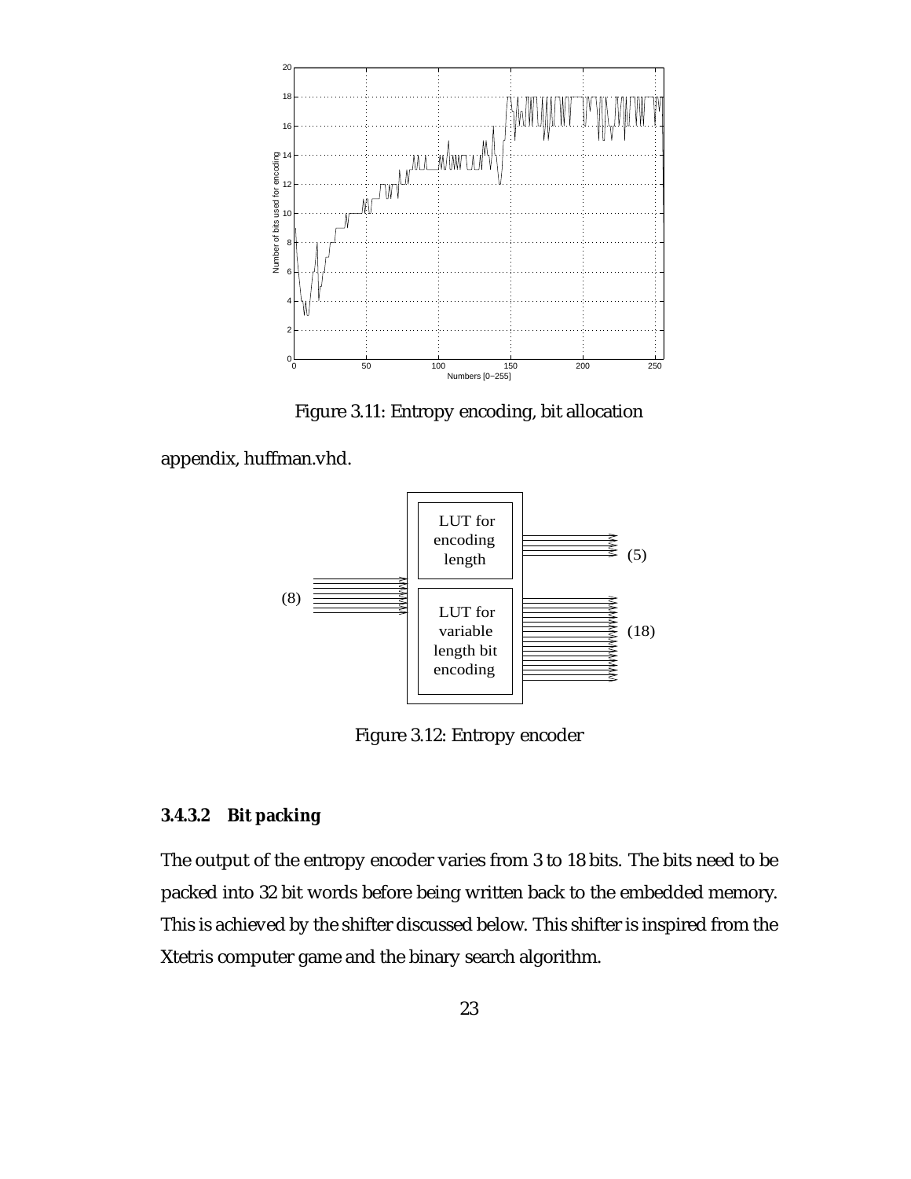Figure 3.11: Entropy encoding, bit allocation

appendix, huffman.vhd.

Figure 3.12: Entropy encoder

#### 3.4.3.2 Bit packing

The output of the entropy encoder varies from 3 to 18 bits. The bits need to be packed into 32 bit words before being written back to the embedded memory. This is achieved by the shifter discussed below. This shifter is inspired from the Xtetris computer game and the binary search algorithm.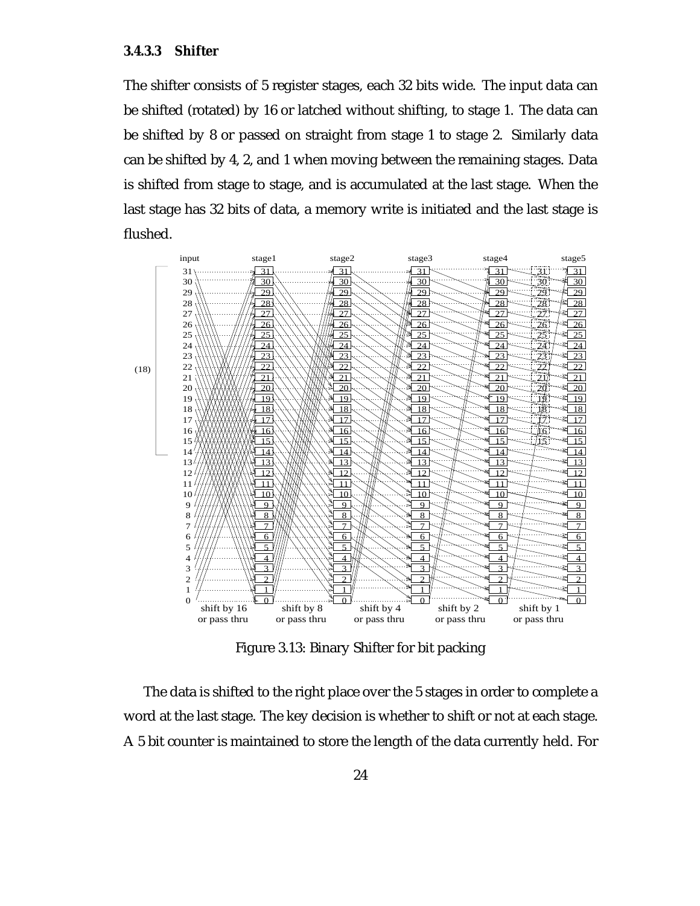#### 3.4.3.3 Shifter

The shifter consists of 5 register stages, each 32 bits wide. The input data can be shifted (rotated) by 16 or latched without shifting, to stage 1. The data can be shifted by 8 or passed on straight from stage 1 to stage 2. Similarly data can be shifted by 4, 2, and 1 when moving between the remaining stages. Data is shifted from stage to stage, and is accumulated at the last stage. When the last stage has 32 bits of data, a memory write is initiated and the last stage is flushed.

Figure 3.13: Binary Shifter for bit packing

The data is shifted to the right place over the 5 stages in order to complete a word at the last stage. The key decision is whether to shift or not at each stage. A 5 bit counter is maintained to store the length of the data currently held. For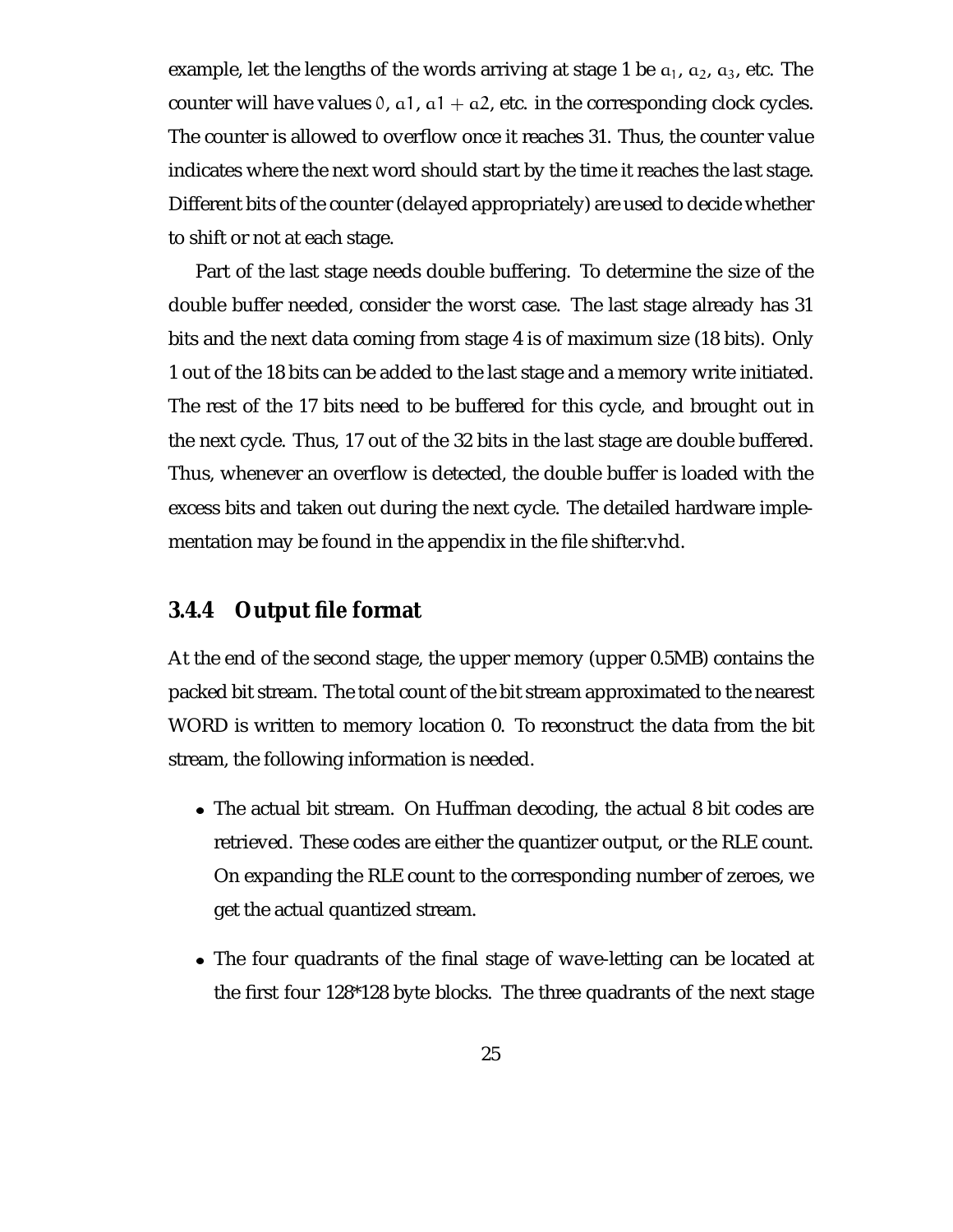example, let the lengths of the words arriving at stage 1 be $a_1$, $a_2$, $a_3$, etc. The counter will have values $0$, $a1$, $a1 + a2$, etc. in the corresponding clock cycles. The counter is allowed to overflow once it reaches 31. Thus, the counter value indicates where the next word should start by the time it reaches the last stage. Different bits of the counter (delayed appropriately) are used to decide whether to shift or not at each stage.

Part of the last stage needs double buffering. To determine the size of the double buffer needed, consider the worst case. The last stage already has 31 bits and the next data coming from stage 4 is of maximum size (18 bits). Only 1 out of the 18 bits can be added to the last stage and a memory write initiated. The rest of the 17 bits need to be buffered for this cycle, and brought out in the next cycle. Thus, 17 out of the 32 bits in the last stage are double buffered. Thus, whenever an overflow is detected, the double buffer is loaded with the excess bits and taken out during the next cycle. The detailed hardware implementation may be found in the appendix in the file shifter.vhd.

### 3.4.4 Output file format

At the end of the second stage, the upper memory (upper 0.5MB) contains the packed bit stream. The total count of the bit stream approximated to the nearest WORD is written to memory location 0. To reconstruct the data from the bit stream, the following information is needed.

- The actual bit stream. On Huffman decoding, the actual 8 bit codes are retrieved. These codes are either the quantizer output, or the RLE count. On expanding the RLE count to the corresponding number of zeroes, we get the actual quantized stream.

- The four quadrants of the final stage of wave-letting can be located at the first four 128*128 byte blocks. The three quadrants of the next stage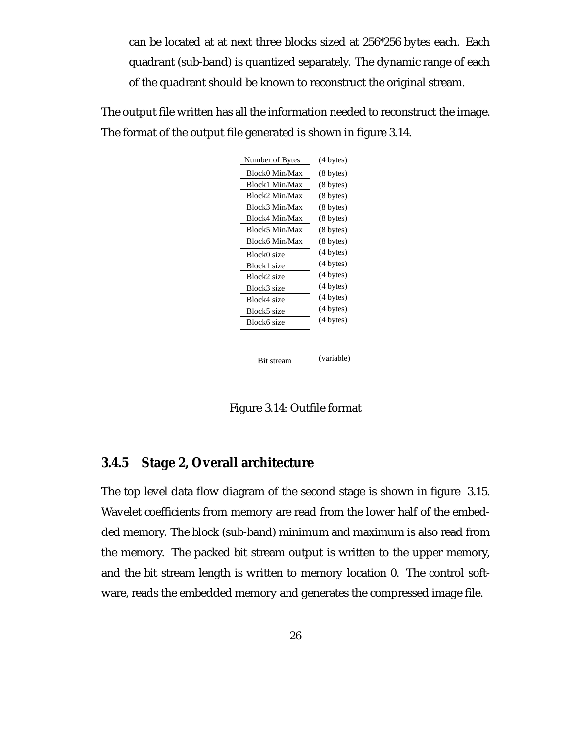can be located at at next three blocks sized at 256*256 bytes each. Each quadrant (sub-band) is quantized separately. The dynamic range of each of the quadrant should be known to reconstruct the original stream.

The output file written has all the information needed to reconstruct the image. The format of the output file generated is shown in figure 3.14.

| Field | Size |
|---|---|
| Number of Bytes | (4 bytes) |
| Block0 Min/Max | (8 bytes) |
| Block1 Min/Max | (8 bytes) |
| Block2 Min/Max | (8 bytes) |
| Block3 Min/Max | (8 bytes) |
| Block4 Min/Max | (8 bytes) |
| Block5 Min/Max | (8 bytes) |
| Block6 Min/Max | (8 bytes) |
| Block0 size | (4 bytes) |
| Block1 size | (4 bytes) |
| Block2 size | (4 bytes) |
| Block3 size | (4 bytes) |
| Block4 size | (4 bytes) |
| Block5 size | (4 bytes) |
| Block6 size | (4 bytes) |
| Bit stream | (variable) |

Figure 3.14: Outfile format

### 3.4.5 Stage 2, Overall architecture

The top level data flow diagram of the second stage is shown in figure 3.15. Wavelet coefficients from memory are read from the lower half of the embedded memory. The block (sub-band) minimum and maximum is also read from the memory. The packed bit stream output is written to the upper memory, and the bit stream length is written to memory location 0. The control software, reads the embedded memory and generates the compressed image file.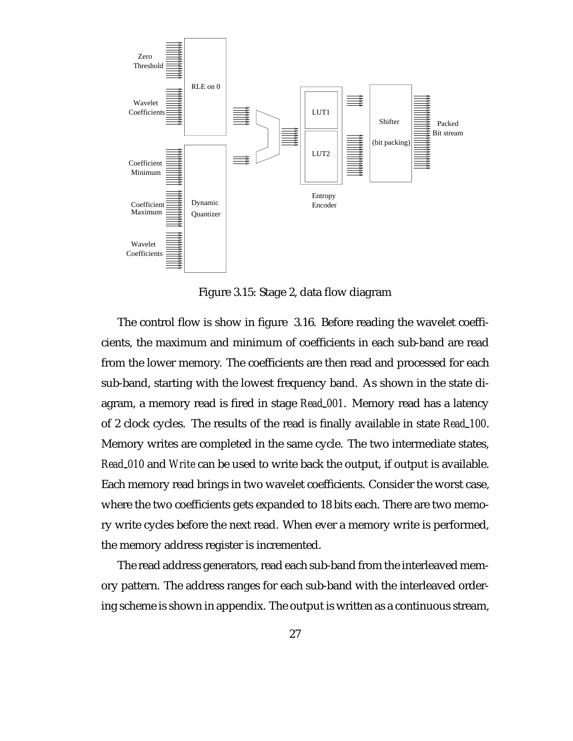Figure 3.15: Stage 2, data flow diagram

The control flow is show in figure 3.16. Before reading the wavelet coefficients, the maximum and minimum of coefficients in each sub-band are read from the lower memory. The coefficients are then read and processed for each sub-band, starting with the lowest frequency band. As shown in the state diagram, a memory read is fired in stage *Read_001*. Memory read has a latency of 2 clock cycles. The results of the read is finally available in state *Read_100*. Memory writes are completed in the same cycle. The two intermediate states, *Read_010* and *Write* can be used to write back the output, if output is available. Each memory read brings in two wavelet coefficients. Consider the worst case, where the two coefficients gets expanded to 18 bits each. There are two memory write cycles before the next read. When ever a memory write is performed, the memory address register is incremented.

The read address generators, read each sub-band from the interleaved memory pattern. The address ranges for each sub-band with the interleaved ordering scheme is shown in appendix. The output is written as a continuous stream,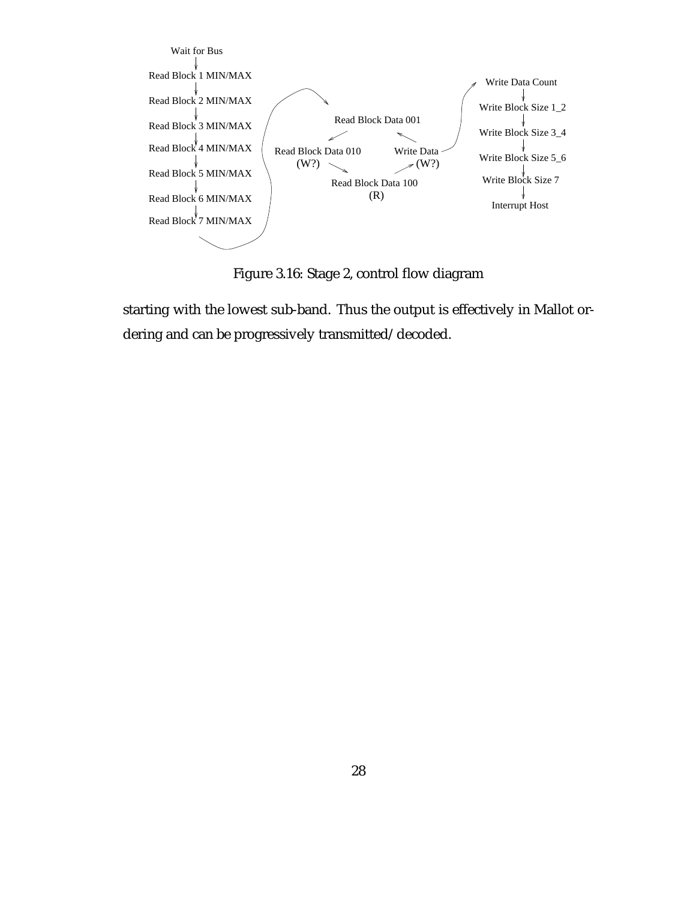Figure 3.16: Stage 2, control flow diagram

starting with the lowest sub-band. Thus the output is effectively in Mallot ordering and can be progressively transmitted/decoded.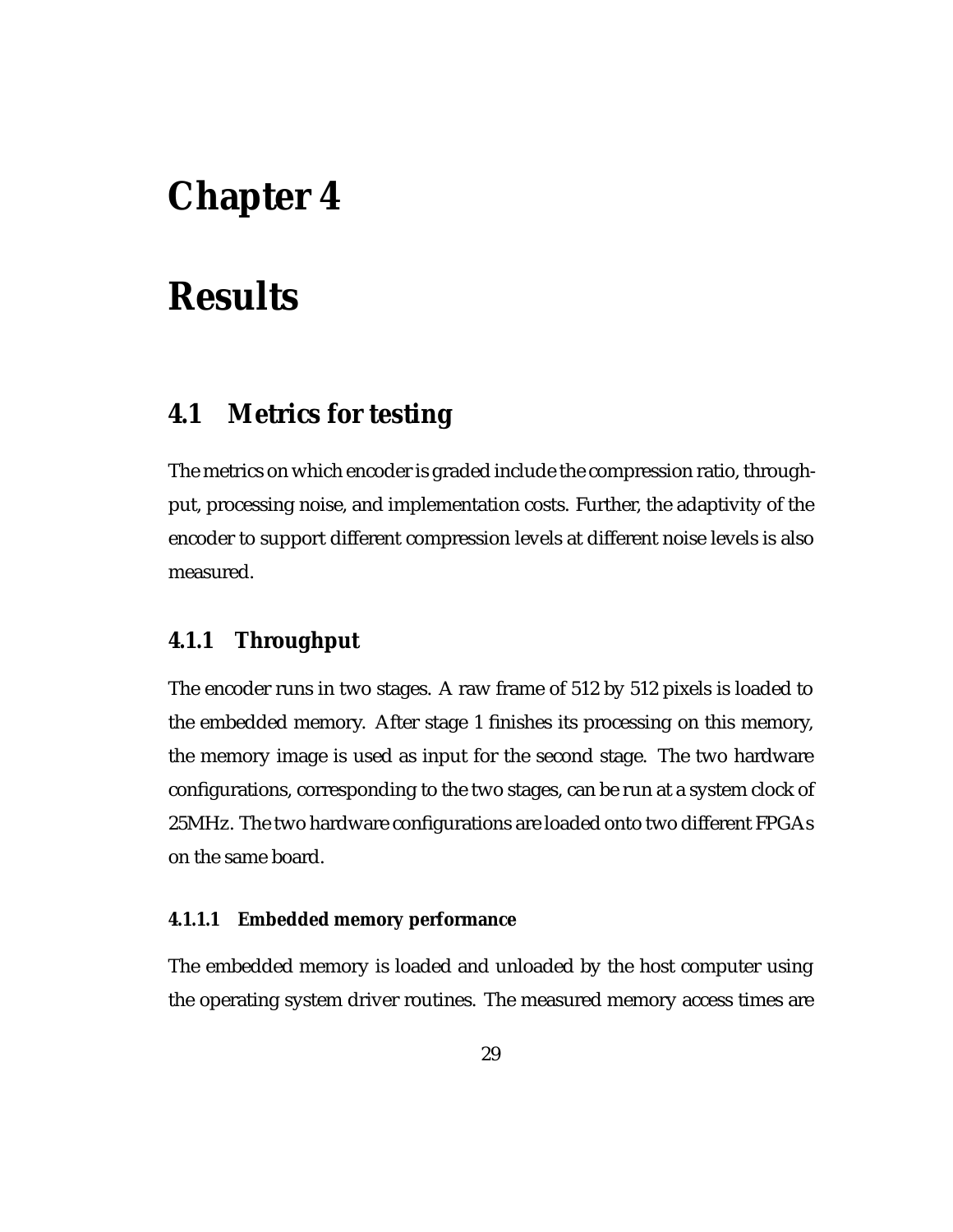# Chapter 4

# Results

## 4.1 Metrics for testing

The metrics on which encoder is graded include the compression ratio, throughput, processing noise, and implementation costs. Further, the adaptivity of the encoder to support different compression levels at different noise levels is also measured.

### 4.1.1 Throughput

The encoder runs in two stages. A raw frame of 512 by 512 pixels is loaded to the embedded memory. After stage 1 finishes its processing on this memory, the memory image is used as input for the second stage. The two hardware configurations, corresponding to the two stages, can be run at a system clock of 25MHz. The two hardware configurations are loaded onto two different FPGAs on the same board.

#### 4.1.1.1 Embedded memory performance

The embedded memory is loaded and unloaded by the host computer using the operating system driver routines. The measured memory access times are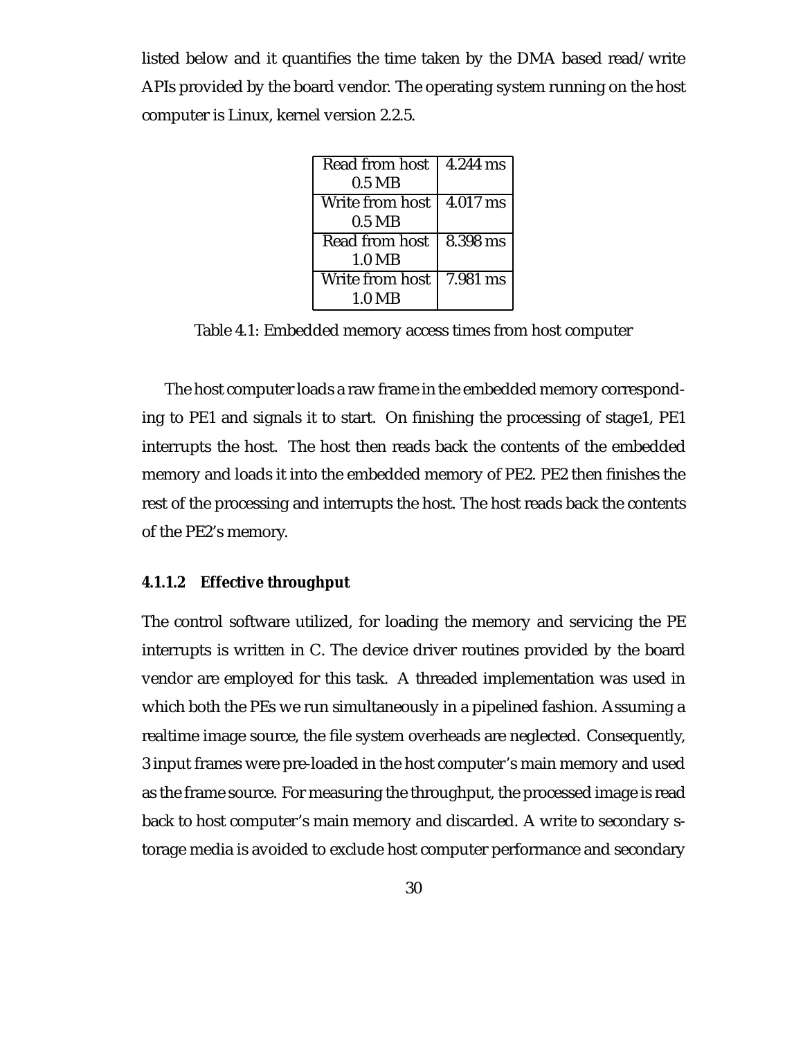listed below and it quantifies the time taken by the DMA based read/write APIs provided by the board vendor. The operating system running on the host computer is Linux, kernel version 2.2.5.

| Operation | Time |
|---|---|
| Read from host 0.5 MB | 4.244 ms |
| Write from host 0.5 MB | 4.017 ms |
| Read from host 1.0 MB | 8.398 ms |
| Write from host 1.0 MB | 7.981 ms |

Table 4.1: Embedded memory access times from host computer

The host computer loads a raw frame in the embedded memory corresponding to PE1 and signals it to start. On finishing the processing of stage1, PE1 interrupts the host. The host then reads back the contents of the embedded memory and loads it into the embedded memory of PE2. PE2 then finishes the rest of the processing and interrupts the host. The host reads back the contents of the PE2's memory.

#### 4.1.1.2 Effective throughput

The control software utilized, for loading the memory and servicing the PE interrupts is written in C. The device driver routines provided by the board vendor are employed for this task. A threaded implementation was used in which both the PEs we run simultaneously in a pipelined fashion. Assuming a realtime image source, the file system overheads are neglected. Consequently, 3 input frames were pre-loaded in the host computer's main memory and used as the frame source. For measuring the throughput, the processed image is read back to host computer's main memory and discarded. A write to secondary storage media is avoided to exclude host computer performance and secondary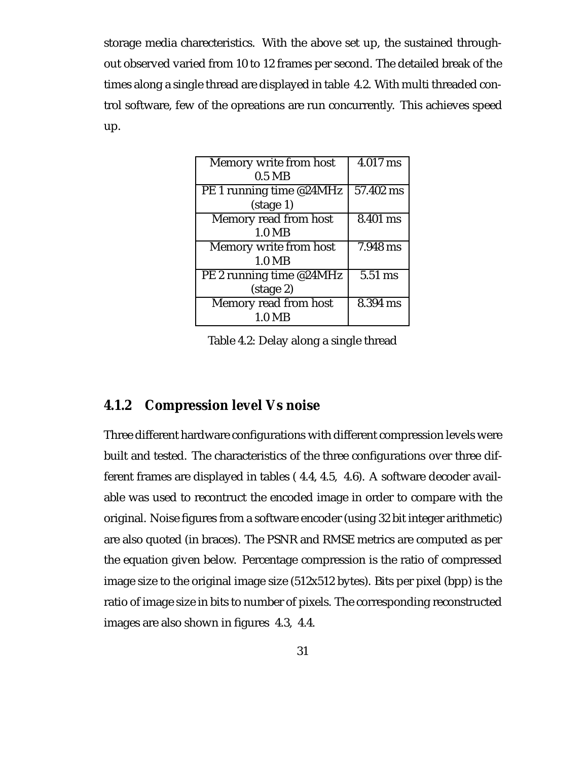storage media charecteristics. With the above set up, the sustained throughout observed varied from 10 to 12 frames per second. The detailed break of the times along a single thread are displayed in table 4.2. With multi threaded control software, few of the opreations are run concurrently. This achieves speed up.

| | |
|---|---|
| Memory write from host 0.5 MB | 4.017 ms |
| PE 1 running time @24MHz (stage 1) | 57.402 ms |
| Memory read from host 1.0 MB | 8.401 ms |
| Memory write from host 1.0 MB | 7.948 ms |
| PE 2 running time @24MHz (stage 2) | 5.51 ms |
| Memory read from host 1.0 MB | 8.394 ms |

Table 4.2: Delay along a single thread

### 4.1.2 Compression level Vs noise

Three different hardware configurations with different compression levels were built and tested. The characteristics of the three configurations over three different frames are displayed in tables ( 4.4, 4.5, 4.6). A software decoder available was used to recontruct the encoded image in order to compare with the original. Noise figures from a software encoder (using 32 bit integer arithmetic) are also quoted (in braces). The PSNR and RMSE metrics are computed as per the equation given below. Percentage compression is the ratio of compressed image size to the original image size (512x512 bytes). Bits per pixel (bpp) is the ratio of image size in bits to number of pixels. The corresponding reconstructed images are also shown in figures 4.3, 4.4.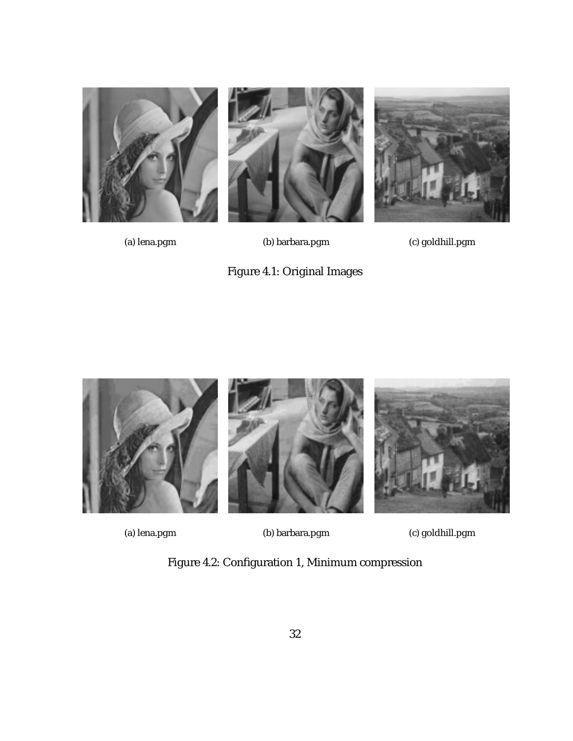(a) lena.pgm

(b) barbara.pgm

(c) goldhill.pgm

Figure 4.1: Original Images

(a) lena.pgm

(b) barbara.pgm

(c) goldhill.pgm

Figure 4.2: Configuration 1, Minimum compression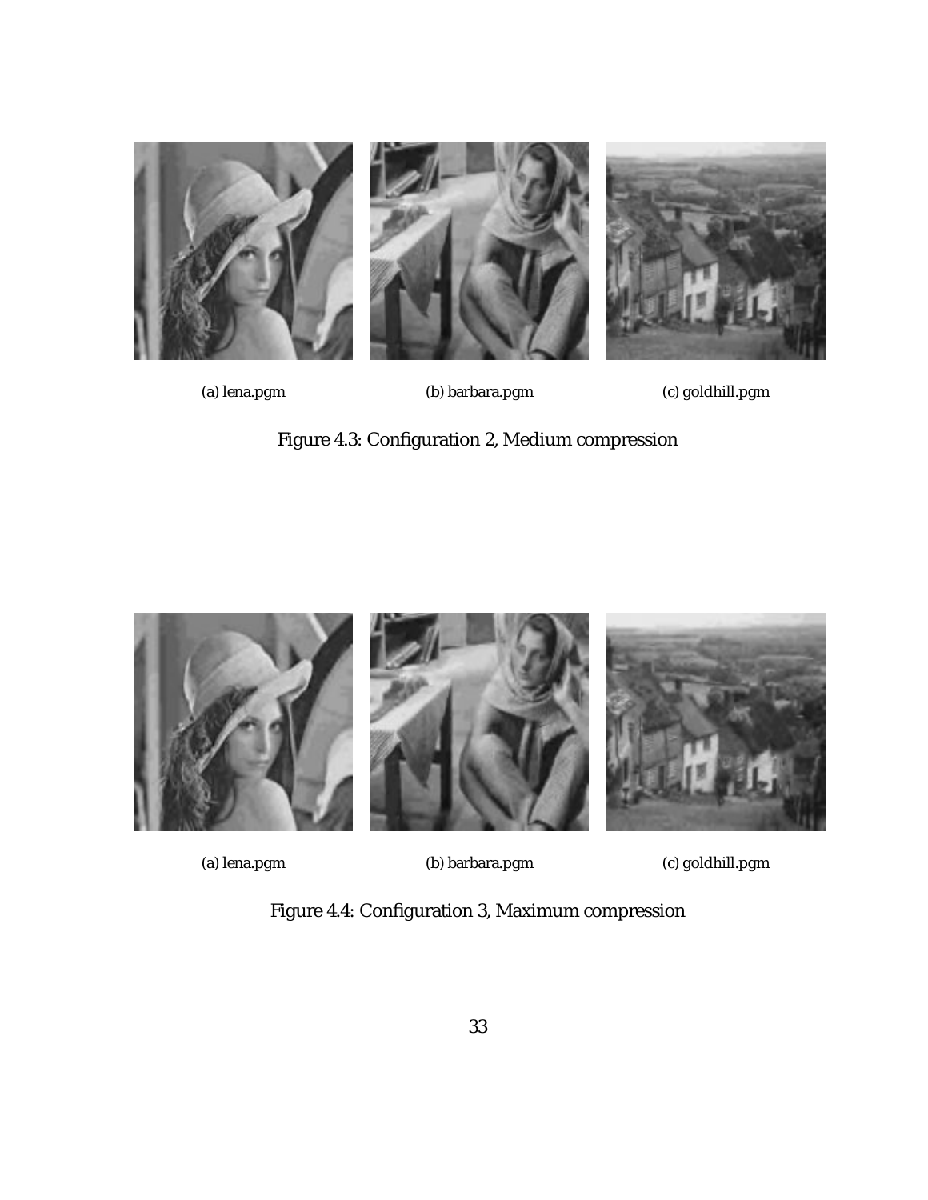(a) lena.pgm

(b) barbara.pgm

(c) goldhill.pgm

Figure 4.3: Configuration 2, Medium compression

(a) lena.pgm

(b) barbara.pgm

(c) goldhill.pgm

Figure 4.4: Configuration 3, Maximum compression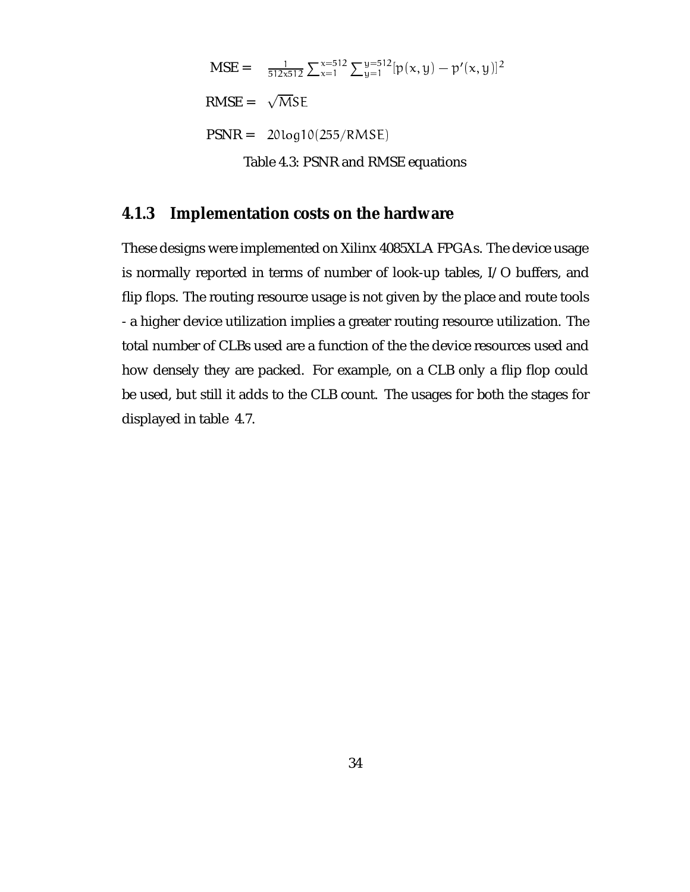$$\text{MSE} = \frac{1}{512x512} \sum_{x=1}^{x=512} \sum_{y=1}^{y=512} [p(x,y) - p'(x,y)]^2$$

$$\text{RMSE} = \sqrt{MSE}$$

$$\text{PSNR} = 20log10(255/RMSE)$$

Table 4.3: PSNR and RMSE equations

### 4.1.3 Implementation costs on the hardware

These designs were implemented on Xilinx 4085XLA FPGAs. The device usage is normally reported in terms of number of look-up tables, I/O buffers, and flip flops. The routing resource usage is not given by the place and route tools - a higher device utilization implies a greater routing resource utilization. The total number of CLBs used are a function of the the device resources used and how densely they are packed. For example, on a CLB only a flip flop could be used, but still it adds to the CLB count. The usages for both the stages for displayed in table 4.7.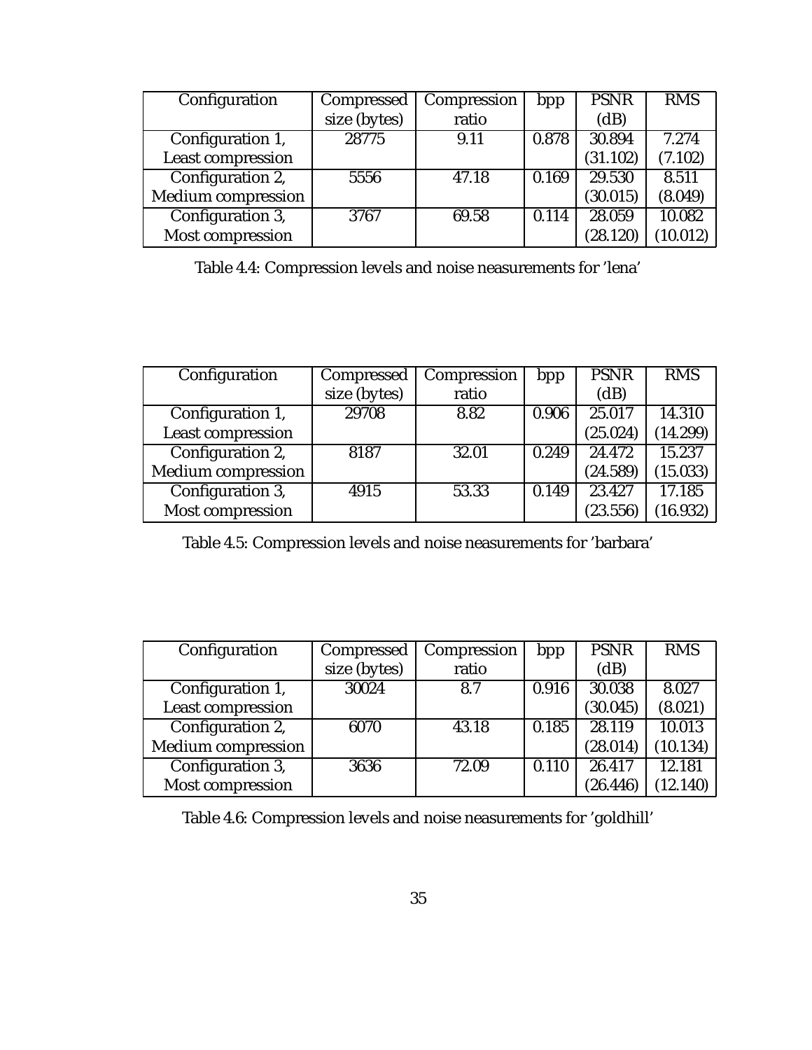| Configuration | Compressed size (bytes) | Compression ratio | bpp | PSNR (dB) | RMS |
|---|---|---|---|---|---|
| Configuration 1, Least compression | 28775 | 9.11 | 0.878 | 30.894 (31.102) | 7.274 (7.102) |
| Configuration 2, Medium compression | 5556 | 47.18 | 0.169 | 29.530 (30.015) | 8.511 (8.049) |
| Configuration 3, Most compression | 3767 | 69.58 | 0.114 | 28.059 (28.120) | 10.082 (10.012) |

Table 4.4: Compression levels and noise neasurements for 'lena'

| Configuration | Compressed size (bytes) | Compression ratio | bpp | PSNR (dB) | RMS |
|---|---|---|---|---|---|
| Configuration 1, Least compression | 29708 | 8.82 | 0.906 | 25.017 (25.024) | 14.310 (14.299) |
| Configuration 2, Medium compression | 8187 | 32.01 | 0.249 | 24.472 (24.589) | 15.237 (15.033) |
| Configuration 3, Most compression | 4915 | 53.33 | 0.149 | 23.427 (23.556) | 17.185 (16.932) |

Table 4.5: Compression levels and noise neasurements for 'barbara'

| Configuration | Compressed size (bytes) | Compression ratio | bpp | PSNR (dB) | RMS |
|---|---|---|---|---|---|
| Configuration 1, Least compression | 30024 | 8.7 | 0.916 | 30.038 (30.045) | 8.027 (8.021) |
| Configuration 2, Medium compression | 6070 | 43.18 | 0.185 | 28.119 (28.014) | 10.013 (10.134) |
| Configuration 3, Most compression | 3636 | 72.09 | 0.110 | 26.417 (26.446) | 12.181 (12.140) |

Table 4.6: Compression levels and noise neasurements for 'goldhill'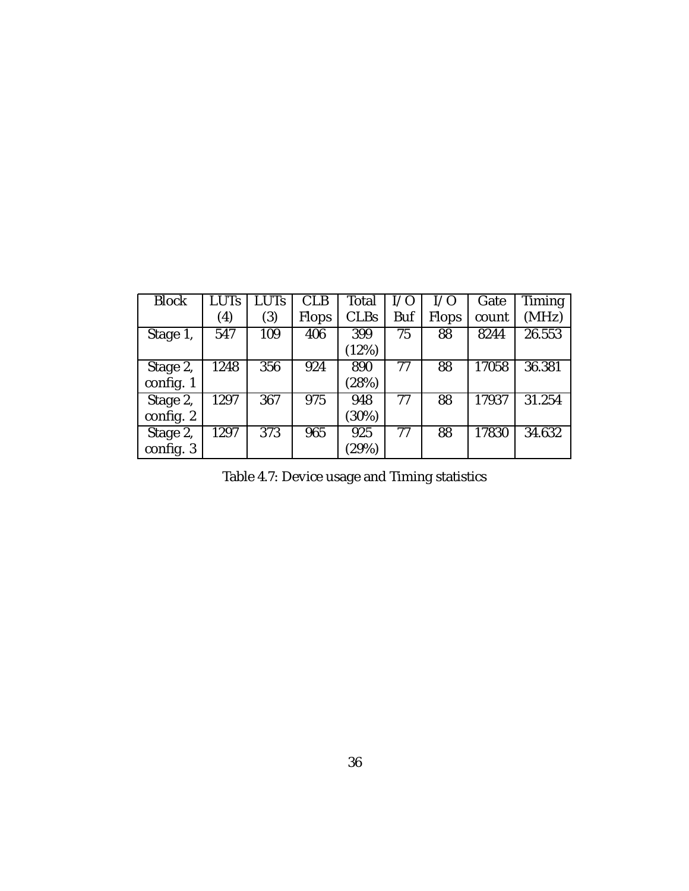| Block | LUTs (4) | LUTs (3) | CLB Flops | Total CLBs | I/O Buf | I/O Flops | Gate count | Timing (MHz) |
|---|---|---|---|---|---|---|---|---|
| Stage 1, | 547 | 109 | 406 | 399 (12%) | 75 | 88 | 8244 | 26.553 |
| Stage 2, config. 1 | 1248 | 356 | 924 | 890 (28%) | 77 | 88 | 17058 | 36.381 |
| Stage 2, config. 2 | 1297 | 367 | 975 | 948 (30%) | 77 | 88 | 17937 | 31.254 |
| Stage 2, config. 3 | 1297 | 373 | 965 | 925 (29%) | 77 | 88 | 17830 | 34.632 |

Table 4.7: Device usage and Timing statistics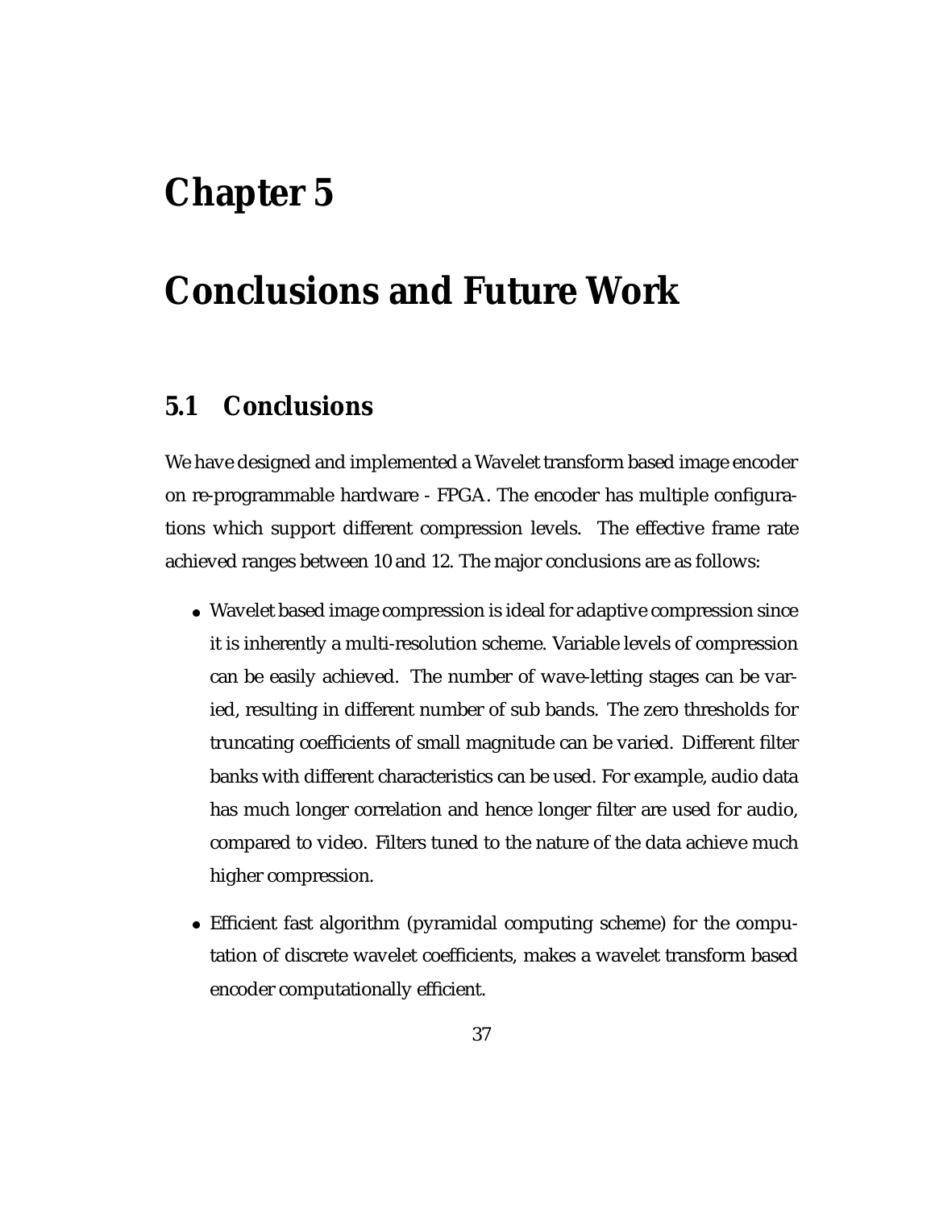# Chapter 5

# Conclusions and Future Work

## 5.1 Conclusions

We have designed and implemented a Wavelet transform based image encoder on re-programmable hardware - FPGA. The encoder has multiple configurations which support different compression levels. The effective frame rate achieved ranges between 10 and 12. The major conclusions are as follows:

- Wavelet based image compression is ideal for adaptive compression since it is inherently a multi-resolution scheme. Variable levels of compression can be easily achieved. The number of wave-letting stages can be varied, resulting in different number of sub bands. The zero thresholds for truncating coefficients of small magnitude can be varied. Different filter banks with different characteristics can be used. For example, audio data has much longer correlation and hence longer filter are used for audio, compared to video. Filters tuned to the nature of the data achieve much higher compression.

- Efficient fast algorithm (pyramidal computing scheme) for the computation of discrete wavelet coefficients, makes a wavelet transform based encoder computationally efficient.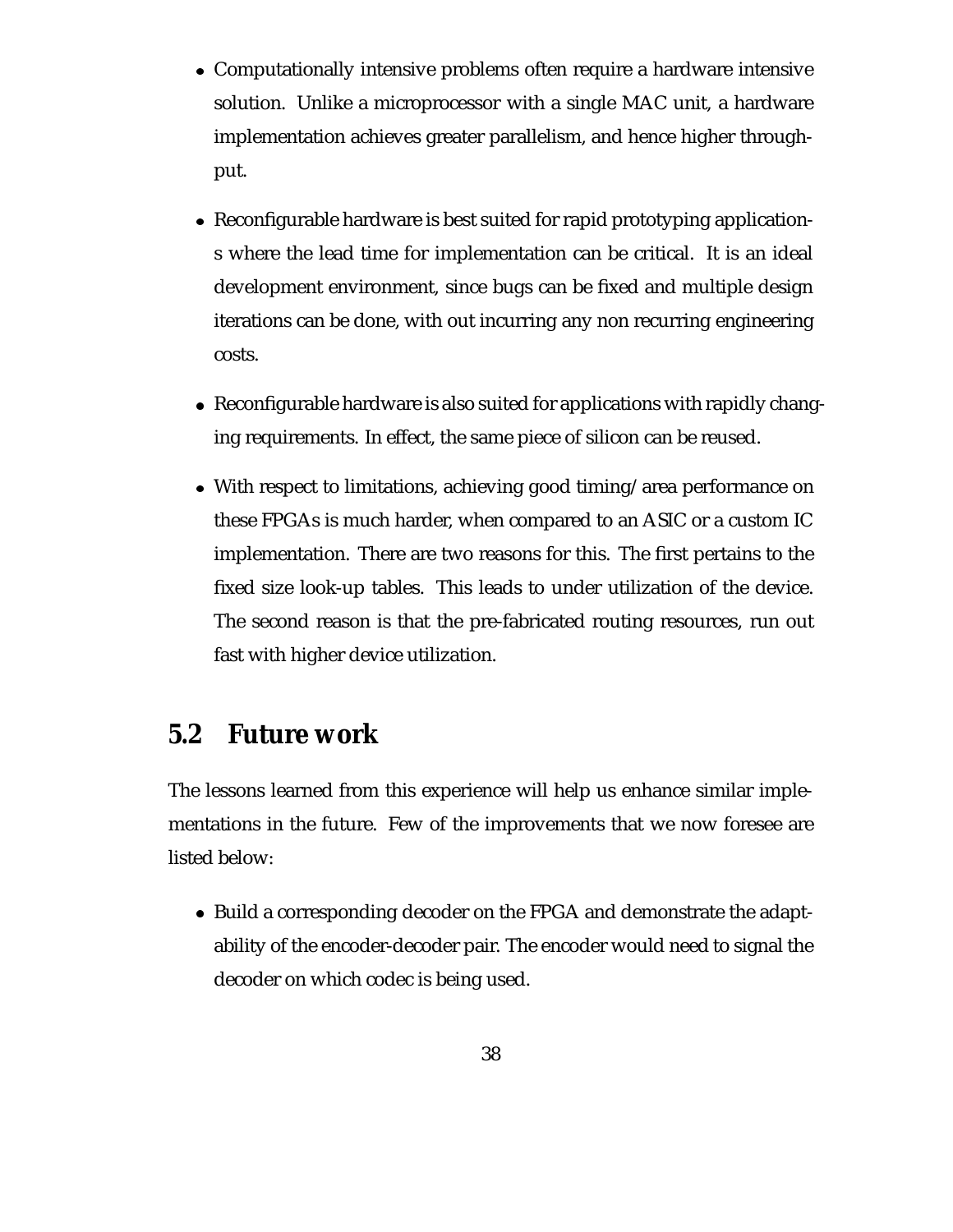- Computationally intensive problems often require a hardware intensive solution. Unlike a microprocessor with a single MAC unit, a hardware implementation achieves greater parallelism, and hence higher throughput.

- Reconfigurable hardware is best suited for rapid prototyping applications where the lead time for implementation can be critical. It is an ideal development environment, since bugs can be fixed and multiple design iterations can be done, with out incurring any non recurring engineering costs.

- Reconfigurable hardware is also suited for applications with rapidly changing requirements. In effect, the same piece of silicon can be reused.

- With respect to limitations, achieving good timing/area performance on these FPGAs is much harder, when compared to an ASIC or a custom IC implementation. There are two reasons for this. The first pertains to the fixed size look-up tables. This leads to under utilization of the device. The second reason is that the pre-fabricated routing resources, run out fast with higher device utilization.

## 5.2 Future work

The lessons learned from this experience will help us enhance similar implementations in the future. Few of the improvements that we now foresee are listed below:

- Build a corresponding decoder on the FPGA and demonstrate the adaptability of the encoder-decoder pair. The encoder would need to signal the decoder on which codec is being used.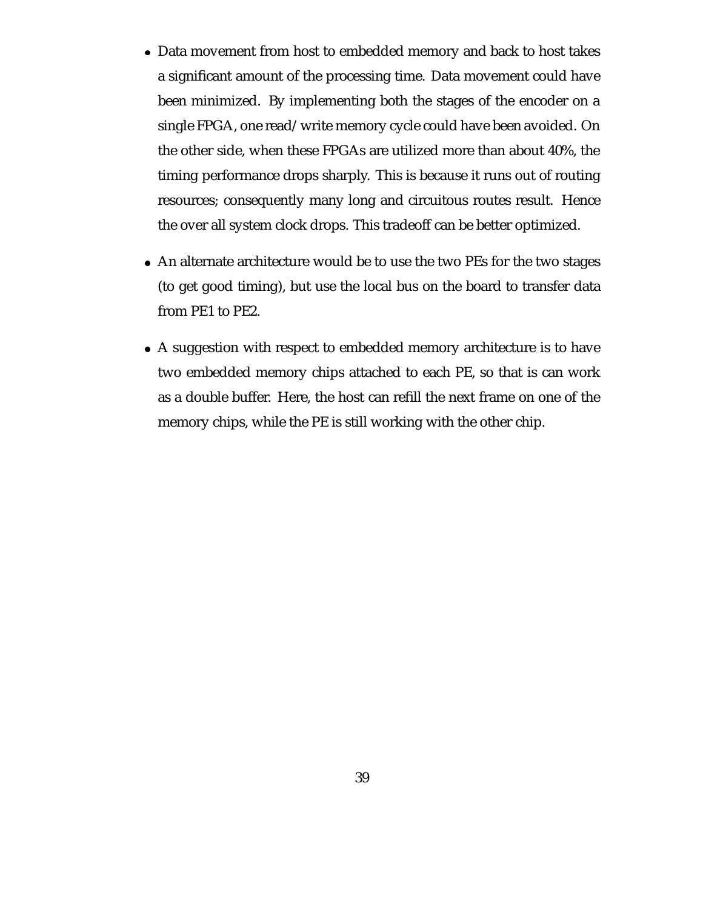- Data movement from host to embedded memory and back to host takes a significant amount of the processing time. Data movement could have been minimized. By implementing both the stages of the encoder on a single FPGA, one read/write memory cycle could have been avoided. On the other side, when these FPGAs are utilized more than about 40%, the timing performance drops sharply. This is because it runs out of routing resources; consequently many long and circuitous routes result. Hence the over all system clock drops. This tradeoff can be better optimized.

- An alternate architecture would be to use the two PEs for the two stages (to get good timing), but use the local bus on the board to transfer data from PE1 to PE2.

- A suggestion with respect to embedded memory architecture is to have two embedded memory chips attached to each PE, so that is can work as a double buffer. Here, the host can refill the next frame on one of the memory chips, while the PE is still working with the other chip.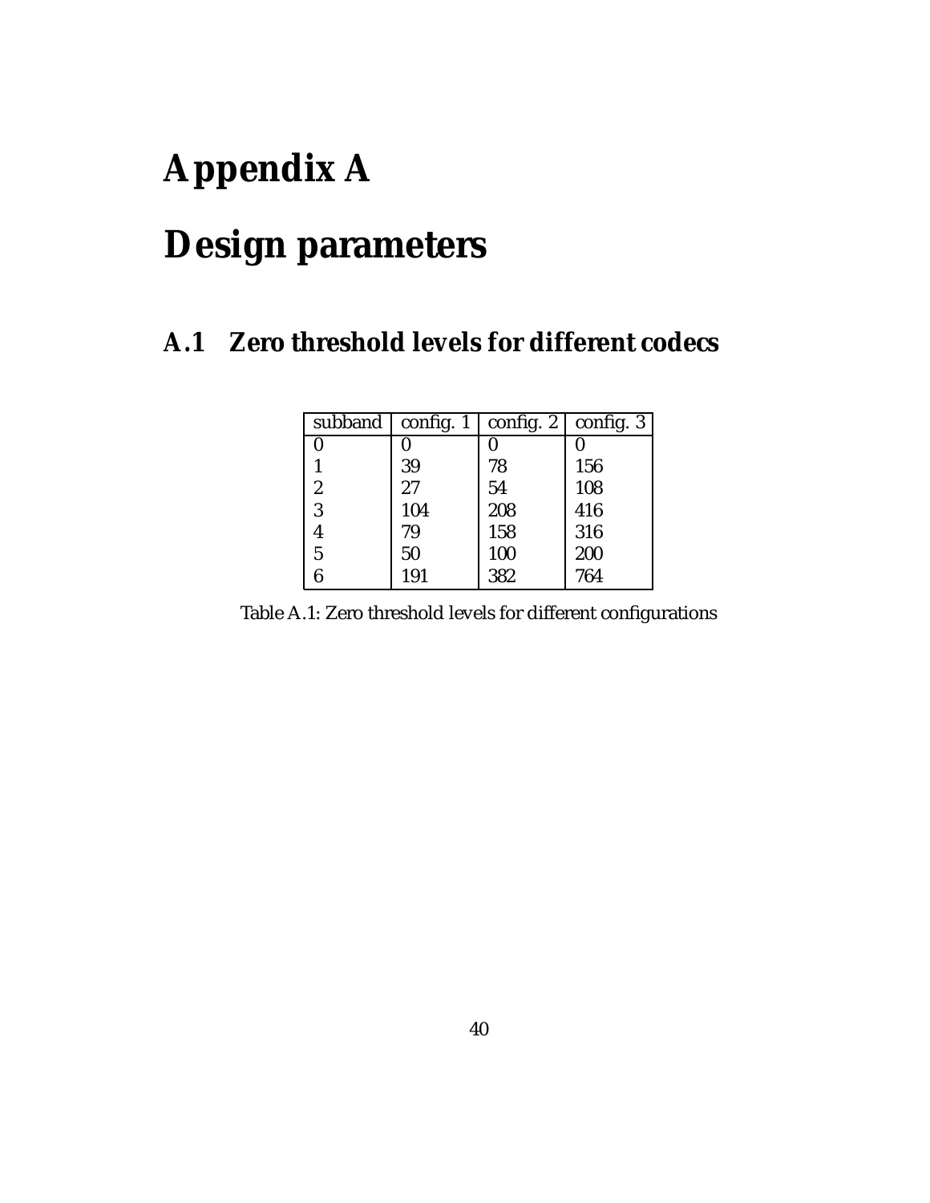# Appendix A

# Design parameters

## A.1 Zero threshold levels for different codecs

| subband | config. 1 | config. 2 | config. 3 |
|---|---|---|---|
| 0 | 0 | 0 | 0 |
| 1 | 39 | 78 | 156 |
| 2 | 27 | 54 | 108 |
| 3 | 104 | 208 | 416 |
| 4 | 79 | 158 | 316 |
| 5 | 50 | 100 | 200 |
| 6 | 191 | 382 | 764 |

Table A.1: Zero threshold levels for different configurations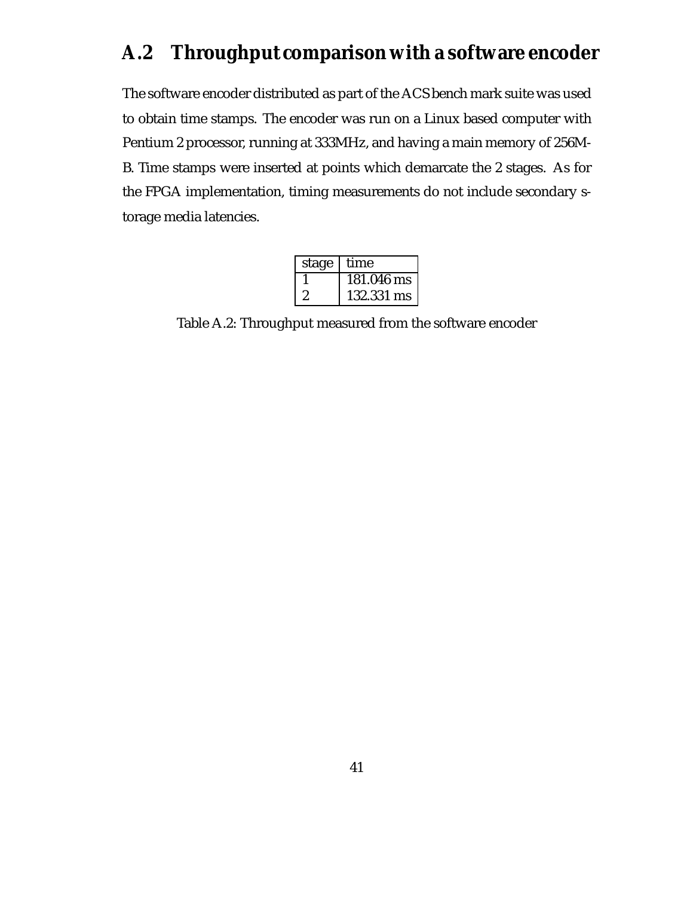## A.2 Throughput comparison with a software encoder

The software encoder distributed as part of the ACS bench mark suite was used to obtain time stamps. The encoder was run on a Linux based computer with Pentium 2 processor, running at 333MHz, and having a main memory of 256MB. Time stamps were inserted at points which demarcate the 2 stages. As for the FPGA implementation, timing measurements do not include secondary storage media latencies.

| stage | time |
|---|---|
| 1 | 181.046 ms |
| 2 | 132.331 ms |

Table A.2: Throughput measured from the software encoder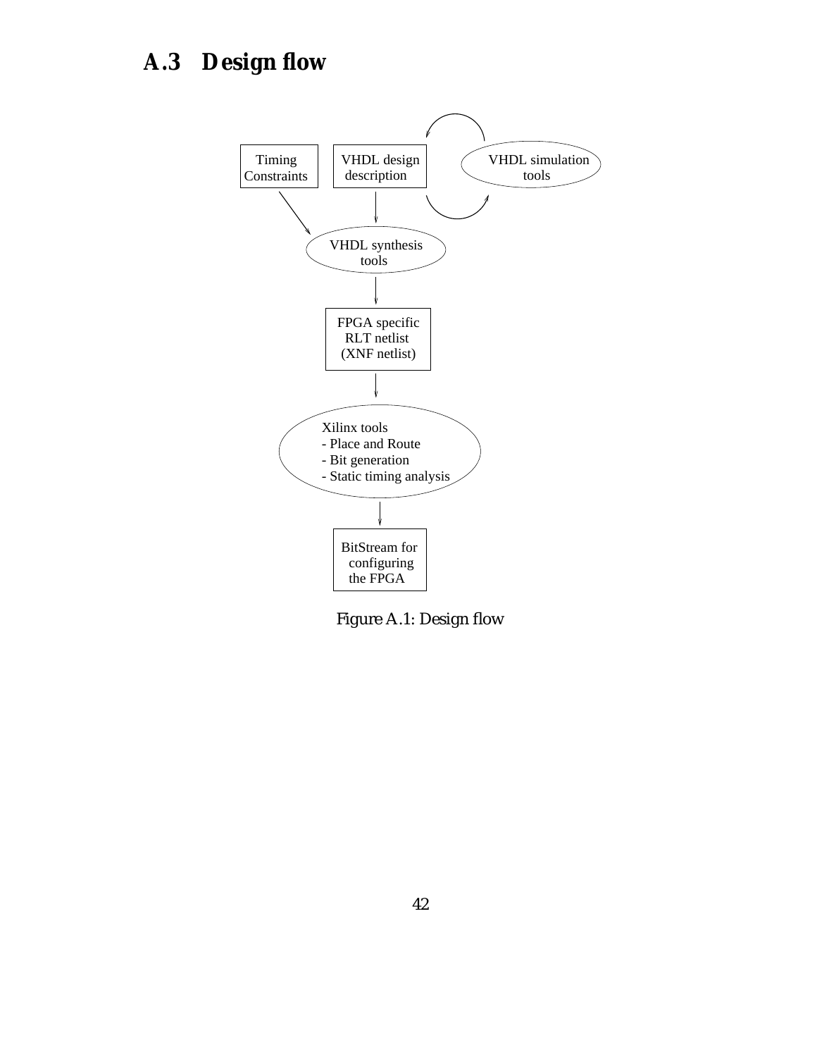## A.3 Design flow

Timing Constraints

VHDL design description

VHDL simulation tools

VHDL synthesis tools

FPGA specific RLT netlist (XNF netlist)

Xilinx tools
- Place and Route
- Bit generation
- Static timing analysis

BitStream for configuring the FPGA

Figure A.1: Design flow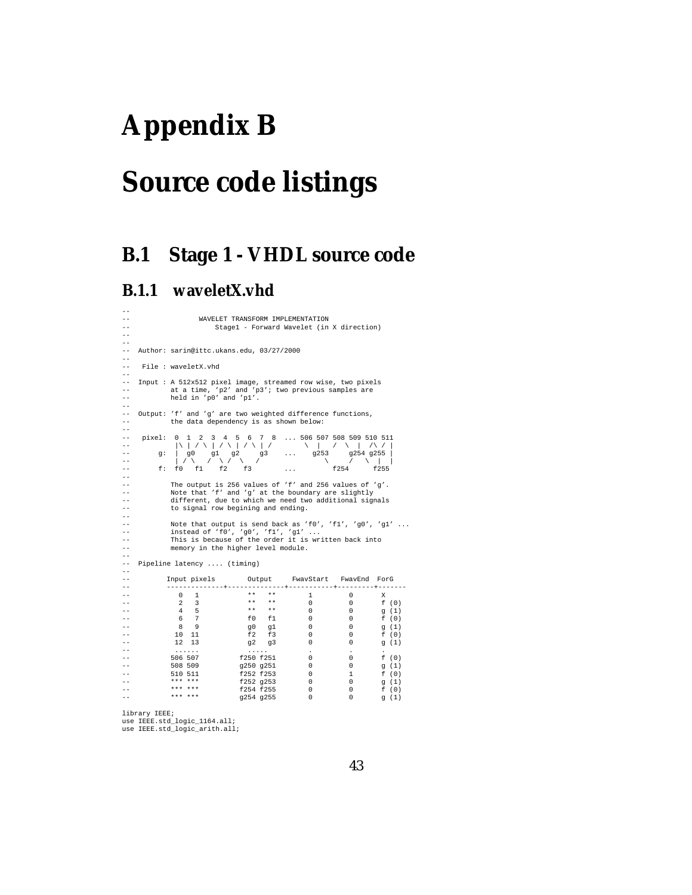# Appendix B

# Source code listings

## B.1 Stage 1 - VHDL source code

### B.1.1 waveletX.vhd

```
--
--                WAVELET TRANSFORM IMPLEMENTATION
--                    Stage1 - Forward Wavelet (in X direction)
--
--
--  Author: sarin@ittc.ukans.edu, 03/27/2000
--
--   File : waveletX.vhd
--
--  Input : A 512x512 pixel image, streamed row wise, two pixels
--          at a time, 'p2' and 'p3'; two previous samples are
--          held in 'p0' and 'p1'.
--
--  Output: 'f' and 'g' are two weighted difference functions,
--          the data dependency is as shown below:
--
--   pixel:  0  1  2  3  4  5  6  7  8  ... 506 507 508 509 510 511
--           |\ | / \ | / \ | / \ | /        \  |   /  \  |  /\ / |
--       g:  |  g0    g1   g2     g3    ...    g253     g254 g255 |
--           | / \   /  \ /  \   /                \     /   \  |  |
--       f:  f0   f1    f2    f3        ...         f254      f255
--
--          The output is 256 values of 'f' and 256 values of 'g'.
--          Note that 'f' and 'g' at the boundary are slightly
--          different, due to which we need two additional signals
--          to signal row begining and ending.
--
--          Note that output is send back as 'f0', 'f1', 'g0', 'g1' ...
--          instead of 'f0', 'g0', 'f1', 'g1' ...
--          This is because of the order it is written back into
--          memory in the higher level module.
--
--  Pipeline latency .... (timing)
--
--         Input pixels        Output     FwavStart   FwavEnd  ForG
--         --------------+--------------+-----------+---------+-------
--            0   1            **   **        1         0       X
--            2   3            **   **        0         0       f (0)
--            4   5            **   **        0         0       g (1)
--            6   7          f0   f1        0         0       f (0)
--            8   9          g0   g1        0         0       g (1)
--           10  11          f2   f3        0         0       f (0)
--           12  13          g2   g3        0         0       g (1)
--            ......           .....          .         .       .
--          506 507         f250 f251       0         0       f (0)
--          508 509         g250 g251       0         0       g (1)
--          510 511         f252 f253       0         1       f (0)
--          *** ***         f252 g253       0         0       g (1)
--          *** ***         f254 f255       0         0       f (0)
--          *** ***         g254 g255       0         0       g (1)

library IEEE;
use IEEE.std_logic_1164.all;
use IEEE.std_logic_arith.all;
```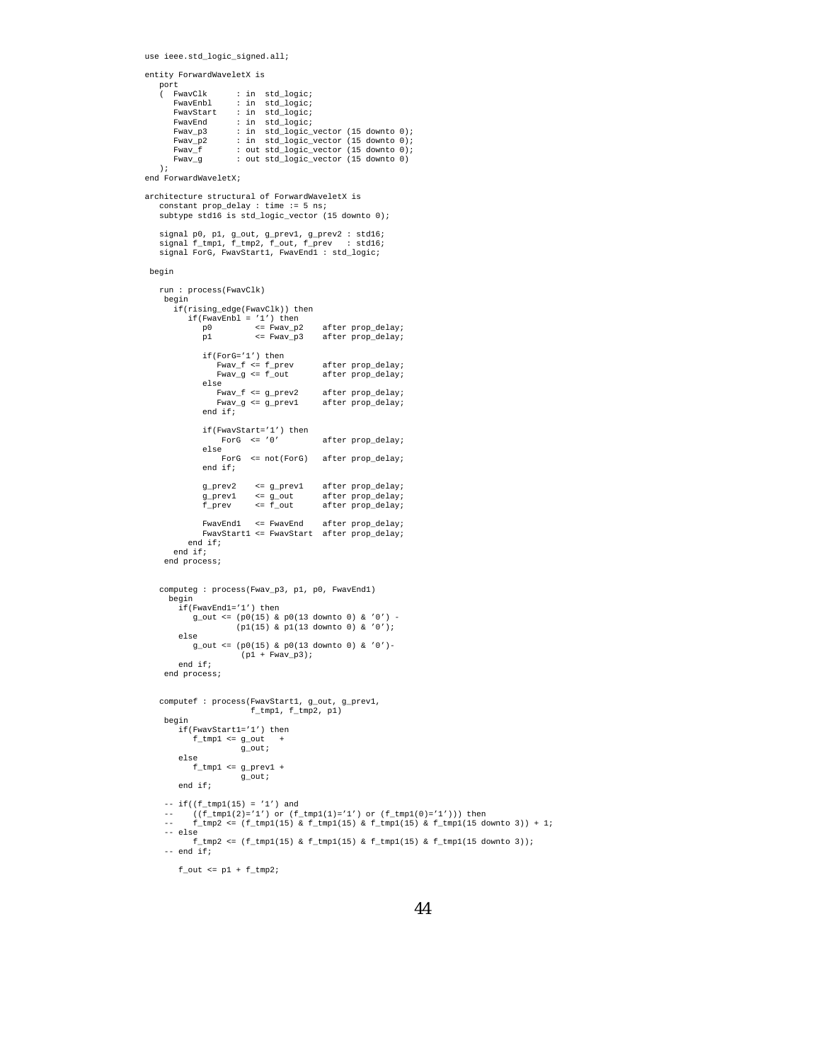```
use ieee.std_logic_signed.all;

entity ForwardWaveletX is
   port
   (  FwavClk      : in  std_logic;
      FwavEnbl     : in  std_logic;
      FwavStart    : in  std_logic;
      FwavEnd      : in  std_logic;
      Fwav_p3      : in  std_logic_vector (15 downto 0);
      Fwav_p2      : in  std_logic_vector (15 downto 0);
      Fwav_f       : out std_logic_vector (15 downto 0);
      Fwav_g       : out std_logic_vector (15 downto 0)
   );
end ForwardWaveletX;

architecture structural of ForwardWaveletX is
   constant prop_delay : time := 5 ns;
   subtype std16 is std_logic_vector (15 downto 0);

   signal p0, p1, g_out, g_prev1, g_prev2 : std16;
   signal f_tmp1, f_tmp2, f_out, f_prev   : std16;
   signal ForG, FwavStart1, FwavEnd1 : std_logic;

 begin

   run : process(FwavClk)
    begin
      if(rising_edge(FwavClk)) then
         if(FwavEnbl = '1') then
            p0         <= Fwav_p2    after prop_delay;
            p1         <= Fwav_p3    after prop_delay;

            if(ForG='1') then
               Fwav_f <= f_prev      after prop_delay;
               Fwav_g <= f_out       after prop_delay;
            else
               Fwav_f <= g_prev2     after prop_delay;
               Fwav_g <= g_prev1     after prop_delay;
            end if;

            if(FwavStart='1') then
                ForG  <= '0'         after prop_delay;
            else
                ForG  <= not(ForG)   after prop_delay;
            end if;

            g_prev2    <= g_prev1    after prop_delay;
            g_prev1    <= g_out      after prop_delay;
            f_prev     <= f_out      after prop_delay;

            FwavEnd1   <= FwavEnd    after prop_delay;
            FwavStart1 <= FwavStart  after prop_delay;
         end if;
      end if;
    end process;


   computeg : process(Fwav_p3, p1, p0, FwavEnd1)
     begin
       if(FwavEnd1='1') then
          g_out <= (p0(15) & p0(13 downto 0) & '0') -
                   (p1(15) & p1(13 downto 0) & '0');
       else
          g_out <= (p0(15) & p0(13 downto 0) & '0')-
                    (p1 + Fwav_p3);
       end if;
    end process;


   computef : process(FwavStart1, g_out, g_prev1,
                      f_tmp1, f_tmp2, p1)
    begin
       if(FwavStart1='1') then
          f_tmp1 <= g_out   +
                    g_out;
       else
          f_tmp1 <= g_prev1 +
                    g_out;
       end if;

    -- if((f_tmp1(15) = '1') and
    --    ((f_tmp1(2)='1') or (f_tmp1(1)='1') or (f_tmp1(0)='1'))) then
    --    f_tmp2 <= (f_tmp1(15) & f_tmp1(15) & f_tmp1(15) & f_tmp1(15 downto 3)) + 1;
    -- else
          f_tmp2 <= (f_tmp1(15) & f_tmp1(15) & f_tmp1(15) & f_tmp1(15 downto 3));
    -- end if;

       f_out <= p1 + f_tmp2;
```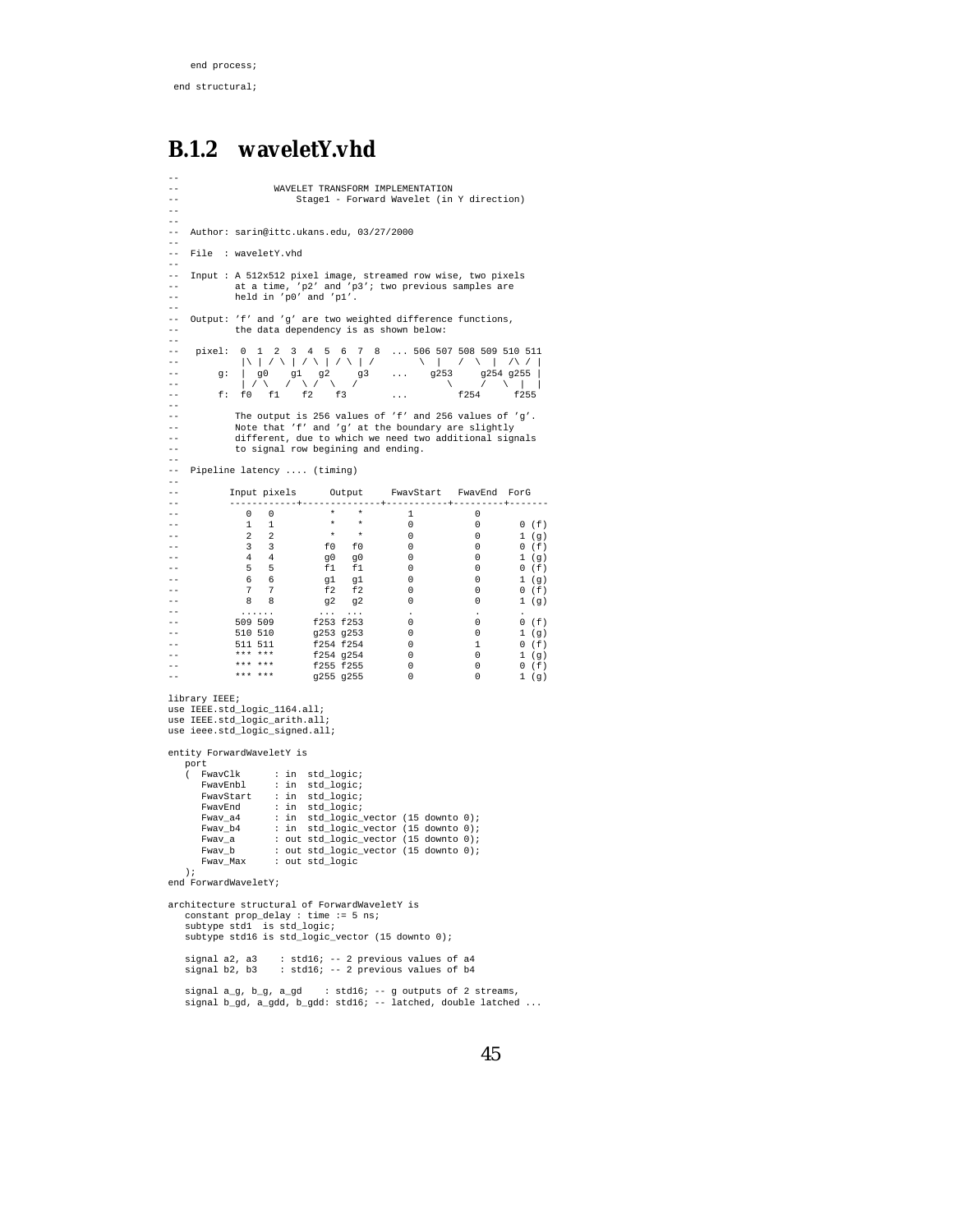```
    end process;

 end structural;
```

### B.1.2 waveletY.vhd

```
--
--                WAVELET TRANSFORM IMPLEMENTATION
--                    Stage1 - Forward Wavelet (in Y direction)
--
--
--  Author: sarin@ittc.ukans.edu, 03/27/2000
--
--  File  : waveletY.vhd
--
--  Input : A 512x512 pixel image, streamed row wise, two pixels
--          at a time, 'p2' and 'p3'; two previous samples are
--          held in 'p0' and 'p1'.
--
--  Output: 'f' and 'g' are two weighted difference functions,
--          the data dependency is as shown below:
--
--   pixel:  0  1  2  3  4  5  6  7  8  ... 506 507 508 509 510 511
--           |\ | / \ | / \ | / \ | /        \  |   /  \  |  /\ / |
--       g:  |  g0    g1   g2     g3    ...    g253     g254 g255 |
--           | / \   / \ /  \   /              \     /   \  |  |
--       f:  f0   f1    f2    f3        ...         f254      f255
--
--          The output is 256 values of 'f' and 256 values of 'g'.
--          Note that 'f' and 'g' at the boundary are slightly
--          different, due to which we need two additional signals
--          to signal row begining and ending.
--
--  Pipeline latency .... (timing)
--
--         Input pixels      Output     FwavStart   FwavEnd  ForG
--         ------------+--------------+-----------+---------+-------
--            0   0          *    *        1           0
--            1   1          *    *        0           0       0 (f)
--            2   2          *    *        0           0       1 (g)
--            3   3         f0   f0        0           0       0 (f)
--            4   4         g0   g0        0           0       1 (g)
--            5   5         f1   f1        0           0       0 (f)
--            6   6         g1   g1        0           0       1 (g)
--            7   7         f2   f2        0           0       0 (f)
--            8   8         g2   g2        0           0       1 (g)
--           ......         ...  ...       .           .       .
--          509 509       f253 f253        0           0       0 (f)
--          510 510       g253 g253        0           0       1 (g)
--          511 511       f254 f254        0           1       0 (f)
--          *** ***       f254 g254        0           0       1 (g)
--          *** ***       f255 f255        0           0       0 (f)
--          *** ***       g255 g255        0           0       1 (g)

library IEEE;
use IEEE.std_logic_1164.all;
use IEEE.std_logic_arith.all;
use ieee.std_logic_signed.all;

entity ForwardWaveletY is
   port
   (  FwavClk      : in  std_logic;
      FwavEnbl     : in  std_logic;
      FwavStart    : in  std_logic;
      FwavEnd      : in  std_logic;
      Fwav_a4      : in  std_logic_vector (15 downto 0);
      Fwav_b4      : in  std_logic_vector (15 downto 0);
      Fwav_a       : out std_logic_vector (15 downto 0);
      Fwav_b       : out std_logic_vector (15 downto 0);
      Fwav_Max     : out std_logic
   );
end ForwardWaveletY;

architecture structural of ForwardWaveletY is
   constant prop_delay : time := 5 ns;
   subtype std1  is std_logic;
   subtype std16 is std_logic_vector (15 downto 0);

   signal a2, a3    : std16; -- 2 previous values of a4
   signal b2, b3    : std16; -- 2 previous values of b4

   signal a_g, b_g, a_gd    : std16; -- g outputs of 2 streams,
   signal b_gd, a_gdd, b_gdd: std16; -- latched, double latched ...
```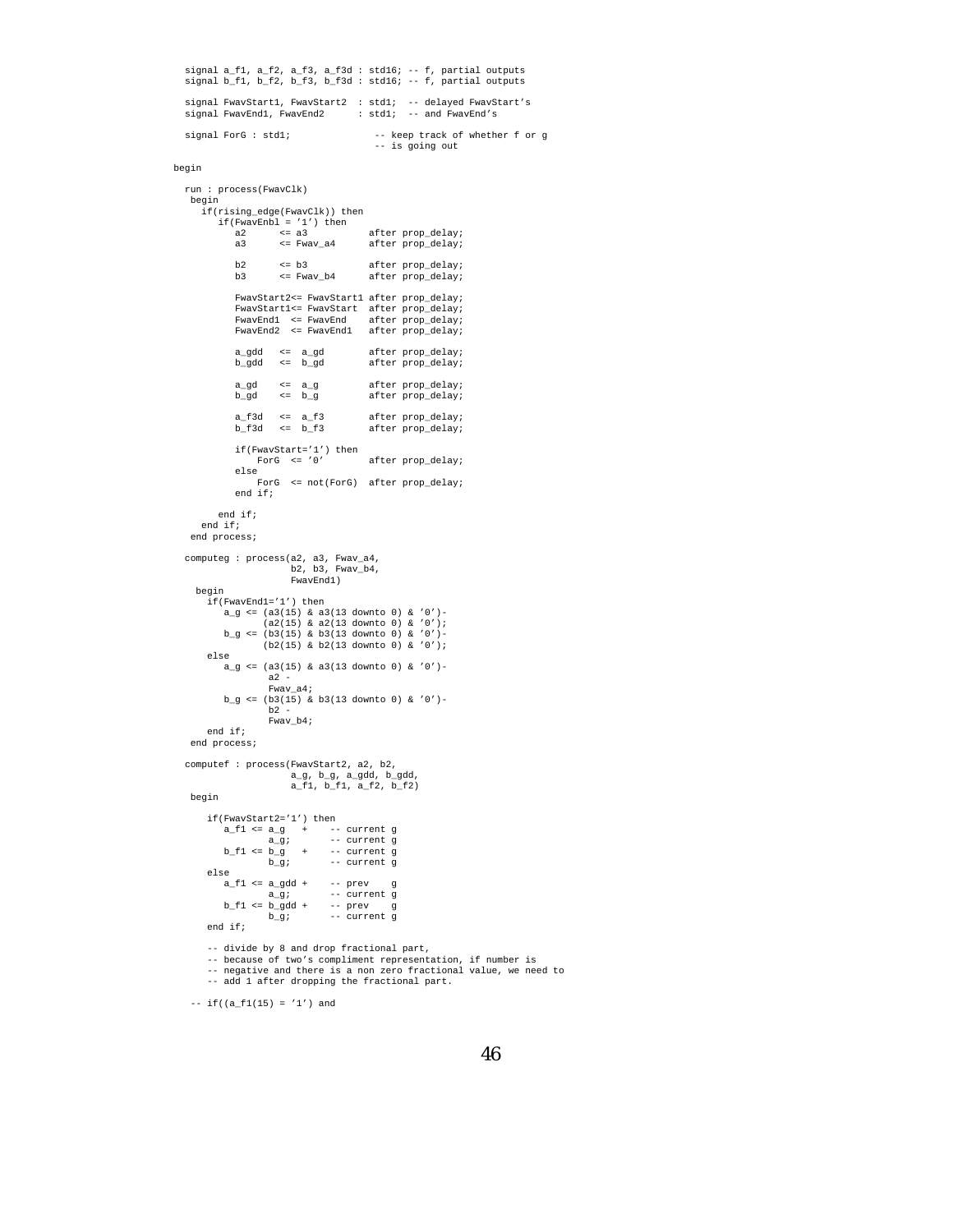```
  signal a_f1, a_f2, a_f3, a_f3d : std16; -- f, partial outputs
  signal b_f1, b_f2, b_f3, b_f3d : std16; -- f, partial outputs

  signal FwavStart1, FwavStart2  : std1;  -- delayed FwavStart's
  signal FwavEnd1, FwavEnd2      : std1;  -- and FwavEnd's

  signal ForG : std1;               -- keep track of whether f or g
                                    -- is going out

begin

  run : process(FwavClk)
   begin
     if(rising_edge(FwavClk)) then
        if(FwavEnbl = '1') then
           a2      <= a3          after prop_delay;
           a3      <= Fwav_a4     after prop_delay;

           b2      <= b3          after prop_delay;
           b3      <= Fwav_b4     after prop_delay;

           FwavStart2<= FwavStart1 after prop_delay;
           FwavStart1<= FwavStart  after prop_delay;
           FwavEnd1  <= FwavEnd    after prop_delay;
           FwavEnd2  <= FwavEnd1   after prop_delay;

           a_gdd   <=  a_gd        after prop_delay;
           b_gdd   <=  b_gd        after prop_delay;

           a_gd    <=  a_g         after prop_delay;
           b_gd    <=  b_g         after prop_delay;

           a_f3d   <=  a_f3        after prop_delay;
           b_f3d   <=  b_f3        after prop_delay;

           if(FwavStart='1') then
               ForG  <= '0'        after prop_delay;
           else
               ForG  <= not(ForG)  after prop_delay;
           end if;

        end if;
     end if;
   end process;

  computeg : process(a2, a3, Fwav_a4,
                     b2, b3, Fwav_b4,
                     FwavEnd1)
    begin
      if(FwavEnd1='1') then
         a_g <= (a3(15) & a3(13 downto 0) & '0')-
                (a2(15) & a2(13 downto 0) & '0');
         b_g <= (b3(15) & b3(13 downto 0) & '0')-
                (b2(15) & b2(13 downto 0) & '0');
      else
         a_g <= (a3(15) & a3(13 downto 0) & '0')-
                a2 -
                Fwav_a4;
         b_g <= (b3(15) & b3(13 downto 0) & '0')-
                b2 -
                Fwav_b4;
      end if;
   end process;

  computef : process(FwavStart2, a2, b2,
                     a_g, b_g, a_gdd, b_gdd,
                     a_f1, b_f1, a_f2, b_f2)
   begin

      if(FwavStart2='1') then
         a_f1 <= a_g   +    -- current g
                 a_g;       -- current g
         b_f1 <= b_g   +    -- current g
                 b_g;       -- current g
      else
         a_f1 <= a_gdd +    -- prev    g
                 a_g;       -- current g
         b_f1 <= b_gdd +    -- prev    g
                 b_g;       -- current g
      end if;

      -- divide by 8 and drop fractional part,
      -- because of two's compliment representation, if number is
      -- negative and there is a non zero fractional value, we need to
      -- add 1 after dropping the fractional part.

   -- if((a_f1(15) = '1') and
```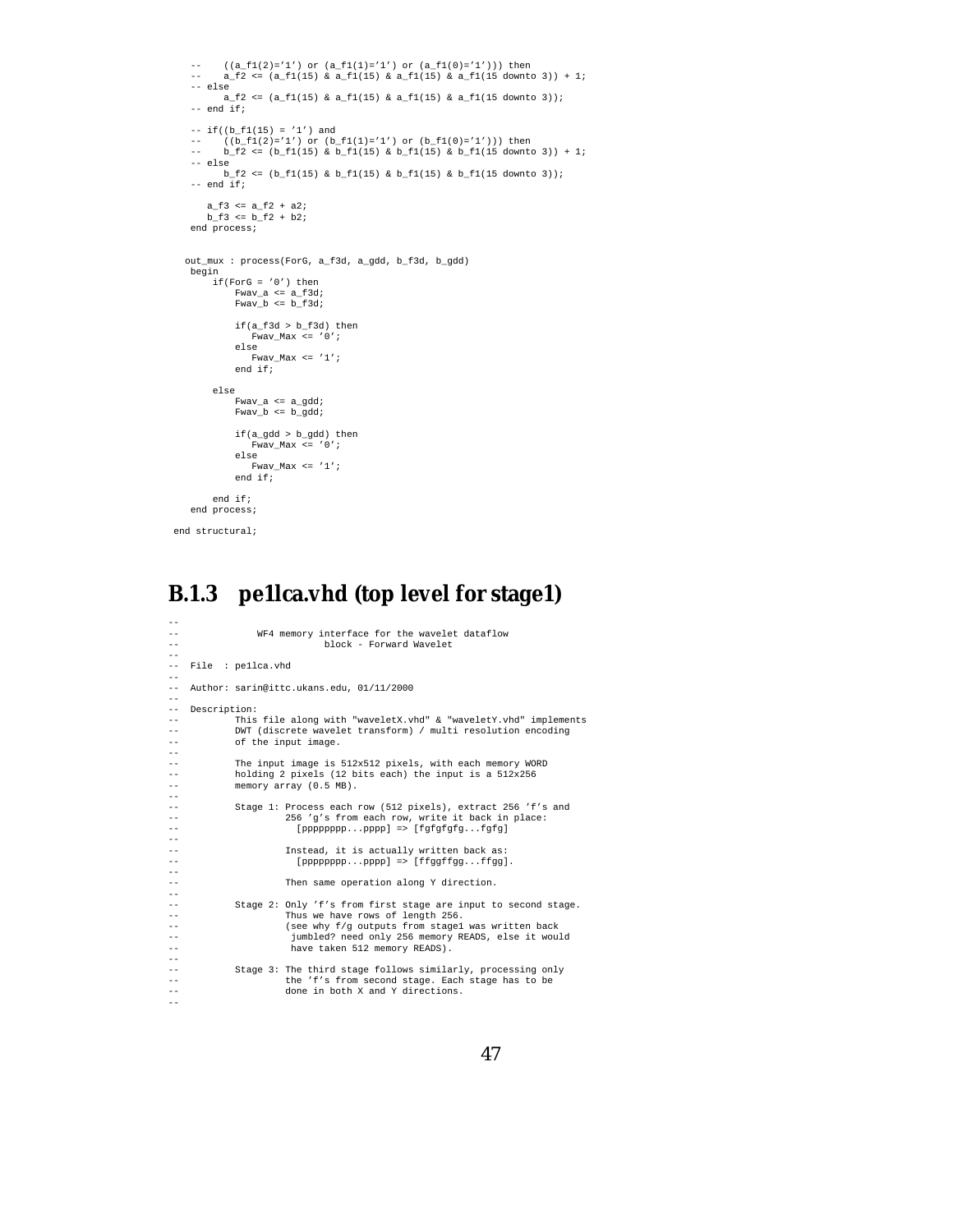```
    --    ((a_f1(2)='1') or (a_f1(1)='1') or (a_f1(0)='1'))) then
    --    a_f2 <= (a_f1(15) & a_f1(15) & a_f1(15) & a_f1(15 downto 3)) + 1;
    -- else
         a_f2 <= (a_f1(15) & a_f1(15) & a_f1(15) & a_f1(15 downto 3));
    -- end if;

    -- if((b_f1(15) = '1') and
    --    ((b_f1(2)='1') or (b_f1(1)='1') or (b_f1(0)='1'))) then
    --    b_f2 <= (b_f1(15) & b_f1(15) & b_f1(15) & b_f1(15 downto 3)) + 1;
    -- else
         b_f2 <= (b_f1(15) & b_f1(15) & b_f1(15) & b_f1(15 downto 3));
    -- end if;

       a_f3 <= a_f2 + a2;
       b_f3 <= b_f2 + b2;
    end process;


   out_mux : process(ForG, a_f3d, a_gdd, b_f3d, b_gdd)
    begin
        if(ForG = '0') then
            Fwav_a <= a_f3d;
            Fwav_b <= b_f3d;

            if(a_f3d > b_f3d) then
               Fwav_Max <= '0';
            else
               Fwav_Max <= '1';
            end if;

        else
            Fwav_a <= a_gdd;
            Fwav_b <= b_gdd;

            if(a_gdd > b_gdd) then
               Fwav_Max <= '0';
            else
               Fwav_Max <= '1';
            end if;

        end if;
    end process;

 end structural;
```

### B.1.3 pe1lca.vhd (top level for stage1)

```
--
--              WF4 memory interface for the wavelet dataflow
--                          block - Forward Wavelet
--
--  File  : pe1lca.vhd
--
--  Author: sarin@ittc.ukans.edu, 01/11/2000
--
--  Description:
--          This file along with "waveletX.vhd" & "waveletY.vhd" implements
--          DWT (discrete wavelet transform) / multi resolution encoding
--          of the input image.
--
--          The input image is 512x512 pixels, with each memory WORD
--          holding 2 pixels (12 bits each) the input is a 512x256
--          memory array (0.5 MB).
--
--          Stage 1: Process each row (512 pixels), extract 256 'f's and
--                   256 'g's from each row, write it back in place:
--                     [pppppppp...pppp] => [fgfgfgfg...fgfg]
--
--                   Instead, it is actually written back as:
--                     [pppppppp...pppp] => [ffggffgg...ffgg].
--
--                   Then same operation along Y direction.
--
--          Stage 2: Only 'f's from first stage are input to second stage.
--                   Thus we have rows of length 256.
--                   (see why f/g outputs from stage1 was written back
--                    jumbled? need only 256 memory READS, else it would
--                    have taken 512 memory READS).
--
--          Stage 3: The third stage follows similarly, processing only
--                   the 'f's from second stage. Each stage has to be
--                   done in both X and Y directions.
--
```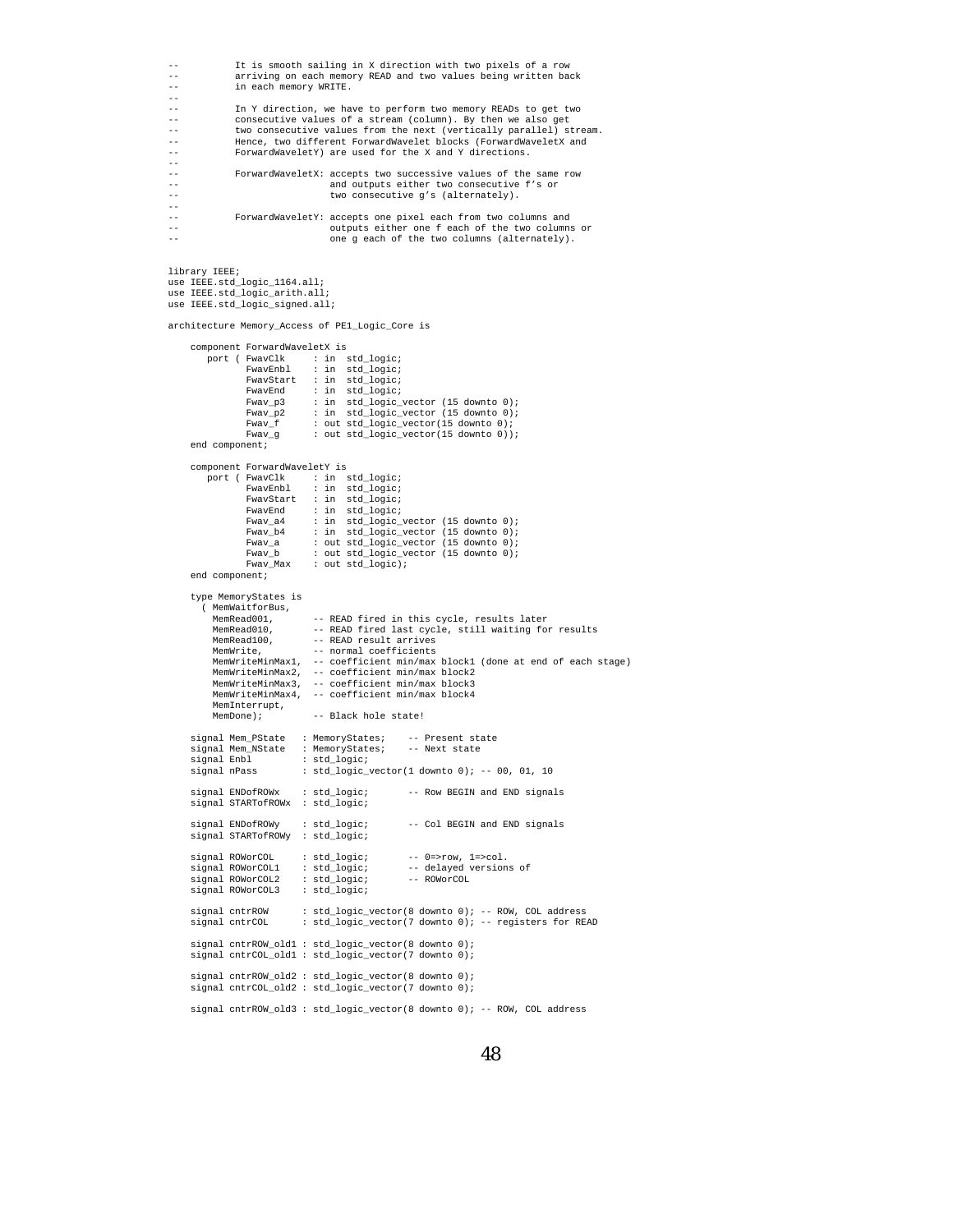```
--          It is smooth sailing in X direction with two pixels of a row
--          arriving on each memory READ and two values being written back
--          in each memory WRITE.
--
--          In Y direction, we have to perform two memory READs to get two
--          consecutive values of a stream (column). By then we also get
--          two consecutive values from the next (vertically parallel) stream.
--          Hence, two different ForwardWavelet blocks (ForwardWaveletX and
--          ForwardWaveletY) are used for the X and Y directions.
--
--          ForwardWaveletX: accepts two successive values of the same row
--                           and outputs either two consecutive f's or
--                           two consecutive g's (alternately).
--
--          ForwardWaveletY: accepts one pixel each from two columns and
--                           outputs either one f each of the two columns or
--                           one g each of the two columns (alternately).


library IEEE;
use IEEE.std_logic_1164.all;
use IEEE.std_logic_arith.all;
use IEEE.std_logic_signed.all;

architecture Memory_Access of PE1_Logic_Core is

    component ForwardWaveletX is
       port ( FwavClk     : in  std_logic;
              FwavEnbl    : in  std_logic;
              FwavStart   : in  std_logic;
              FwavEnd     : in  std_logic;
              Fwav_p3     : in  std_logic_vector (15 downto 0);
              Fwav_p2     : in  std_logic_vector (15 downto 0);
              Fwav_f      : out std_logic_vector(15 downto 0);
              Fwav_g      : out std_logic_vector(15 downto 0));
    end component;

    component ForwardWaveletY is
       port ( FwavClk     : in  std_logic;
              FwavEnbl    : in  std_logic;
              FwavStart   : in  std_logic;
              FwavEnd     : in  std_logic;
              Fwav_a4     : in  std_logic_vector (15 downto 0);
              Fwav_b4     : in  std_logic_vector (15 downto 0);
              Fwav_a      : out std_logic_vector (15 downto 0);
              Fwav_b      : out std_logic_vector (15 downto 0);
              Fwav_Max    : out std_logic);
    end component;

    type MemoryStates is
      ( MemWaitforBus,
        MemRead001,        -- READ fired in this cycle, results later
        MemRead010,        -- READ fired last cycle, still waiting for results
        MemRead100,        -- READ result arrives
        MemWrite,          -- normal coefficients
        MemWriteMinMax1,  -- coefficient min/max block1 (done at end of each stage)
        MemWriteMinMax2,  -- coefficient min/max block2
        MemWriteMinMax3,  -- coefficient min/max block3
        MemWriteMinMax4,  -- coefficient min/max block4
        MemInterrupt,
        MemDone);          -- Black hole state!

    signal Mem_PState   : MemoryStates;    -- Present state
    signal Mem_NState   : MemoryStates;    -- Next state
    signal Enbl         : std_logic;
    signal nPass        : std_logic_vector(1 downto 0); -- 00, 01, 10

    signal ENDofROWx    : std_logic;       -- Row BEGIN and END signals
    signal STARTofROWx  : std_logic;

    signal ENDofROWy    : std_logic;       -- Col BEGIN and END signals
    signal STARTofROWy  : std_logic;

    signal ROWorCOL     : std_logic;       -- 0=>row, 1=>col.
    signal ROWorCOL1    : std_logic;       -- delayed versions of
    signal ROWorCOL2    : std_logic;       -- ROWorCOL
    signal ROWorCOL3    : std_logic;

    signal cntrROW      : std_logic_vector(8 downto 0); -- ROW, COL address
    signal cntrCOL      : std_logic_vector(7 downto 0); -- registers for READ

    signal cntrROW_old1 : std_logic_vector(8 downto 0);
    signal cntrCOL_old1 : std_logic_vector(7 downto 0);

    signal cntrROW_old2 : std_logic_vector(8 downto 0);
    signal cntrCOL_old2 : std_logic_vector(7 downto 0);

    signal cntrROW_old3 : std_logic_vector(8 downto 0); -- ROW, COL address
```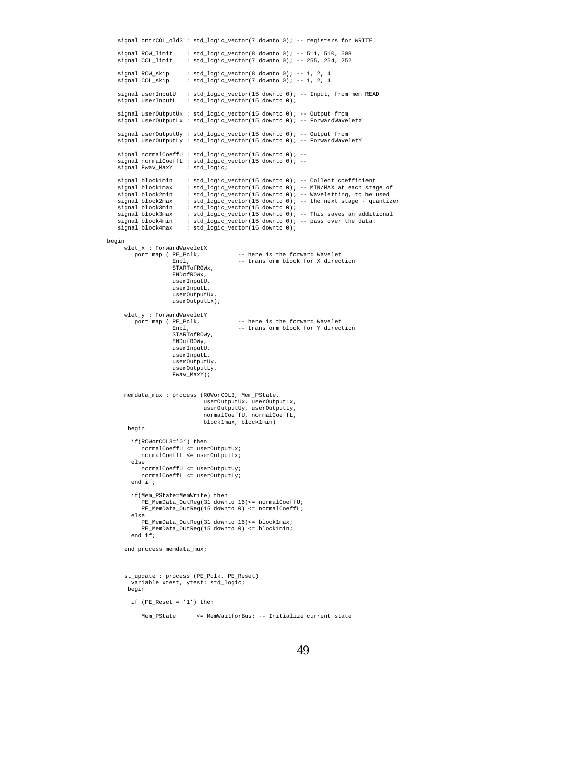```
   signal cntrCOL_old3 : std_logic_vector(7 downto 0); -- registers for WRITE.

   signal ROW_limit    : std_logic_vector(8 downto 0); -- 511, 510, 508
   signal COL_limit    : std_logic_vector(7 downto 0); -- 255, 254, 252

   signal ROW_skip     : std_logic_vector(8 downto 0); -- 1, 2, 4
   signal COL_skip     : std_logic_vector(7 downto 0); -- 1, 2, 4

   signal userInputU   : std_logic_vector(15 downto 0); -- Input, from mem READ
   signal userInputL   : std_logic_vector(15 downto 0);

   signal userOutputUx : std_logic_vector(15 downto 0); -- Output from
   signal userOutputLx : std_logic_vector(15 downto 0); -- ForwardWaveletX

   signal userOutputUy : std_logic_vector(15 downto 0); -- Output from
   signal userOutputLy : std_logic_vector(15 downto 0); -- ForwardWaveletY

   signal normalCoeffU : std_logic_vector(15 downto 0); --
   signal normalCoeffL : std_logic_vector(15 downto 0); --
   signal Fwav_MaxY    : std_logic;

   signal block1min    : std_logic_vector(15 downto 0); -- Collect coefficient
   signal block1max    : std_logic_vector(15 downto 0); -- MIN/MAX at each stage of
   signal block2min    : std_logic_vector(15 downto 0); -- Waveletting, to be used
   signal block2max    : std_logic_vector(15 downto 0); -- the next stage - quantizer
   signal block3min    : std_logic_vector(15 downto 0);
   signal block3max    : std_logic_vector(15 downto 0); -- This saves an additional
   signal block4min    : std_logic_vector(15 downto 0); -- pass over the data.
   signal block4max    : std_logic_vector(15 downto 0);

begin
     wlet_x : ForwardWaveletX
        port map ( PE_Pclk,           -- here is the forward Wavelet
                   Enbl,              -- transform block for X direction
                   STARTofROWx,
                   ENDofROWx,
                   userInputU,
                   userInputL,
                   userOutputUx,
                   userOutputLx);

     wlet_y : ForwardWaveletY
        port map ( PE_Pclk,           -- here is the forward Wavelet
                   Enbl,              -- transform block for Y direction
                   STARTofROWy,
                   ENDofROWy,
                   userInputU,
                   userInputL,
                   userOutputUy,
                   userOutputLy,
                   Fwav_MaxY);


     memdata_mux : process (ROWorCOL3, Mem_PState,
                            userOutputUx, userOutputLx,
                            userOutputUy, userOutputLy,
                            normalCoeffU, normalCoeffL,
                            block1max, block1min)
      begin

       if(ROWorCOL3='0') then
          normalCoeffU <= userOutputUx;
          normalCoeffL <= userOutputLx;
       else
          normalCoeffU <= userOutputUy;
          normalCoeffL <= userOutputLy;
       end if;

       if(Mem_PState=MemWrite) then
          PE_MemData_OutReg(31 downto 16)<= normalCoeffU;
          PE_MemData_OutReg(15 downto 0) <= normalCoeffL;
       else
          PE_MemData_OutReg(31 downto 16)<= block1max;
          PE_MemData_OutReg(15 downto 0) <= block1min;
       end if;

     end process memdata_mux;



     st_update : process (PE_Pclk, PE_Reset)
       variable xtest, ytest: std_logic;
      begin

       if (PE_Reset = '1') then

          Mem_PState      <= MemWaitforBus; -- Initialize current state
```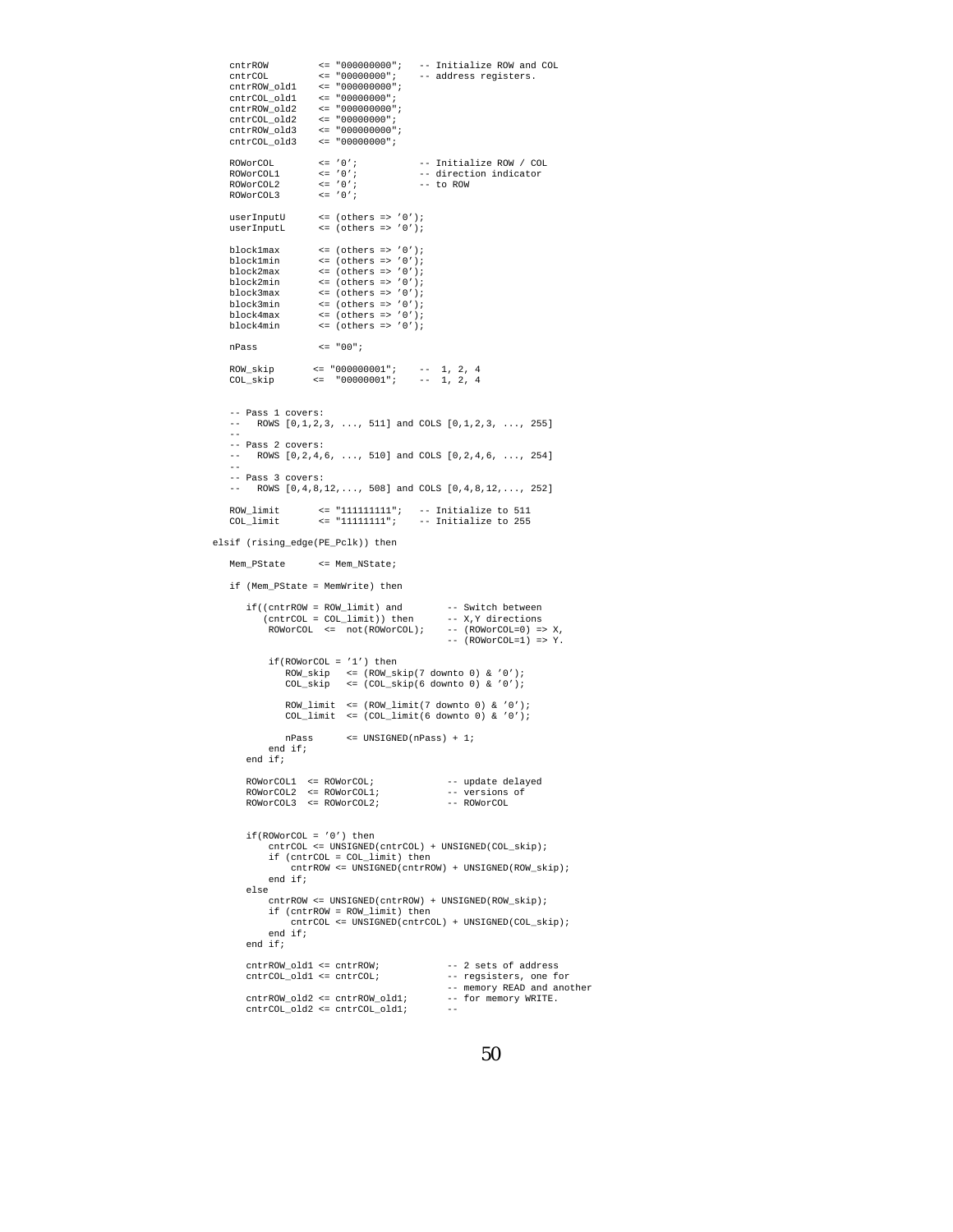```
   cntrROW         <= "000000000";   -- Initialize ROW and COL
   cntrCOL         <= "00000000";    -- address registers.
   cntrROW_old1    <= "000000000";
   cntrCOL_old1    <= "00000000";
   cntrROW_old2    <= "000000000";
   cntrCOL_old2    <= "00000000";
   cntrROW_old3    <= "000000000";
   cntrCOL_old3    <= "00000000";

   ROWorCOL        <= '0';           -- Initialize ROW / COL
   ROWorCOL1       <= '0';           -- direction indicator
   ROWorCOL2       <= '0';           -- to ROW
   ROWorCOL3       <= '0';

   userInputU      <= (others => '0');
   userInputL      <= (others => '0');

   block1max       <= (others => '0');
   block1min       <= (others => '0');
   block2max       <= (others => '0');
   block2min       <= (others => '0');
   block3max       <= (others => '0');
   block3min       <= (others => '0');
   block4max       <= (others => '0');
   block4min       <= (others => '0');

   nPass           <= "00";

   ROW_skip       <= "000000001";    --  1, 2, 4
   COL_skip       <=  "00000001";    --  1, 2, 4


   -- Pass 1 covers:
   --   ROWS [0,1,2,3, ..., 511] and COLS [0,1,2,3, ..., 255]
   --
   -- Pass 2 covers:
   --   ROWS [0,2,4,6, ..., 510] and COLS [0,2,4,6, ..., 254]
   --
   -- Pass 3 covers:
   --   ROWS [0,4,8,12,..., 508] and COLS [0,4,8,12,..., 252]

   ROW_limit       <= "111111111";   -- Initialize to 511
   COL_limit       <= "11111111";    -- Initialize to 255

elsif (rising_edge(PE_Pclk)) then

   Mem_PState      <= Mem_NState;

   if (Mem_PState = MemWrite) then

      if((cntrROW = ROW_limit) and        -- Switch between
         (cntrCOL = COL_limit)) then      -- X,Y directions
          ROWorCOL  <=  not(ROWorCOL);    -- (ROWorCOL=0) => X,
                                          -- (ROWorCOL=1) => Y.

          if(ROWorCOL = '1') then
             ROW_skip   <= (ROW_skip(7 downto 0) & '0');
             COL_skip   <= (COL_skip(6 downto 0) & '0');

             ROW_limit  <= (ROW_limit(7 downto 0) & '0');
             COL_limit  <= (COL_limit(6 downto 0) & '0');

             nPass      <= UNSIGNED(nPass) + 1;
          end if;
      end if;

      ROWorCOL1  <= ROWorCOL;             -- update delayed
      ROWorCOL2  <= ROWorCOL1;            -- versions of
      ROWorCOL3  <= ROWorCOL2;            -- ROWorCOL


      if(ROWorCOL = '0') then
          cntrCOL <= UNSIGNED(cntrCOL) + UNSIGNED(COL_skip);
          if (cntrCOL = COL_limit) then
              cntrROW <= UNSIGNED(cntrROW) + UNSIGNED(ROW_skip);
          end if;
      else
          cntrROW <= UNSIGNED(cntrROW) + UNSIGNED(ROW_skip);
          if (cntrROW = ROW_limit) then
              cntrCOL <= UNSIGNED(cntrCOL) + UNSIGNED(COL_skip);
          end if;
      end if;

      cntrROW_old1 <= cntrROW;            -- 2 sets of address
      cntrCOL_old1 <= cntrCOL;            -- regsisters, one for
                                          -- memory READ and another
      cntrROW_old2 <= cntrROW_old1;       -- for memory WRITE.
      cntrCOL_old2 <= cntrCOL_old1;       --
```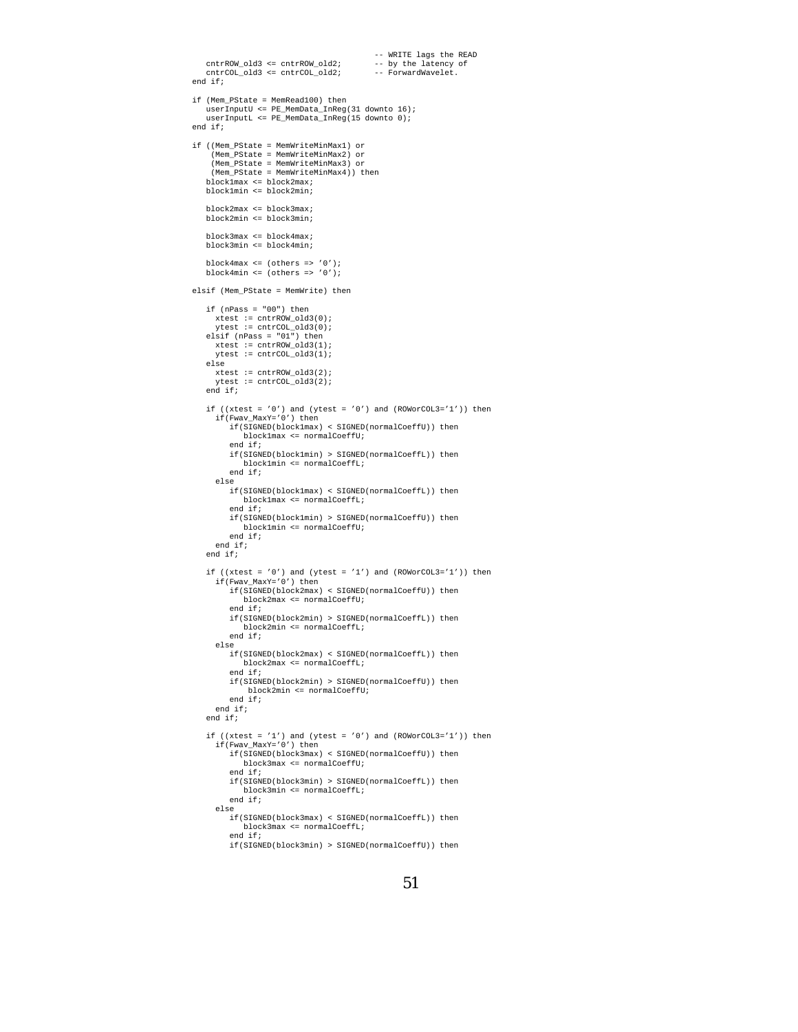```
                                        -- WRITE lags the READ
   cntrROW_old3 <= cntrROW_old2;       -- by the latency of
   cntrCOL_old3 <= cntrCOL_old2;       -- ForwardWavelet.
end if;

if (Mem_PState = MemRead100) then
   userInputU <= PE_MemData_InReg(31 downto 16);
   userInputL <= PE_MemData_InReg(15 downto 0);
end if;

if ((Mem_PState = MemWriteMinMax1) or
    (Mem_PState = MemWriteMinMax2) or
    (Mem_PState = MemWriteMinMax3) or
    (Mem_PState = MemWriteMinMax4)) then
   block1max <= block2max;
   block1min <= block2min;

   block2max <= block3max;
   block2min <= block3min;

   block3max <= block4max;
   block3min <= block4min;

   block4max <= (others => '0');
   block4min <= (others => '0');

elsif (Mem_PState = MemWrite) then

   if (nPass = "00") then
     xtest := cntrROW_old3(0);
     ytest := cntrCOL_old3(0);
   elsif (nPass = "01") then
     xtest := cntrROW_old3(1);
     ytest := cntrCOL_old3(1);
   else
     xtest := cntrROW_old3(2);
     ytest := cntrCOL_old3(2);
   end if;

   if ((xtest = '0') and (ytest = '0') and (ROWorCOL3='1')) then
     if(Fwav_MaxY='0') then
        if(SIGNED(block1max) < SIGNED(normalCoeffU)) then
           block1max <= normalCoeffU;
        end if;
        if(SIGNED(block1min) > SIGNED(normalCoeffL)) then
           block1min <= normalCoeffL;
        end if;
     else
        if(SIGNED(block1max) < SIGNED(normalCoeffL)) then
           block1max <= normalCoeffL;
        end if;
        if(SIGNED(block1min) > SIGNED(normalCoeffU)) then
           block1min <= normalCoeffU;
        end if;
     end if;
   end if;

   if ((xtest = '0') and (ytest = '1') and (ROWorCOL3='1')) then
     if(Fwav_MaxY='0') then
        if(SIGNED(block2max) < SIGNED(normalCoeffU)) then
           block2max <= normalCoeffU;
        end if;
        if(SIGNED(block2min) > SIGNED(normalCoeffL)) then
           block2min <= normalCoeffL;
        end if;
     else
        if(SIGNED(block2max) < SIGNED(normalCoeffL)) then
           block2max <= normalCoeffL;
        end if;
        if(SIGNED(block2min) > SIGNED(normalCoeffU)) then
            block2min <= normalCoeffU;
        end if;
     end if;
   end if;

   if ((xtest = '1') and (ytest = '0') and (ROWorCOL3='1')) then
     if(Fwav_MaxY='0') then
        if(SIGNED(block3max) < SIGNED(normalCoeffU)) then
           block3max <= normalCoeffU;
        end if;
        if(SIGNED(block3min) > SIGNED(normalCoeffL)) then
           block3min <= normalCoeffL;
        end if;
     else
        if(SIGNED(block3max) < SIGNED(normalCoeffL)) then
           block3max <= normalCoeffL;
        end if;
        if(SIGNED(block3min) > SIGNED(normalCoeffU)) then
```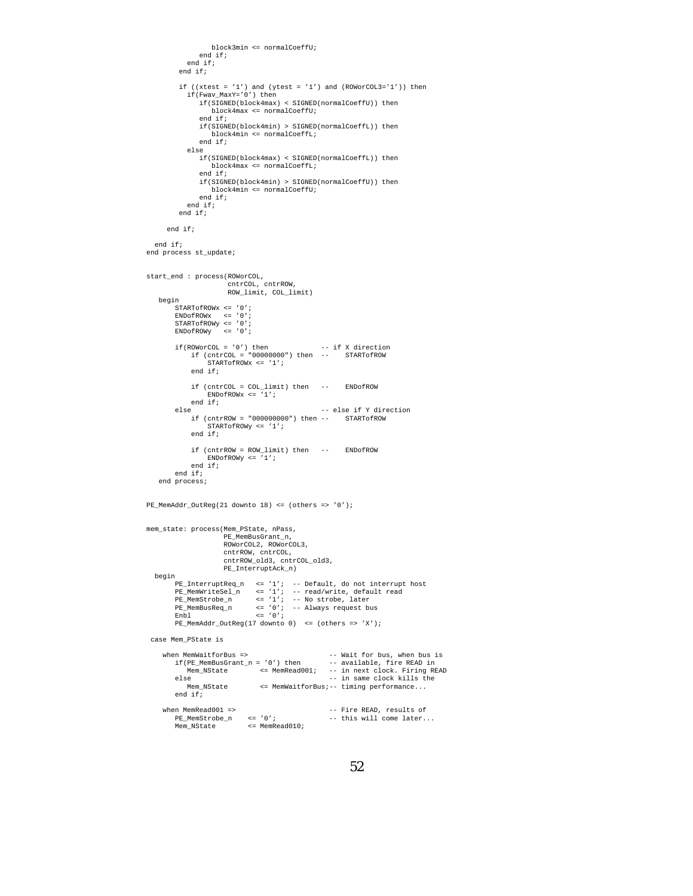```
                block3min <= normalCoeffU;
             end if;
          end if;
        end if;

        if ((xtest = '1') and (ytest = '1') and (ROWorCOL3='1')) then
          if(Fwav_MaxY='0') then
             if(SIGNED(block4max) < SIGNED(normalCoeffU)) then
                block4max <= normalCoeffU;
             end if;
             if(SIGNED(block4min) > SIGNED(normalCoeffL)) then
                block4min <= normalCoeffL;
             end if;
          else
             if(SIGNED(block4max) < SIGNED(normalCoeffL)) then
                block4max <= normalCoeffL;
             end if;
             if(SIGNED(block4min) > SIGNED(normalCoeffU)) then
                block4min <= normalCoeffU;
             end if;
          end if;
        end if;

     end if;

  end if;
end process st_update;


start_end : process(ROWorCOL,
                    cntrCOL, cntrROW,
                    ROW_limit, COL_limit)
   begin
       STARTofROWx <= '0';
       ENDofROWx   <= '0';
       STARTofROWy <= '0';
       ENDofROWy   <= '0';

       if(ROWorCOL = '0') then             -- if X direction
           if (cntrCOL = "00000000") then  --    STARTofROW
               STARTofROWx <= '1';
           end if;

           if (cntrCOL = COL_limit) then   --    ENDofROW
               ENDofROWx <= '1';
           end if;
       else                                -- else if Y direction
           if (cntrROW = "000000000") then --    STARTofROW
               STARTofROWy <= '1';
           end if;

           if (cntrROW = ROW_limit) then   --    ENDofROW
               ENDofROWy <= '1';
           end if;
       end if;
   end process;


PE_MemAddr_OutReg(21 downto 18) <= (others => '0');


mem_state: process(Mem_PState, nPass,
                   PE_MemBusGrant_n,
                   ROWorCOL2, ROWorCOL3,
                   cntrROW, cntrCOL,
                   cntrROW_old3, cntrCOL_old3,
                   PE_InterruptAck_n)
  begin
       PE_InterruptReq_n   <= '1';  -- Default, do not interrupt host
       PE_MemWriteSel_n    <= '1';  -- read/write, default read
       PE_MemStrobe_n      <= '1';  -- No strobe, later
       PE_MemBusReq_n      <= '0';  -- Always request bus
       Enbl                <= '0';
       PE_MemAddr_OutReg(17 downto 0)  <= (others => 'X');

 case Mem_PState is

    when MemWaitforBus =>                    -- Wait for bus, when bus is
       if(PE_MemBusGrant_n = '0') then       -- available, fire READ in
          Mem_NState        <= MemRead001;   -- in next clock. Firing READ
       else                                  -- in same clock kills the
          Mem_NState        <= MemWaitforBus;-- timing performance...
       end if;

    when MemRead001 =>                       -- Fire READ, results of
       PE_MemStrobe_n    <= '0';             -- this will come later...
       Mem_NState        <= MemRead010;
```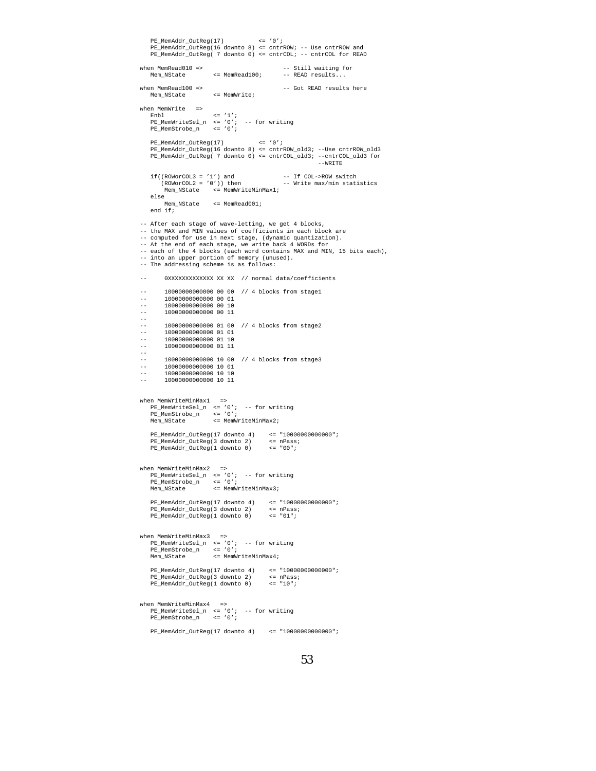```
   PE_MemAddr_OutReg(17)          <= '0';
   PE_MemAddr_OutReg(16 downto 8) <= cntrROW; -- Use cntrROW and
   PE_MemAddr_OutReg( 7 downto 0) <= cntrCOL; -- cntrCOL for READ

when MemRead010 =>                          -- Still waiting for
   Mem_NState        <= MemRead100;         -- READ results...

when MemRead100 =>                          -- Got READ results here
   Mem_NState        <= MemWrite;

when MemWrite   =>
   Enbl              <= '1';
   PE_MemWriteSel_n  <= '0';  -- for writing
   PE_MemStrobe_n    <= '0';

   PE_MemAddr_OutReg(17)          <= '0';
   PE_MemAddr_OutReg(16 downto 8) <= cntrROW_old3; --Use cntrROW_old3
   PE_MemAddr_OutReg( 7 downto 0) <= cntrCOL_old3; --cntrCOL_old3 for
                                                    --WRITE

   if((ROWorCOL3 = '1') and                -- If COL->ROW switch
      (ROWorCOL2 = '0')) then              -- Write max/min statistics
       Mem_NState    <= MemWriteMinMax1;
   else
       Mem_NState    <= MemRead001;
   end if;

-- After each stage of wave-letting, we get 4 blocks,
-- the MAX and MIN values of coefficients in each block are
-- computed for use in next stage, (dynamic quantization).
-- At the end of each stage, we write back 4 WORDs for
-- each of the 4 blocks (each word contains MAX and MIN, 15 bits each),
-- into an upper portion of memory (unused).
-- The addressing scheme is as follows:

--      0XXXXXXXXXXXXX XX XX  // normal data/coefficients

--      10000000000000 00 00  // 4 blocks from stage1
--      10000000000000 00 01
--      10000000000000 00 10
--      10000000000000 00 11
--
--      10000000000000 01 00  // 4 blocks from stage2
--      10000000000000 01 01
--      10000000000000 01 10
--      10000000000000 01 11
--
--      10000000000000 10 00  // 4 blocks from stage3
--      10000000000000 10 01
--      10000000000000 10 10
--      10000000000000 10 11


when MemWriteMinMax1   =>
   PE_MemWriteSel_n  <= '0';  -- for writing
   PE_MemStrobe_n    <= '0';
   Mem_NState        <= MemWriteMinMax2;

   PE_MemAddr_OutReg(17 downto 4)    <= "10000000000000";
   PE_MemAddr_OutReg(3 downto 2)     <= nPass;
   PE_MemAddr_OutReg(1 downto 0)     <= "00";


when MemWriteMinMax2   =>
   PE_MemWriteSel_n  <= '0';  -- for writing
   PE_MemStrobe_n    <= '0';
   Mem_NState        <= MemWriteMinMax3;

   PE_MemAddr_OutReg(17 downto 4)    <= "10000000000000";
   PE_MemAddr_OutReg(3 downto 2)     <= nPass;
   PE_MemAddr_OutReg(1 downto 0)     <= "01";


when MemWriteMinMax3   =>
   PE_MemWriteSel_n  <= '0';  -- for writing
   PE_MemStrobe_n    <= '0';
   Mem_NState        <= MemWriteMinMax4;

   PE_MemAddr_OutReg(17 downto 4)    <= "10000000000000";
   PE_MemAddr_OutReg(3 downto 2)     <= nPass;
   PE_MemAddr_OutReg(1 downto 0)     <= "10";


when MemWriteMinMax4   =>
   PE_MemWriteSel_n  <= '0';  -- for writing
   PE_MemStrobe_n    <= '0';

   PE_MemAddr_OutReg(17 downto 4)    <= "10000000000000";
```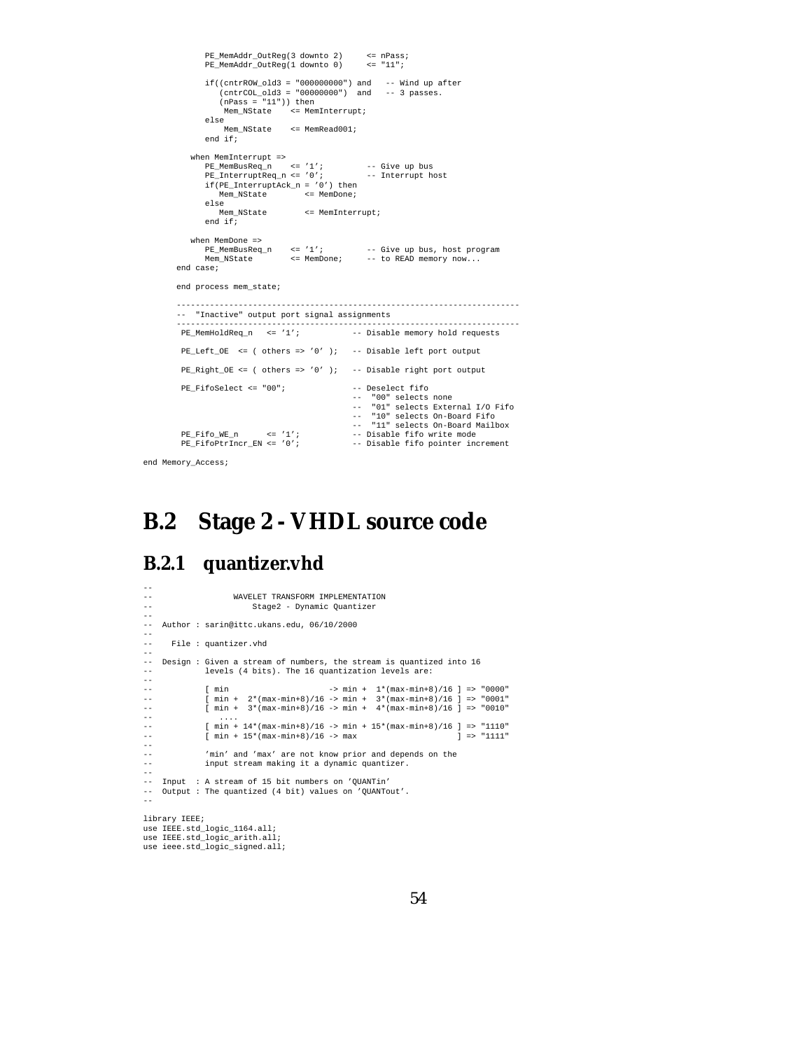```
            PE_MemAddr_OutReg(3 downto 2)     <= nPass;
            PE_MemAddr_OutReg(1 downto 0)     <= "11";

            if((cntrROW_old3 = "000000000") and   -- Wind up after
               (cntrCOL_old3 = "00000000")  and   -- 3 passes.
               (nPass = "11")) then
                Mem_NState    <= MemInterrupt;
            else
                Mem_NState    <= MemRead001;
            end if;

         when MemInterrupt =>
            PE_MemBusReq_n    <= '1';         -- Give up bus
            PE_InterruptReq_n <= '0';         -- Interrupt host
            if(PE_InterruptAck_n = '0') then
               Mem_NState        <= MemDone;
            else
               Mem_NState        <= MemInterrupt;
            end if;

         when MemDone =>
            PE_MemBusReq_n    <= '1';         -- Give up bus, host program
            Mem_NState        <= MemDone;     -- to READ memory now...
      end case;

      end process mem_state;

      -----------------------------------------------------------------------
      --  "Inactive" output port signal assignments
      -----------------------------------------------------------------------
       PE_MemHoldReq_n   <= '1';            -- Disable memory hold requests

       PE_Left_OE  <= ( others => '0' );   -- Disable left port output

       PE_Right_OE <= ( others => '0' );   -- Disable right port output

       PE_FifoSelect <= "00";              -- Deselect fifo
                                           --  "00" selects none
                                           --  "01" selects External I/O Fifo
                                           --  "10" selects On-Board Fifo
                                           --  "11" selects On-Board Mailbox
       PE_Fifo_WE_n      <= '1';           -- Disable fifo write mode
       PE_FifoPtrIncr_EN <= '0';           -- Disable fifo pointer increment

end Memory_Access;
```

## B.2 Stage 2 - VHDL source code

### B.2.1 quantizer.vhd

```
--
--                 WAVELET TRANSFORM IMPLEMENTATION
--                     Stage2 - Dynamic Quantizer
--
--  Author : sarin@ittc.ukans.edu, 06/10/2000
--
--    File : quantizer.vhd
--
--  Design : Given a stream of numbers, the stream is quantized into 16
--           levels (4 bits). The 16 quantization levels are:
--
--           [ min                     -> min +  1*(max-min+8)/16 ] => "0000"
--           [ min +  2*(max-min+8)/16 -> min +  3*(max-min+8)/16 ] => "0001"
--           [ min +  3*(max-min+8)/16 -> min +  4*(max-min+8)/16 ] => "0010"
--              ....
--           [ min + 14*(max-min+8)/16 -> min + 15*(max-min+8)/16 ] => "1110"
--           [ min + 15*(max-min+8)/16 -> max                     ] => "1111"
--
--           'min' and 'max' are not know prior and depends on the
--           input stream making it a dynamic quantizer.
--
--  Input  : A stream of 15 bit numbers on 'QUANTin'
--  Output : The quantized (4 bit) values on 'QUANTout'.
--

library IEEE;
use IEEE.std_logic_1164.all;
use IEEE.std_logic_arith.all;
use ieee.std_logic_signed.all;
```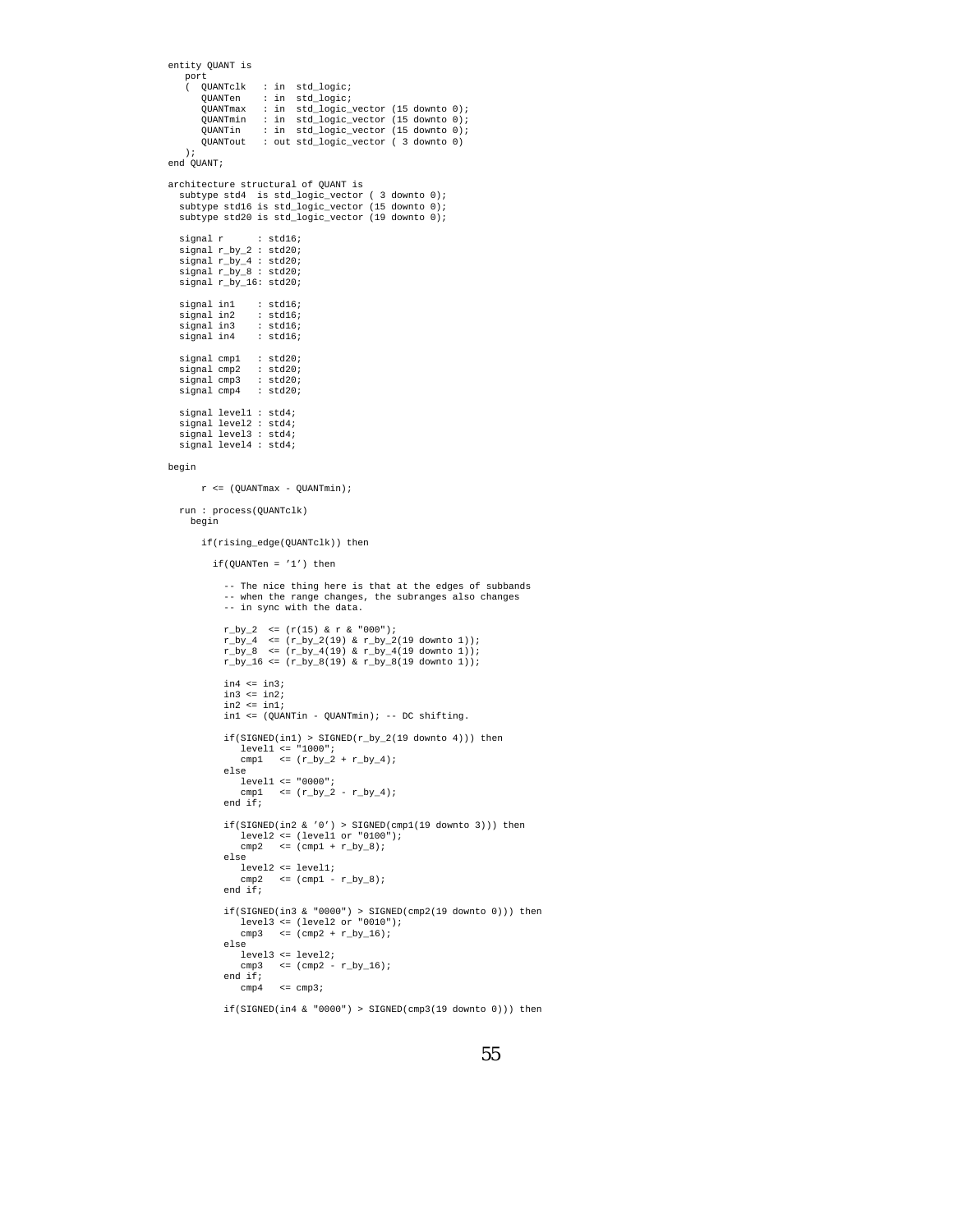```
entity QUANT is
   port
   (  QUANTclk   : in  std_logic;
      QUANTen    : in  std_logic;
      QUANTmax   : in  std_logic_vector (15 downto 0);
      QUANTmin   : in  std_logic_vector (15 downto 0);
      QUANTin    : in  std_logic_vector (15 downto 0);
      QUANTout   : out std_logic_vector ( 3 downto 0)
   );
end QUANT;

architecture structural of QUANT is
  subtype std4  is std_logic_vector ( 3 downto 0);
  subtype std16 is std_logic_vector (15 downto 0);
  subtype std20 is std_logic_vector (19 downto 0);

  signal r      : std16;
  signal r_by_2 : std20;
  signal r_by_4 : std20;
  signal r_by_8 : std20;
  signal r_by_16: std20;

  signal in1    : std16;
  signal in2    : std16;
  signal in3    : std16;
  signal in4    : std16;

  signal cmp1   : std20;
  signal cmp2   : std20;
  signal cmp3   : std20;
  signal cmp4   : std20;

  signal level1 : std4;
  signal level2 : std4;
  signal level3 : std4;
  signal level4 : std4;

begin

      r <= (QUANTmax - QUANTmin);

  run : process(QUANTclk)
    begin

      if(rising_edge(QUANTclk)) then

        if(QUANTen = '1') then

          -- The nice thing here is that at the edges of subbands
          -- when the range changes, the subranges also changes
          -- in sync with the data.

          r_by_2  <= (r(15) & r & "000");
          r_by_4  <= (r_by_2(19) & r_by_2(19 downto 1));
          r_by_8  <= (r_by_4(19) & r_by_4(19 downto 1));
          r_by_16 <= (r_by_8(19) & r_by_8(19 downto 1));

          in4 <= in3;
          in3 <= in2;
          in2 <= in1;
          in1 <= (QUANTin - QUANTmin); -- DC shifting.

          if(SIGNED(in1) > SIGNED(r_by_2(19 downto 4))) then
             level1 <= "1000";
             cmp1   <= (r_by_2 + r_by_4);
          else
             level1 <= "0000";
             cmp1   <= (r_by_2 - r_by_4);
          end if;

          if(SIGNED(in2 & '0') > SIGNED(cmp1(19 downto 3))) then
             level2 <= (level1 or "0100");
             cmp2   <= (cmp1 + r_by_8);
          else
             level2 <= level1;
             cmp2   <= (cmp1 - r_by_8);
          end if;

          if(SIGNED(in3 & "0000") > SIGNED(cmp2(19 downto 0))) then
             level3 <= (level2 or "0010");
             cmp3   <= (cmp2 + r_by_16);
          else
             level3 <= level2;
             cmp3   <= (cmp2 - r_by_16);
          end if;
             cmp4   <= cmp3;

          if(SIGNED(in4 & "0000") > SIGNED(cmp3(19 downto 0))) then
```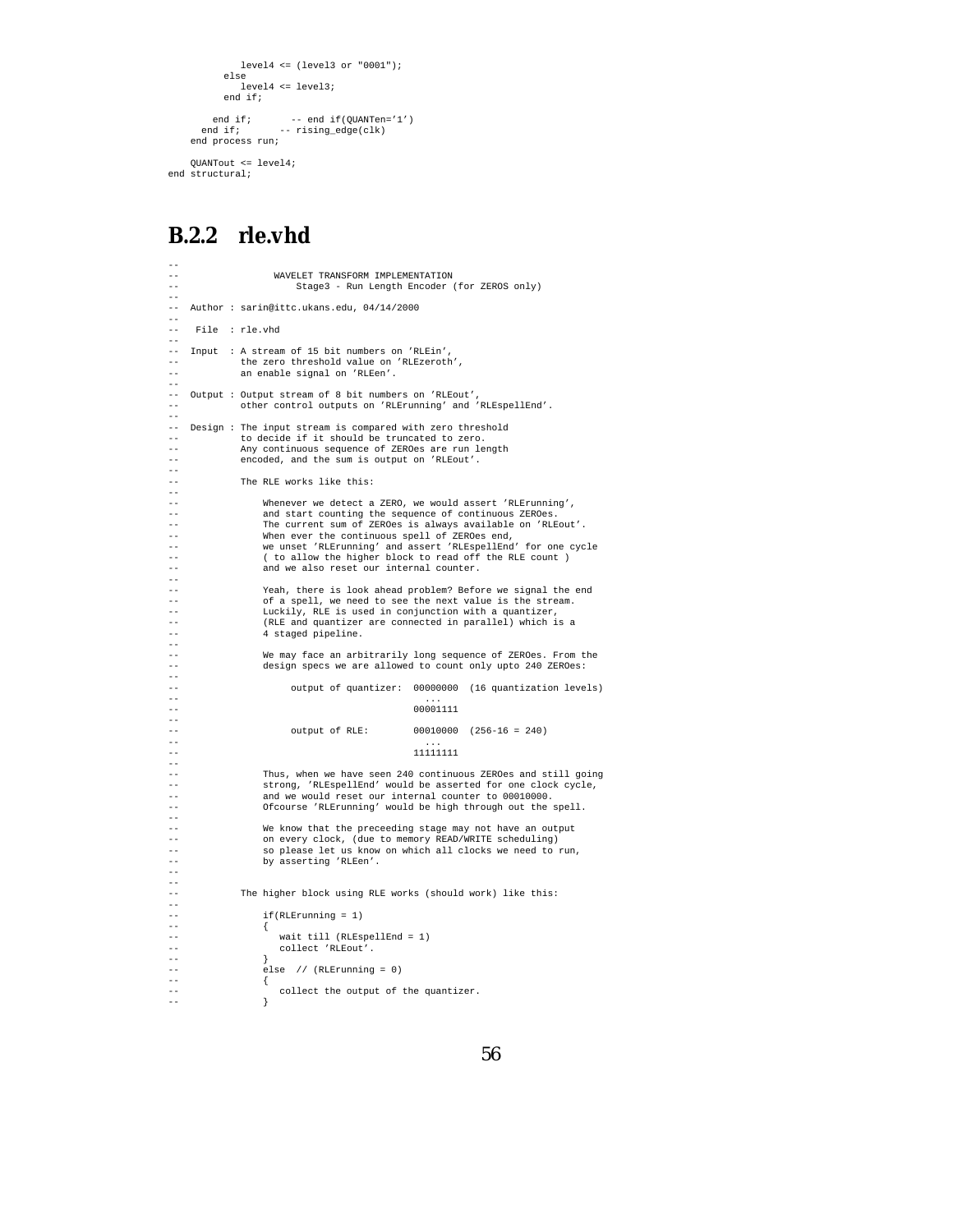```
            level4 <= (level3 or "0001");
          else
            level4 <= level3;
          end if;

        end if;      -- end if(QUANTen='1')
      end if;      -- rising_edge(clk)
    end process run;

    QUANTout <= level4;
end structural;
```

### B.2.2 rle.vhd

```
--
--                  WAVELET TRANSFORM IMPLEMENTATION
--                      Stage3 - Run Length Encoder (for ZEROS only)
--
--  Author : sarin@ittc.ukans.edu, 04/14/2000
--
--   File  : rle.vhd
--
--  Input  : A stream of 15 bit numbers on 'RLEin',
--           the zero threshold value on 'RLEzeroth',
--           an enable signal on 'RLEen'.
--
--  Output : Output stream of 8 bit numbers on 'RLEout',
--           other control outputs on 'RLErunning' and 'RLEspellEnd'.
--
--  Design : The input stream is compared with zero threshold
--           to decide if it should be truncated to zero.
--           Any continuous sequence of ZEROes are run length
--           encoded, and the sum is output on 'RLEout'.
--
--           The RLE works like this:
--
--               Whenever we detect a ZERO, we would assert 'RLErunning',
--               and start counting the sequence of continuous ZEROes.
--               The current sum of ZEROes is always available on 'RLEout'.
--               When ever the continuous spell of ZEROes end,
--               we unset 'RLErunning' and assert 'RLEspellEnd' for one cycle
--               ( to allow the higher block to read off the RLE count )
--               and we also reset our internal counter.
--
--               Yeah, there is look ahead problem? Before we signal the end
--               of a spell, we need to see the next value is the stream.
--               Luckily, RLE is used in conjunction with a quantizer,
--               (RLE and quantizer are connected in parallel) which is a
--               4 staged pipeline.
--
--               We may face an arbitrarily long sequence of ZEROes. From the
--               design specs we are allowed to count only upto 240 ZEROes:
--
--                    output of quantizer:  00000000  (16 quantization levels)
--                                             ...
--                                          00001111
--
--                    output of RLE:        00010000  (256-16 = 240)
--                                             ...
--                                          11111111
--
--               Thus, when we have seen 240 continuous ZEROes and still going
--               strong, 'RLEspellEnd' would be asserted for one clock cycle,
--               and we would reset our internal counter to 00010000.
--               Ofcourse 'RLErunning' would be high through out the spell.
--
--               We know that the preceeding stage may not have an output
--               on every clock, (due to memory READ/WRITE scheduling)
--               so please let us know on which all clocks we need to run,
--               by asserting 'RLEen'.
--
--
--           The higher block using RLE works (should work) like this:
--
--               if(RLErunning = 1)
--               {
--                  wait till (RLEspellEnd = 1)
--                  collect 'RLEout'.
--               }
--               else  // (RLErunning = 0)
--               {
--                  collect the output of the quantizer.
--               }
```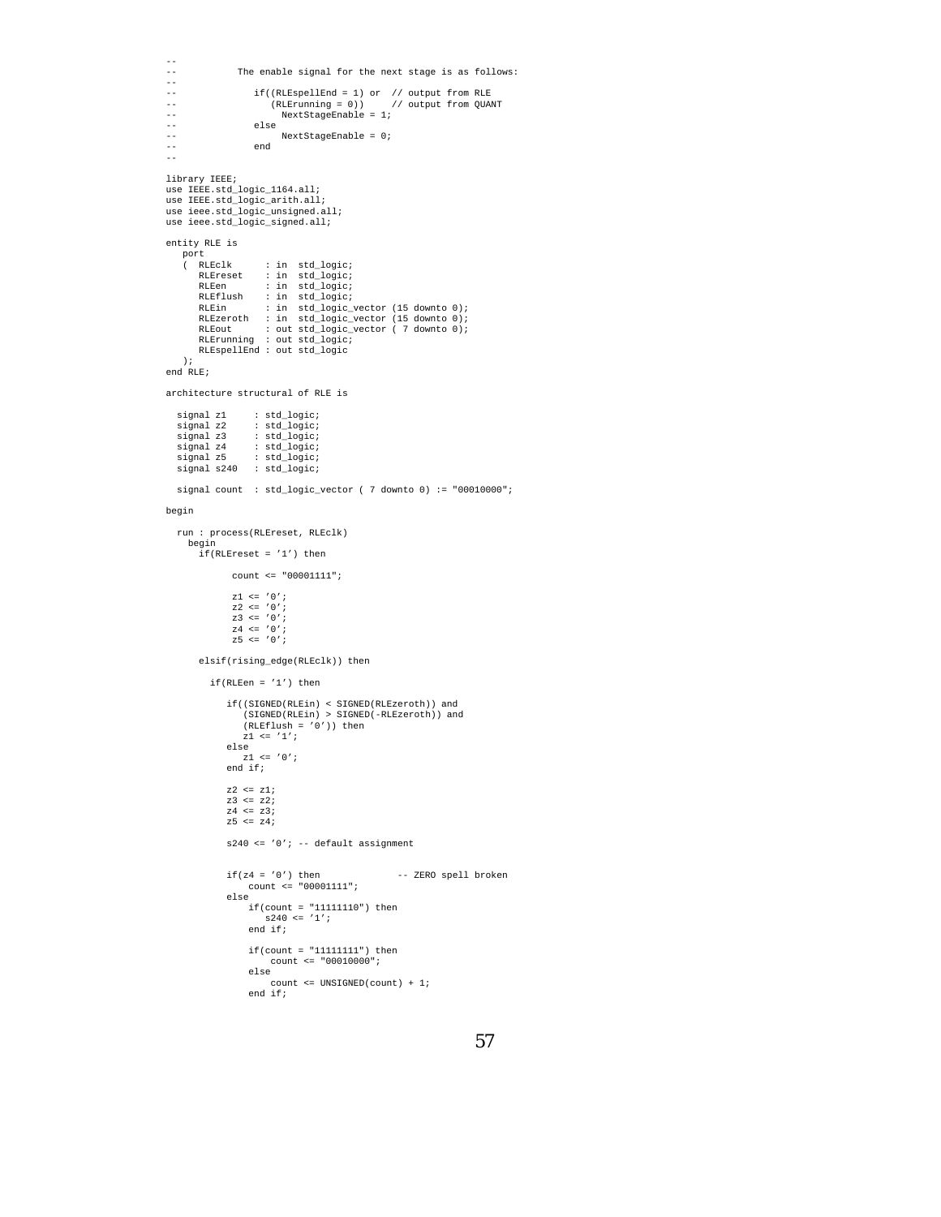```
--
--          The enable signal for the next stage is as follows:
--
--             if((RLEspellEnd = 1) or  // output from RLE
--                (RLErunning = 0))     // output from QUANT
--                  NextStageEnable = 1;
--             else
--                  NextStageEnable = 0;
--             end
--

library IEEE;
use IEEE.std_logic_1164.all;
use IEEE.std_logic_arith.all;
use ieee.std_logic_unsigned.all;
use ieee.std_logic_signed.all;

entity RLE is
   port
   (  RLEclk      : in  std_logic;
      RLEreset    : in  std_logic;
      RLEen       : in  std_logic;
      RLEflush    : in  std_logic;
      RLEin       : in  std_logic_vector (15 downto 0);
      RLEzeroth   : in  std_logic_vector (15 downto 0);
      RLEout      : out std_logic_vector ( 7 downto 0);
      RLErunning  : out std_logic;
      RLEspellEnd : out std_logic
   );
end RLE;

architecture structural of RLE is

  signal z1     : std_logic;
  signal z2     : std_logic;
  signal z3     : std_logic;
  signal z4     : std_logic;
  signal z5     : std_logic;
  signal s240   : std_logic;

  signal count  : std_logic_vector ( 7 downto 0) := "00010000";

begin

  run : process(RLEreset, RLEclk)
    begin
      if(RLEreset = '1') then

            count <= "00001111";

            z1 <= '0';
            z2 <= '0';
            z3 <= '0';
            z4 <= '0';
            z5 <= '0';

      elsif(rising_edge(RLEclk)) then

        if(RLEen = '1') then

           if((SIGNED(RLEin) < SIGNED(RLEzeroth)) and
              (SIGNED(RLEin) > SIGNED(-RLEzeroth)) and
              (RLEflush = '0')) then
              z1 <= '1';
           else
              z1 <= '0';
           end if;

           z2 <= z1;
           z3 <= z2;
           z4 <= z3;
           z5 <= z4;

           s240 <= '0'; -- default assignment


           if(z4 = '0') then              -- ZERO spell broken
               count <= "00001111";
           else
               if(count = "11111110") then
                  s240 <= '1';
               end if;

               if(count = "11111111") then
                   count <= "00010000";
               else
                   count <= UNSIGNED(count) + 1;
               end if;
```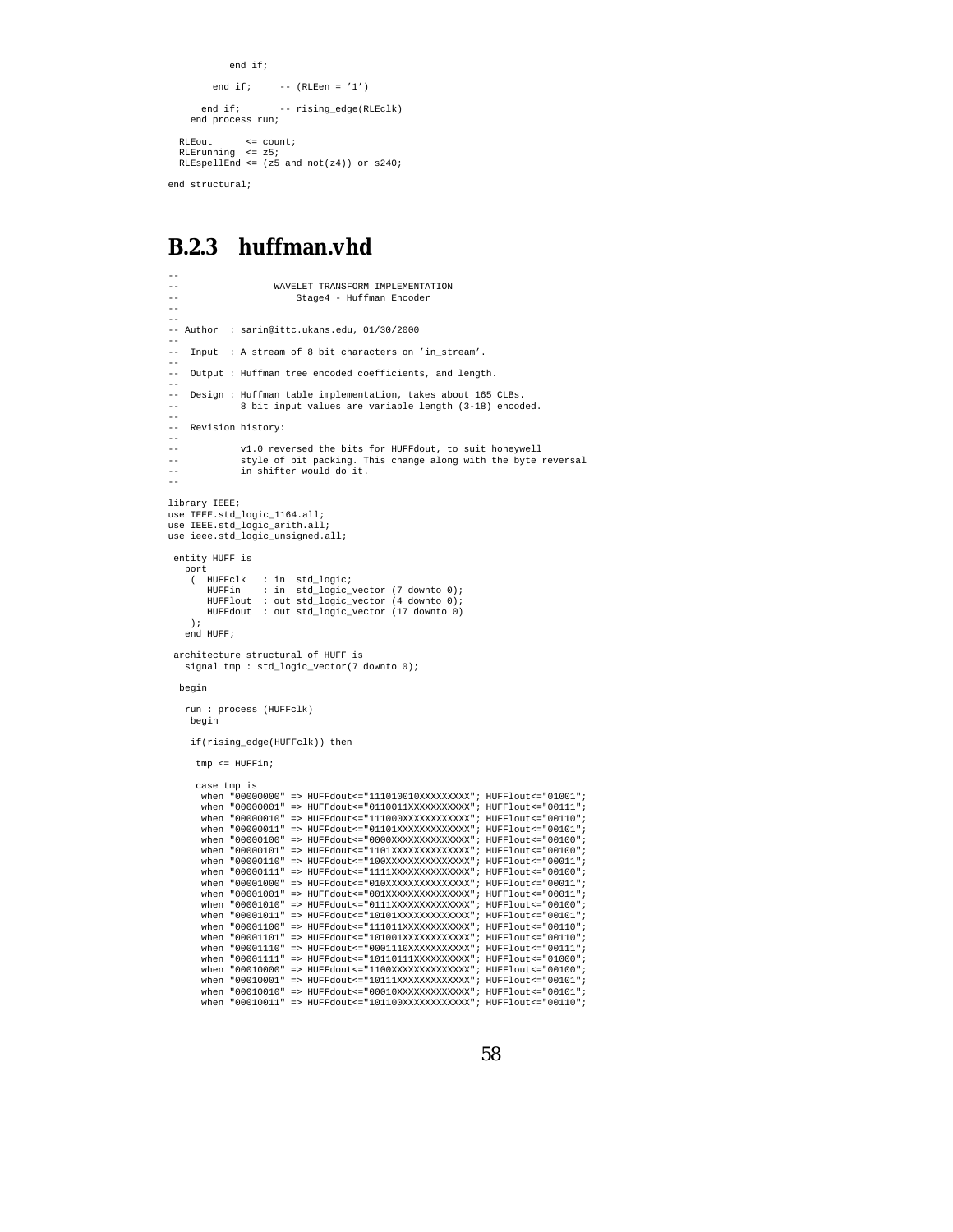```
        end if;

      end if;     -- (RLEen = '1')

    end if;       -- rising_edge(RLEclk)
  end process run;

  RLEout      <= count;
  RLErunning  <= z5;
  RLEspellEnd <= (z5 and not(z4)) or s240;

end structural;
```

### B.2.3 huffman.vhd

```
--
--                WAVELET TRANSFORM IMPLEMENTATION
--                    Stage4 - Huffman Encoder
--
--
-- Author  : sarin@ittc.ukans.edu, 01/30/2000
--
--  Input  : A stream of 8 bit characters on 'in_stream'.
--
--  Output : Huffman tree encoded coefficients, and length.
--
--  Design : Huffman table implementation, takes about 165 CLBs.
--           8 bit input values are variable length (3-18) encoded.
--
--  Revision history:
--
--           v1.0 reversed the bits for HUFFdout, to suit honeywell
--           style of bit packing. This change along with the byte reversal
--           in shifter would do it.
--

library IEEE;
use IEEE.std_logic_1164.all;
use IEEE.std_logic_arith.all;
use ieee.std_logic_unsigned.all;

 entity HUFF is
   port
    (  HUFFclk   : in  std_logic;
       HUFFin    : in  std_logic_vector (7 downto 0);
       HUFFlout  : out std_logic_vector (4 downto 0);
       HUFFdout  : out std_logic_vector (17 downto 0)
    );
   end HUFF;

 architecture structural of HUFF is
   signal tmp : std_logic_vector(7 downto 0);

  begin

   run : process (HUFFclk)
    begin

    if(rising_edge(HUFFclk)) then

     tmp <= HUFFin;

     case tmp is
      when "00000000" => HUFFdout<="111010010XXXXXXXXX"; HUFFlout<="01001";
      when "00000001" => HUFFdout<="0110011XXXXXXXXXXX"; HUFFlout<="00111";
      when "00000010" => HUFFdout<="111000XXXXXXXXXXXX"; HUFFlout<="00110";
      when "00000011" => HUFFdout<="01101XXXXXXXXXXXXX"; HUFFlout<="00101";
      when "00000100" => HUFFdout<="0000XXXXXXXXXXXXXX"; HUFFlout<="00100";
      when "00000101" => HUFFdout<="1101XXXXXXXXXXXXXX"; HUFFlout<="00100";
      when "00000110" => HUFFdout<="100XXXXXXXXXXXXXXX"; HUFFlout<="00011";
      when "00000111" => HUFFdout<="1111XXXXXXXXXXXXXX"; HUFFlout<="00100";
      when "00001000" => HUFFdout<="010XXXXXXXXXXXXXXX"; HUFFlout<="00011";
      when "00001001" => HUFFdout<="001XXXXXXXXXXXXXXX"; HUFFlout<="00011";
      when "00001010" => HUFFdout<="0111XXXXXXXXXXXXXX"; HUFFlout<="00100";
      when "00001011" => HUFFdout<="10101XXXXXXXXXXXXX"; HUFFlout<="00101";
      when "00001100" => HUFFdout<="111011XXXXXXXXXXXX"; HUFFlout<="00110";
      when "00001101" => HUFFdout<="101001XXXXXXXXXXXX"; HUFFlout<="00110";
      when "00001110" => HUFFdout<="0001110XXXXXXXXXXX"; HUFFlout<="00111";
      when "00001111" => HUFFdout<="10110111XXXXXXXXXX"; HUFFlout<="01000";
      when "00010000" => HUFFdout<="1100XXXXXXXXXXXXXX"; HUFFlout<="00100";
      when "00010001" => HUFFdout<="10111XXXXXXXXXXXXX"; HUFFlout<="00101";
      when "00010010" => HUFFdout<="00010XXXXXXXXXXXXX"; HUFFlout<="00101";
      when "00010011" => HUFFdout<="101100XXXXXXXXXXXX"; HUFFlout<="00110";
```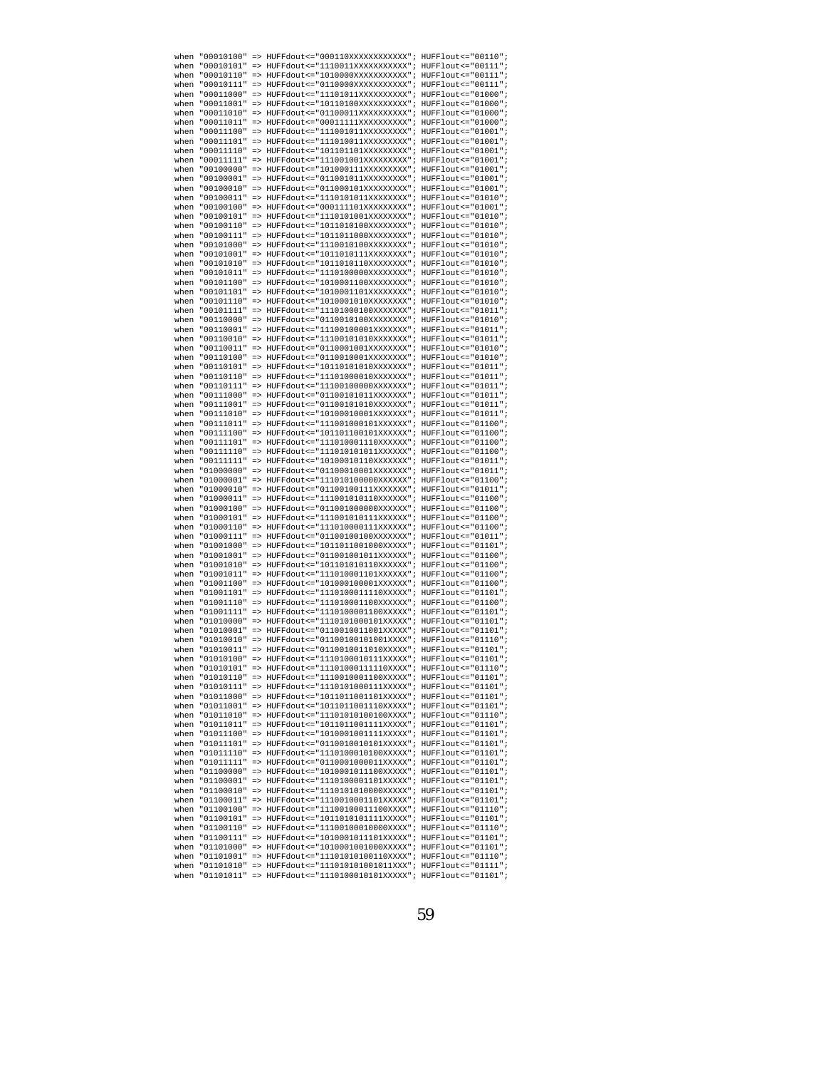```
when "00010100" => HUFFdout<="000110XXXXXXXXXXXX"; HUFFlout<="00110";
when "00010101" => HUFFdout<="1110011XXXXXXXXXXX"; HUFFlout<="00111";
when "00010110" => HUFFdout<="1010000XXXXXXXXXXX"; HUFFlout<="00111";
when "00010111" => HUFFdout<="0110000XXXXXXXXXXX"; HUFFlout<="00111";
when "00011000" => HUFFdout<="11101011XXXXXXXXXX"; HUFFlout<="01000";
when "00011001" => HUFFdout<="10110100XXXXXXXXXX"; HUFFlout<="01000";
when "00011010" => HUFFdout<="01100011XXXXXXXXXX"; HUFFlout<="01000";
when "00011011" => HUFFdout<="00011111XXXXXXXXXX"; HUFFlout<="01000";
when "00011100" => HUFFdout<="111001011XXXXXXXXX"; HUFFlout<="01001";
when "00011101" => HUFFdout<="111010011XXXXXXXXX"; HUFFlout<="01001";
when "00011110" => HUFFdout<="101101101XXXXXXXXX"; HUFFlout<="01001";
when "00011111" => HUFFdout<="111001001XXXXXXXXX"; HUFFlout<="01001";
when "00100000" => HUFFdout<="101000111XXXXXXXXX"; HUFFlout<="01001";
when "00100001" => HUFFdout<="011001011XXXXXXXXX"; HUFFlout<="01001";
when "00100010" => HUFFdout<="011000101XXXXXXXXX"; HUFFlout<="01001";
when "00100011" => HUFFdout<="1110101011XXXXXXXX"; HUFFlout<="01010";
when "00100100" => HUFFdout<="000111101XXXXXXXXX"; HUFFlout<="01001";
when "00100101" => HUFFdout<="1110101001XXXXXXXX"; HUFFlout<="01010";
when "00100110" => HUFFdout<="1011010100XXXXXXXX"; HUFFlout<="01010";
when "00100111" => HUFFdout<="1011011000XXXXXXXX"; HUFFlout<="01010";
when "00101000" => HUFFdout<="1110010100XXXXXXXX"; HUFFlout<="01010";
when "00101001" => HUFFdout<="1011010111XXXXXXXX"; HUFFlout<="01010";
when "00101010" => HUFFdout<="1011010110XXXXXXXX"; HUFFlout<="01010";
when "00101011" => HUFFdout<="1110100000XXXXXXXX"; HUFFlout<="01010";
when "00101100" => HUFFdout<="1010001100XXXXXXXX"; HUFFlout<="01010";
when "00101101" => HUFFdout<="1010001101XXXXXXXX"; HUFFlout<="01010";
when "00101110" => HUFFdout<="1010001010XXXXXXXX"; HUFFlout<="01010";
when "00101111" => HUFFdout<="11101000100XXXXXXX"; HUFFlout<="01011";
when "00110000" => HUFFdout<="0110010100XXXXXXXX"; HUFFlout<="01010";
when "00110001" => HUFFdout<="11100100001XXXXXXX"; HUFFlout<="01011";
when "00110010" => HUFFdout<="11100101010XXXXXXX"; HUFFlout<="01011";
when "00110011" => HUFFdout<="0110001001XXXXXXXX"; HUFFlout<="01010";
when "00110100" => HUFFdout<="0110010001XXXXXXXX"; HUFFlout<="01010";
when "00110101" => HUFFdout<="10110101010XXXXXXX"; HUFFlout<="01011";
when "00110110" => HUFFdout<="11101000010XXXXXXX"; HUFFlout<="01011";
when "00110111" => HUFFdout<="11100100000XXXXXXX"; HUFFlout<="01011";
when "00111000" => HUFFdout<="01100101011XXXXXXX"; HUFFlout<="01011";
when "00111001" => HUFFdout<="01100101010XXXXXXX"; HUFFlout<="01011";
when "00111010" => HUFFdout<="10100010001XXXXXXX"; HUFFlout<="01011";
when "00111011" => HUFFdout<="111001000101XXXXXX"; HUFFlout<="01100";
when "00111100" => HUFFdout<="101101100101XXXXXX"; HUFFlout<="01100";
when "00111101" => HUFFdout<="111010001110XXXXXX"; HUFFlout<="01100";
when "00111110" => HUFFdout<="111010101011XXXXXX"; HUFFlout<="01100";
when "00111111" => HUFFdout<="10100010110XXXXXXX"; HUFFlout<="01011";
when "01000000" => HUFFdout<="01100010001XXXXXXX"; HUFFlout<="01011";
when "01000001" => HUFFdout<="111010100000XXXXXX"; HUFFlout<="01100";
when "01000010" => HUFFdout<="01100100111XXXXXXX"; HUFFlout<="01011";
when "01000011" => HUFFdout<="111001010110XXXXXX"; HUFFlout<="01100";
when "01000100" => HUFFdout<="011001000000XXXXXX"; HUFFlout<="01100";
when "01000101" => HUFFdout<="111001010111XXXXXX"; HUFFlout<="01100";
when "01000110" => HUFFdout<="111010000111XXXXXX"; HUFFlout<="01100";
when "01000111" => HUFFdout<="01100100100XXXXXXX"; HUFFlout<="01011";
when "01001000" => HUFFdout<="1011011001000XXXXX"; HUFFlout<="01101";
when "01001001" => HUFFdout<="011001001011XXXXXX"; HUFFlout<="01100";
when "01001010" => HUFFdout<="101101010110XXXXXX"; HUFFlout<="01100";
when "01001011" => HUFFdout<="111010001101XXXXXX"; HUFFlout<="01100";
when "01001100" => HUFFdout<="101000100001XXXXXX"; HUFFlout<="01100";
when "01001101" => HUFFdout<="1110100011110XXXXX"; HUFFlout<="01101";
when "01001110" => HUFFdout<="111010001100XXXXXX"; HUFFlout<="01100";
when "01001111" => HUFFdout<="1110100001100XXXXX"; HUFFlout<="01101";
when "01010000" => HUFFdout<="1110101000101XXXXX"; HUFFlout<="01101";
when "01010001" => HUFFdout<="0110010011001XXXXX"; HUFFlout<="01101";
when "01010010" => HUFFdout<="01100100101001XXXX"; HUFFlout<="01110";
when "01010011" => HUFFdout<="0110010011010XXXXX"; HUFFlout<="01101";
when "01010100" => HUFFdout<="1110100010111XXXXX"; HUFFlout<="01101";
when "01010101" => HUFFdout<="11101000111110XXXX"; HUFFlout<="01110";
when "01010110" => HUFFdout<="1110010001100XXXXX"; HUFFlout<="01101";
when "01010111" => HUFFdout<="1110101000111XXXXX"; HUFFlout<="01101";
when "01011000" => HUFFdout<="1011011001101XXXXX"; HUFFlout<="01101";
when "01011001" => HUFFdout<="1011011001110XXXXX"; HUFFlout<="01101";
when "01011010" => HUFFdout<="11101010100100XXXX"; HUFFlout<="01110";
when "01011011" => HUFFdout<="1011011001111XXXXX"; HUFFlout<="01101";
when "01011100" => HUFFdout<="1010001001111XXXXX"; HUFFlout<="01101";
when "01011101" => HUFFdout<="0110010010101XXXXX"; HUFFlout<="01101";
when "01011110" => HUFFdout<="1110100010100XXXXX"; HUFFlout<="01101";
when "01011111" => HUFFdout<="0110001000011XXXXX"; HUFFlout<="01101";
when "01100000" => HUFFdout<="1010001011100XXXXX"; HUFFlout<="01101";
when "01100001" => HUFFdout<="1110100001101XXXXX"; HUFFlout<="01101";
when "01100010" => HUFFdout<="1110101010000XXXXX"; HUFFlout<="01101";
when "01100011" => HUFFdout<="1110010001101XXXXX"; HUFFlout<="01101";
when "01100100" => HUFFdout<="11100100011100XXXX"; HUFFlout<="01110";
when "01100101" => HUFFdout<="1011010101111XXXXX"; HUFFlout<="01101";
when "01100110" => HUFFdout<="11100100010000XXXX"; HUFFlout<="01110";
when "01100111" => HUFFdout<="1010001011101XXXXX"; HUFFlout<="01101";
when "01101000" => HUFFdout<="1010001001000XXXXX"; HUFFlout<="01101";
when "01101001" => HUFFdout<="11101010100110XXXX"; HUFFlout<="01110";
when "01101010" => HUFFdout<="111010101001011XXX"; HUFFlout<="01111";
when "01101011" => HUFFdout<="1110100010101XXXXX"; HUFFlout<="01101";
```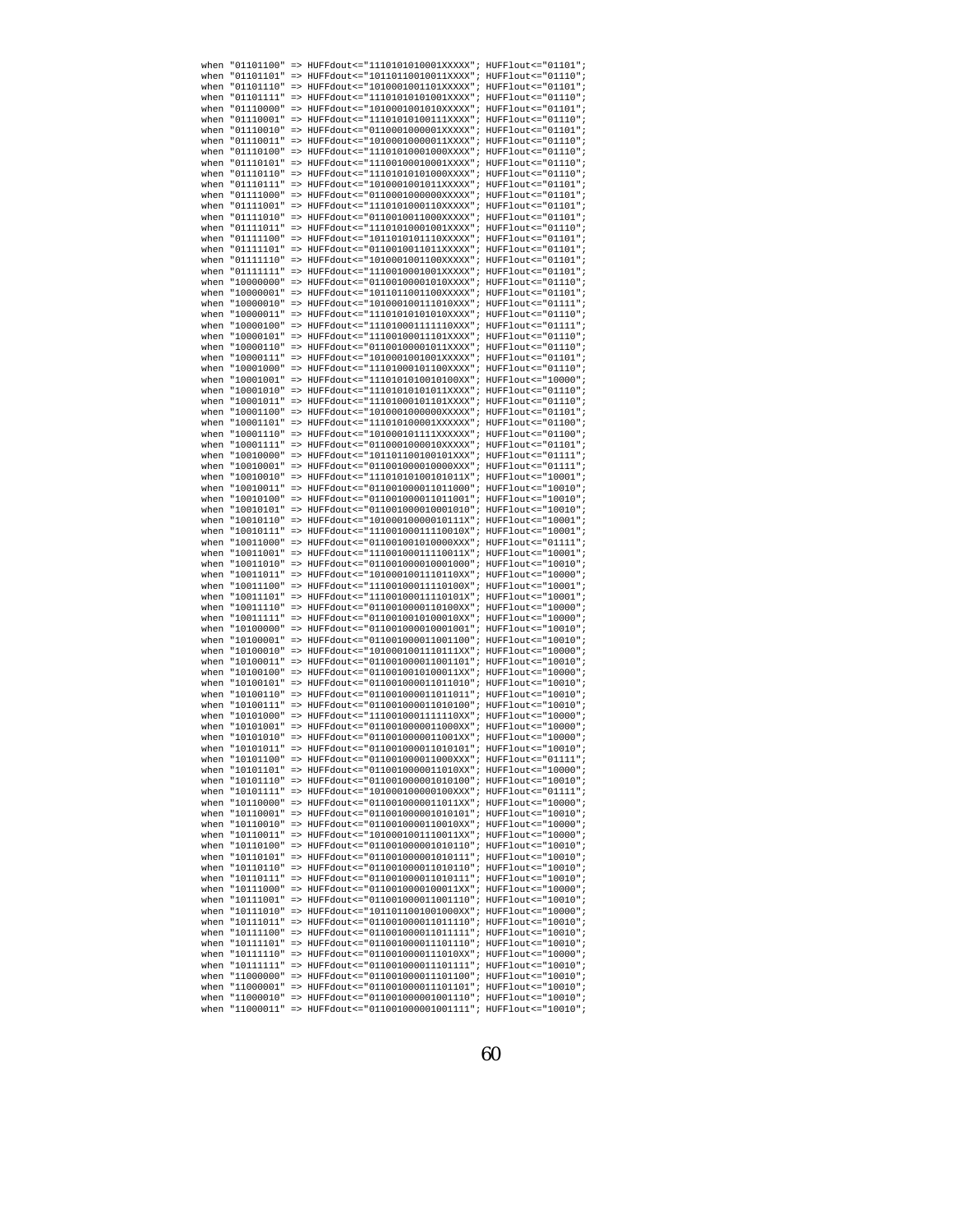```
when "01101100" => HUFFdout<="1110101010001XXXXX"; HUFFlout<="01101";
when "01101101" => HUFFdout<="10110110010011XXXX"; HUFFlout<="01110";
when "01101110" => HUFFdout<="1010001001101XXXXX"; HUFFlout<="01101";
when "01101111" => HUFFdout<="11101010101001XXXX"; HUFFlout<="01110";
when "01110000" => HUFFdout<="1010001001010XXXXX"; HUFFlout<="01101";
when "01110001" => HUFFdout<="11101010100111XXXX"; HUFFlout<="01110";
when "01110010" => HUFFdout<="0110001000001XXXXX"; HUFFlout<="01101";
when "01110011" => HUFFdout<="10100010000011XXXX"; HUFFlout<="01110";
when "01110100" => HUFFdout<="11101010001000XXXX"; HUFFlout<="01110";
when "01110101" => HUFFdout<="11100100010001XXXX"; HUFFlout<="01110";
when "01110110" => HUFFdout<="11101010101000XXXX"; HUFFlout<="01110";
when "01110111" => HUFFdout<="1010001001011XXXXX"; HUFFlout<="01101";
when "01111000" => HUFFdout<="0110001000000XXXXX"; HUFFlout<="01101";
when "01111001" => HUFFdout<="1110101000110XXXXX"; HUFFlout<="01101";
when "01111010" => HUFFdout<="0110010011000XXXXX"; HUFFlout<="01101";
when "01111011" => HUFFdout<="11101010001001XXXX"; HUFFlout<="01110";
when "01111100" => HUFFdout<="1011010101110XXXXX"; HUFFlout<="01101";
when "01111101" => HUFFdout<="0110010011011XXXXX"; HUFFlout<="01101";
when "01111110" => HUFFdout<="1010001001100XXXXX"; HUFFlout<="01101";
when "01111111" => HUFFdout<="1110010001001XXXXX"; HUFFlout<="01101";
when "10000000" => HUFFdout<="01100100001010XXXX"; HUFFlout<="01110";
when "10000001" => HUFFdout<="1011011001100XXXXX"; HUFFlout<="01101";
when "10000010" => HUFFdout<="101000100111010XXX"; HUFFlout<="01111";
when "10000011" => HUFFdout<="11101010101010XXXX"; HUFFlout<="01110";
when "10000100" => HUFFdout<="111010001111110XXX"; HUFFlout<="01111";
when "10000101" => HUFFdout<="11100100011101XXXX"; HUFFlout<="01110";
when "10000110" => HUFFdout<="01100100001011XXXX"; HUFFlout<="01110";
when "10000111" => HUFFdout<="1010001001001XXXXX"; HUFFlout<="01101";
when "10001000" => HUFFdout<="11101000101100XXXX"; HUFFlout<="01110";
when "10001001" => HUFFdout<="1110101010010100XX"; HUFFlout<="10000";
when "10001010" => HUFFdout<="11101010101011XXXX"; HUFFlout<="01110";
when "10001011" => HUFFdout<="11101000101101XXXX"; HUFFlout<="01110";
when "10001100" => HUFFdout<="1010001000000XXXXX"; HUFFlout<="01101";
when "10001101" => HUFFdout<="111010100001XXXXXX"; HUFFlout<="01100";
when "10001110" => HUFFdout<="101000101111XXXXXX"; HUFFlout<="01100";
when "10001111" => HUFFdout<="0110001000010XXXXX"; HUFFlout<="01101";
when "10010000" => HUFFdout<="101101100100101XXX"; HUFFlout<="01111";
when "10010001" => HUFFdout<="011001000010000XXX"; HUFFlout<="01111";
when "10010010" => HUFFdout<="11101010100101011X"; HUFFlout<="10001";
when "10010011" => HUFFdout<="011001000011011000"; HUFFlout<="10010";
when "10010100" => HUFFdout<="011001000011011001"; HUFFlout<="10010";
when "10010101" => HUFFdout<="011001000010001010"; HUFFlout<="10010";
when "10010110" => HUFFdout<="10100010000010111X"; HUFFlout<="10001";
when "10010111" => HUFFdout<="11100100011110010X"; HUFFlout<="10001";
when "10011000" => HUFFdout<="011001001010000XXX"; HUFFlout<="01111";
when "10011001" => HUFFdout<="11100100011110011X"; HUFFlout<="10001";
when "10011010" => HUFFdout<="011001000010001000"; HUFFlout<="10010";
when "10011011" => HUFFdout<="1010001001110110XX"; HUFFlout<="10000";
when "10011100" => HUFFdout<="11100100011110100X"; HUFFlout<="10001";
when "10011101" => HUFFdout<="11100100011110101X"; HUFFlout<="10001";
when "10011110" => HUFFdout<="0110010000110100XX"; HUFFlout<="10000";
when "10011111" => HUFFdout<="0110010010100010XX"; HUFFlout<="10000";
when "10100000" => HUFFdout<="011001000010001001"; HUFFlout<="10010";
when "10100001" => HUFFdout<="011001000011001100"; HUFFlout<="10010";
when "10100010" => HUFFdout<="1010001001110111XX"; HUFFlout<="10000";
when "10100011" => HUFFdout<="011001000011001101"; HUFFlout<="10010";
when "10100100" => HUFFdout<="0110010010100011XX"; HUFFlout<="10000";
when "10100101" => HUFFdout<="011001000011011010"; HUFFlout<="10010";
when "10100110" => HUFFdout<="011001000011011011"; HUFFlout<="10010";
when "10100111" => HUFFdout<="011001000011010100"; HUFFlout<="10010";
when "10101000" => HUFFdout<="1110100011111110XX"; HUFFlout<="10000";
when "10101001" => HUFFdout<="0110010000011000XX"; HUFFlout<="10000";
when "10101010" => HUFFdout<="0110010000011001XX"; HUFFlout<="10000";
when "10101011" => HUFFdout<="011001000011010101"; HUFFlout<="10010";
when "10101100" => HUFFdout<="011001000011000XXX"; HUFFlout<="01111";
when "10101101" => HUFFdout<="0110010000011010XX"; HUFFlout<="10000";
when "10101110" => HUFFdout<="011001000001010100"; HUFFlout<="10010";
when "10101111" => HUFFdout<="101000100000100XXX"; HUFFlout<="01111";
when "10110000" => HUFFdout<="0110010000011011XX"; HUFFlout<="10000";
when "10110001" => HUFFdout<="011001000001010101"; HUFFlout<="10010";
when "10110010" => HUFFdout<="0110010000110010XX"; HUFFlout<="10000";
when "10110011" => HUFFdout<="1010001001110011XX"; HUFFlout<="10000";
when "10110100" => HUFFdout<="011001000001010110"; HUFFlout<="10010";
when "10110101" => HUFFdout<="011001000001010111"; HUFFlout<="10010";
when "10110110" => HUFFdout<="011001000011010110"; HUFFlout<="10010";
when "10110111" => HUFFdout<="011001000011010111"; HUFFlout<="10010";
when "10111000" => HUFFdout<="0110010000100011XX"; HUFFlout<="10000";
when "10111001" => HUFFdout<="011001000011001110"; HUFFlout<="10010";
when "10111010" => HUFFdout<="1011011001001000XX"; HUFFlout<="10000";
when "10111011" => HUFFdout<="011001000011011110"; HUFFlout<="10010";
when "10111100" => HUFFdout<="011001000011011111"; HUFFlout<="10010";
when "10111101" => HUFFdout<="011001000011101110"; HUFFlout<="10010";
when "10111110" => HUFFdout<="0110010000111010XX"; HUFFlout<="10000";
when "10111111" => HUFFdout<="011001000011101111"; HUFFlout<="10010";
when "11000000" => HUFFdout<="011001000011101100"; HUFFlout<="10010";
when "11000001" => HUFFdout<="011001000011101101"; HUFFlout<="10010";
when "11000010" => HUFFdout<="011001000001001110"; HUFFlout<="10010";
when "11000011" => HUFFdout<="011001000001001111"; HUFFlout<="10010";
```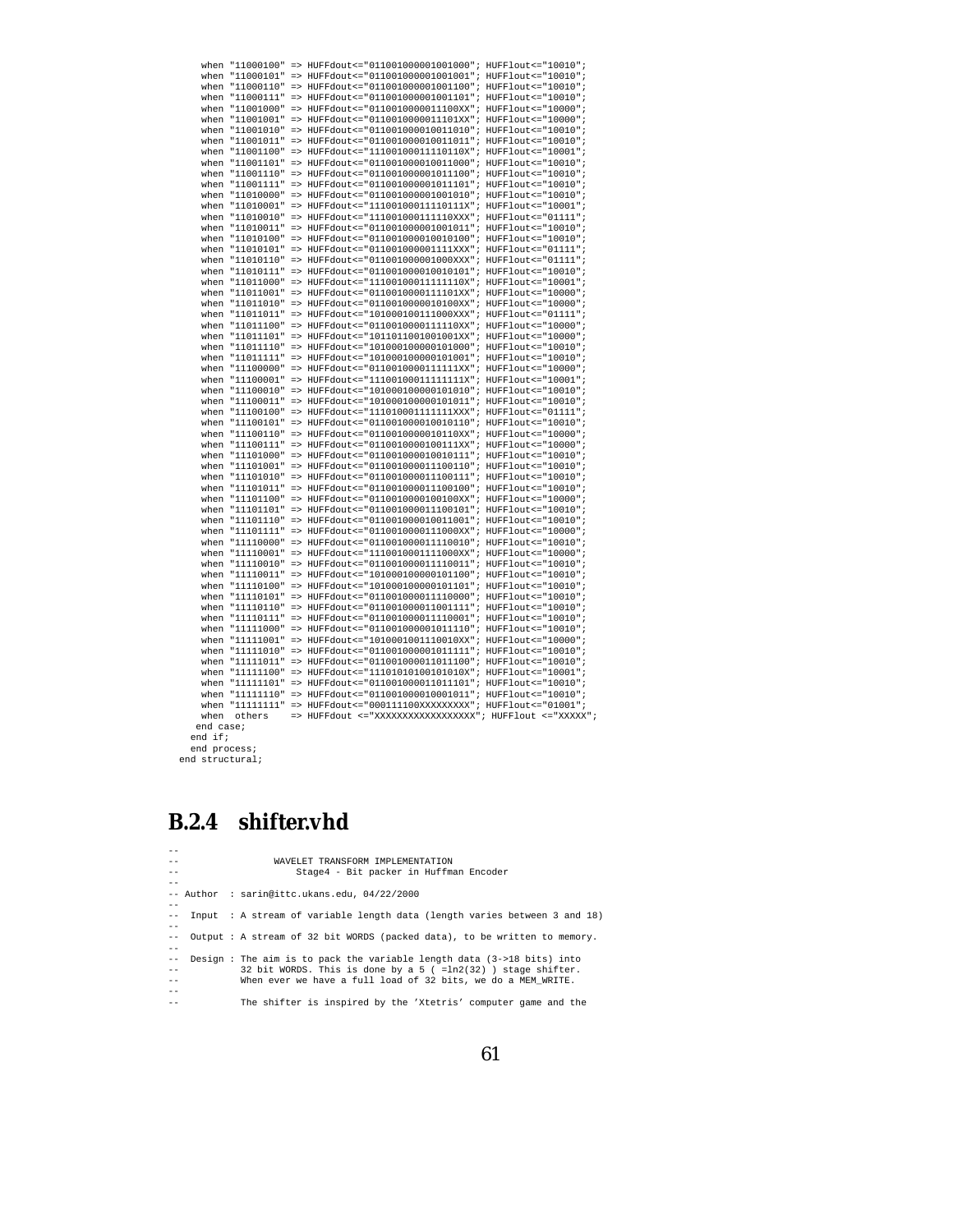```
      when "11000100" => HUFFdout<="011001000001001000"; HUFFlout<="10010";
      when "11000101" => HUFFdout<="011001000001001001"; HUFFlout<="10010";
      when "11000110" => HUFFdout<="011001000001001100"; HUFFlout<="10010";
      when "11000111" => HUFFdout<="011001000001001101"; HUFFlout<="10010";
      when "11001000" => HUFFdout<="0110010000011100XX"; HUFFlout<="10000";
      when "11001001" => HUFFdout<="0110010000011101XX"; HUFFlout<="10000";
      when "11001010" => HUFFdout<="011001000010011010"; HUFFlout<="10010";
      when "11001011" => HUFFdout<="011001000010011011"; HUFFlout<="10010";
      when "11001100" => HUFFdout<="11100100011110110X"; HUFFlout<="10001";
      when "11001101" => HUFFdout<="011001000010011000"; HUFFlout<="10010";
      when "11001110" => HUFFdout<="011001000001011100"; HUFFlout<="10010";
      when "11001111" => HUFFdout<="011001000001011101"; HUFFlout<="10010";
      when "11010000" => HUFFdout<="011001000001001010"; HUFFlout<="10010";
      when "11010001" => HUFFdout<="11100100011110111X"; HUFFlout<="10001";
      when "11010010" => HUFFdout<="111001000111110XXX"; HUFFlout<="01111";
      when "11010011" => HUFFdout<="011001000001001011"; HUFFlout<="10010";
      when "11010100" => HUFFdout<="011001000010010100"; HUFFlout<="10010";
      when "11010101" => HUFFdout<="011001000001111XXX"; HUFFlout<="01111";
      when "11010110" => HUFFdout<="011001000001000XXX"; HUFFlout<="01111";
      when "11010111" => HUFFdout<="011001000010010101"; HUFFlout<="10010";
      when "11011000" => HUFFdout<="11100100011111110X"; HUFFlout<="10001";
      when "11011001" => HUFFdout<="0110010000111101XX"; HUFFlout<="10000";
      when "11011010" => HUFFdout<="0110010000010100XX"; HUFFlout<="10000";
      when "11011011" => HUFFdout<="101000100111000XXX"; HUFFlout<="01111";
      when "11011100" => HUFFdout<="0110010000111110XX"; HUFFlout<="10000";
      when "11011101" => HUFFdout<="1011011001001001XX"; HUFFlout<="10000";
      when "11011110" => HUFFdout<="101000100000101000"; HUFFlout<="10010";
      when "11011111" => HUFFdout<="101000100000101001"; HUFFlout<="10010";
      when "11100000" => HUFFdout<="0110010000111111XX"; HUFFlout<="10000";
      when "11100001" => HUFFdout<="11100100011111111X"; HUFFlout<="10001";
      when "11100010" => HUFFdout<="101000100000101010"; HUFFlout<="10010";
      when "11100011" => HUFFdout<="101000100000101011"; HUFFlout<="10010";
      when "11100100" => HUFFdout<="111010001111111XXX"; HUFFlout<="01111";
      when "11100101" => HUFFdout<="011001000010010110"; HUFFlout<="10010";
      when "11100110" => HUFFdout<="0110010000010110XX"; HUFFlout<="10000";
      when "11100111" => HUFFdout<="0110010000100111XX"; HUFFlout<="10000";
      when "11101000" => HUFFdout<="011001000010010111"; HUFFlout<="10010";
      when "11101001" => HUFFdout<="011001000011100110"; HUFFlout<="10010";
      when "11101010" => HUFFdout<="011001000011100111"; HUFFlout<="10010";
      when "11101011" => HUFFdout<="011001000011100100"; HUFFlout<="10010";
      when "11101100" => HUFFdout<="0110010000100100XX"; HUFFlout<="10000";
      when "11101101" => HUFFdout<="011001000011100101"; HUFFlout<="10010";
      when "11101110" => HUFFdout<="011001000010011001"; HUFFlout<="10010";
      when "11101111" => HUFFdout<="0110010000111000XX"; HUFFlout<="10000";
      when "11110000" => HUFFdout<="011001000011110010"; HUFFlout<="10010";
      when "11110001" => HUFFdout<="1110010001111000XX"; HUFFlout<="10000";
      when "11110010" => HUFFdout<="011001000011110011"; HUFFlout<="10010";
      when "11110011" => HUFFdout<="101000100000101100"; HUFFlout<="10010";
      when "11110100" => HUFFdout<="101000100000101101"; HUFFlout<="10010";
      when "11110101" => HUFFdout<="011001000011110000"; HUFFlout<="10010";
      when "11110110" => HUFFdout<="011001000011001111"; HUFFlout<="10010";
      when "11110111" => HUFFdout<="011001000011110001"; HUFFlout<="10010";
      when "11111000" => HUFFdout<="011001000001011110"; HUFFlout<="10010";
      when "11111001" => HUFFdout<="1010001001110010XX"; HUFFlout<="10000";
      when "11111010" => HUFFdout<="011001000001011111"; HUFFlout<="10010";
      when "11111011" => HUFFdout<="011001000011011100"; HUFFlout<="10010";
      when "11111100" => HUFFdout<="11101010100101010X"; HUFFlout<="10001";
      when "11111101" => HUFFdout<="011001000011011101"; HUFFlout<="10010";
      when "11111110" => HUFFdout<="011001000010001011"; HUFFlout<="10010";
      when "11111111" => HUFFdout<="000111100XXXXXXXXX"; HUFFlout<="01001";
      when  others    => HUFFdout <="XXXXXXXXXXXXXXXXXX"; HUFFlout <="XXXXX";
     end case;
    end if;
    end process;
  end structural;
```

### B.2.4 shifter.vhd

```
--
--                  WAVELET TRANSFORM IMPLEMENTATION
--                      Stage4 - Bit packer in Huffman Encoder
--
-- Author  : sarin@ittc.ukans.edu, 04/22/2000
--
--  Input  : A stream of variable length data (length varies between 3 and 18)
--
--  Output : A stream of 32 bit WORDS (packed data), to be written to memory.
--
--  Design : The aim is to pack the variable length data (3->18 bits) into
--           32 bit WORDS. This is done by a 5 ( =ln2(32) ) stage shifter.
--           When ever we have a full load of 32 bits, we do a MEM_WRITE.
--
--           The shifter is inspired by the 'Xtetris' computer game and the
```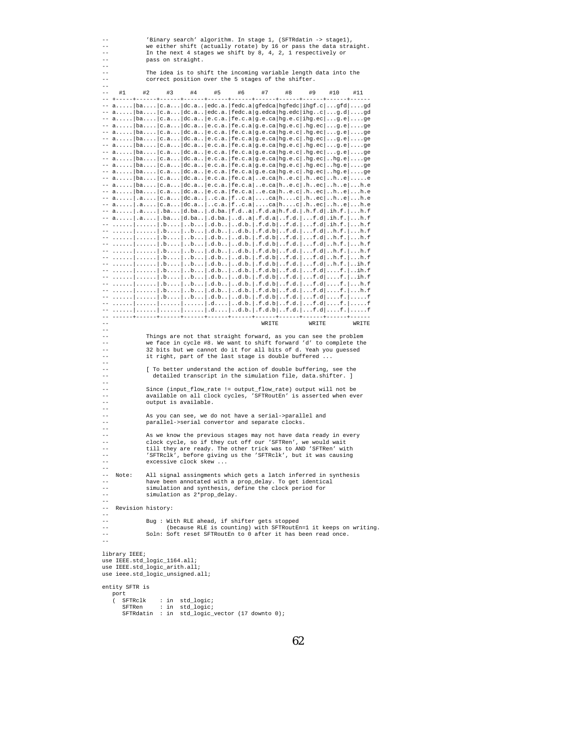```
--          'Binary search' algorithm. In stage 1, (SFTRdatin -> stage1),
--          we either shift (actually rotate) by 16 or pass the data straight.
--          In the next 4 stages we shift by 8, 4, 2, 1 respectively or
--          pass on straight.
--
--          The idea is to shift the incoming variable length data into the
--          correct position over the 5 stages of the shifter.
--
--   #1     #2     #3     #4     #5     #6     #7     #8     #9    #10    #11
-- +-----+------+------+------+------+------+------+------+------+------+------
-- a.....|ba....|c.a...|dc.a..|edc.a.|fedc.a|gfedca|hgfedc|ihgf.c|...gfd|....gd
-- a.....|ba....|c.a...|dc.a..|edc.a.|fedc.a|g.edca|hg.edc|ihg..c|...g.d|....gd
-- a.....|ba....|c.a...|dc.a..|e.c.a.|fe.c.a|g.e.ca|hg.e.c|ihg.ec|...g.e|....ge
-- a.....|ba....|c.a...|dc.a..|e.c.a.|fe.c.a|g.e.ca|hg.e.c|.hg.ec|...g.e|....ge
-- a.....|ba....|c.a...|dc.a..|e.c.a.|fe.c.a|g.e.ca|hg.e.c|.hg.ec|...g.e|....ge
-- a.....|ba....|c.a...|dc.a..|e.c.a.|fe.c.a|g.e.ca|hg.e.c|.hg.ec|...g.e|....ge
-- a.....|ba....|c.a...|dc.a..|e.c.a.|fe.c.a|g.e.ca|hg.e.c|.hg.ec|...g.e|....ge
-- a.....|ba....|c.a...|dc.a..|e.c.a.|fe.c.a|g.e.ca|hg.e.c|.hg.ec|...g.e|....ge
-- a.....|ba....|c.a...|dc.a..|e.c.a.|fe.c.a|g.e.ca|hg.e.c|.hg.ec|..hg.e|....ge
-- a.....|ba....|c.a...|dc.a..|e.c.a.|fe.c.a|g.e.ca|hg.e.c|.hg.ec|..hg.e|....ge
-- a.....|ba....|c.a...|dc.a..|e.c.a.|fe.c.a|g.e.ca|hg.e.c|.hg.ec|..hg.e|....ge
-- a.....|ba....|c.a...|dc.a..|e.c.a.|fe.c.a|..e.ca|h..e.c|.h..ec|..h..e|.....e
-- a.....|ba....|c.a...|dc.a..|e.c.a.|fe.c.a|..e.ca|h..e.c|.h..ec|..h..e|...h.e
-- a.....|ba....|c.a...|dc.a..|e.c.a.|fe.c.a|..e.ca|h..e.c|.h..ec|..h..e|...h.e
-- a.....|.a....|c.a...|dc.a..|..c.a.|f..c.a|....ca|h....c|.h..ec|..h..e|...h.e
-- a.....|.a....|c.a...|dc.a..|..c.a.|f..c.a|....ca|h....c|.h..ec|..h..e|...h.e
-- a.....|.a....|.ba...|d.ba..|.d.ba.|f.d..a|.f.d.a|h.f.d.|.h.f.d|.ih.f.|...h.f
-- a.....|.a....|.ba...|d.ba..|.d.ba.|..d..a|.f.d.a|..f.d.|...f.d|.ih.f.|...h.f
-- ......|......|.b....|..b...|.d.b..|..d.b.|.f.d.b|..f.d.|...f.d|.ih.f.|...h.f
-- ......|......|.b....|..b...|.d.b..|..d.b.|.f.d.b|..f.d.|...f.d|..h.f.|...h.f
-- ......|......|.b....|..b...|.d.b..|..d.b.|.f.d.b|..f.d.|...f.d|..h.f.|...h.f
-- ......|......|.b....|..b...|.d.b..|..d.b.|.f.d.b|..f.d.|...f.d|..h.f.|...h.f
-- ......|......|.b....|..b...|.d.b..|..d.b.|.f.d.b|..f.d.|...f.d|..h.f.|...h.f
-- ......|......|.b....|..b...|.d.b..|..d.b.|.f.d.b|..f.d.|...f.d|..h.f.|..ih.f
-- ......|......|.b....|..b...|.d.b..|..d.b.|.f.d.b|..f.d.|...f.d|....f.|..ih.f
-- ......|......|.b....|..b...|.d.b..|..d.b.|.f.d.b|..f.d.|...f.d|....f.|...h.f
-- ......|......|.b....|..b...|.d.b..|..d.b.|.f.d.b|..f.d.|...f.d|....f.|.....f
-- ......|......|......|......|.d....|..d.b.|.f.d.b|..f.d.|...f.d|....f.|.....f
-- ......|......|......|......|.d....|..d.b.|.f.d.b|..f.d.|...f.d|....f.|.....f
-- ------+------+------+------+------+------+------+------+------+------+------
--                                             WRITE         WRITE        WRITE
--
--          Things are not that straight forward, as you can see the problem
--          we face in cycle #8. We want to shift forward 'd' to complete the
--          32 bits but we cannot do it for all bits of d. Yeah you guessed
--          it right, part of the last stage is double buffered ...
--
--          [ To better understand the action of double buffering, see the
--            detailed transcript in the simulation file, data.shifter. ]
--
--          Since (input_flow_rate != output_flow_rate) output will not be
--          available on all clock cycles, 'SFTRoutEn' is asserted when ever
--          output is available.
--
--          As you can see, we do not have a serial->parallel and
--          parallel->serial convertor and separate clocks.
--
--          As we know the previous stages may not have data ready in every
--          clock cycle, so if they cut off our 'SFTRen', we would wait
--          till they are ready. The other trick was to AND 'SFTRen' with
--          'SFTRclk', before giving us the 'SFTRclk', but it was causing
--          excessive clock skew ...
--
--  Note:   All signal assignments which gets a latch inferred in synthesis
--          have been annotated with a prop_delay. To get identical
--          simulation and synthesis, define the clock period for
--          simulation as 2*prop_delay.
--
--  Revision history:
--
--          Bug : With RLE ahead, if shifter gets stopped
--                (because RLE is counting) with SFTRoutEn=1 it keeps on writing.
--          Soln: Soft reset SFTRoutEn to 0 after it has been read once.
--

library IEEE;
use IEEE.std_logic_1164.all;
use IEEE.std_logic_arith.all;
use ieee.std_logic_unsigned.all;

entity SFTR is
   port
   (  SFTRclk    : in  std_logic;
      SFTRen     : in  std_logic;
      SFTRdatin  : in  std_logic_vector (17 downto 0);
```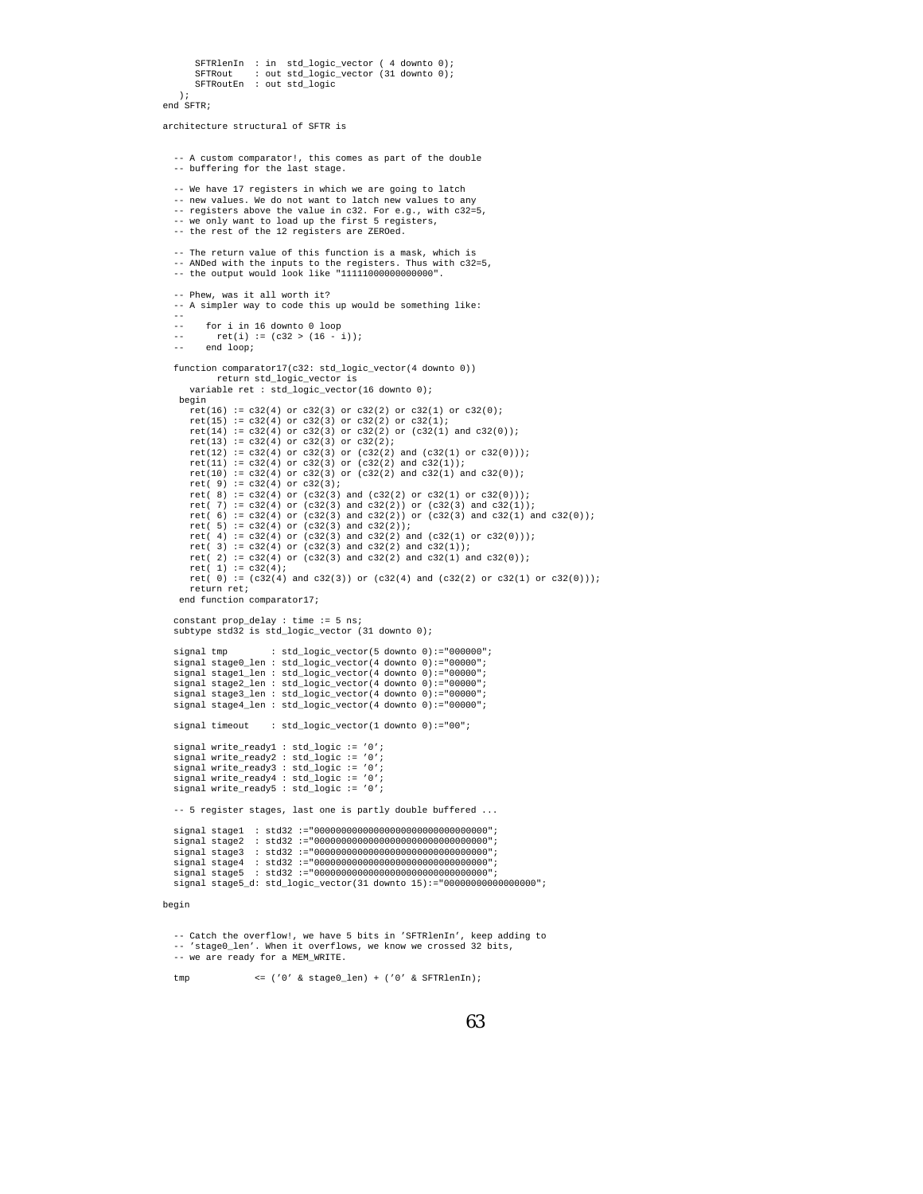```vhdl
      SFTRlenIn  : in  std_logic_vector ( 4 downto 0);
      SFTRout    : out std_logic_vector (31 downto 0);
      SFTRoutEn  : out std_logic
   );
end SFTR;

architecture structural of SFTR is


  -- A custom comparator!, this comes as part of the double
  -- buffering for the last stage.

  -- We have 17 registers in which we are going to latch
  -- new values. We do not want to latch new values to any
  -- registers above the value in c32. For e.g., with c32=5,
  -- we only want to load up the first 5 registers,
  -- the rest of the 12 registers are ZEROed.

  -- The return value of this function is a mask, which is
  -- ANDed with the inputs to the registers. Thus with c32=5,
  -- the output would look like "11111000000000000".

  -- Phew, was it all worth it?
  -- A simpler way to code this up would be something like:
  --
  --    for i in 16 downto 0 loop
  --      ret(i) := (c32 > (16 - i));
  --    end loop;

  function comparator17(c32: std_logic_vector(4 downto 0))
        return std_logic_vector is
    variable ret : std_logic_vector(16 downto 0);
   begin
     ret(16) := c32(4) or c32(3) or c32(2) or c32(1) or c32(0);
     ret(15) := c32(4) or c32(3) or c32(2) or c32(1);
     ret(14) := c32(4) or c32(3) or c32(2) or (c32(1) and c32(0));
     ret(13) := c32(4) or c32(3) or c32(2);
     ret(12) := c32(4) or c32(3) or (c32(2) and (c32(1) or c32(0)));
     ret(11) := c32(4) or c32(3) or (c32(2) and c32(1));
     ret(10) := c32(4) or c32(3) or (c32(2) and c32(1) and c32(0));
     ret( 9) := c32(4) or c32(3);
     ret( 8) := c32(4) or (c32(3) and (c32(2) or c32(1) or c32(0)));
     ret( 7) := c32(4) or (c32(3) and c32(2)) or (c32(3) and c32(1));
     ret( 6) := c32(4) or (c32(3) and c32(2)) or (c32(3) and c32(1) and c32(0));
     ret( 5) := c32(4) or (c32(3) and c32(2));
     ret( 4) := c32(4) or (c32(3) and c32(2) and (c32(1) or c32(0)));
     ret( 3) := c32(4) or (c32(3) and c32(2) and c32(1));
     ret( 2) := c32(4) or (c32(3) and c32(2) and c32(1) and c32(0));
     ret( 1) := c32(4);
     ret( 0) := (c32(4) and c32(3)) or (c32(4) and (c32(2) or c32(1) or c32(0)));
     return ret;
   end function comparator17;

  constant prop_delay : time := 5 ns;
  subtype std32 is std_logic_vector (31 downto 0);

  signal tmp        : std_logic_vector(5 downto 0):="000000";
  signal stage0_len : std_logic_vector(4 downto 0):="00000";
  signal stage1_len : std_logic_vector(4 downto 0):="00000";
  signal stage2_len : std_logic_vector(4 downto 0):="00000";
  signal stage3_len : std_logic_vector(4 downto 0):="00000";
  signal stage4_len : std_logic_vector(4 downto 0):="00000";

  signal timeout    : std_logic_vector(1 downto 0):="00";

  signal write_ready1 : std_logic := '0';
  signal write_ready2 : std_logic := '0';
  signal write_ready3 : std_logic := '0';
  signal write_ready4 : std_logic := '0';
  signal write_ready5 : std_logic := '0';

  -- 5 register stages, last one is partly double buffered ...

  signal stage1  : std32 :="00000000000000000000000000000000";
  signal stage2  : std32 :="00000000000000000000000000000000";
  signal stage3  : std32 :="00000000000000000000000000000000";
  signal stage4  : std32 :="00000000000000000000000000000000";
  signal stage5  : std32 :="00000000000000000000000000000000";
  signal stage5_d: std_logic_vector(31 downto 15):="00000000000000000";

begin


  -- Catch the overflow!, we have 5 bits in 'SFTRlenIn', keep adding to
  -- 'stage0_len'. When it overflows, we know we crossed 32 bits,
  -- we are ready for a MEM_WRITE.

  tmp           <= ('0' & stage0_len) + ('0' & SFTRlenIn);
```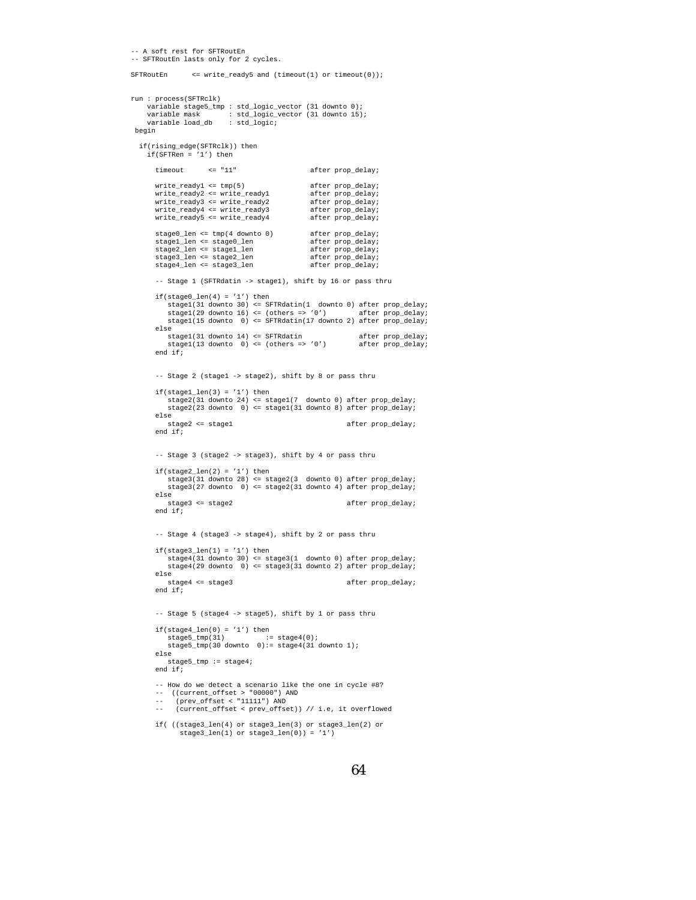```
-- A soft rest for SFTRoutEn
-- SFTRoutEn lasts only for 2 cycles.

SFTRoutEn      <= write_ready5 and (timeout(1) or timeout(0));


run : process(SFTRclk)
    variable stage5_tmp : std_logic_vector (31 downto 0);
    variable mask       : std_logic_vector (31 downto 15);
    variable load_db    : std_logic;
 begin

  if(rising_edge(SFTRclk)) then
    if(SFTRen = '1') then

      timeout      <= "11"                  after prop_delay;

      write_ready1 <= tmp(5)                after prop_delay;
      write_ready2 <= write_ready1          after prop_delay;
      write_ready3 <= write_ready2          after prop_delay;
      write_ready4 <= write_ready3          after prop_delay;
      write_ready5 <= write_ready4          after prop_delay;

      stage0_len <= tmp(4 downto 0)         after prop_delay;
      stage1_len <= stage0_len              after prop_delay;
      stage2_len <= stage1_len              after prop_delay;
      stage3_len <= stage2_len              after prop_delay;
      stage4_len <= stage3_len              after prop_delay;

      -- Stage 1 (SFTRdatin -> stage1), shift by 16 or pass thru

      if(stage0_len(4) = '1') then
         stage1(31 downto 30) <= SFTRdatin(1  downto 0) after prop_delay;
         stage1(29 downto 16) <= (others => '0')        after prop_delay;
         stage1(15 downto  0) <= SFTRdatin(17 downto 2) after prop_delay;
      else
         stage1(31 downto 14) <= SFTRdatin              after prop_delay;
         stage1(13 downto  0) <= (others => '0')        after prop_delay;
      end if;


      -- Stage 2 (stage1 -> stage2), shift by 8 or pass thru

      if(stage1_len(3) = '1') then
         stage2(31 downto 24) <= stage1(7  downto 0) after prop_delay;
         stage2(23 downto  0) <= stage1(31 downto 8) after prop_delay;
      else
         stage2 <= stage1                            after prop_delay;
      end if;


      -- Stage 3 (stage2 -> stage3), shift by 4 or pass thru

      if(stage2_len(2) = '1') then
         stage3(31 downto 28) <= stage2(3  downto 0) after prop_delay;
         stage3(27 downto  0) <= stage2(31 downto 4) after prop_delay;
      else
         stage3 <= stage2                            after prop_delay;
      end if;


      -- Stage 4 (stage3 -> stage4), shift by 2 or pass thru

      if(stage3_len(1) = '1') then
         stage4(31 downto 30) <= stage3(1  downto 0) after prop_delay;
         stage4(29 downto  0) <= stage3(31 downto 2) after prop_delay;
      else
         stage4 <= stage3                            after prop_delay;
      end if;


      -- Stage 5 (stage4 -> stage5), shift by 1 or pass thru

      if(stage4_len(0) = '1') then
         stage5_tmp(31)          := stage4(0);
         stage5_tmp(30 downto  0):= stage4(31 downto 1);
      else
         stage5_tmp := stage4;
      end if;

      -- How do we detect a scenario like the one in cycle #8?
      --  ((current_offset > "00000") AND
      --    (prev_offset < "11111") AND
      --    (current_offset < prev_offset)) // i.e, it overflowed

      if( ((stage3_len(4) or stage3_len(3) or stage3_len(2) or
            stage3_len(1) or stage3_len(0)) = '1')
```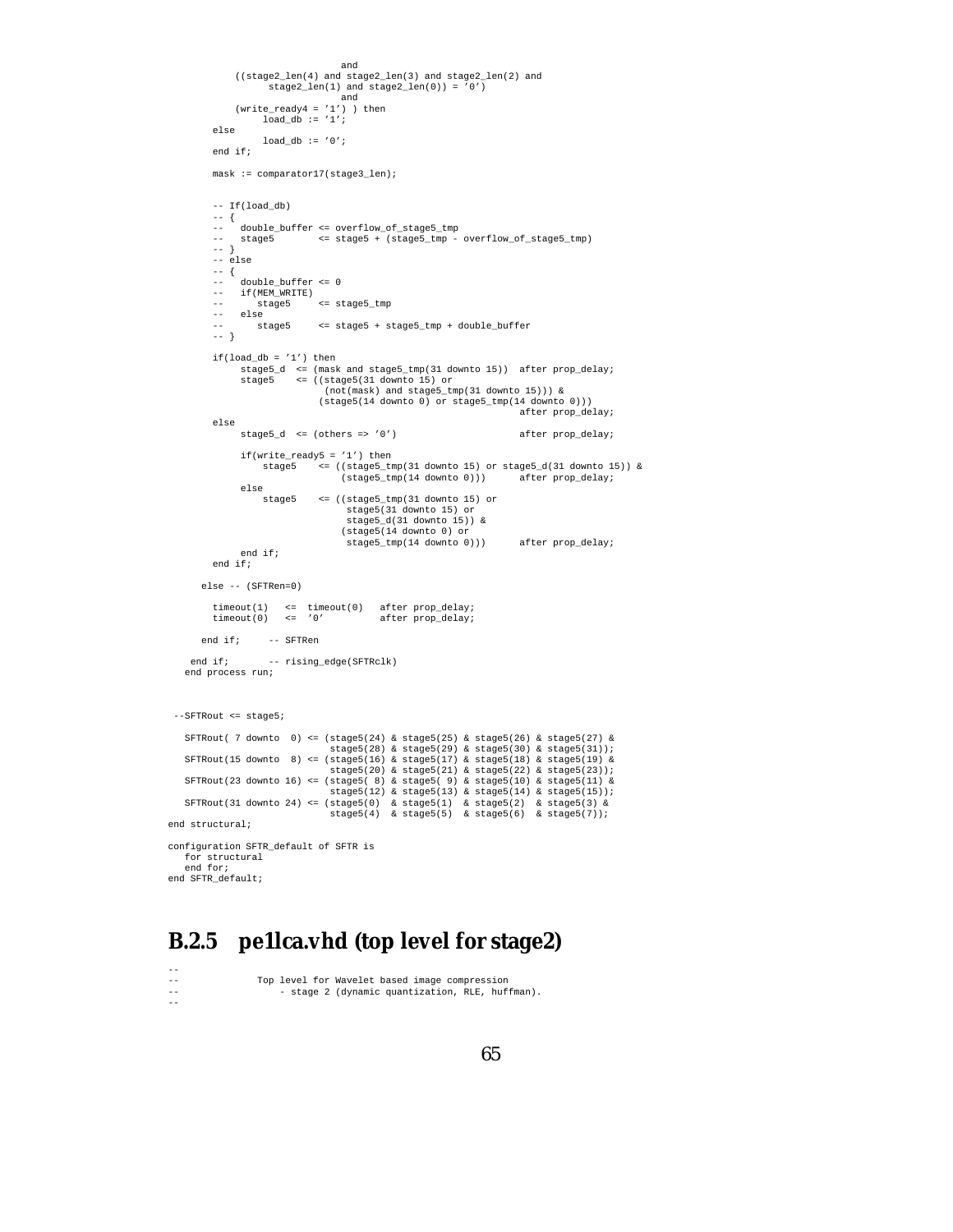```
                        and
            ((stage2_len(4) and stage2_len(3) and stage2_len(2) and
                  stage2_len(1) and stage2_len(0)) = '0')
                        and
            (write_ready4 = '1') ) then
                load_db := '1';
        else
                load_db := '0';
        end if;

        mask := comparator17(stage3_len);


        -- If(load_db)
        -- {
        --    double_buffer <= overflow_of_stage5_tmp
        --    stage5        <= stage5 + (stage5_tmp - overflow_of_stage5_tmp)
        -- }
        -- else
        -- {
        --    double_buffer <= 0
        --    if(MEM_WRITE)
        --       stage5     <= stage5_tmp
        --    else
        --       stage5     <= stage5 + stage5_tmp + double_buffer
        -- }

        if(load_db = '1') then
             stage5_d  <= (mask and stage5_tmp(31 downto 15))  after prop_delay;
             stage5    <= ((stage5(31 downto 15) or
                            (not(mask) and stage5_tmp(31 downto 15))) &
                           (stage5(14 downto 0) or stage5_tmp(14 downto 0)))
                                                          after prop_delay;
        else
             stage5_d  <= (others => '0')                 after prop_delay;

             if(write_ready5 = '1') then
                 stage5    <= ((stage5_tmp(31 downto 15) or stage5_d(31 downto 15)) &
                               (stage5_tmp(14 downto 0)))      after prop_delay;
             else
                 stage5    <= ((stage5_tmp(31 downto 15) or
                                stage5(31 downto 15) or
                                stage5_d(31 downto 15)) &
                               (stage5(14 downto 0) or
                                stage5_tmp(14 downto 0)))      after prop_delay;
             end if;
        end if;

      else -- (SFTRen=0)

        timeout(1)   <=  timeout(0)   after prop_delay;
        timeout(0)   <=  '0'          after prop_delay;

      end if;     -- SFTRen

    end if;       -- rising_edge(SFTRclk)
  end process run;



 --SFTRout <= stage5;

   SFTRout( 7 downto  0) <= (stage5(24) & stage5(25) & stage5(26) & stage5(27) &
                             stage5(28) & stage5(29) & stage5(30) & stage5(31));
   SFTRout(15 downto  8) <= (stage5(16) & stage5(17) & stage5(18) & stage5(19) &
                             stage5(20) & stage5(21) & stage5(22) & stage5(23));
   SFTRout(23 downto 16) <= (stage5( 8) & stage5( 9) & stage5(10) & stage5(11) &
                             stage5(12) & stage5(13) & stage5(14) & stage5(15));
   SFTRout(31 downto 24) <= (stage5(0)  & stage5(1)  & stage5(2)  & stage5(3) &
                             stage5(4)  & stage5(5)  & stage5(6)  & stage5(7));
end structural;

configuration SFTR_default of SFTR is
   for structural
   end for;
end SFTR_default;
```

### B.2.5 pe1lca.vhd (top level for stage2)

```
--
--              Top level for Wavelet based image compression
--                  - stage 2 (dynamic quantization, RLE, huffman).
--
```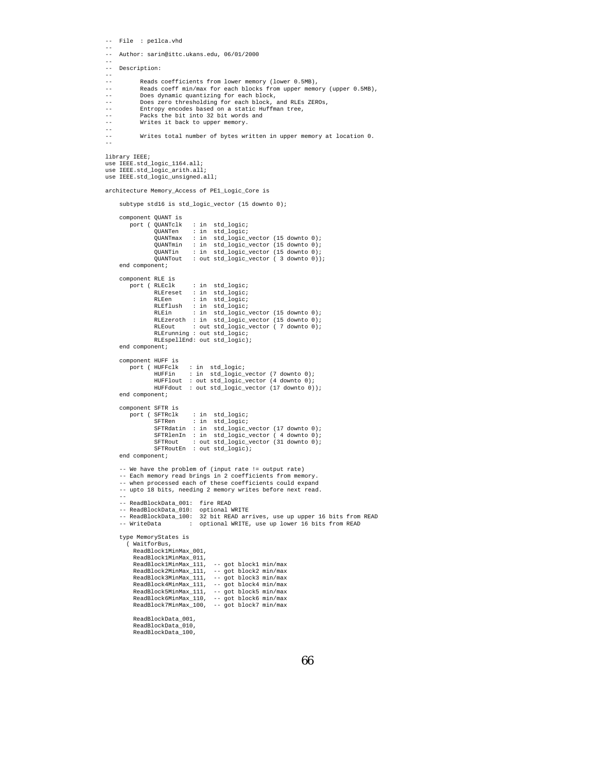```
--  File  : pe1lca.vhd
--
--  Author: sarin@ittc.ukans.edu, 06/01/2000
--
--  Description:
--
--        Reads coefficients from lower memory (lower 0.5MB),
--        Reads coeff min/max for each blocks from upper memory (upper 0.5MB),
--        Does dynamic quantizing for each block,
--        Does zero thresholding for each block, and RLEs ZEROs,
--        Entropy encodes based on a static Huffman tree,
--        Packs the bit into 32 bit words and
--        Writes it back to upper memory.
--
--        Writes total number of bytes written in upper memory at location 0.
--

library IEEE;
use IEEE.std_logic_1164.all;
use IEEE.std_logic_arith.all;
use IEEE.std_logic_unsigned.all;

architecture Memory_Access of PE1_Logic_Core is

    subtype std16 is std_logic_vector (15 downto 0);

    component QUANT is
       port ( QUANTclk   : in  std_logic;
              QUANTen    : in  std_logic;
              QUANTmax   : in  std_logic_vector (15 downto 0);
              QUANTmin   : in  std_logic_vector (15 downto 0);
              QUANTin    : in  std_logic_vector (15 downto 0);
              QUANTout   : out std_logic_vector ( 3 downto 0));
    end component;

    component RLE is
       port ( RLEclk     : in  std_logic;
              RLEreset   : in  std_logic;
              RLEen      : in  std_logic;
              RLEflush   : in  std_logic;
              RLEin      : in  std_logic_vector (15 downto 0);
              RLEzeroth  : in  std_logic_vector (15 downto 0);
              RLEout     : out std_logic_vector ( 7 downto 0);
              RLErunning : out std_logic;
              RLEspellEnd: out std_logic);
    end component;

    component HUFF is
       port ( HUFFclk   : in  std_logic;
              HUFFin    : in  std_logic_vector (7 downto 0);
              HUFFlout  : out std_logic_vector (4 downto 0);
              HUFFdout  : out std_logic_vector (17 downto 0));
    end component;

    component SFTR is
       port ( SFTRclk    : in  std_logic;
              SFTRen     : in  std_logic;
              SFTRdatin  : in  std_logic_vector (17 downto 0);
              SFTRlenIn  : in  std_logic_vector ( 4 downto 0);
              SFTRout    : out std_logic_vector (31 downto 0);
              SFTRoutEn  : out std_logic);
    end component;

    -- We have the problem of (input rate != output rate)
    -- Each memory read brings in 2 coefficients from memory.
    -- when processed each of these coefficients could expand
    -- upto 18 bits, needing 2 memory writes before next read.
    --
    -- ReadBlockData_001:  fire READ
    -- ReadBlockData_010:  optional WRITE
    -- ReadBlockData_100:  32 bit READ arrives, use up upper 16 bits from READ
    -- WriteData        :  optional WRITE, use up lower 16 bits from READ

    type MemoryStates is
      ( WaitforBus,
        ReadBlock1MinMax_001,
        ReadBlock1MinMax_011,
        ReadBlock1MinMax_111,  -- got block1 min/max
        ReadBlock2MinMax_111,  -- got block2 min/max
        ReadBlock3MinMax_111,  -- got block3 min/max
        ReadBlock4MinMax_111,  -- got block4 min/max
        ReadBlock5MinMax_111,  -- got block5 min/max
        ReadBlock6MinMax_110,  -- got block6 min/max
        ReadBlock7MinMax_100,  -- got block7 min/max

        ReadBlockData_001,
        ReadBlockData_010,
        ReadBlockData_100,
```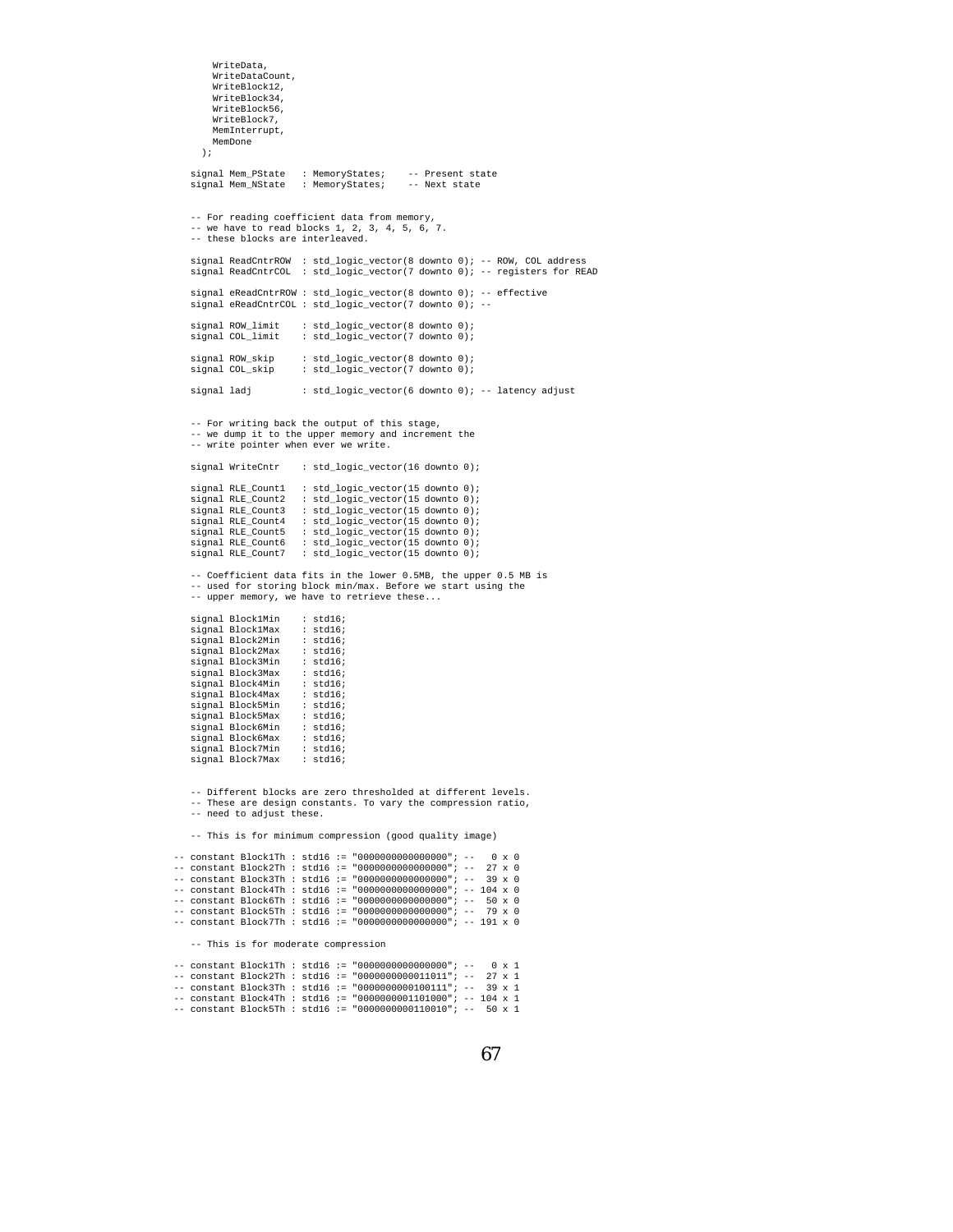```
        WriteData,
        WriteDataCount,
        WriteBlock12,
        WriteBlock34,
        WriteBlock56,
        WriteBlock7,
        MemInterrupt,
        MemDone
      );

    signal Mem_PState   : MemoryStates;    -- Present state
    signal Mem_NState   : MemoryStates;    -- Next state


    -- For reading coefficient data from memory,
    -- we have to read blocks 1, 2, 3, 4, 5, 6, 7.
    -- these blocks are interleaved.

    signal ReadCntrROW  : std_logic_vector(8 downto 0); -- ROW, COL address
    signal ReadCntrCOL  : std_logic_vector(7 downto 0); -- registers for READ

    signal eReadCntrROW : std_logic_vector(8 downto 0); -- effective
    signal eReadCntrCOL : std_logic_vector(7 downto 0); --

    signal ROW_limit    : std_logic_vector(8 downto 0);
    signal COL_limit    : std_logic_vector(7 downto 0);

    signal ROW_skip     : std_logic_vector(8 downto 0);
    signal COL_skip     : std_logic_vector(7 downto 0);

    signal ladj         : std_logic_vector(6 downto 0); -- latency adjust


    -- For writing back the output of this stage,
    -- we dump it to the upper memory and increment the
    -- write pointer when ever we write.

    signal WriteCntr    : std_logic_vector(16 downto 0);

    signal RLE_Count1   : std_logic_vector(15 downto 0);
    signal RLE_Count2   : std_logic_vector(15 downto 0);
    signal RLE_Count3   : std_logic_vector(15 downto 0);
    signal RLE_Count4   : std_logic_vector(15 downto 0);
    signal RLE_Count5   : std_logic_vector(15 downto 0);
    signal RLE_Count6   : std_logic_vector(15 downto 0);
    signal RLE_Count7   : std_logic_vector(15 downto 0);

    -- Coefficient data fits in the lower 0.5MB, the upper 0.5 MB is
    -- used for storing block min/max. Before we start using the
    -- upper memory, we have to retrieve these...

    signal Block1Min    : std16;
    signal Block1Max    : std16;
    signal Block2Min    : std16;
    signal Block2Max    : std16;
    signal Block3Min    : std16;
    signal Block3Max    : std16;
    signal Block4Min    : std16;
    signal Block4Max    : std16;
    signal Block5Min    : std16;
    signal Block5Max    : std16;
    signal Block6Min    : std16;
    signal Block6Max    : std16;
    signal Block7Min    : std16;
    signal Block7Max    : std16;


    -- Different blocks are zero thresholded at different levels.
    -- These are design constants. To vary the compression ratio,
    -- need to adjust these.

    -- This is for minimum compression (good quality image)

-- constant Block1Th : std16 := "0000000000000000"; --   0 x 0
-- constant Block2Th : std16 := "0000000000000000"; --  27 x 0
-- constant Block3Th : std16 := "0000000000000000"; --  39 x 0
-- constant Block4Th : std16 := "0000000000000000"; -- 104 x 0
-- constant Block6Th : std16 := "0000000000000000"; --  50 x 0
-- constant Block5Th : std16 := "0000000000000000"; --  79 x 0
-- constant Block7Th : std16 := "0000000000000000"; -- 191 x 0

    -- This is for moderate compression

-- constant Block1Th : std16 := "0000000000000000"; --   0 x 1
-- constant Block2Th : std16 := "0000000000011011"; --  27 x 1
-- constant Block3Th : std16 := "0000000000100111"; --  39 x 1
-- constant Block4Th : std16 := "0000000001101000"; -- 104 x 1
-- constant Block5Th : std16 := "0000000000110010"; --  50 x 1
```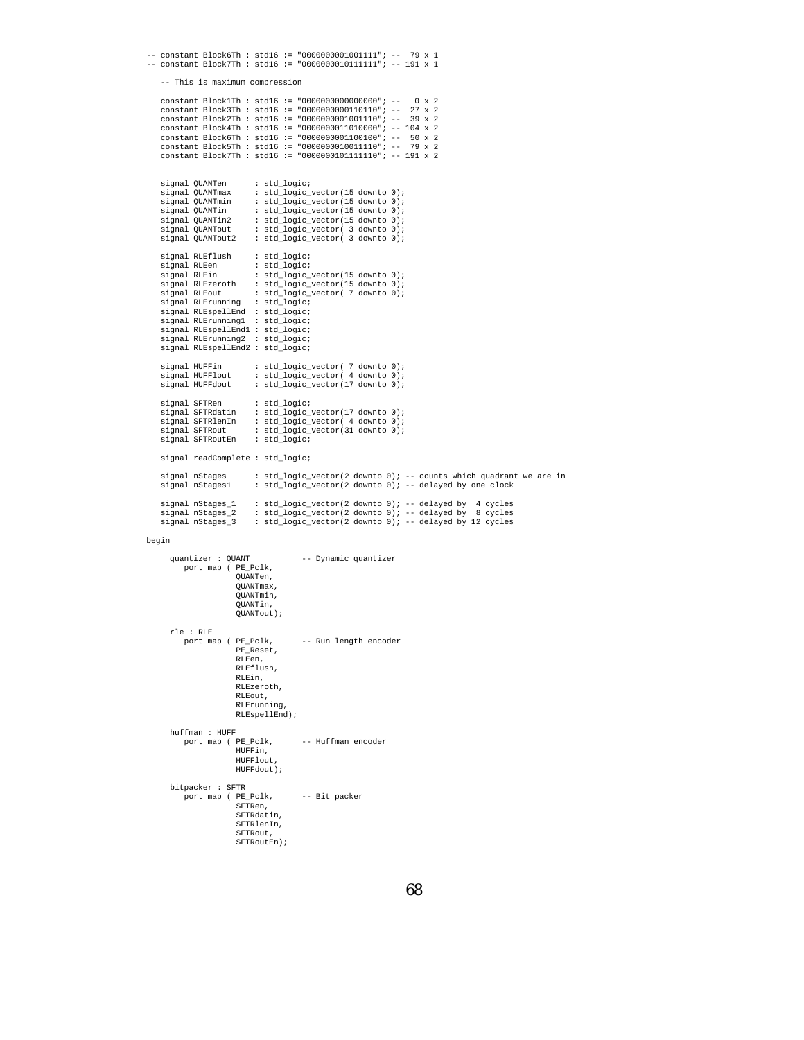```
-- constant Block6Th : std16 := "0000000001001111"; --  79 x 1
-- constant Block7Th : std16 := "0000000010111111"; -- 191 x 1

   -- This is maximum compression

   constant Block1Th : std16 := "0000000000000000"; --   0 x 2
   constant Block3Th : std16 := "0000000000110110"; --  27 x 2
   constant Block2Th : std16 := "0000000001001110"; --  39 x 2
   constant Block4Th : std16 := "0000000011010000"; -- 104 x 2
   constant Block6Th : std16 := "0000000001100100"; --  50 x 2
   constant Block5Th : std16 := "0000000010011110"; --  79 x 2
   constant Block7Th : std16 := "0000000101111110"; -- 191 x 2


   signal QUANTen      : std_logic;
   signal QUANTmax     : std_logic_vector(15 downto 0);
   signal QUANTmin     : std_logic_vector(15 downto 0);
   signal QUANTin      : std_logic_vector(15 downto 0);
   signal QUANTin2     : std_logic_vector(15 downto 0);
   signal QUANTout     : std_logic_vector( 3 downto 0);
   signal QUANTout2    : std_logic_vector( 3 downto 0);

   signal RLEflush     : std_logic;
   signal RLEen        : std_logic;
   signal RLEin        : std_logic_vector(15 downto 0);
   signal RLEzeroth    : std_logic_vector(15 downto 0);
   signal RLEout       : std_logic_vector( 7 downto 0);
   signal RLErunning   : std_logic;
   signal RLEspellEnd  : std_logic;
   signal RLErunning1  : std_logic;
   signal RLEspellEnd1 : std_logic;
   signal RLErunning2  : std_logic;
   signal RLEspellEnd2 : std_logic;

   signal HUFFin       : std_logic_vector( 7 downto 0);
   signal HUFFlout     : std_logic_vector( 4 downto 0);
   signal HUFFdout     : std_logic_vector(17 downto 0);

   signal SFTRen       : std_logic;
   signal SFTRdatin    : std_logic_vector(17 downto 0);
   signal SFTRlenIn    : std_logic_vector( 4 downto 0);
   signal SFTRout      : std_logic_vector(31 downto 0);
   signal SFTRoutEn    : std_logic;

   signal readComplete : std_logic;

   signal nStages      : std_logic_vector(2 downto 0); -- counts which quadrant we are in
   signal nStages1     : std_logic_vector(2 downto 0); -- delayed by one clock

   signal nStages_1    : std_logic_vector(2 downto 0); -- delayed by  4 cycles
   signal nStages_2    : std_logic_vector(2 downto 0); -- delayed by  8 cycles
   signal nStages_3    : std_logic_vector(2 downto 0); -- delayed by 12 cycles

begin

     quantizer : QUANT           -- Dynamic quantizer
        port map ( PE_Pclk,
                   QUANTen,
                   QUANTmax,
                   QUANTmin,
                   QUANTin,
                   QUANTout);

     rle : RLE
        port map ( PE_Pclk,      -- Run length encoder
                   PE_Reset,
                   RLEen,
                   RLEflush,
                   RLEin,
                   RLEzeroth,
                   RLEout,
                   RLErunning,
                   RLEspellEnd);

     huffman : HUFF
        port map ( PE_Pclk,      -- Huffman encoder
                   HUFFin,
                   HUFFlout,
                   HUFFdout);

     bitpacker : SFTR
        port map ( PE_Pclk,      -- Bit packer
                   SFTRen,
                   SFTRdatin,
                   SFTRlenIn,
                   SFTRout,
                   SFTRoutEn);
```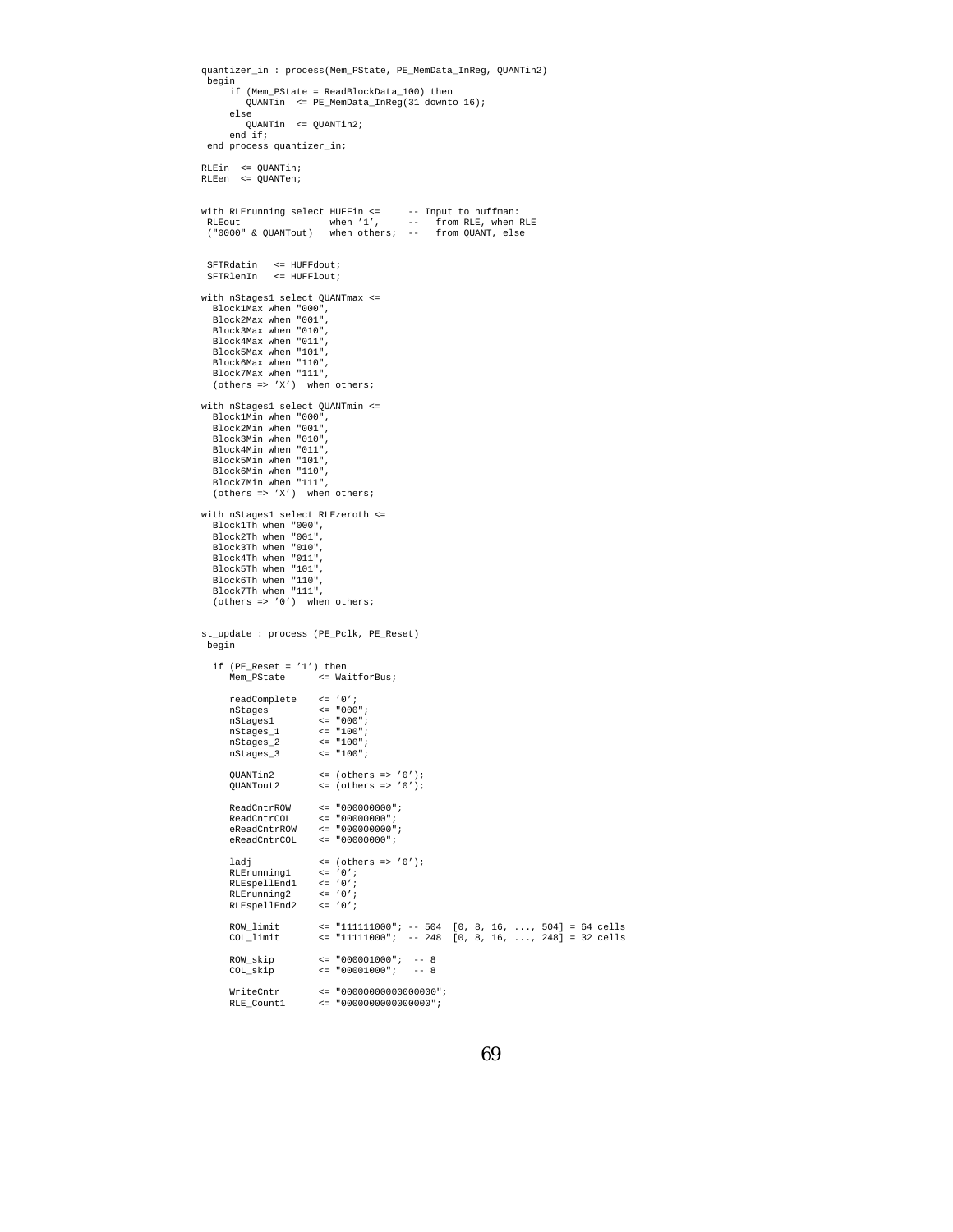```
quantizer_in : process(Mem_PState, PE_MemData_InReg, QUANTin2)
 begin
     if (Mem_PState = ReadBlockData_100) then
        QUANTin  <= PE_MemData_InReg(31 downto 16);
     else
        QUANTin  <= QUANTin2;
     end if;
 end process quantizer_in;

RLEin  <= QUANTin;
RLEen  <= QUANTen;


with RLErunning select HUFFin <=      -- Input to huffman:
 RLEout               when '1',     --   from RLE, when RLE
 ("0000" & QUANTout)  when others;  --   from QUANT, else


 SFTRdatin   <= HUFFdout;
 SFTRlenIn   <= HUFFlout;

with nStages1 select QUANTmax <=
  Block1Max when "000",
  Block2Max when "001",
  Block3Max when "010",
  Block4Max when "011",
  Block5Max when "101",
  Block6Max when "110",
  Block7Max when "111",
  (others => 'X')  when others;

with nStages1 select QUANTmin <=
  Block1Min when "000",
  Block2Min when "001",
  Block3Min when "010",
  Block4Min when "011",
  Block5Min when "101",
  Block6Min when "110",
  Block7Min when "111",
  (others => 'X')  when others;

with nStages1 select RLEzeroth <=
  Block1Th when "000",
  Block2Th when "001",
  Block3Th when "010",
  Block4Th when "011",
  Block5Th when "101",
  Block6Th when "110",
  Block7Th when "111",
  (others => '0')  when others;


st_update : process (PE_Pclk, PE_Reset)
 begin

  if (PE_Reset = '1') then
     Mem_PState      <= WaitforBus;

     readComplete    <= '0';
     nStages         <= "000";
     nStages1        <= "000";
     nStages_1       <= "100";
     nStages_2       <= "100";
     nStages_3       <= "100";

     QUANTin2        <= (others => '0');
     QUANTout2       <= (others => '0');

     ReadCntrROW     <= "000000000";
     ReadCntrCOL     <= "00000000";
     eReadCntrROW    <= "000000000";
     eReadCntrCOL    <= "00000000";

     ladj            <= (others => '0');
     RLErunning1     <= '0';
     RLEspellEnd1    <= '0';
     RLErunning2     <= '0';
     RLEspellEnd2    <= '0';

     ROW_limit       <= "111111000"; -- 504  [0, 8, 16, ..., 504] = 64 cells
     COL_limit       <= "11111000";  -- 248  [0, 8, 16, ..., 248] = 32 cells

     ROW_skip        <= "000001000";  -- 8
     COL_skip        <= "00001000";   -- 8

     WriteCntr       <= "0000000000000000";
     RLE_Count1      <= "0000000000000000";
```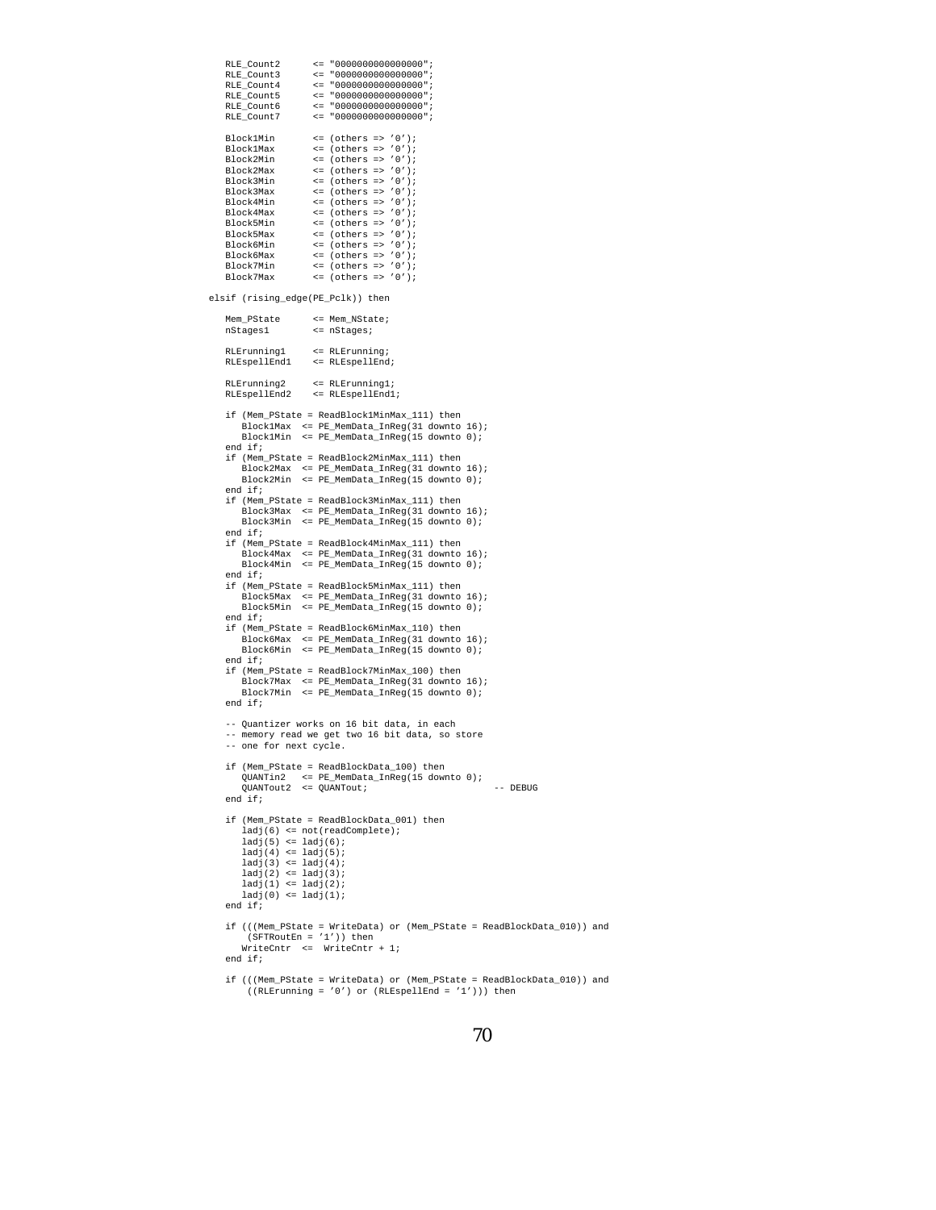```
      RLE_Count2      <= "0000000000000000";
      RLE_Count3      <= "0000000000000000";
      RLE_Count4      <= "0000000000000000";
      RLE_Count5      <= "0000000000000000";
      RLE_Count6      <= "0000000000000000";
      RLE_Count7      <= "0000000000000000";

      Block1Min       <= (others => '0');
      Block1Max       <= (others => '0');
      Block2Min       <= (others => '0');
      Block2Max       <= (others => '0');
      Block3Min       <= (others => '0');
      Block3Max       <= (others => '0');
      Block4Min       <= (others => '0');
      Block4Max       <= (others => '0');
      Block5Min       <= (others => '0');
      Block5Max       <= (others => '0');
      Block6Min       <= (others => '0');
      Block6Max       <= (others => '0');
      Block7Min       <= (others => '0');
      Block7Max       <= (others => '0');

   elsif (rising_edge(PE_Pclk)) then

      Mem_PState      <= Mem_NState;
      nStages1        <= nStages;

      RLErunning1     <= RLErunning;
      RLEspellEnd1    <= RLEspellEnd;

      RLErunning2     <= RLErunning1;
      RLEspellEnd2    <= RLEspellEnd1;

      if (Mem_PState = ReadBlock1MinMax_111) then
         Block1Max  <= PE_MemData_InReg(31 downto 16);
         Block1Min  <= PE_MemData_InReg(15 downto 0);
      end if;
      if (Mem_PState = ReadBlock2MinMax_111) then
         Block2Max  <= PE_MemData_InReg(31 downto 16);
         Block2Min  <= PE_MemData_InReg(15 downto 0);
      end if;
      if (Mem_PState = ReadBlock3MinMax_111) then
         Block3Max  <= PE_MemData_InReg(31 downto 16);
         Block3Min  <= PE_MemData_InReg(15 downto 0);
      end if;
      if (Mem_PState = ReadBlock4MinMax_111) then
         Block4Max  <= PE_MemData_InReg(31 downto 16);
         Block4Min  <= PE_MemData_InReg(15 downto 0);
      end if;
      if (Mem_PState = ReadBlock5MinMax_111) then
         Block5Max  <= PE_MemData_InReg(31 downto 16);
         Block5Min  <= PE_MemData_InReg(15 downto 0);
      end if;
      if (Mem_PState = ReadBlock6MinMax_110) then
         Block6Max  <= PE_MemData_InReg(31 downto 16);
         Block6Min  <= PE_MemData_InReg(15 downto 0);
      end if;
      if (Mem_PState = ReadBlock7MinMax_100) then
         Block7Max  <= PE_MemData_InReg(31 downto 16);
         Block7Min  <= PE_MemData_InReg(15 downto 0);
      end if;

      -- Quantizer works on 16 bit data, in each
      -- memory read we get two 16 bit data, so store
      -- one for next cycle.

      if (Mem_PState = ReadBlockData_100) then
         QUANTin2   <= PE_MemData_InReg(15 downto 0);
         QUANTout2  <= QUANTout;                        -- DEBUG
      end if;

      if (Mem_PState = ReadBlockData_001) then
         ladj(6) <= not(readComplete);
         ladj(5) <= ladj(6);
         ladj(4) <= ladj(5);
         ladj(3) <= ladj(4);
         ladj(2) <= ladj(3);
         ladj(1) <= ladj(2);
         ladj(0) <= ladj(1);
      end if;

      if (((Mem_PState = WriteData) or (Mem_PState = ReadBlockData_010)) and
          (SFTRoutEn = '1')) then
         WriteCntr  <=  WriteCntr + 1;
      end if;

      if (((Mem_PState = WriteData) or (Mem_PState = ReadBlockData_010)) and
          ((RLErunning = '0') or (RLEspellEnd = '1'))) then
```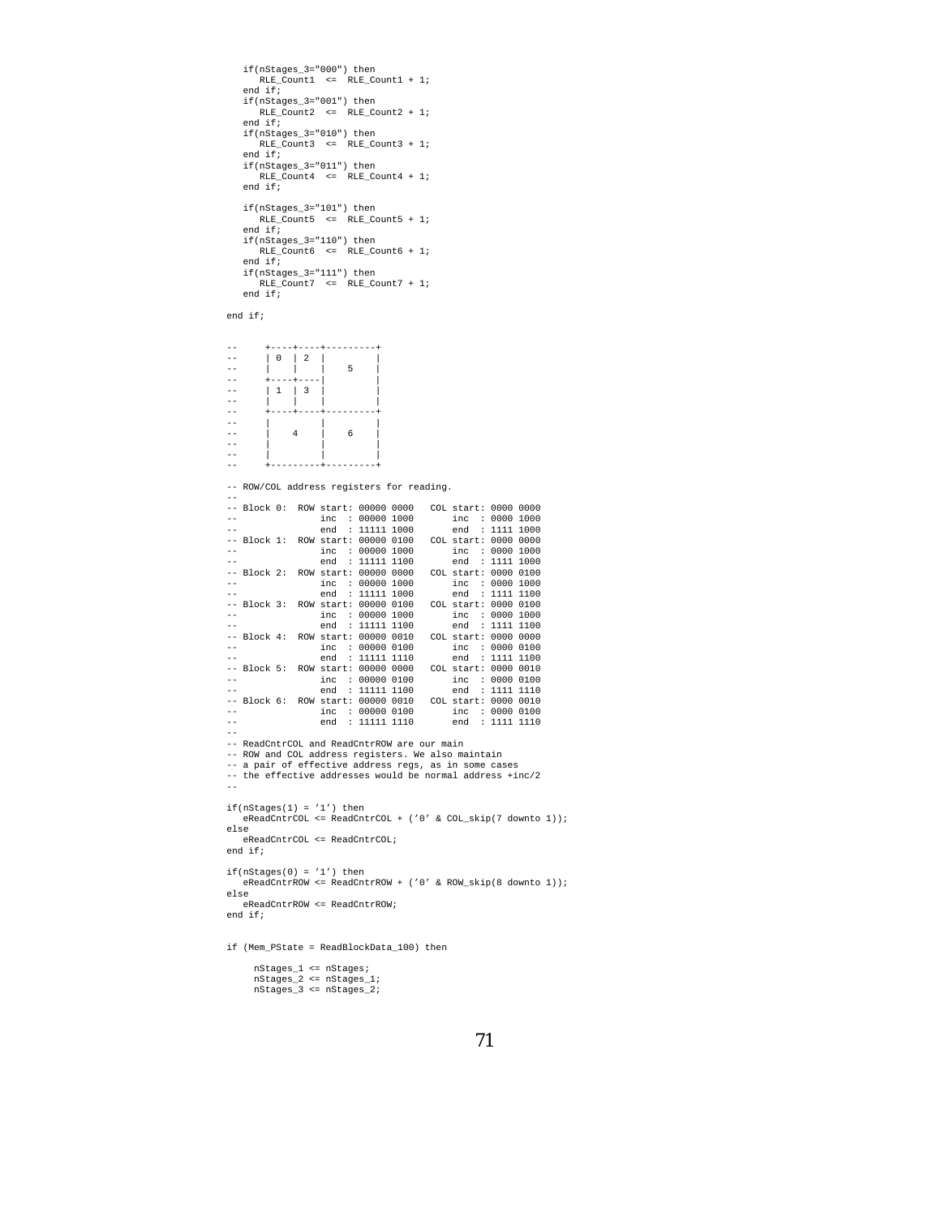```
   if(nStages_3="000") then
      RLE_Count1  <=  RLE_Count1 + 1;
   end if;
   if(nStages_3="001") then
      RLE_Count2  <=  RLE_Count2 + 1;
   end if;
   if(nStages_3="010") then
      RLE_Count3  <=  RLE_Count3 + 1;
   end if;
   if(nStages_3="011") then
      RLE_Count4  <=  RLE_Count4 + 1;
   end if;

   if(nStages_3="101") then
      RLE_Count5  <=  RLE_Count5 + 1;
   end if;
   if(nStages_3="110") then
      RLE_Count6  <=  RLE_Count6 + 1;
   end if;
   if(nStages_3="111") then
      RLE_Count7  <=  RLE_Count7 + 1;
   end if;

end if;


--      +----+----+---------+
--      | 0  | 2  |         |
--      |    |    |    5    |
--      +----+----|         |
--      | 1  | 3  |         |
--      |    |    |         |
--      +----+----+---------+
--      |         |         |
--      |    4    |    6    |
--      |         |         |
--      |         |         |
--      +---------+---------+

-- ROW/COL address registers for reading.
--
-- Block 0:  ROW start: 00000 0000   COL start: 0000 0000
--               inc  : 00000 1000       inc  : 0000 1000
--               end  : 11111 1000       end  : 1111 1000
-- Block 1:  ROW start: 00000 0100   COL start: 0000 0000
--               inc  : 00000 1000       inc  : 0000 1000
--               end  : 11111 1100       end  : 1111 1000
-- Block 2:  ROW start: 00000 0000   COL start: 0000 0100
--               inc  : 00000 1000       inc  : 0000 1000
--               end  : 11111 1000       end  : 1111 1100
-- Block 3:  ROW start: 00000 0100   COL start: 0000 0100
--               inc  : 00000 1000       inc  : 0000 1000
--               end  : 11111 1100       end  : 1111 1100
-- Block 4:  ROW start: 00000 0010   COL start: 0000 0000
--               inc  : 00000 0100       inc  : 0000 0100
--               end  : 11111 1110       end  : 1111 1100
-- Block 5:  ROW start: 00000 0000   COL start: 0000 0010
--               inc  : 00000 0100       inc  : 0000 0100
--               end  : 11111 1100       end  : 1111 1110
-- Block 6:  ROW start: 00000 0010   COL start: 0000 0010
--               inc  : 00000 0100       inc  : 0000 0100
--               end  : 11111 1110       end  : 1111 1110
--
-- ReadCntrCOL and ReadCntrROW are our main
-- ROW and COL address registers. We also maintain
-- a pair of effective address regs, as in some cases
-- the effective addresses would be normal address +inc/2
--

if(nStages(1) = '1') then
   eReadCntrCOL <= ReadCntrCOL + ('0' & COL_skip(7 downto 1));
else
   eReadCntrCOL <= ReadCntrCOL;
end if;

if(nStages(0) = '1') then
   eReadCntrROW <= ReadCntrROW + ('0' & ROW_skip(8 downto 1));
else
   eReadCntrROW <= ReadCntrROW;
end if;


if (Mem_PState = ReadBlockData_100) then

     nStages_1 <= nStages;
     nStages_2 <= nStages_1;
     nStages_3 <= nStages_2;
```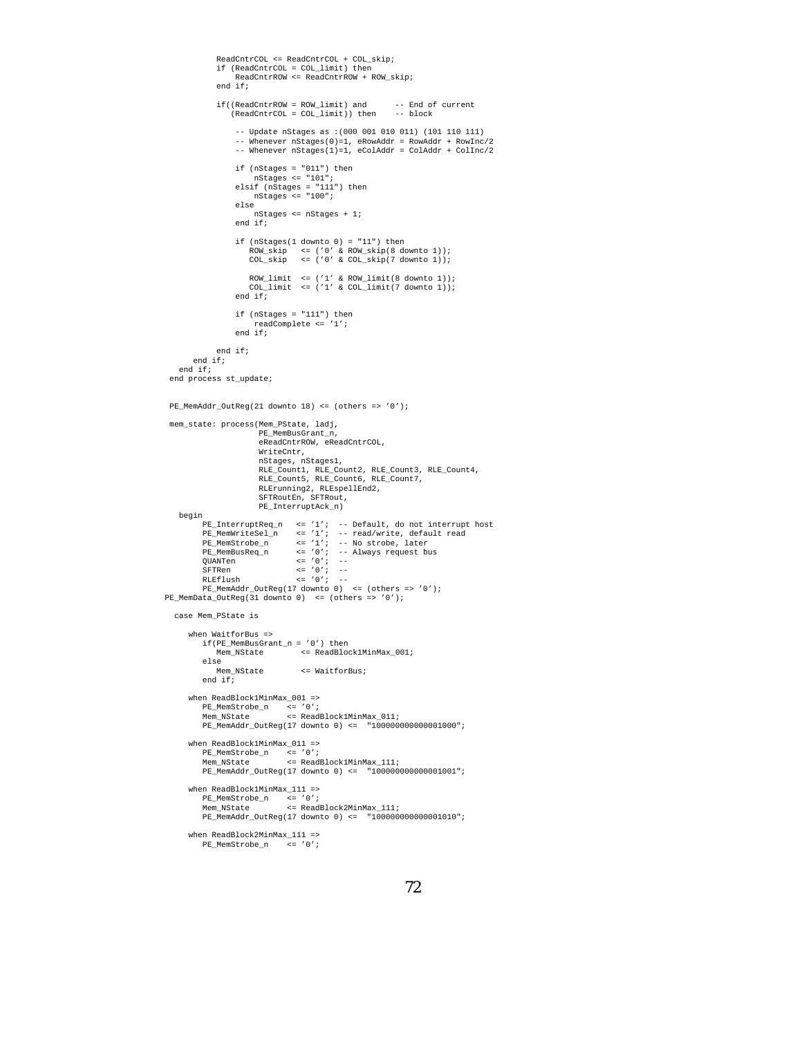```
            ReadCntrCOL <= ReadCntrCOL + COL_skip;
            if (ReadCntrCOL = COL_limit) then
                ReadCntrROW <= ReadCntrROW + ROW_skip;
            end if;

            if((ReadCntrROW = ROW_limit) and       -- End of current
               (ReadCntrCOL = COL_limit)) then     -- block

                -- Update nStages as :(000 001 010 011) (101 110 111)
                -- Whenever nStages(0)=1, eRowAddr = RowAddr + RowInc/2
                -- Whenever nStages(1)=1, eColAddr = ColAddr + ColInc/2

                if (nStages = "011") then
                    nStages <= "101";
                elsif (nStages = "111") then
                    nStages <= "100";
                else
                    nStages <= nStages + 1;
                end if;

                if (nStages(1 downto 0) = "11") then
                   ROW_skip   <= ('0' & ROW_skip(8 downto 1));
                   COL_skip   <= ('0' & COL_skip(7 downto 1));

                   ROW_limit  <= ('1' & ROW_limit(8 downto 1));
                   COL_limit  <= ('1' & COL_limit(7 downto 1));
                end if;

                if (nStages = "111") then
                    readComplete <= '1';
                end if;

            end if;
        end if;
    end if;
  end process st_update;


  PE_MemAddr_OutReg(21 downto 18) <= (others => '0');

  mem_state: process(Mem_PState, ladj,
                     PE_MemBusGrant_n,
                     eReadCntrROW, eReadCntrCOL,
                     WriteCntr,
                     nStages, nStages1,
                     RLE_Count1, RLE_Count2, RLE_Count3, RLE_Count4,
                     RLE_Count5, RLE_Count6, RLE_Count7,
                     RLErunning2, RLEspellEnd2,
                     SFTRoutEn, SFTRout,
                     PE_InterruptAck_n)
    begin
         PE_InterruptReq_n   <= '1';  -- Default, do not interrupt host
         PE_MemWriteSel_n    <= '1';  -- read/write, default read
         PE_MemStrobe_n      <= '1';  -- No strobe, later
         PE_MemBusReq_n      <= '0';  -- Always request bus
         QUANTen             <= '0';  --
         SFTRen              <= '0';  --
         RLEflush            <= '0';  --
         PE_MemAddr_OutReg(17 downto 0)  <= (others => '0');
PE_MemData_OutReg(31 downto 0)  <= (others => '0');

   case Mem_PState is

      when WaitforBus =>
         if(PE_MemBusGrant_n = '0') then
            Mem_NState        <= ReadBlock1MinMax_001;
         else
            Mem_NState        <= WaitforBus;
         end if;

      when ReadBlock1MinMax_001 =>
         PE_MemStrobe_n    <= '0';
         Mem_NState        <= ReadBlock1MinMax_011;
         PE_MemAddr_OutReg(17 downto 0) <=  "100000000000001000";

      when ReadBlock1MinMax_011 =>
         PE_MemStrobe_n    <= '0';
         Mem_NState        <= ReadBlock1MinMax_111;
         PE_MemAddr_OutReg(17 downto 0) <=  "100000000000001001";

      when ReadBlock1MinMax_111 =>
         PE_MemStrobe_n    <= '0';
         Mem_NState        <= ReadBlock2MinMax_111;
         PE_MemAddr_OutReg(17 downto 0) <=  "100000000000001010";

      when ReadBlock2MinMax_111 =>
         PE_MemStrobe_n    <= '0';
```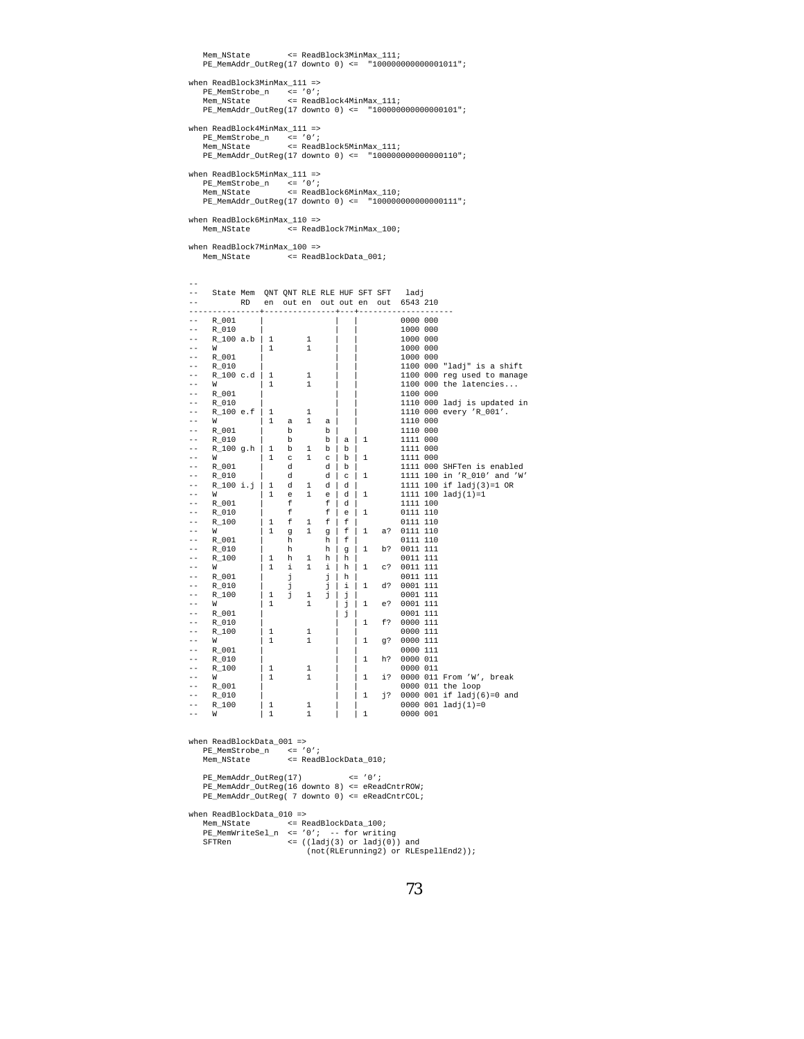```
   Mem_NState        <= ReadBlock3MinMax_111;
   PE_MemAddr_OutReg(17 downto 0) <=  "100000000000001011";

when ReadBlock3MinMax_111 =>
   PE_MemStrobe_n    <= '0';
   Mem_NState        <= ReadBlock4MinMax_111;
   PE_MemAddr_OutReg(17 downto 0) <=  "100000000000000101";

when ReadBlock4MinMax_111 =>
   PE_MemStrobe_n    <= '0';
   Mem_NState        <= ReadBlock5MinMax_111;
   PE_MemAddr_OutReg(17 downto 0) <=  "100000000000000110";

when ReadBlock5MinMax_111 =>
   PE_MemStrobe_n    <= '0';
   Mem_NState        <= ReadBlock6MinMax_110;
   PE_MemAddr_OutReg(17 downto 0) <=  "100000000000000111";

when ReadBlock6MinMax_110 =>
   Mem_NState        <= ReadBlock7MinMax_100;

when ReadBlock7MinMax_100 =>
   Mem_NState        <= ReadBlockData_001;


--
--   State Mem  QNT QNT RLE RLE HUF SFT SFT   ladj
--         RD   en  out en  out out en  out  6543 210
--------------+---------------+---+--------------------
--   R_001     |               |   |         0000 000
--   R_010     |               |   |         1000 000
--   R_100 a.b | 1       1     |   |         1000 000
--   W         | 1       1     |   |         1000 000
--   R_001     |               |   |         1000 000
--   R_010     |               |   |         1100 000 "ladj" is a shift
--   R_100 c.d | 1       1     |   |         1100 000 reg used to manage
--   W         | 1       1     |   |         1100 000 the latencies...
--   R_001     |               |   |         1100 000
--   R_010     |               |   |         1110 000 ladj is updated in
--   R_100 e.f | 1       1     |   |         1110 000 every 'R_001'.
--   W         | 1   a   1   a |   |         1110 000
--   R_001     |     b       b |   |         1110 000
--   R_010     |     b       b | a | 1       1111 000
--   R_100 g.h | 1   b   1   b | b |         1111 000
--   W         | 1   c   1   c | b | 1       1111 000
--   R_001     |     d       d | b |         1111 000 SHFTen is enabled
--   R_010     |     d       d | c | 1       1111 100 in 'R_010' and 'W'
--   R_100 i.j | 1   d   1   d | d |         1111 100 if ladj(3)=1 OR
--   W         | 1   e   1   e | d | 1       1111 100 ladj(1)=1
--   R_001     |     f       f | d |         1111 100
--   R_010     |     f       f | e | 1       0111 110
--   R_100     | 1   f   1   f | f |         0111 110
--   W         | 1   g   1   g | f | 1   a?  0111 110
--   R_001     |     h       h | f |         0111 110
--   R_010     |     h       h | g | 1   b?  0011 111
--   R_100     | 1   h   1   h | h |         0011 111
--   W         | 1   i   1   i | h | 1   c?  0011 111
--   R_001     |     j       j | h |         0011 111
--   R_010     |     j       j | i | 1   d?  0001 111
--   R_100     | 1   j   1   j | j |         0001 111
--   W         | 1       1     | j | 1   e?  0001 111
--   R_001     |               | j |         0001 111
--   R_010     |               |   | 1   f?  0000 111
--   R_100     | 1       1     |   |         0000 111
--   W         | 1       1     |   | 1   g?  0000 111
--   R_001     |               |   |         0000 111
--   R_010     |               |   | 1   h?  0000 011
--   R_100     | 1       1     |   |         0000 011
--   W         | 1       1     |   | 1   i?  0000 011 From 'W', break
--   R_001     |               |   |         0000 011 the loop
--   R_010     |               |   | 1   j?  0000 001 if ladj(6)=0 and
--   R_100     | 1       1     |   |         0000 001 ladj(1)=0
--   W         | 1       1     |   | 1       0000 001


when ReadBlockData_001 =>
   PE_MemStrobe_n    <= '0';
   Mem_NState        <= ReadBlockData_010;

   PE_MemAddr_OutReg(17)          <= '0';
   PE_MemAddr_OutReg(16 downto 8) <= eReadCntrROW;
   PE_MemAddr_OutReg( 7 downto 0) <= eReadCntrCOL;

when ReadBlockData_010 =>
   Mem_NState        <= ReadBlockData_100;
   PE_MemWriteSel_n  <= '0';  -- for writing
   SFTRen            <= ((ladj(3) or ladj(0)) and
                        (not(RLErunning2) or RLEspellEnd2));
```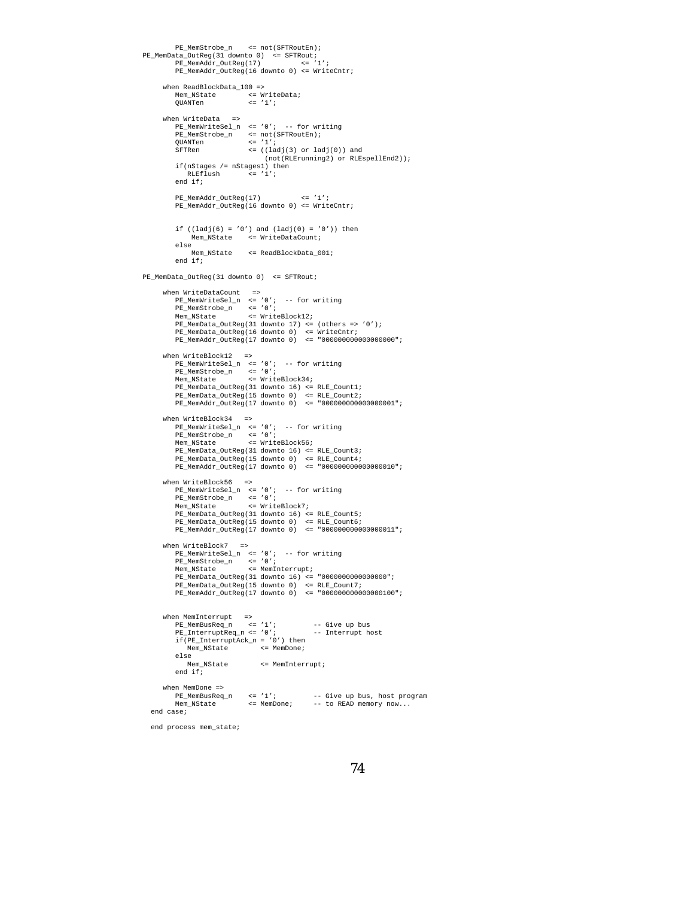```
        PE_MemStrobe_n    <= not(SFTRoutEn);
PE_MemData_OutReg(31 downto 0)  <= SFTRout;
        PE_MemAddr_OutReg(17)          <= '1';
        PE_MemAddr_OutReg(16 downto 0) <= WriteCntr;

     when ReadBlockData_100 =>
        Mem_NState        <= WriteData;
        QUANTen           <= '1';

     when WriteData   =>
        PE_MemWriteSel_n  <= '0';  -- for writing
        PE_MemStrobe_n    <= not(SFTRoutEn);
        QUANTen           <= '1';
        SFTRen            <= ((ladj(3) or ladj(0)) and
                              (not(RLErunning2) or RLEspellEnd2));
        if(nStages /= nStages1) then
           RLEflush       <= '1';
        end if;

        PE_MemAddr_OutReg(17)          <= '1';
        PE_MemAddr_OutReg(16 downto 0) <= WriteCntr;


        if ((ladj(6) = '0') and (ladj(0) = '0')) then
            Mem_NState    <= WriteDataCount;
        else
            Mem_NState    <= ReadBlockData_001;
        end if;

PE_MemData_OutReg(31 downto 0)  <= SFTRout;

     when WriteDataCount   =>
        PE_MemWriteSel_n  <= '0';  -- for writing
        PE_MemStrobe_n    <= '0';
        Mem_NState        <= WriteBlock12;
        PE_MemData_OutReg(31 downto 17) <= (others => '0');
        PE_MemData_OutReg(16 downto 0)  <= WriteCntr;
        PE_MemAddr_OutReg(17 downto 0)  <= "000000000000000000";

     when WriteBlock12   =>
        PE_MemWriteSel_n  <= '0';  -- for writing
        PE_MemStrobe_n    <= '0';
        Mem_NState        <= WriteBlock34;
        PE_MemData_OutReg(31 downto 16) <= RLE_Count1;
        PE_MemData_OutReg(15 downto 0)  <= RLE_Count2;
        PE_MemAddr_OutReg(17 downto 0)  <= "000000000000000001";

     when WriteBlock34   =>
        PE_MemWriteSel_n  <= '0';  -- for writing
        PE_MemStrobe_n    <= '0';
        Mem_NState        <= WriteBlock56;
        PE_MemData_OutReg(31 downto 16) <= RLE_Count3;
        PE_MemData_OutReg(15 downto 0)  <= RLE_Count4;
        PE_MemAddr_OutReg(17 downto 0)  <= "000000000000000010";

     when WriteBlock56   =>
        PE_MemWriteSel_n  <= '0';  -- for writing
        PE_MemStrobe_n    <= '0';
        Mem_NState        <= WriteBlock7;
        PE_MemData_OutReg(31 downto 16) <= RLE_Count5;
        PE_MemData_OutReg(15 downto 0)  <= RLE_Count6;
        PE_MemAddr_OutReg(17 downto 0)  <= "000000000000000011";

     when WriteBlock7   =>
        PE_MemWriteSel_n  <= '0';  -- for writing
        PE_MemStrobe_n    <= '0';
        Mem_NState        <= MemInterrupt;
        PE_MemData_OutReg(31 downto 16) <= "0000000000000000";
        PE_MemData_OutReg(15 downto 0)  <= RLE_Count7;
        PE_MemAddr_OutReg(17 downto 0)  <= "000000000000000100";


     when MemInterrupt   =>
        PE_MemBusReq_n    <= '1';         -- Give up bus
        PE_InterruptReq_n <= '0';         -- Interrupt host
        if(PE_InterruptAck_n = '0') then
           Mem_NState        <= MemDone;
        else
           Mem_NState        <= MemInterrupt;
        end if;

     when MemDone =>
        PE_MemBusReq_n    <= '1';         -- Give up bus, host program
        Mem_NState        <= MemDone;     -- to READ memory now...
  end case;

  end process mem_state;
```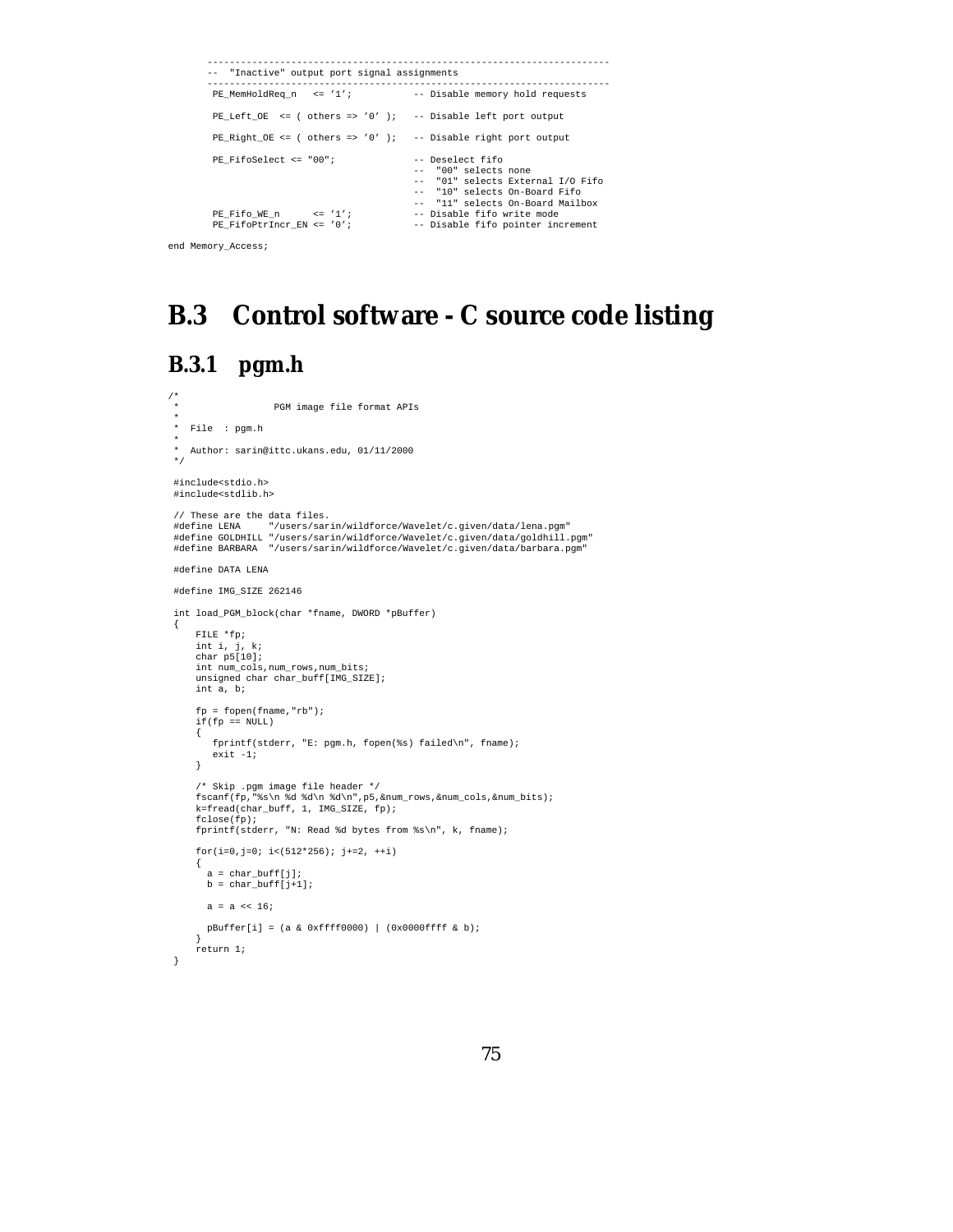```
    -----------------------------------------------------------------------
    --  "Inactive" output port signal assignments
    -----------------------------------------------------------------------
     PE_MemHoldReq_n   <= '1';           -- Disable memory hold requests

     PE_Left_OE  <= ( others => '0' );   -- Disable left port output

     PE_Right_OE <= ( others => '0' );   -- Disable right port output

     PE_FifoSelect <= "00";              -- Deselect fifo
                                         --  "00" selects none
                                         --  "01" selects External I/O Fifo
                                         --  "10" selects On-Board Fifo
                                         --  "11" selects On-Board Mailbox
     PE_Fifo_WE_n      <= '1';           -- Disable fifo write mode
     PE_FifoPtrIncr_EN <= '0';           -- Disable fifo pointer increment

end Memory_Access;
```

## B.3 Control software - C source code listing

### B.3.1 pgm.h

```
/*
 *                PGM image file format APIs
 *
 *  File  : pgm.h
 *
 *  Author: sarin@ittc.ukans.edu, 01/11/2000
 */

 #include<stdio.h>
 #include<stdlib.h>

 // These are the data files.
 #define LENA     "/users/sarin/wildforce/Wavelet/c.given/data/lena.pgm"
 #define GOLDHILL "/users/sarin/wildforce/Wavelet/c.given/data/goldhill.pgm"
 #define BARBARA  "/users/sarin/wildforce/Wavelet/c.given/data/barbara.pgm"

 #define DATA LENA

 #define IMG_SIZE 262146

 int load_PGM_block(char *fname, DWORD *pBuffer)
 {
     FILE *fp;
     int i, j, k;
     char p5[10];
     int num_cols,num_rows,num_bits;
     unsigned char char_buff[IMG_SIZE];
     int a, b;

     fp = fopen(fname,"rb");
     if(fp == NULL)
     {
        fprintf(stderr, "E: pgm.h, fopen(%s) failed\n", fname);
        exit -1;
     }

     /* Skip .pgm image file header */
     fscanf(fp,"%s\n %d %d\n %d\n",p5,&num_rows,&num_cols,&num_bits);
     k=fread(char_buff, 1, IMG_SIZE, fp);
     fclose(fp);
     fprintf(stderr, "N: Read %d bytes from %s\n", k, fname);

     for(i=0,j=0; i<(512*256); j+=2, ++i)
     {
       a = char_buff[j];
       b = char_buff[j+1];

       a = a << 16;

       pBuffer[i] = (a & 0xffff0000) | (0x0000ffff & b);
     }
     return 1;
 }
```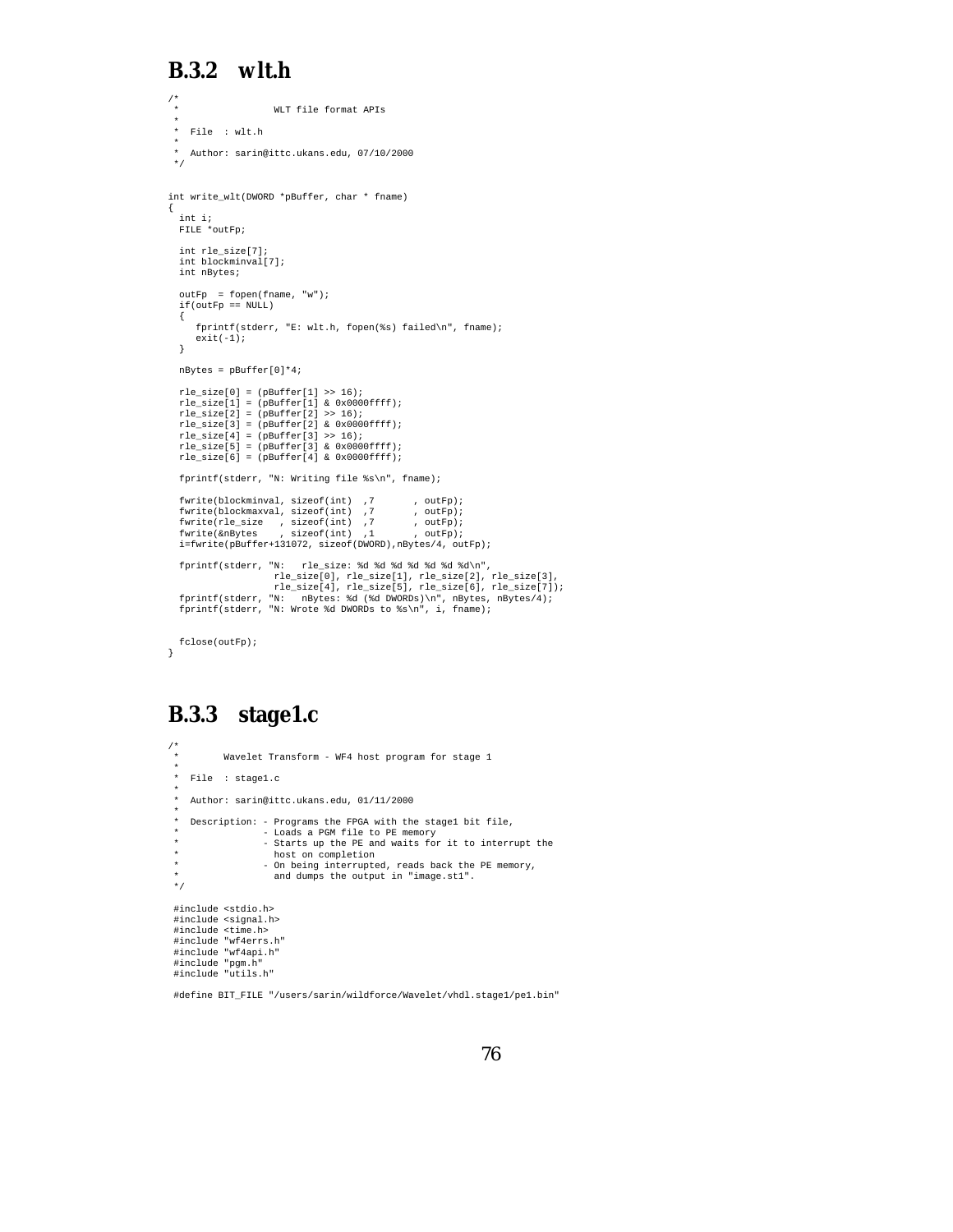## B.3.2 wlt.h

```
/*
 *                 WLT file format APIs
 *
 *  File  : wlt.h
 *
 *  Author: sarin@ittc.ukans.edu, 07/10/2000
 */


int write_wlt(DWORD *pBuffer, char * fname)
{
  int i;
  FILE *outFp;

  int rle_size[7];
  int blockminval[7];
  int nBytes;

  outFp  = fopen(fname, "w");
  if(outFp == NULL)
  {
     fprintf(stderr, "E: wlt.h, fopen(%s) failed\n", fname);
     exit(-1);
  }

  nBytes = pBuffer[0]*4;

  rle_size[0] = (pBuffer[1] >> 16);
  rle_size[1] = (pBuffer[1] & 0x0000ffff);
  rle_size[2] = (pBuffer[2] >> 16);
  rle_size[3] = (pBuffer[2] & 0x0000ffff);
  rle_size[4] = (pBuffer[3] >> 16);
  rle_size[5] = (pBuffer[3] & 0x0000ffff);
  rle_size[6] = (pBuffer[4] & 0x0000ffff);

  fprintf(stderr, "N: Writing file %s\n", fname);

  fwrite(blockminval, sizeof(int)  ,7       , outFp);
  fwrite(blockmaxval, sizeof(int)  ,7       , outFp);
  fwrite(rle_size   , sizeof(int)  ,7       , outFp);
  fwrite(&nBytes    , sizeof(int)  ,1       , outFp);
  i=fwrite(pBuffer+131072, sizeof(DWORD),nBytes/4, outFp);

  fprintf(stderr, "N:   rle_size: %d %d %d %d %d %d %d\n",
                  rle_size[0], rle_size[1], rle_size[2], rle_size[3],
                  rle_size[4], rle_size[5], rle_size[6], rle_size[7]);
  fprintf(stderr, "N:   nBytes: %d (%d DWORDs)\n", nBytes, nBytes/4);
  fprintf(stderr, "N: Wrote %d DWORDs to %s\n", i, fname);


  fclose(outFp);
}
```

## B.3.3 stage1.c

```
/*
 *        Wavelet Transform - WF4 host program for stage 1
 *
 *  File  : stage1.c
 *
 *  Author: sarin@ittc.ukans.edu, 01/11/2000
 *
 *  Description: - Programs the FPGA with the stage1 bit file,
 *               - Loads a PGM file to PE memory
 *               - Starts up the PE and waits for it to interrupt the
 *                 host on completion
 *               - On being interrupted, reads back the PE memory,
 *                 and dumps the output in "image.st1".
 */

 #include <stdio.h>
 #include <signal.h>
 #include <time.h>
 #include "wf4errs.h"
 #include "wf4api.h"
 #include "pgm.h"
 #include "utils.h"

 #define BIT_FILE "/users/sarin/wildforce/Wavelet/vhdl.stage1/pe1.bin"
```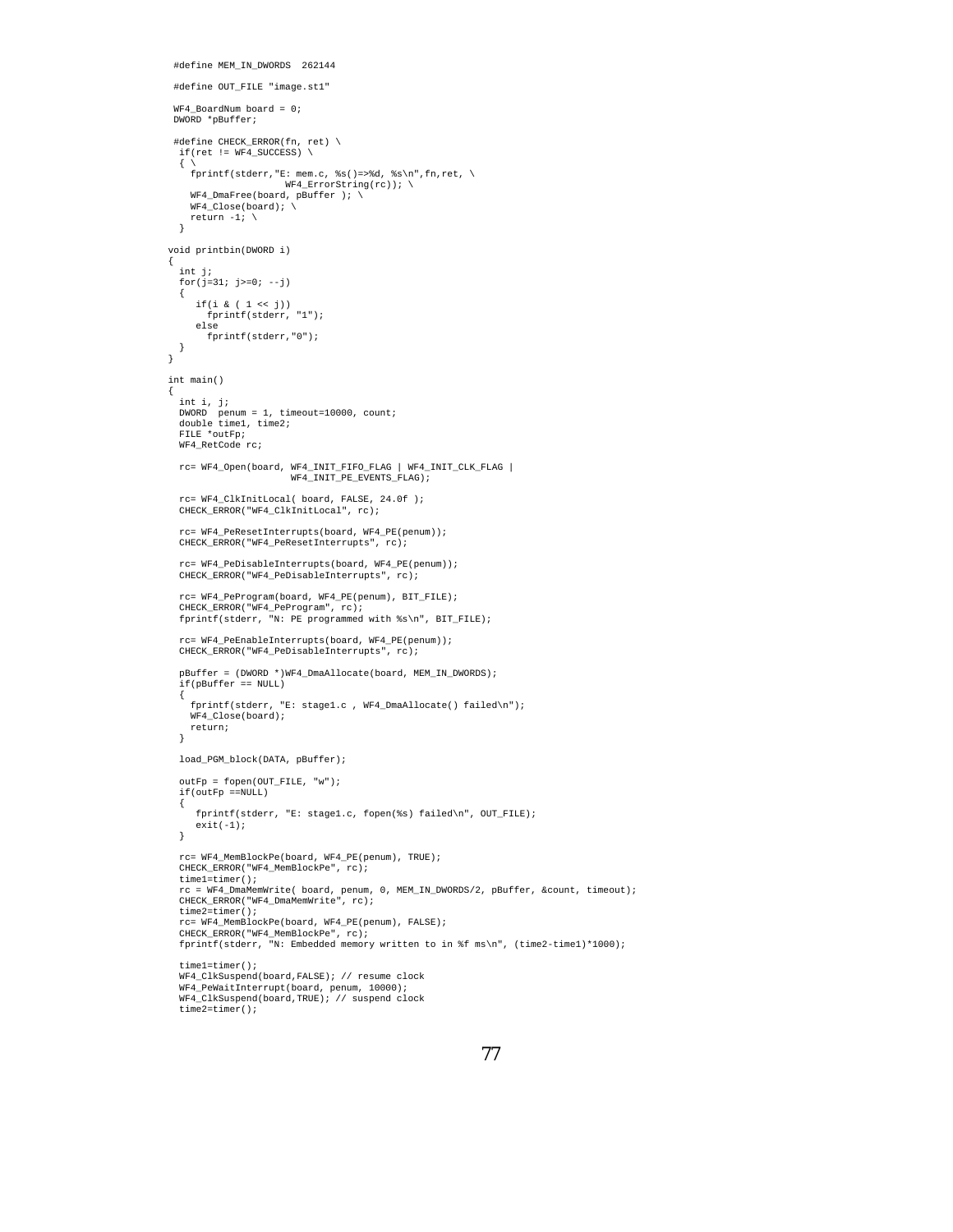```
 #define MEM_IN_DWORDS  262144

 #define OUT_FILE "image.st1"

 WF4_BoardNum board = 0;
 DWORD *pBuffer;

 #define CHECK_ERROR(fn, ret) \
  if(ret != WF4_SUCCESS) \
  { \
    fprintf(stderr,"E: mem.c, %s()=>%d, %s\n",fn,ret, \
                     WF4_ErrorString(rc)); \
    WF4_DmaFree(board, pBuffer ); \
    WF4_Close(board); \
    return -1; \
  }

void printbin(DWORD i)
{
  int j;
  for(j=31; j>=0; --j)
  {
     if(i & ( 1 << j))
       fprintf(stderr, "1");
     else
       fprintf(stderr,"0");
  }
}

int main()
{
  int i, j;
  DWORD  penum = 1, timeout=10000, count;
  double time1, time2;
  FILE *outFp;
  WF4_RetCode rc;

  rc= WF4_Open(board, WF4_INIT_FIFO_FLAG | WF4_INIT_CLK_FLAG |
                      WF4_INIT_PE_EVENTS_FLAG);

  rc= WF4_ClkInitLocal( board, FALSE, 24.0f );
  CHECK_ERROR("WF4_ClkInitLocal", rc);

  rc= WF4_PeResetInterrupts(board, WF4_PE(penum));
  CHECK_ERROR("WF4_PeResetInterrupts", rc);

  rc= WF4_PeDisableInterrupts(board, WF4_PE(penum));
  CHECK_ERROR("WF4_PeDisableInterrupts", rc);

  rc= WF4_PeProgram(board, WF4_PE(penum), BIT_FILE);
  CHECK_ERROR("WF4_PeProgram", rc);
  fprintf(stderr, "N: PE programmed with %s\n", BIT_FILE);

  rc= WF4_PeEnableInterrupts(board, WF4_PE(penum));
  CHECK_ERROR("WF4_PeDisableInterrupts", rc);

  pBuffer = (DWORD *)WF4_DmaAllocate(board, MEM_IN_DWORDS);
  if(pBuffer == NULL)
  {
    fprintf(stderr, "E: stage1.c , WF4_DmaAllocate() failed\n");
    WF4_Close(board);
    return;
  }

  load_PGM_block(DATA, pBuffer);

  outFp = fopen(OUT_FILE, "w");
  if(outFp ==NULL)
  {
     fprintf(stderr, "E: stage1.c, fopen(%s) failed\n", OUT_FILE);
     exit(-1);
  }

  rc= WF4_MemBlockPe(board, WF4_PE(penum), TRUE);
  CHECK_ERROR("WF4_MemBlockPe", rc);
  time1=timer();
  rc = WF4_DmaMemWrite( board, penum, 0, MEM_IN_DWORDS/2, pBuffer, &count, timeout);
  CHECK_ERROR("WF4_DmaMemWrite", rc);
  time2=timer();
  rc= WF4_MemBlockPe(board, WF4_PE(penum), FALSE);
  CHECK_ERROR("WF4_MemBlockPe", rc);
  fprintf(stderr, "N: Embedded memory written to in %f ms\n", (time2-time1)*1000);

  time1=timer();
  WF4_ClkSuspend(board,FALSE); // resume clock
  WF4_PeWaitInterrupt(board, penum, 10000);
  WF4_ClkSuspend(board,TRUE); // suspend clock
  time2=timer();
```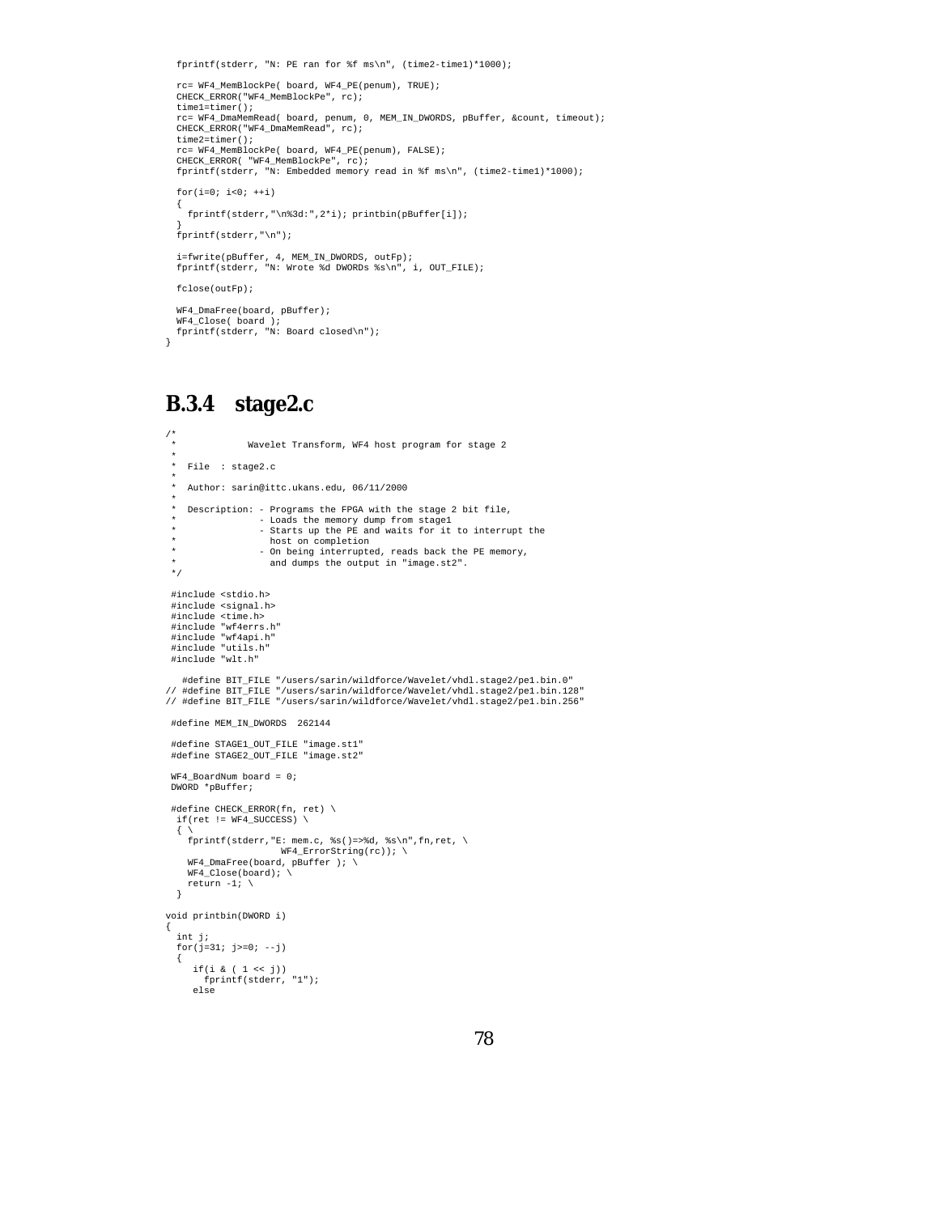```
  fprintf(stderr, "N: PE ran for %f ms\n", (time2-time1)*1000);

  rc= WF4_MemBlockPe( board, WF4_PE(penum), TRUE);
  CHECK_ERROR("WF4_MemBlockPe", rc);
  time1=timer();
  rc= WF4_DmaMemRead( board, penum, 0, MEM_IN_DWORDS, pBuffer, &count, timeout);
  CHECK_ERROR("WF4_DmaMemRead", rc);
  time2=timer();
  rc= WF4_MemBlockPe( board, WF4_PE(penum), FALSE);
  CHECK_ERROR( "WF4_MemBlockPe", rc);
  fprintf(stderr, "N: Embedded memory read in %f ms\n", (time2-time1)*1000);

  for(i=0; i<0; ++i)
  {
    fprintf(stderr,"\n%3d:",2*i); printbin(pBuffer[i]);
  }
  fprintf(stderr,"\n");

  i=fwrite(pBuffer, 4, MEM_IN_DWORDS, outFp);
  fprintf(stderr, "N: Wrote %d DWORDs %s\n", i, OUT_FILE);

  fclose(outFp);

  WF4_DmaFree(board, pBuffer);
  WF4_Close( board );
  fprintf(stderr, "N: Board closed\n");
}
```

### B.3.4 stage2.c

```
/*
 *            Wavelet Transform, WF4 host program for stage 2
 *
 *  File  : stage2.c
 *
 *  Author: sarin@ittc.ukans.edu, 06/11/2000
 *
 *  Description: - Programs the FPGA with the stage 2 bit file,
 *               - Loads the memory dump from stage1
 *               - Starts up the PE and waits for it to interrupt the
 *                 host on completion
 *               - On being interrupted, reads back the PE memory,
 *                 and dumps the output in "image.st2".
 */

 #include <stdio.h>
 #include <signal.h>
 #include <time.h>
 #include "wf4errs.h"
 #include "wf4api.h"
 #include "utils.h"
 #include "wlt.h"

   #define BIT_FILE "/users/sarin/wildforce/Wavelet/vhdl.stage2/pe1.bin.0"
// #define BIT_FILE "/users/sarin/wildforce/Wavelet/vhdl.stage2/pe1.bin.128"
// #define BIT_FILE "/users/sarin/wildforce/Wavelet/vhdl.stage2/pe1.bin.256"

 #define MEM_IN_DWORDS  262144

 #define STAGE1_OUT_FILE "image.st1"
 #define STAGE2_OUT_FILE "image.st2"

 WF4_BoardNum board = 0;
 DWORD *pBuffer;

 #define CHECK_ERROR(fn, ret) \
  if(ret != WF4_SUCCESS) \
  { \
    fprintf(stderr,"E: mem.c, %s()=>%d, %s\n",fn,ret, \
                    WF4_ErrorString(rc)); \
    WF4_DmaFree(board, pBuffer ); \
    WF4_Close(board); \
    return -1; \
  }

void printbin(DWORD i)
{
  int j;
  for(j=31; j>=0; --j)
  {
     if(i & ( 1 << j))
       fprintf(stderr, "1");
     else
```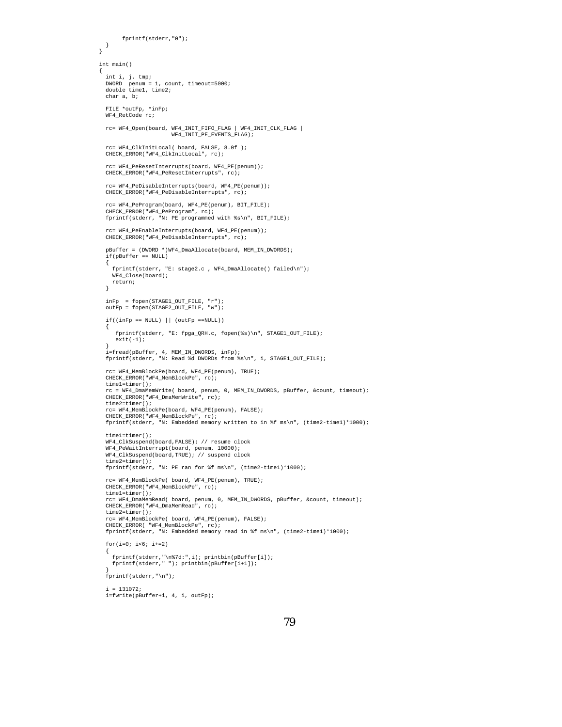```
      fprintf(stderr,"0");
  }
}

int main()
{
  int i, j, tmp;
  DWORD  penum = 1, count, timeout=5000;
  double time1, time2;
  char a, b;

  FILE *outFp, *inFp;
  WF4_RetCode rc;

  rc= WF4_Open(board, WF4_INIT_FIFO_FLAG | WF4_INIT_CLK_FLAG |
                     WF4_INIT_PE_EVENTS_FLAG);

  rc= WF4_ClkInitLocal( board, FALSE, 8.0f );
  CHECK_ERROR("WF4_ClkInitLocal", rc);

  rc= WF4_PeResetInterrupts(board, WF4_PE(penum));
  CHECK_ERROR("WF4_PeResetInterrupts", rc);

  rc= WF4_PeDisableInterrupts(board, WF4_PE(penum));
  CHECK_ERROR("WF4_PeDisableInterrupts", rc);

  rc= WF4_PeProgram(board, WF4_PE(penum), BIT_FILE);
  CHECK_ERROR("WF4_PeProgram", rc);
  fprintf(stderr, "N: PE programmed with %s\n", BIT_FILE);

  rc= WF4_PeEnableInterrupts(board, WF4_PE(penum));
  CHECK_ERROR("WF4_PeDisableInterrupts", rc);

  pBuffer = (DWORD *)WF4_DmaAllocate(board, MEM_IN_DWORDS);
  if(pBuffer == NULL)
  {
    fprintf(stderr, "E: stage2.c , WF4_DmaAllocate() failed\n");
    WF4_Close(board);
    return;
  }

  inFp  = fopen(STAGE1_OUT_FILE, "r");
  outFp = fopen(STAGE2_OUT_FILE, "w");

  if((inFp == NULL) || (outFp ==NULL))
  {
     fprintf(stderr, "E: fpga_QRH.c, fopen(%s)\n", STAGE1_OUT_FILE);
     exit(-1);
  }
  i=fread(pBuffer, 4, MEM_IN_DWORDS, inFp);
  fprintf(stderr, "N: Read %d DWORDs from %s\n", i, STAGE1_OUT_FILE);

  rc= WF4_MemBlockPe(board, WF4_PE(penum), TRUE);
  CHECK_ERROR("WF4_MemBlockPe", rc);
  time1=timer();
  rc = WF4_DmaMemWrite( board, penum, 0, MEM_IN_DWORDS, pBuffer, &count, timeout);
  CHECK_ERROR("WF4_DmaMemWrite", rc);
  time2=timer();
  rc= WF4_MemBlockPe(board, WF4_PE(penum), FALSE);
  CHECK_ERROR("WF4_MemBlockPe", rc);
  fprintf(stderr, "N: Embedded memory written to in %f ms\n", (time2-time1)*1000);

  time1=timer();
  WF4_ClkSuspend(board,FALSE); // resume clock
  WF4_PeWaitInterrupt(board, penum, 10000);
  WF4_ClkSuspend(board,TRUE); // suspend clock
  time2=timer();
  fprintf(stderr, "N: PE ran for %f ms\n", (time2-time1)*1000);

  rc= WF4_MemBlockPe( board, WF4_PE(penum), TRUE);
  CHECK_ERROR("WF4_MemBlockPe", rc);
  time1=timer();
  rc= WF4_DmaMemRead( board, penum, 0, MEM_IN_DWORDS, pBuffer, &count, timeout);
  CHECK_ERROR("WF4_DmaMemRead", rc);
  time2=timer();
  rc= WF4_MemBlockPe( board, WF4_PE(penum), FALSE);
  CHECK_ERROR( "WF4_MemBlockPe", rc);
  fprintf(stderr, "N: Embedded memory read in %f ms\n", (time2-time1)*1000);

  for(i=0; i<6; i+=2)
  {
    fprintf(stderr,"\n%7d:",i); printbin(pBuffer[i]);
    fprintf(stderr," "); printbin(pBuffer[i+1]);
  }
  fprintf(stderr,"\n");

  i = 131072;
  i=fwrite(pBuffer+i, 4, i, outFp);
```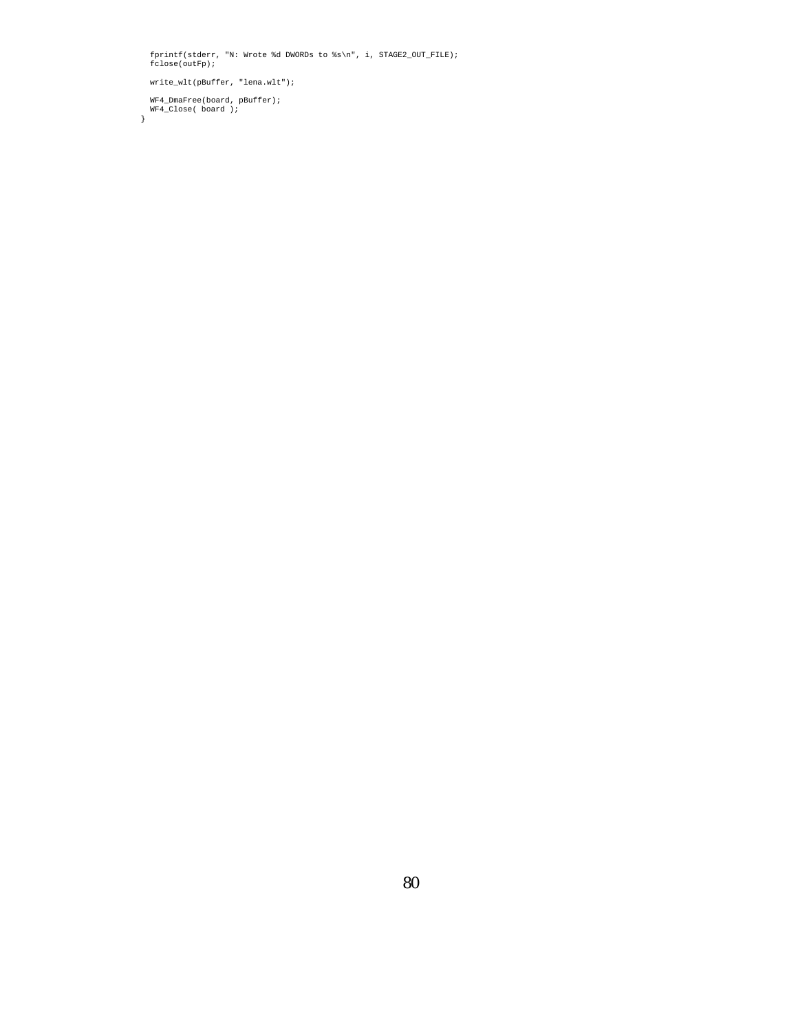```
  fprintf(stderr, "N: Wrote %d DWORDs to %s\n", i, STAGE2_OUT_FILE);
  fclose(outFp);

  write_wlt(pBuffer, "lena.wlt");

  WF4_DmaFree(board, pBuffer);
  WF4_Close( board );
}
```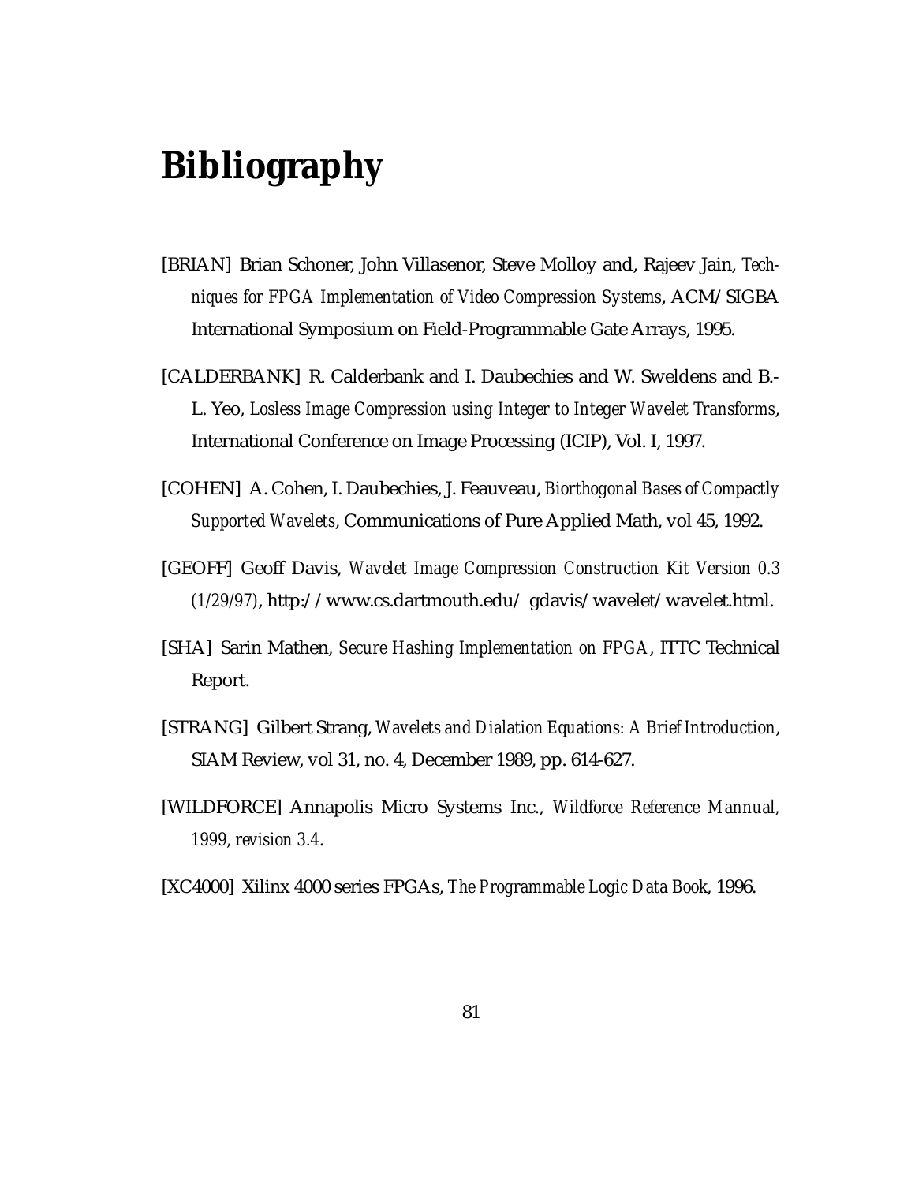# Bibliography

[BRIAN] Brian Schoner, John Villasenor, Steve Molloy and, Rajeev Jain, *Techniques for FPGA Implementation of Video Compression Systems*, ACM/SIGBA International Symposium on Field-Programmable Gate Arrays, 1995.

[CALDERBANK] R. Calderbank and I. Daubechies and W. Sweldens and B.-L. Yeo, *Losless Image Compression using Integer to Integer Wavelet Transforms*, International Conference on Image Processing (ICIP), Vol. I, 1997.

[COHEN] A. Cohen, I. Daubechies, J. Feauveau, *Biorthogonal Bases of Compactly Supported Wavelets*, Communications of Pure Applied Math, vol 45, 1992.

[GEOFF] Geoff Davis, *Wavelet Image Compression Construction Kit Version 0.3 (1/29/97)*, http://www.cs.dartmouth.edu/ gdavis/wavelet/wavelet.html.

[SHA] Sarin Mathen, *Secure Hashing Implementation on FPGA*, ITTC Technical Report.

[STRANG] Gilbert Strang, *Wavelets and Dialation Equations: A Brief Introduction*, SIAM Review, vol 31, no. 4, December 1989, pp. 614-627.

[WILDFORCE] Annapolis Micro Systems Inc., *Wildforce Reference Mannual, 1999, revision 3.4*.

[XC4000] Xilinx 4000 series FPGAs, *The Programmable Logic Data Book*, 1996.